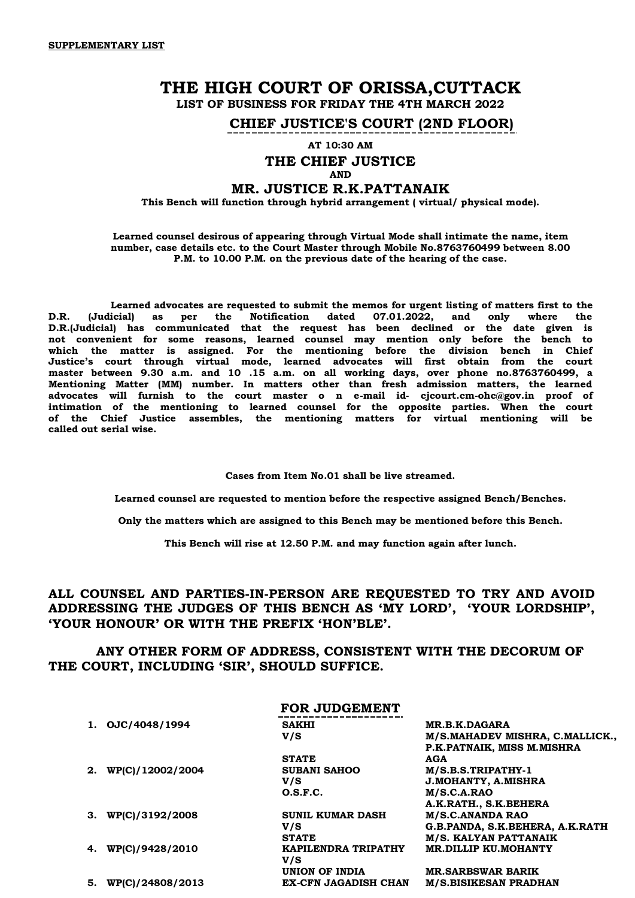**SUPPLEMENTARY LIST**

# THE HIGH COURT OF ORISSA,CUTTACK

**LIST OF BUSINESS FOR FRIDAY THE 4TH MARCH 2022**

## CHIEF JUSTICE'S COURT (2ND FLOOR)

**AT 10:30 AM**

**THE CHIEF JUSTICE**

**AND**

**MR. JUSTICE R.K.PATTANAIK**

**This Bench will function through hybrid arrangement ( virtual/ physical mode).**

**Learned counsel desirous of appearing through Virtual Mode shall intimate the name, item number, case details etc. to the Court Master through Mobile No.8763760499 between 8.00 P.M. to 10.00 P.M. on the previous date of the hearing of the case.**

**Learned advocates are requested to submit the memos for urgent listing of matters first to the D.R. (Judicial) as per the Notification dated 07.01.2022, and only where the D.R.(Judicial) has communicated that the request has been declined or the date given is not convenient for some reasons, learned counsel may mention only before the bench to which the matter is assigned. For the mentioning before the division bench in Chief Justice's court through virtual mode, learned advocates will first obtain from the court master between 9.30 a.m. and 10 .15 a.m. on all working days, over phone no.8763760499, a Mentioning Matter (MM) number. In matters other than fresh admission matters, the learned advocates will furnish to the court master o n e-mail id- cjcourt.cm-ohc@gov.in proof of intimation of the mentioning to learned counsel for the opposite parties. When the court of the Chief Justice assembles, the mentioning matters for virtual mentioning will be called out serial wise.**

**Cases from Item No.01 shall be live streamed.**

**Learned counsel are requested to mention before the respective assigned Bench/Benches.**

**Only the matters which are assigned to this Bench may be mentioned before this Bench.**

**This Bench will rise at 12.50 P.M. and may function again after lunch.**

**ALL COUNSEL AND PARTIES-IN-PERSON ARE REQUESTED TO TRY AND AVOID ADDRESSING THE JUDGES OF THIS BENCH AS 'MY LORD', 'YOUR LORDSHIP', 'YOUR HONOUR' OR WITH THE PREFIX 'HON'BLE'.**

**ANY OTHER FORM OF ADDRESS, CONSISTENT WITH THE DECORUM OF THE COURT, INCLUDING 'SIR', SHOULD SUFFICE.**

## FOR JUDGEMENT

| No. | Case | Parties | Counsel |
|---|---|---|---|
| 1. | OJC/4048/1994 | SAKHI | MR.B.K.DAGARA |
| | | V/S | M/S.MAHADEV MISHRA, C.MALLICK., P.K.PATNAIK, MISS M.MISHRA |
| | | STATE | AGA |
| 2. | WP(C)/12002/2004 | SUBANI SAHOO | M/S.B.S.TRIPATHY-1 |
| | | V/S | J.MOHANTY, A.MISHRA |
| | | O.S.F.C. | M/S.C.A.RAO |
| | | | A.K.RATH., S.K.BEHERA |
| 3. | WP(C)/3192/2008 | SUNIL KUMAR DASH | M/S.C.ANANDA RAO |
| | | V/S | G.B.PANDA, S.K.BEHERA, A.K.RATH |
| | | STATE | M/S. KALYAN PATTANAIK |
| 4. | WP(C)/9428/2010 | KAPILENDRA TRIPATHY | MR.DILLIP KU.MOHANTY |
| | | V/S | |
| | | UNION OF INDIA | MR.SARBSWAR BARIK |
| 5. | WP(C)/24808/2013 | EX-CFN JAGADISH CHAN | M/S.BISIKESAN PRADHAN |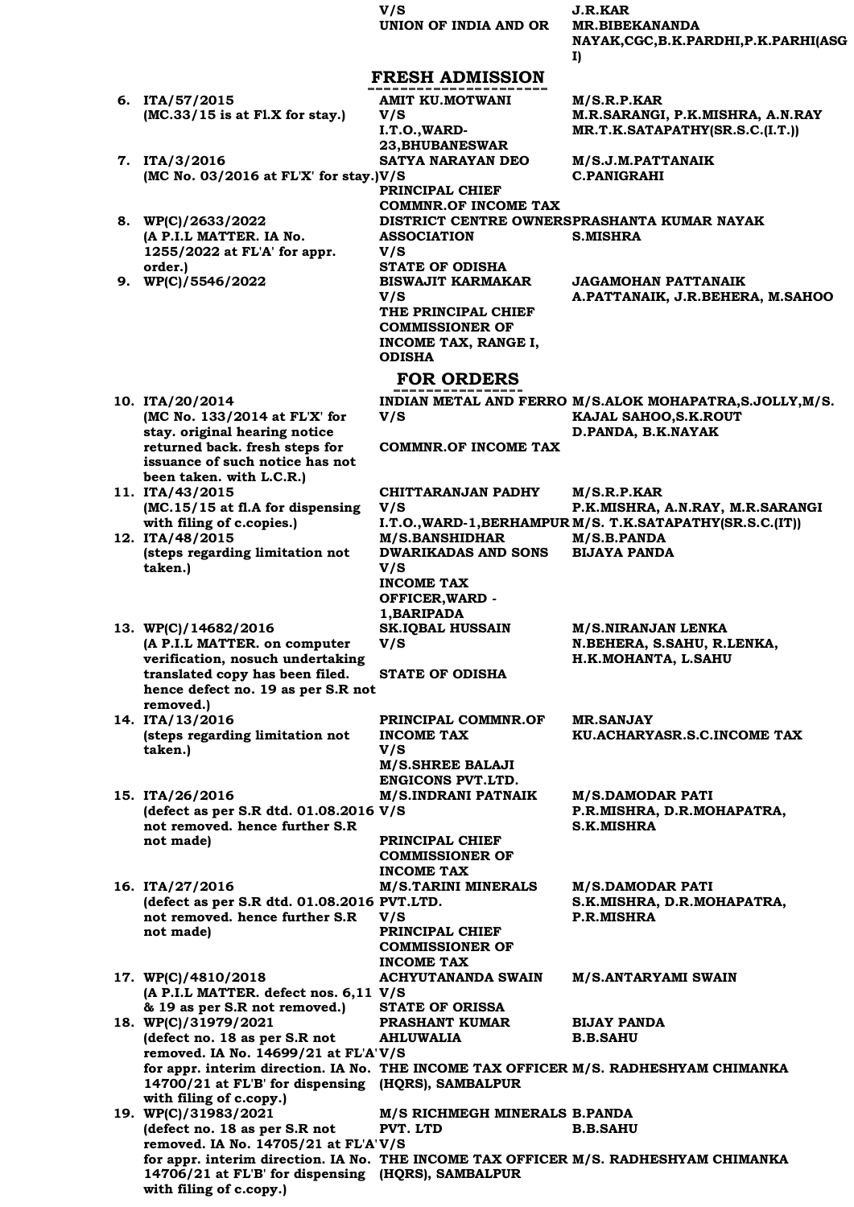| | | |
|---|---|---|
| | V/S<br>UNION OF INDIA AND OR | J.R.KAR<br>MR.BIBEKANANDA NAYAK,CGC,B.K.PARDHI,P.K.PARHI(ASGI) |

## FRESH ADMISSION

| | | |
|---|---|---|
| 6. ITA/57/2015<br>(MC.33/15 is at Fl.X for stay.) | AMIT KU.MOTWANI<br>V/S<br>I.T.O.,WARD-23,BHUBANESWAR | M/S.R.P.KAR<br>M.R.SARANGI, P.K.MISHRA, A.N.RAY<br>MR.T.K.SATAPATHY(SR.S.C.(I.T.)) |
| 7. ITA/3/2016<br>(MC No. 03/2016 at FL'X' for stay.) | SATYA NARAYAN DEO<br>V/S<br>PRINCIPAL CHIEF COMMNR.OF INCOME TAX | M/S.J.M.PATTANAIK<br>C.PANIGRAHI |
| 8. WP(C)/2633/2022<br>(A P.I.L MATTER. IA No. 1255/2022 at FL'A' for appr. order.) | DISTRICT CENTRE OWNERS ASSOCIATION<br>V/S<br>STATE OF ODISHA | PRASHANTA KUMAR NAYAK<br>S.MISHRA |
| 9. WP(C)/5546/2022 | BISWAJIT KARMAKAR<br>V/S<br>THE PRINCIPAL CHIEF COMMISSIONER OF INCOME TAX, RANGE I, ODISHA | JAGAMOHAN PATTANAIK<br>A.PATTANAIK, J.R.BEHERA, M.SAHOO |

## FOR ORDERS

| | | |
|---|---|---|
| 10. ITA/20/2014<br>(MC No. 133/2014 at FL'X' for stay. original hearing notice returned back. fresh steps for issuance of such notice has not been taken. with L.C.R.) | INDIAN METAL AND FERRO<br>V/S<br>COMMNR.OF INCOME TAX | M/S.ALOK MOHAPATRA,S.JOLLY,M/S. KAJAL SAHOO,S.K.ROUT<br>D.PANDA, B.K.NAYAK |
| 11. ITA/43/2015<br>(MC.15/15 at fl.A for dispensing with filing of c.copies.) | CHITTARANJAN PADHY<br>V/S<br>I.T.O.,WARD-1,BERHAMPUR | M/S.R.P.KAR<br>P.K.MISHRA, A.N.RAY, M.R.SARANGI<br>M/S. T.K.SATAPATHY(SR.S.C.(IT)) |
| 12. ITA/48/2015<br>(steps regarding limitation not taken.) | M/S.BANSHIDHAR DWARIKADAS AND SONS<br>V/S<br>INCOME TAX OFFICER,WARD - 1,BARIPADA | M/S.B.PANDA<br>BIJAYA PANDA |
| 13. WP(C)/14682/2016<br>(A P.I.L MATTER. on computer verification, nosuch undertaking translated copy has been filed. hence defect no. 19 as per S.R not removed.) | SK.IQBAL HUSSAIN<br>V/S<br>STATE OF ODISHA | M/S.NIRANJAN LENKA<br>N.BEHERA, S.SAHU, R.LENKA, H.K.MOHANTA, L.SAHU |
| 14. ITA/13/2016<br>(steps regarding limitation not taken.) | PRINCIPAL COMMNR.OF INCOME TAX<br>V/S<br>M/S.SHREE BALAJI ENGICONS PVT.LTD. | MR.SANJAY KU.ACHARYASR.S.C.INCOME TAX |
| 15. ITA/26/2016<br>(defect as per S.R dtd. 01.08.2016 not removed. hence further S.R not made) | M/S.INDRANI PATNAIK<br>V/S<br>PRINCIPAL CHIEF COMMISSIONER OF INCOME TAX | M/S.DAMODAR PATI<br>P.R.MISHRA, D.R.MOHAPATRA, S.K.MISHRA |
| 16. ITA/27/2016<br>(defect as per S.R dtd. 01.08.2016 not removed. hence further S.R not made) | M/S.TARINI MINERALS PVT.LTD.<br>V/S<br>PRINCIPAL CHIEF COMMISSIONER OF INCOME TAX | M/S.DAMODAR PATI<br>S.K.MISHRA, D.R.MOHAPATRA, P.R.MISHRA |
| 17. WP(C)/4810/2018<br>(A P.I.L MATTER. defect nos. 6,11 & 19 as per S.R not removed.) | ACHYUTANANDA SWAIN<br>V/S<br>STATE OF ORISSA | M/S.ANTARYAMI SWAIN |
| 18. WP(C)/31979/2021<br>(defect no. 18 as per S.R not removed. IA No. 14699/21 at FL'A' for appr. interim direction. IA No. 14700/21 at FL'B' for dispensing with filing of c.copy.) | PRASHANT KUMAR AHLUWALIA<br>V/S<br>THE INCOME TAX OFFICER (HQRS), SAMBALPUR | BIJAY PANDA<br>B.B.SAHU<br>M/S. RADHESHYAM CHIMANKA |
| 19. WP(C)/31983/2021<br>(defect no. 18 as per S.R not removed. IA No. 14705/21 at FL'A' for appr. interim direction. IA No. 14706/21 at FL'B' for dispensing with filing of c.copy.) | M/S RICHMEGH MINERALS PVT. LTD<br>V/S<br>THE INCOME TAX OFFICER (HQRS), SAMBALPUR | B.PANDA<br>B.B.SAHU<br>M/S. RADHESHYAM CHIMANKA |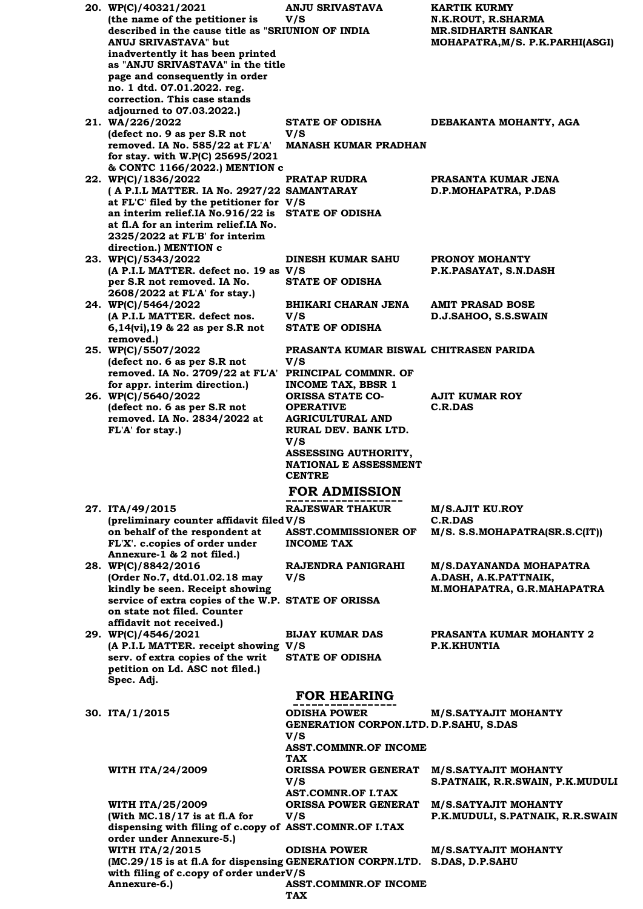| | | | |
|---|---|---|---|
| 20. | WP(C)/40321/2021<br>(the name of the petitioner is described in the cause title as "SRI ANUJ SRIVASTAVA" but inadvertently it has been printed as "ANJU SRIVASTAVA" in the title page and consequently in order no. 1 dtd. 07.01.2022. reg. correction. This case stands adjourned to 07.03.2022.) | ANJU SRIVASTAVA<br>V/S<br>UNION OF INDIA | KARTIK KURMY<br>N.K.ROUT, R.SHARMA<br>MR.SIDHARTH SANKAR MOHAPATRA,M/S. P.K.PARHI(ASGI) |
| 21. | WA/226/2022<br>(defect no. 9 as per S.R not removed. IA No. 585/22 at FL'A' for stay. with W.P(C) 25695/2021 & CONTC 1166/2022.) MENTION c | STATE OF ODISHA<br>V/S<br>MANASH KUMAR PRADHAN | DEBAKANTA MOHANTY, AGA |
| 22. | WP(C)/1836/2022<br>( A P.I.L MATTER. IA No. 2927/22 at FL'C' filed by the petitioner for an interim relief.IA No.916/22 is at fl.A for an interim relief.IA No. 2325/2022 at FL'B' for interim direction.) MENTION c | PRATAP RUDRA SAMANTARAY<br>V/S<br>STATE OF ODISHA | PRASANTA KUMAR JENA<br>D.P.MOHAPATRA, P.DAS |
| 23. | WP(C)/5343/2022<br>(A P.I.L MATTER. defect no. 19 as per S.R not removed. IA No. 2608/2022 at FL'A' for stay.) | DINESH KUMAR SAHU<br>V/S<br>STATE OF ODISHA | PRONOY MOHANTY<br>P.K.PASAYAT, S.N.DASH |
| 24. | WP(C)/5464/2022<br>(A P.I.L MATTER. defect nos. 6,14(vi),19 & 22 as per S.R not removed.) | BHIKARI CHARAN JENA<br>V/S<br>STATE OF ODISHA | AMIT PRASAD BOSE<br>D.J.SAHOO, S.S.SWAIN |
| 25. | WP(C)/5507/2022<br>(defect no. 6 as per S.R not removed. IA No. 2709/22 at FL'A' for appr. interim direction.) | PRASANTA KUMAR BISWAL<br>V/S<br>PRINCIPAL COMMNR. OF INCOME TAX, BBSR 1 | CHITRASEN PARIDA |
| 26. | WP(C)/5640/2022<br>(defect no. 6 as per S.R not removed. IA No. 2834/2022 at FL'A' for stay.) | ORISSA STATE CO-OPERATIVE AGRICULTURAL AND RURAL DEV. BANK LTD.<br>V/S<br>ASSESSING AUTHORITY, NATIONAL E ASSESSMENT CENTRE | AJIT KUMAR ROY<br>C.R.DAS |

## FOR ADMISSION

| | | | |
|---|---|---|---|
| 27. | ITA/49/2015<br>(preliminary counter affidavit filed on behalf of the respondent at FL'X'. c.copies of order under Annexure-1 & 2 not filed.) | RAJESWAR THAKUR<br>V/S<br>ASST.COMMISSIONER OF INCOME TAX | M/S.AJIT KU.ROY<br>C.R.DAS<br>M/S. S.S.MOHAPATRA(SR.S.C(IT)) |
| 28. | WP(C)/8842/2016<br>(Order No.7, dtd.01.02.18 may kindly be seen. Receipt showing service of extra copies of the W.P. on state not filed. Counter affidavit not received.) | RAJENDRA PANIGRAHI<br>V/S<br>STATE OF ORISSA | M/S.DAYANANDA MOHAPATRA<br>A.DASH, A.K.PATTNAIK, M.MOHAPATRA, G.R.MAHAPATRA |
| 29. | WP(C)/4546/2021<br>(A P.I.L MATTER. receipt showing serv. of extra copies of the writ petition on Ld. ASC not filed.) Spec. Adj. | BIJAY KUMAR DAS<br>V/S<br>STATE OF ODISHA | PRASANTA KUMAR MOHANTY 2<br>P.K.KHUNTIA |

## FOR HEARING

| | | | |
|---|---|---|---|
| 30. | ITA/1/2015 | ODISHA POWER GENERATION CORPON.LTD.<br>V/S<br>ASST.COMMNR.OF INCOME TAX | M/S.SATYAJIT MOHANTY<br>D.P.SAHU, S.DAS |
| | WITH ITA/24/2009 | ORISSA POWER GENERAT<br>V/S<br>AST.COMNR.OF I.TAX | M/S.SATYAJIT MOHANTY<br>S.PATNAIK, R.R.SWAIN, P.K.MUDULI |
| | WITH ITA/25/2009<br>(With MC.18/17 is at fl.A for dispensing with filing of c.copy of order under Annexure-5.) | ORISSA POWER GENERAT<br>V/S<br>ASST.COMNR.OF I.TAX | M/S.SATYAJIT MOHANTY<br>P.K.MUDULI, S.PATNAIK, R.R.SWAIN |
| | WITH ITA/2/2015<br>(MC.29/15 is at fl.A for dispensing with filing of c.copy of order under Annexure-6.) | ODISHA POWER GENERATION CORPN.LTD.<br>V/S<br>ASST.COMMNR.OF INCOME TAX | M/S.SATYAJIT MOHANTY<br>S.DAS, D.P.SAHU |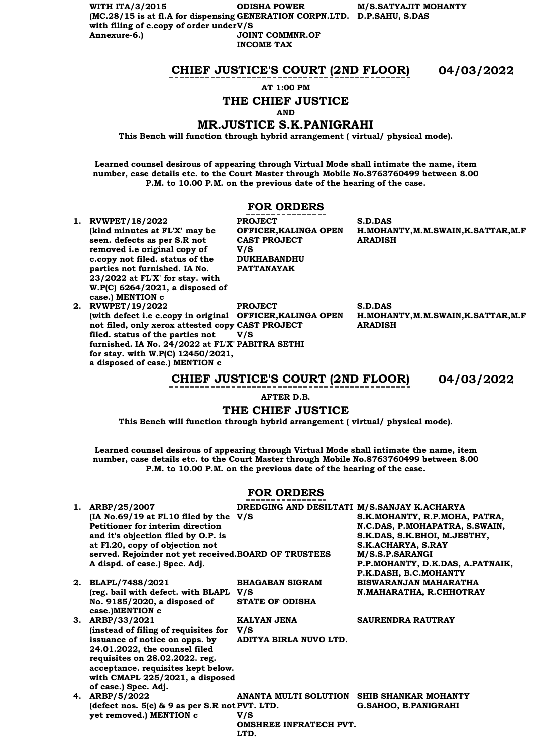| | | |
|---|---|---|
| WITH ITA/3/2015 (MC.28/15 is at fl.A for dispensing with filing of c.copy of order under Annexure-6.) | ODISHA POWER GENERATION CORPN.LTD. V/S JOINT COMMNR.OF INCOME TAX | M/S.SATYAJIT MOHANTY D.P.SAHU, S.DAS |

## CHIEF JUSTICE'S COURT (2ND FLOOR) 04/03/2022

**AT 1:00 PM**

### THE CHIEF JUSTICE

**AND**

### MR.JUSTICE S.K.PANIGRAHI

**This Bench will function through hybrid arrangement ( virtual/ physical mode).**

**Learned counsel desirous of appearing through Virtual Mode shall intimate the name, item number, case details etc. to the Court Master through Mobile No.8763760499 between 8.00 P.M. to 10.00 P.M. on the previous date of the hearing of the case.**

### FOR ORDERS

| No. | Case | Parties | Counsel |
|---|---|---|---|
| 1. | RVWPET/18/2022 (kind minutes at FL'X' may be seen. defects as per S.R not removed i.e original copy of c.copy not filed. status of the parties not furnished. IA No. 23/2022 at FL'X' for stay. with W.P(C) 6264/2021, a disposed of case.) MENTION c | PROJECT OFFICER,KALINGA OPEN CAST PROJECT V/S DUKHABANDHU PATTANAYAK | S.D.DAS H.MOHANTY,M.M.SWAIN,K.SATTAR,M.F ARADISH |
| 2. | RVWPET/19/2022 (with defect i.e c.copy in original not filed, only xerox attested copy filed. status of the parties not furnished. IA No. 24/2022 at FL'X' for stay. with W.P(C) 12450/2021, a disposed of case.) MENTION c | PROJECT OFFICER,KALINGA OPEN CAST PROJECT V/S PABITRA SETHI | S.D.DAS H.MOHANTY,M.M.SWAIN,K.SATTAR,M.F ARADISH |

## CHIEF JUSTICE'S COURT (2ND FLOOR) 04/03/2022

**AFTER D.B.**

### THE CHIEF JUSTICE

**This Bench will function through hybrid arrangement ( virtual/ physical mode).**

**Learned counsel desirous of appearing through Virtual Mode shall intimate the name, item number, case details etc. to the Court Master through Mobile No.8763760499 between 8.00 P.M. to 10.00 P.M. on the previous date of the hearing of the case.**

### FOR ORDERS

| No. | Case | Parties | Counsel |
|---|---|---|---|
| 1. | ARBP/25/2007 (IA No.69/19 at Fl.10 filed by the Petitioner for interim direction and it's objection filed by O.P. is at Fl.20, copy of objection not served. Rejoinder not yet received. A dispd. of case.) Spec. Adj. | DREDGING AND DESILTATI V/S BOARD OF TRUSTEES | M/S.SANJAY K.ACHARYA S.K.MOHANTY, R.P.MOHA, PATRA, N.C.DAS, P.MOHAPATRA, S.SWAIN, S.K.DAS, S.K.BHOI, M.JESTHY, S.K.ACHARYA, S.RAY M/S.S.P.SARANGI P.P.MOHANTY, D.K.DAS, A.PATNAIK, P.K.DASH, B.C.MOHANTY |
| 2. | BLAPL/7488/2021 (reg. bail with defect. with BLAPL No. 9185/2020, a disposed of case.)MENTION c | BHAGABAN SIGRAM V/S STATE OF ODISHA | BISWARANJAN MAHARATHA N.MAHARATHA, R.CHHOTRAY |
| 3. | ARBP/33/2021 (instead of filing of requisites for issuance of notice on opps. by 24.01.2022, the counsel filed requisites on 28.02.2022. reg. acceptance. requisites kept below. with CMAPL 225/2021, a disposed of case.) Spec. Adj. | KALYAN JENA V/S ADITYA BIRLA NUVO LTD. | SAURENDRA RAUTRAY |
| 4. | ARBP/5/2022 (defect nos. 5(e) & 9 as per S.R not yet removed.) MENTION c | ANANTA MULTI SOLUTION PVT. LTD. V/S OMSHREE INFRATECH PVT. LTD. | SHIB SHANKAR MOHANTY G.SAHOO, B.PANIGRAHI |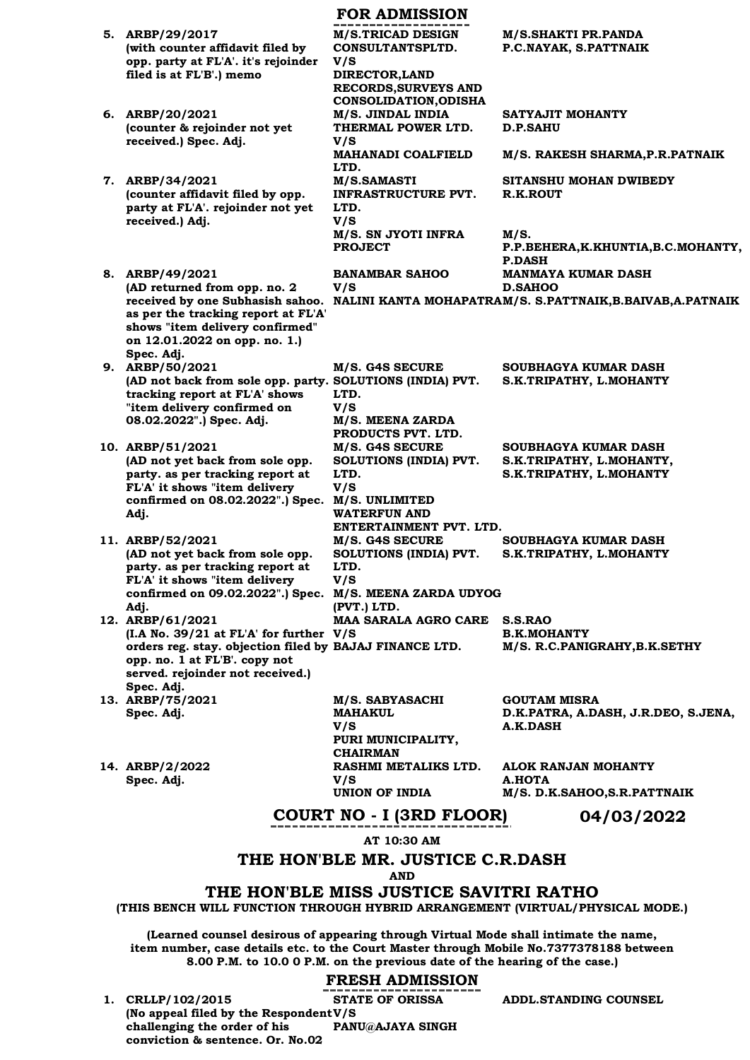## FOR ADMISSION

| | Case | Parties | Counsel |
|---|---|---|---|
| 5. | **ARBP/29/2017** (with counter affidavit filed by opp. party at FL'A'. it's rejoinder filed is at FL'B'.) memo | M/S.TRICAD DESIGN CONSULTANTSPLTD. V/S DIRECTOR,LAND RECORDS,SURVEYS AND CONSOLIDATION,ODISHA | M/S.SHAKTI PR.PANDA P.C.NAYAK, S.PATTNAIK |
| 6. | **ARBP/20/2021** (counter & rejoinder not yet received.) Spec. Adj. | M/S. JINDAL INDIA THERMAL POWER LTD. V/S MAHANADI COALFIELD LTD. | SATYAJIT MOHANTY D.P.SAHU<br>M/S. RAKESH SHARMA,P.R.PATNAIK |
| 7. | **ARBP/34/2021** (counter affidavit filed by opp. party at FL'A'. rejoinder not yet received.) Adj. | M/S.SAMASTI INFRASTRUCTURE PVT. LTD. V/S M/S. SN JYOTI INFRA PROJECT | SITANSHU MOHAN DWIBEDY R.K.ROUT<br>M/S. P.P.BEHERA,K.KHUNTIA,B.C.MOHANTY, P.DASH |
| 8. | **ARBP/49/2021** (AD returned from opp. no. 2 received by one Subhasish sahoo. as per the tracking report at FL'A' shows "item delivery confirmed" on 12.01.2022 on opp. no. 1.) Spec. Adj. | BANAMBAR SAHOO V/S NALINI KANTA MOHAPATRA | MANMAYA KUMAR DASH D.SAHOO<br>M/S. S.PATTNAIK,B.BAIVAB,A.PATNAIK |
| 9. | **ARBP/50/2021** (AD not back from sole opp. party. tracking report at FL'A' shows "item delivery confirmed on 08.02.2022".) Spec. Adj. | M/S. G4S SECURE SOLUTIONS (INDIA) PVT. LTD. V/S M/S. MEENA ZARDA PRODUCTS PVT. LTD. | SOUBHAGYA KUMAR DASH S.K.TRIPATHY, L.MOHANTY |
| 10. | **ARBP/51/2021** (AD not yet back from sole opp. party. as per tracking report at FL'A' it shows "item delivery confirmed on 08.02.2022".) Spec. Adj. | M/S. G4S SECURE SOLUTIONS (INDIA) PVT. LTD. V/S M/S. UNLIMITED WATERFUN AND ENTERTAINMENT PVT. LTD. | SOUBHAGYA KUMAR DASH S.K.TRIPATHY, L.MOHANTY, S.K.TRIPATHY, L.MOHANTY |
| 11. | **ARBP/52/2021** (AD not yet back from sole opp. party. as per tracking report at FL'A' it shows "item delivery confirmed on 09.02.2022".) Spec. Adj. | M/S. G4S SECURE SOLUTIONS (INDIA) PVT. LTD. V/S M/S. MEENA ZARDA UDYOG (PVT.) LTD. | SOUBHAGYA KUMAR DASH S.K.TRIPATHY, L.MOHANTY |
| 12. | **ARBP/61/2021** (I.A No. 39/21 at FL'A' for further orders reg. stay. objection filed by opp. no. 1 at FL'B'. copy not served. rejoinder not received.) Spec. Adj. | MAA SARALA AGRO CARE V/S BAJAJ FINANCE LTD. | S.S.RAO B.K.MOHANTY<br>M/S. R.C.PANIGRAHY,B.K.SETHY |
| 13. | **ARBP/75/2021** Spec. Adj. | M/S. SABYASACHI MAHAKUL V/S PURI MUNICIPALITY, CHAIRMAN | GOUTAM MISRA D.K.PATRA, A.DASH, J.R.DEO, S.JENA, A.K.DASH |
| 14. | **ARBP/2/2022** Spec. Adj. | RASHMI METALIKS LTD. V/S UNION OF INDIA | ALOK RANJAN MOHANTY A.HOTA<br>M/S. D.K.SAHOO,S.R.PATTNAIK |

## COURT NO - I (3RD FLOOR) 04/03/2022

**AT 10:30 AM**

### THE HON'BLE MR. JUSTICE C.R.DASH

**AND**

### THE HON'BLE MISS JUSTICE SAVITRI RATHO

**(THIS BENCH WILL FUNCTION THROUGH HYBRID ARRANGEMENT (VIRTUAL/PHYSICAL MODE.)**

**(Learned counsel desirous of appearing through Virtual Mode shall intimate the name, item number, case details etc. to the Court Master through Mobile No.7377378188 between 8.00 P.M. to 10.0 0 P.M. on the previous date of the hearing of the case.)**

## FRESH ADMISSION

| | Case | Parties | Counsel |
|---|---|---|---|
| 1. | **CRLLP/102/2015** (No appeal filed by the Respondent challenging the order of his conviction & sentence. Or. No.02 | STATE OF ORISSA V/S PANU@AJAYA SINGH | ADDL.STANDING COUNSEL |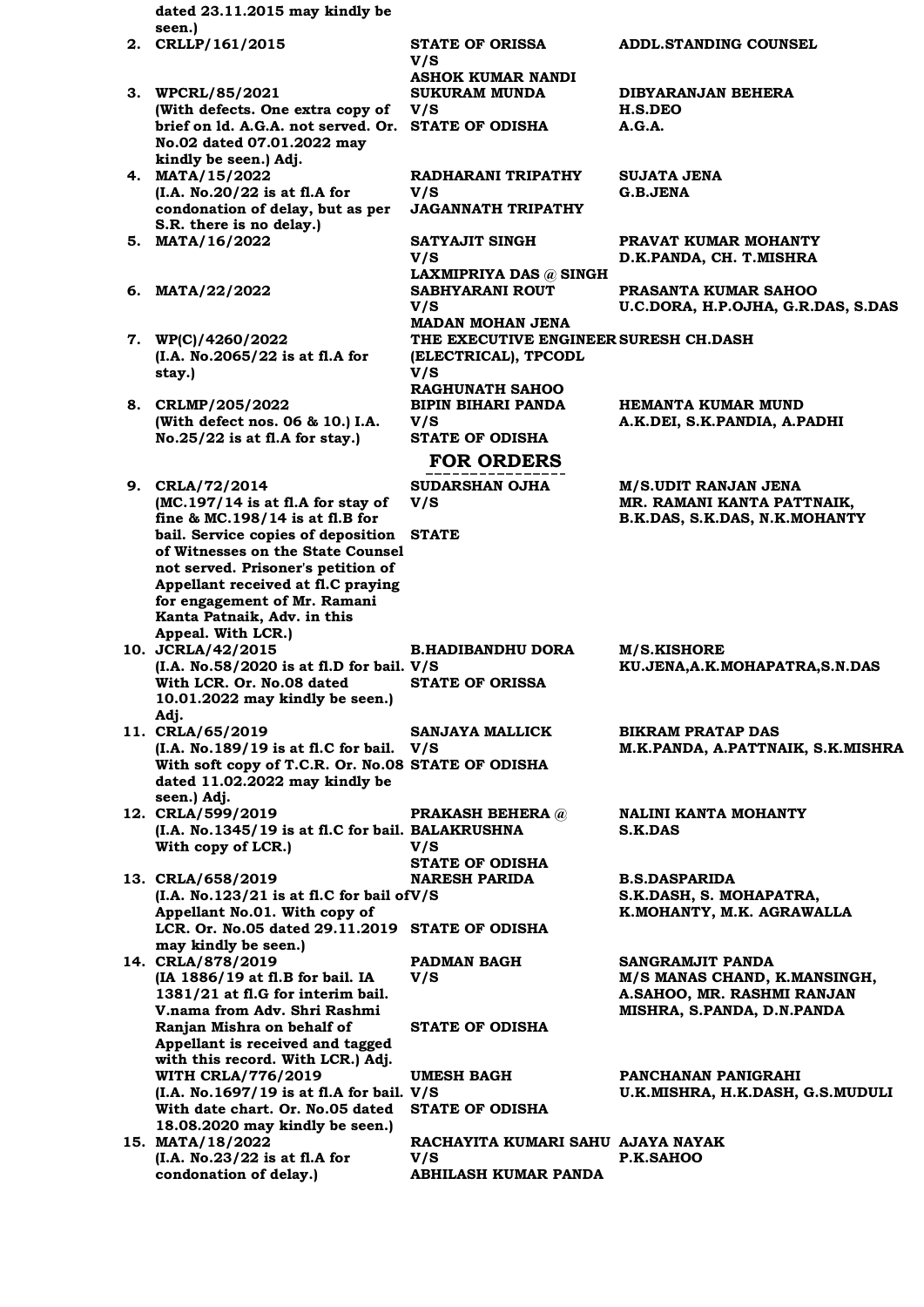dated 23.11.2015 may kindly be seen.)

| No. | Case No. | Parties | Counsel |
|---|---|---|---|
| 2. | CRLLP/161/2015 | STATE OF ORISSA V/S ASHOK KUMAR NANDI | ADDL.STANDING COUNSEL |
| 3. | WPCRL/85/2021 (With defects. One extra copy of brief on ld. A.G.A. not served. Or. No.02 dated 07.01.2022 may kindly be seen.) Adj. | SUKURAM MUNDA V/S STATE OF ODISHA | DIBYARANJAN BEHERA H.S.DEO A.G.A. |
| 4. | MATA/15/2022 (I.A. No.20/22 is at fl.A for condonation of delay, but as per S.R. there is no delay.) | RADHARANI TRIPATHY V/S JAGANNATH TRIPATHY | SUJATA JENA G.B.JENA |
| 5. | MATA/16/2022 | SATYAJIT SINGH V/S LAXMIPRIYA DAS @ SINGH | PRAVAT KUMAR MOHANTY D.K.PANDA, CH. T.MISHRA |
| 6. | MATA/22/2022 | SABHYARANI ROUT V/S MADAN MOHAN JENA | PRASANTA KUMAR SAHOO U.C.DORA, H.P.OJHA, G.R.DAS, S.DAS |
| 7. | WP(C)/4260/2022 (I.A. No.2065/22 is at fl.A for stay.) | THE EXECUTIVE ENGINEER (ELECTRICAL), TPCODL V/S RAGHUNATH SAHOO | SURESH CH.DASH |
| 8. | CRLMP/205/2022 (With defect nos. 06 & 10.) I.A. No.25/22 is at fl.A for stay.) | BIPIN BIHARI PANDA V/S STATE OF ODISHA | HEMANTA KUMAR MUND A.K.DEI, S.K.PANDIA, A.PADHI |

## FOR ORDERS

| No. | Case No. | Parties | Counsel |
|---|---|---|---|
| 9. | CRLA/72/2014 (MC.197/14 is at fl.A for stay of fine & MC.198/14 is at fl.B for bail. Service copies of deposition of Witnesses on the State Counsel not served. Prisoner's petition of Appellant received at fl.C praying for engagement of Mr. Ramani Kanta Pattnaik, Adv. in this Appeal. With LCR.) | SUDARSHAN OJHA V/S STATE | M/S.UDIT RANJAN JENA MR. RAMANI KANTA PATTNAIK, B.K.DAS, S.K.DAS, N.K.MOHANTY |
| 10. | JCRLA/42/2015 (I.A. No.58/2020 is at fl.D for bail. With LCR. Or. No.08 dated 10.01.2022 may kindly be seen.) Adj. | B.HADIBANDHU DORA V/S STATE OF ORISSA | M/S.KISHORE KU.JENA,A.K.MOHAPATRA,S.N.DAS |
| 11. | CRLA/65/2019 (I.A. No.189/19 is at fl.C for bail. With soft copy of T.C.R. Or. No.08 dated 11.02.2022 may kindly be seen.) Adj. | SANJAYA MALLICK V/S STATE OF ODISHA | BIKRAM PRATAP DAS M.K.PANDA, A.PATTNAIK, S.K.MISHRA |
| 12. | CRLA/599/2019 (I.A. No.1345/19 is at fl.C for bail. With copy of LCR.) | PRAKASH BEHERA @ BALAKRUSHNA V/S STATE OF ODISHA | NALINI KANTA MOHANTY S.K.DAS |
| 13. | CRLA/658/2019 (I.A. No.123/21 is at fl.C for bail of Appellant No.01. With copy of LCR. Or. No.05 dated 29.11.2019 may kindly be seen.) | NARESH PARIDA V/S STATE OF ODISHA | B.S.DASPARIDA S.K.DASH, S. MOHAPATRA, K.MOHANTY, M.K. AGRAWALLA |
| 14. | CRLA/878/2019 (IA 1886/19 at fl.B for bail. IA 1381/21 at fl.G for interim bail. V.nama from Adv. Shri Rashmi Ranjan Mishra on behalf of Appellant is received and tagged with this record. With LCR.) Adj. | PADMAN BAGH V/S STATE OF ODISHA | SANGRAMJIT PANDA M/S MANAS CHAND, K.MANSINGH, A.SAHOO, MR. RASHMI RANJAN MISHRA, S.PANDA, D.N.PANDA |
| | WITH CRLA/776/2019 (I.A. No.1697/19 is at fl.A for bail. With date chart. Or. No.05 dated 18.08.2020 may kindly be seen.) | UMESH BAGH V/S STATE OF ODISHA | PANCHANAN PANIGRAHI U.K.MISHRA, H.K.DASH, G.S.MUDULI |
| 15. | MATA/18/2022 (I.A. No.23/22 is at fl.A for condonation of delay.) | RACHAYITA KUMARI SAHU V/S ABHILASH KUMAR PANDA | AJAYA NAYAK P.K.SAHOO |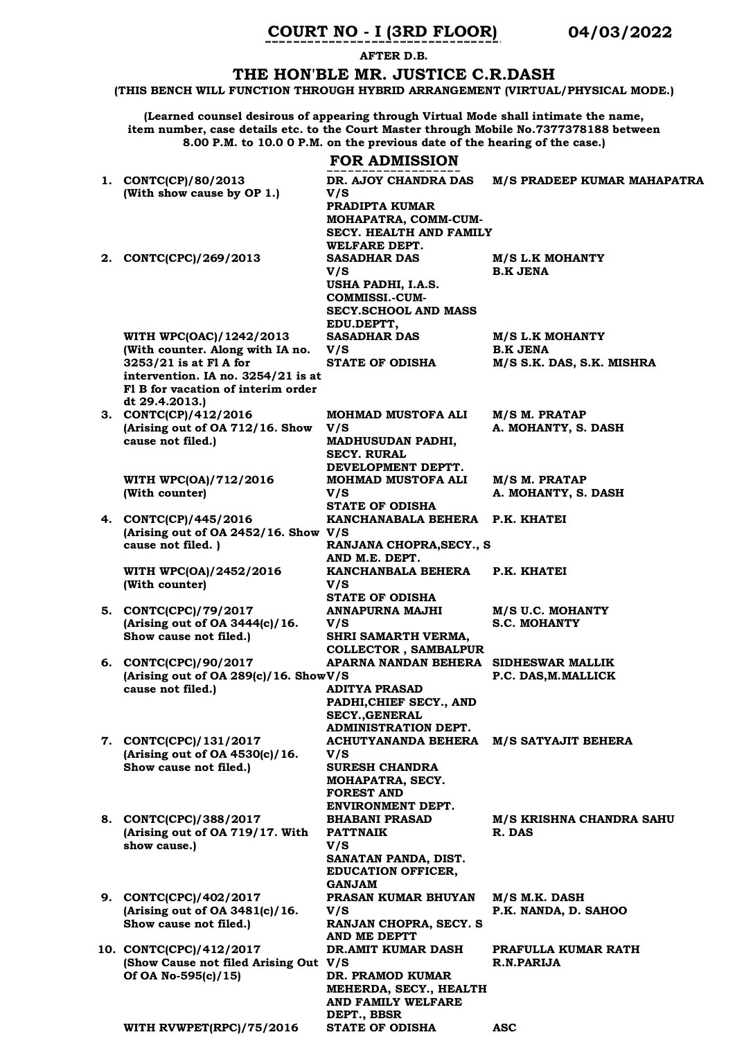# COURT NO - I (3RD FLOOR) 04/03/2022

**AFTER D.B.**

## THE HON'BLE MR. JUSTICE C.R.DASH

**(THIS BENCH WILL FUNCTION THROUGH HYBRID ARRANGEMENT (VIRTUAL/PHYSICAL MODE.)**

**(Learned counsel desirous of appearing through Virtual Mode shall intimate the name, item number, case details etc. to the Court Master through Mobile No.7377378188 between 8.00 P.M. to 10.0 0 P.M. on the previous date of the hearing of the case.)**

### FOR ADMISSION

| No. | Case | Parties | Advocates |
|---|---|---|---|
| 1. | CONTC(CP)/80/2013 (With show cause by OP 1.) | DR. AJOY CHANDRA DAS V/S PRADIPTA KUMAR MOHAPATRA, COMM-CUM-SECY. HEALTH AND FAMILY WELFARE DEPT. | M/S PRADEEP KUMAR MAHAPATRA |
| 2. | CONTC(CPC)/269/2013 | SASADHAR DAS V/S USHA PADHI, I.A.S. COMMISSI.-CUM-SECY.SCHOOL AND MASS EDU.DEPTT, | M/S L.K MOHANTY B.K JENA |
| | WITH WPC(OAC)/1242/2013 (With counter. Along with IA no. 3253/21 is at Fl A for intervention. IA no. 3254/21 is at Fl B for vacation of interim order dt 29.4.2013.) | SASADHAR DAS V/S STATE OF ODISHA | M/S L.K MOHANTY B.K JENA M/S S.K. DAS, S.K. MISHRA |
| 3. | CONTC(CP)/412/2016 (Arising out of OA 712/16. Show cause not filed.) | MOHMAD MUSTOFA ALI V/S MADHUSUDAN PADHI, SECY. RURAL DEVELOPMENT DEPTT. | M/S M. PRATAP A. MOHANTY, S. DASH |
| | WITH WPC(OA)/712/2016 (With counter) | MOHMAD MUSTOFA ALI V/S STATE OF ODISHA | M/S M. PRATAP A. MOHANTY, S. DASH |
| 4. | CONTC(CP)/445/2016 (Arising out of OA 2452/16. Show cause not filed. ) | KANCHANABALA BEHERA V/S RANJANA CHOPRA,SECY., S AND M.E. DEPT. | P.K. KHATEI |
| | WITH WPC(OA)/2452/2016 (With counter) | KANCHANBALA BEHERA V/S STATE OF ODISHA | P.K. KHATEI |
| 5. | CONTC(CPC)/79/2017 (Arising out of OA 3444(c)/16. Show cause not filed.) | ANNAPURNA MAJHI V/S SHRI SAMARTH VERMA, COLLECTOR , SAMBALPUR | M/S U.C. MOHANTY S.C. MOHANTY |
| 6. | CONTC(CPC)/90/2017 (Arising out of OA 289(c)/16. Show cause not filed.) | APARNA NANDAN BEHERA V/S ADITYA PRASAD PADHI,CHIEF SECY., AND SECY.,GENERAL ADMINISTRATION DEPT. | SIDHESWAR MALLIK P.C. DAS,M.MALLICK |
| 7. | CONTC(CPC)/131/2017 (Arising out of OA 4530(c)/16. Show cause not filed.) | ACHUTYANANDA BEHERA V/S SURESH CHANDRA MOHAPATRA, SECY. FOREST AND ENVIRONMENT DEPT. | M/S SATYAJIT BEHERA |
| 8. | CONTC(CPC)/388/2017 (Arising out of OA 719/17. With show cause.) | BHABANI PRASAD PATTNAIK V/S SANATAN PANDA, DIST. EDUCATION OFFICER, GANJAM | M/S KRISHNA CHANDRA SAHU R. DAS |
| 9. | CONTC(CPC)/402/2017 (Arising out of OA 3481(c)/16. Show cause not filed.) | PRASAN KUMAR BHUYAN V/S RANJAN CHOPRA, SECY. S AND ME DEPTT | M/S M.K. DASH P.K. NANDA, D. SAHOO |
| 10. | CONTC(CPC)/412/2017 (Show Cause not filed Arising Out Of OA No-595(c)/15) | DR.AMIT KUMAR DASH V/S DR. PRAMOD KUMAR MEHERDA, SECY., HEALTH AND FAMILY WELFARE DEPT., BBSR | PRAFULLA KUMAR RATH R.N.PARIJA |
| | WITH RVWPET(RPC)/75/2016 | STATE OF ODISHA | ASC |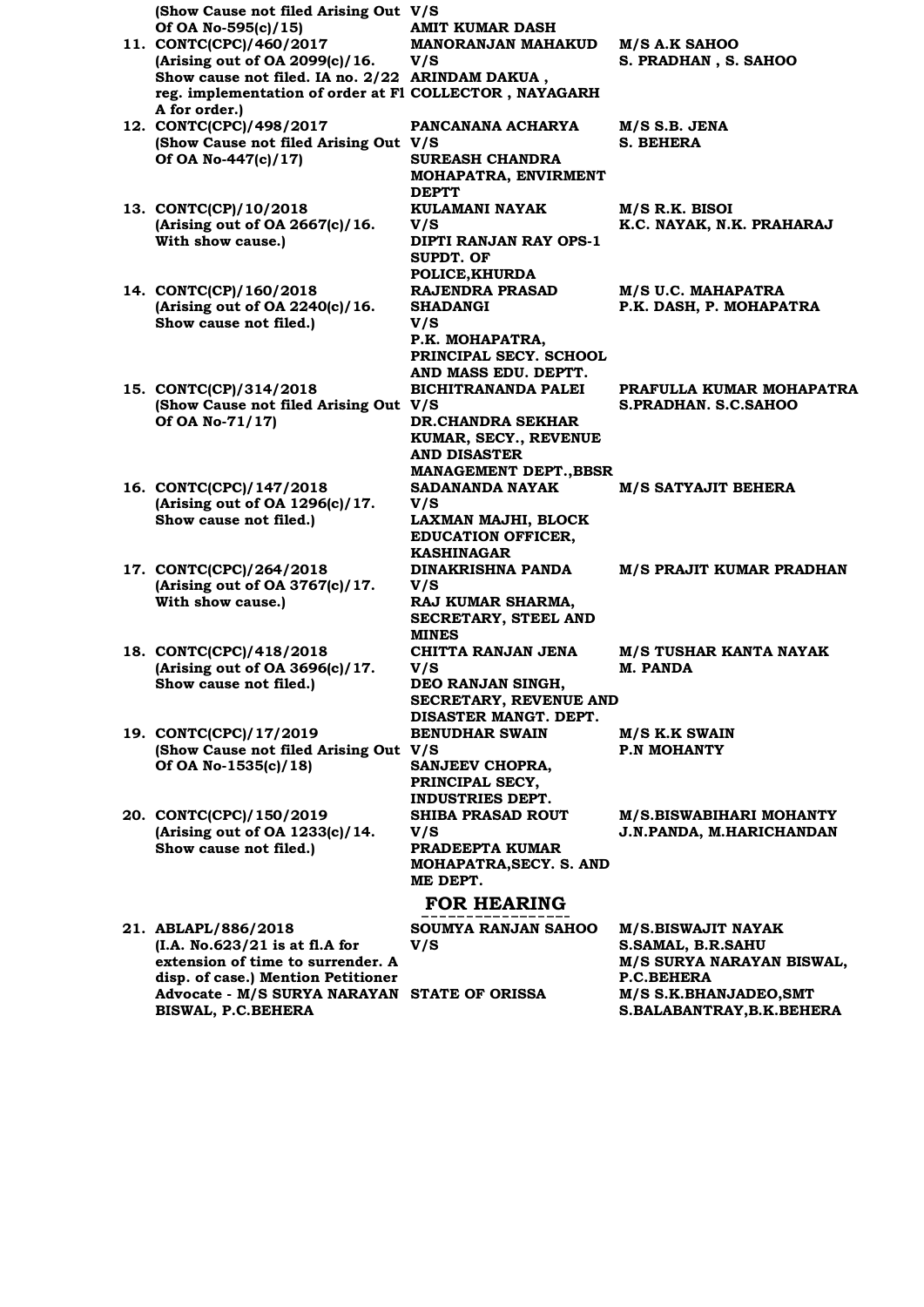| | | |
|---|---|---|
| **(Show Cause not filed Arising Out Of OA No-595(c)/15)** | **V/S AMIT KUMAR DASH** | |
| **11. CONTC(CPC)/460/2017 (Arising out of OA 2099(c)/16. Show cause not filed. IA no. 2/22 reg. implementation of order at Fl A for order.)** | **MANORANJAN MAHAKUD V/S ARINDAM DAKUA , COLLECTOR , NAYAGARH** | **M/S A.K SAHOO S. PRADHAN , S. SAHOO** |
| **12. CONTC(CPC)/498/2017 (Show Cause not filed Arising Out Of OA No-447(c)/17)** | **PANCANANA ACHARYA V/S SUREASH CHANDRA MOHAPATRA, ENVIRMENT DEPTT** | **M/S S.B. JENA S. BEHERA** |
| **13. CONTC(CP)/10/2018 (Arising out of OA 2667(c)/16. With show cause.)** | **KULAMANI NAYAK V/S DIPTI RANJAN RAY OPS-1 SUPDT. OF POLICE,KHURDA** | **M/S R.K. BISOI K.C. NAYAK, N.K. PRAHARAJ** |
| **14. CONTC(CP)/160/2018 (Arising out of OA 2240(c)/16. Show cause not filed.)** | **RAJENDRA PRASAD SHADANGI V/S P.K. MOHAPATRA, PRINCIPAL SECY. SCHOOL AND MASS EDU. DEPTT.** | **M/S U.C. MAHAPATRA P.K. DASH, P. MOHAPATRA** |
| **15. CONTC(CP)/314/2018 (Show Cause not filed Arising Out Of OA No-71/17)** | **BICHITRANANDA PALEI V/S DR.CHANDRA SEKHAR KUMAR, SECY., REVENUE AND DISASTER MANAGEMENT DEPT.,BBSR** | **PRAFULLA KUMAR MOHAPATRA S.PRADHAN. S.C.SAHOO** |
| **16. CONTC(CPC)/147/2018 (Arising out of OA 1296(c)/17. Show cause not filed.)** | **SADANANDA NAYAK V/S LAXMAN MAJHI, BLOCK EDUCATION OFFICER, KASHINAGAR** | **M/S SATYAJIT BEHERA** |
| **17. CONTC(CPC)/264/2018 (Arising out of OA 3767(c)/17. With show cause.)** | **DINAKRISHNA PANDA V/S RAJ KUMAR SHARMA, SECRETARY, STEEL AND MINES** | **M/S PRAJIT KUMAR PRADHAN** |
| **18. CONTC(CPC)/418/2018 (Arising out of OA 3696(c)/17. Show cause not filed.)** | **CHITTA RANJAN JENA V/S DEO RANJAN SINGH, SECRETARY, REVENUE AND DISASTER MANGT. DEPT.** | **M/S TUSHAR KANTA NAYAK M. PANDA** |
| **19. CONTC(CPC)/17/2019 (Show Cause not filed Arising Out Of OA No-1535(c)/18)** | **BENUDHAR SWAIN V/S SANJEEV CHOPRA, PRINCIPAL SECY, INDUSTRIES DEPT.** | **M/S K.K SWAIN P.N MOHANTY** |
| **20. CONTC(CPC)/150/2019 (Arising out of OA 1233(c)/14. Show cause not filed.)** | **SHIBA PRASAD ROUT V/S PRADEEPTA KUMAR MOHAPATRA,SECY. S. AND ME DEPT.** | **M/S.BISWABIHARI MOHANTY J.N.PANDA, M.HARICHANDAN** |

## FOR HEARING

| | | |
|---|---|---|
| **21. ABLAPL/886/2018 (I.A. No.623/21 is at fl.A for extension of time to surrender. A disp. of case.) Mention Petitioner Advocate - M/S SURYA NARAYAN BISWAL, P.C.BEHERA** | **SOUMYA RANJAN SAHOO V/S STATE OF ORISSA** | **M/S.BISWAJIT NAYAK S.SAMAL, B.R.SAHU M/S SURYA NARAYAN BISWAL, P.C.BEHERA M/S S.K.BHANJADEO,SMT S.BALABANTRAY,B.K.BEHERA** |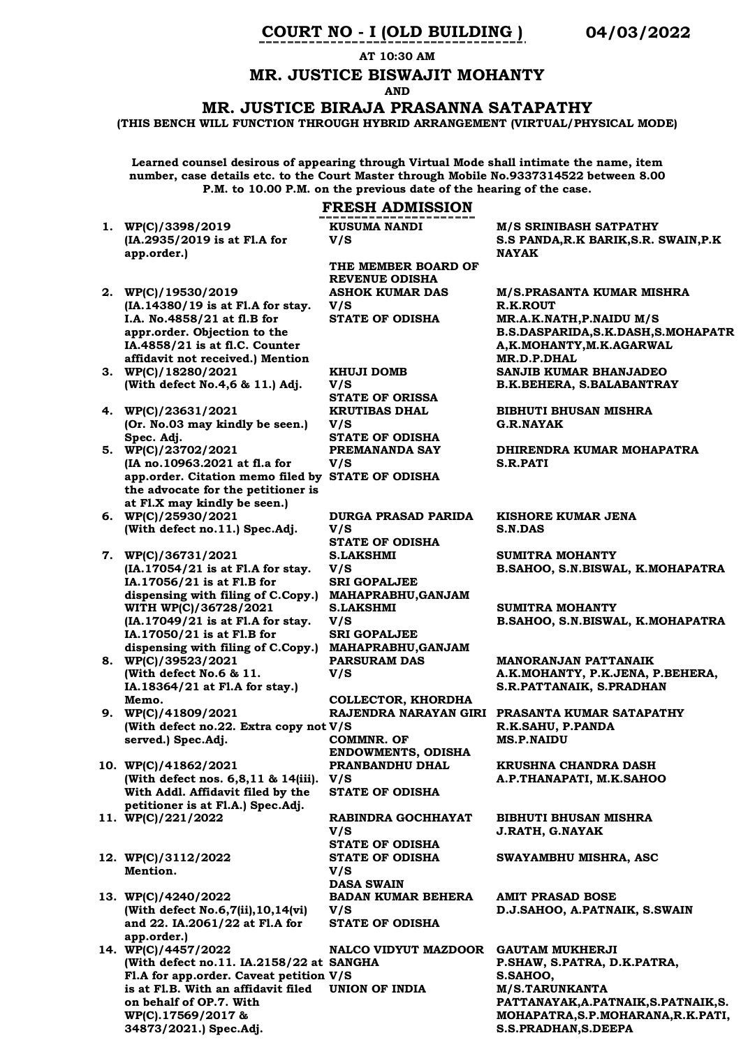## COURT NO - I (OLD BUILDING ) 04/03/2022

**AT 10:30 AM**

### MR. JUSTICE BISWAJIT MOHANTY

**AND**

### MR. JUSTICE BIRAJA PRASANNA SATAPATHY

**(THIS BENCH WILL FUNCTION THROUGH HYBRID ARRANGEMENT (VIRTUAL/PHYSICAL MODE)**

**Learned counsel desirous of appearing through Virtual Mode shall intimate the name, item number, case details etc. to the Court Master through Mobile No.9337314522 between 8.00 P.M. to 10.00 P.M. on the previous date of the hearing of the case.**

### FRESH ADMISSION

| No. | Case | Parties | Counsel |
|---|---|---|---|
| 1. | WP(C)/3398/2019 (IA.2935/2019 is at Fl.A for app.order.) | KUSUMA NANDI V/S THE MEMBER BOARD OF REVENUE ODISHA | M/S SRINIBASH SATPATHY S.S PANDA,R.K BARIK,S.R. SWAIN,P.K NAYAK |
| 2. | WP(C)/19530/2019 (IA.14380/19 is at Fl.A for stay. I.A. No.4858/21 at fl.B for appr.order. Objection to the IA.4858/21 is at fl.C. Counter affidavit not received.) Mention | ASHOK KUMAR DAS V/S STATE OF ODISHA | M/S.PRASANTA KUMAR MISHRA R.K.ROUT MR.A.K.NATH,P.NAIDU M/S B.S.DASPARIDA,S.K.DASH,S.MOHAPATRA,K.MOHANTY,M.K.AGARWAL MR.D.P.DHAL |
| 3. | WP(C)/18280/2021 (With defect No.4,6 & 11.) Adj. | KHUJI DOMB V/S STATE OF ORISSA | SANJIB KUMAR BHANJADEO B.K.BEHERA, S.BALABANTRAY |
| 4. | WP(C)/23631/2021 (Or. No.03 may kindly be seen.) Spec. Adj. | KRUTIBAS DHAL V/S STATE OF ODISHA | BIBHUTI BHUSAN MISHRA G.R.NAYAK |
| 5. | WP(C)/23702/2021 (IA no.10963.2021 at fl.a for app.order. Citation memo filed by the advocate for the petitioner is at Fl.X may kindly be seen.) | PREMANANDA SAY V/S STATE OF ODISHA | DHIRENDRA KUMAR MOHAPATRA S.R.PATI |
| 6. | WP(C)/25930/2021 (With defect no.11.) Spec.Adj. | DURGA PRASAD PARIDA V/S STATE OF ODISHA | KISHORE KUMAR JENA S.N.DAS |
| 7. | WP(C)/36731/2021 (IA.17054/21 is at Fl.A for stay. IA.17056/21 is at Fl.B for dispensing with filing of C.Copy.) | S.LAKSHMI V/S SRI GOPALJEE MAHAPRABHU,GANJAM | SUMITRA MOHANTY B.SAHOO, S.N.BISWAL, K.MOHAPATRA |
| | WITH WP(C)/36728/2021 (IA.17049/21 is at Fl.A for stay. IA.17050/21 is at Fl.B for dispensing with filing of C.Copy.) | S.LAKSHMI V/S SRI GOPALJEE MAHAPRABHU,GANJAM | SUMITRA MOHANTY B.SAHOO, S.N.BISWAL, K.MOHAPATRA |
| 8. | WP(C)/39523/2021 (With defect No.6 & 11. IA.18364/21 at Fl.A for stay.) Memo. | PARSURAM DAS V/S COLLECTOR, KHORDHA | MANORANJAN PATTANAIK A.K.MOHANTY, P.K.JENA, P.BEHERA, S.R.PATTANAIK, S.PRADHAN |
| 9. | WP(C)/41809/2021 (With defect no.22. Extra copy not served.) Spec.Adj. | RAJENDRA NARAYAN GIRI V/S COMMNR. OF ENDOWMENTS, ODISHA | PRASANTA KUMAR SATAPATHY R.K.SAHU, P.PANDA MS.P.NAIDU |
| 10. | WP(C)/41862/2021 (With defect nos. 6,8,11 & 14(iii). With Addl. Affidavit filed by the petitioner is at Fl.A.) Spec.Adj. | PRANBANDHU DHAL V/S STATE OF ODISHA | KRUSHNA CHANDRA DASH A.P.THANAPATI, M.K.SAHOO |
| 11. | WP(C)/221/2022 | RABINDRA GOCHHAYAT V/S STATE OF ODISHA | BIBHUTI BHUSAN MISHRA J.RATH, G.NAYAK |
| 12. | WP(C)/3112/2022 Mention. | STATE OF ODISHA V/S DASA SWAIN | SWAYAMBHU MISHRA, ASC |
| 13. | WP(C)/4240/2022 (With defect No.6,7(ii),10,14(vi) and 22. IA.2061/22 at Fl.A for app.order.) | BADAN KUMAR BEHERA V/S STATE OF ODISHA | AMIT PRASAD BOSE D.J.SAHOO, A.PATNAIK, S.SWAIN |
| 14. | WP(C)/4457/2022 (With defect no.11. IA.2158/22 at Fl.A for app.order. Caveat petition is at Fl.B. With an affidavit filed on behalf of OP.7. With WP(C).17569/2017 & 34873/2021.) Spec.Adj. | NALCO VIDYUT MAZDOOR SANGHA V/S UNION OF INDIA | GAUTAM MUKHERJI P.SHAW, S.PATRA, D.K.PATRA, S.SAHOO, M/S.TARUNKANTA PATTANAYAK,A.PATNAIK,S.PATNAIK,S.MOHAPATRA,S.P.MOHARANA,R.K.PATI, S.S.PRADHAN,S.DEEPA |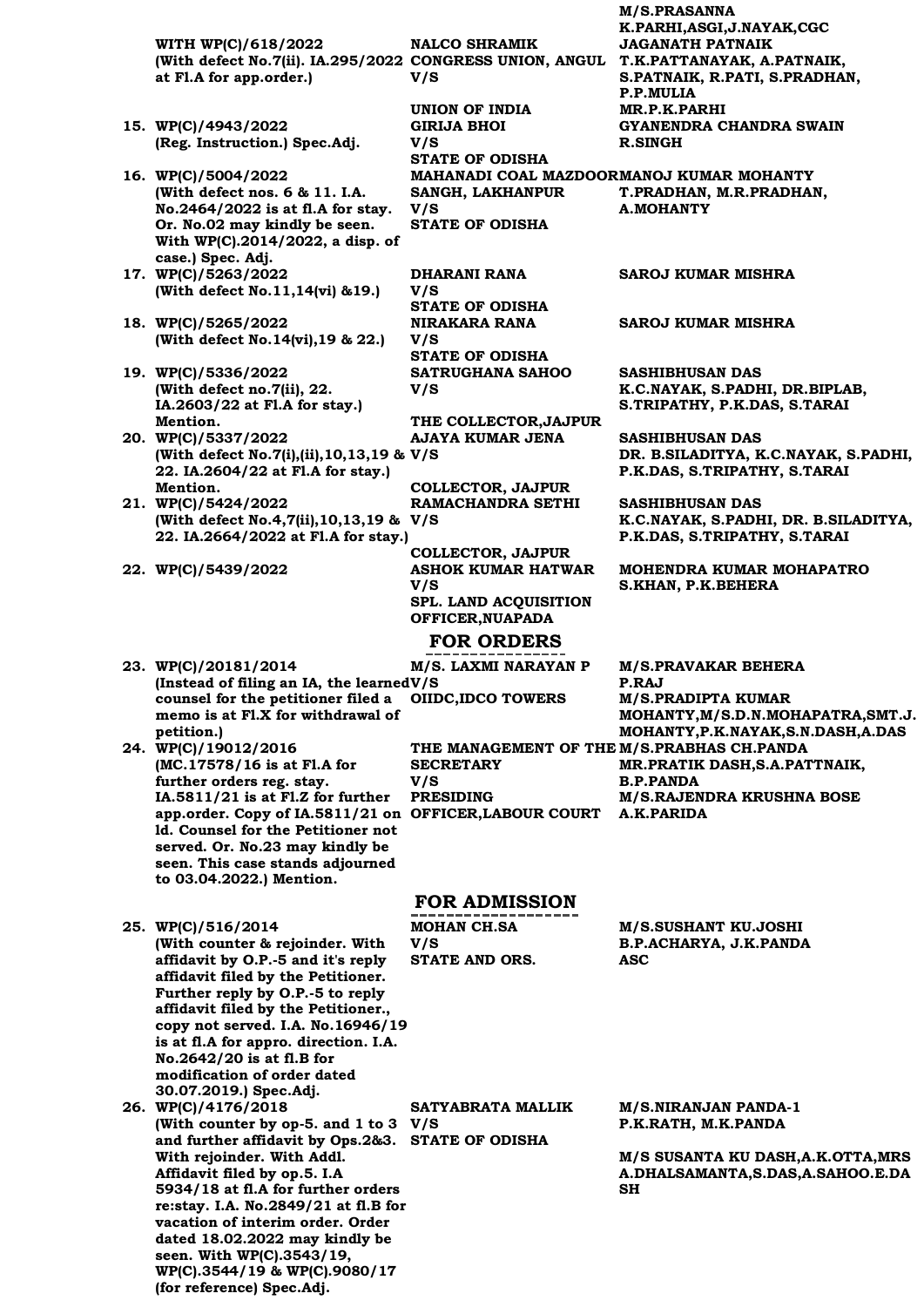| | | |
|---|---|---|
| WITH WP(C)/618/2022 (With defect No.7(ii). IA.295/2022 at Fl.A for app.order.) | NALCO SHRAMIK CONGRESS UNION, ANGUL V/S UNION OF INDIA | M/S.PRASANNA K.PARHI,ASGI,J.NAYAK,CGC JAGANATH PATNAIK T.K.PATTANAYAK, A.PATNAIK, S.PATNAIK, R.PATI, S.PRADHAN, P.P.MULIA MR.P.K.PARHI |
| 15. WP(C)/4943/2022 (Reg. Instruction.) Spec.Adj. | GIRIJA BHOI V/S STATE OF ODISHA | GYANENDRA CHANDRA SWAIN R.SINGH |
| 16. WP(C)/5004/2022 (With defect nos. 6 & 11. I.A. No.2464/2022 is at fl.A for stay. Or. No.02 may kindly be seen. With WP(C).2014/2022, a disp. of case.) Spec. Adj. | MAHANADI COAL MAZDOOR SANGH, LAKHANPUR V/S STATE OF ODISHA | MANOJ KUMAR MOHANTY T.PRADHAN, M.R.PRADHAN, A.MOHANTY |
| 17. WP(C)/5263/2022 (With defect No.11,14(vi) &19.) | DHARANI RANA V/S STATE OF ODISHA | SAROJ KUMAR MISHRA |
| 18. WP(C)/5265/2022 (With defect No.14(vi),19 & 22.) | NIRAKARA RANA V/S STATE OF ODISHA | SAROJ KUMAR MISHRA |
| 19. WP(C)/5336/2022 (With defect no.7(ii), 22. IA.2603/22 at Fl.A for stay.) Mention. | SATRUGHANA SAHOO V/S THE COLLECTOR,JAJPUR | SASHIBHUSAN DAS K.C.NAYAK, S.PADHI, DR.BIPLAB, S.TRIPATHY, P.K.DAS, S.TARAI |
| 20. WP(C)/5337/2022 (With defect No.7(i),(ii),10,13,19 & 22. IA.2604/22 at Fl.A for stay.) Mention. | AJAYA KUMAR JENA V/S COLLECTOR, JAJPUR | SASHIBHUSAN DAS DR. B.SILADITYA, K.C.NAYAK, S.PADHI, P.K.DAS, S.TRIPATHY, S.TARAI |
| 21. WP(C)/5424/2022 (With defect No.4,7(ii),10,13,19 & 22. IA.2664/2022 at Fl.A for stay.) | RAMACHANDRA SETHI V/S COLLECTOR, JAJPUR | SASHIBHUSAN DAS K.C.NAYAK, S.PADHI, DR. B.SILADITYA, P.K.DAS, S.TRIPATHY, S.TARAI |
| 22. WP(C)/5439/2022 | ASHOK KUMAR HATWAR V/S SPL. LAND ACQUISITION OFFICER,NUAPADA | MOHENDRA KUMAR MOHAPATRO S.KHAN, P.K.BEHERA |

## FOR ORDERS

| | | |
|---|---|---|
| 23. WP(C)/20181/2014 (Instead of filing an IA, the learned counsel for the petitioner filed a memo is at Fl.X for withdrawal of petition.) | M/S. LAXMI NARAYAN P V/S OIIDC,IDCO TOWERS | M/S.PRAVAKAR BEHERA P.RAJ M/S.PRADIPTA KUMAR MOHANTY,M/S.D.N.MOHAPATRA,SMT.J. MOHANTY,P.K.NAYAK,S.N.DASH,A.DAS |
| 24. WP(C)/19012/2016 (MC.17578/16 is at Fl.A for further orders reg. stay. IA.5811/21 is at Fl.Z for further app.order. Copy of IA.5811/21 on ld. Counsel for the Petitioner not served. Or. No.23 may kindly be seen. This case stands adjourned to 03.04.2022.) Mention. | THE MANAGEMENT OF THE SECRETARY V/S PRESIDING OFFICER,LABOUR COURT | M/S.PRABHAS CH.PANDA MR.PRATIK DASH,S.A.PATTNAIK, B.P.PANDA M/S.RAJENDRA KRUSHNA BOSE A.K.PARIDA |

## FOR ADMISSION

| | | |
|---|---|---|
| 25. WP(C)/516/2014 (With counter & rejoinder. With affidavit by O.P.-5 and it's reply affidavit filed by the Petitioner. Further reply by O.P.-5 to reply affidavit filed by the Petitioner., copy not served. I.A. No.16946/19 is at fl.A for appro. direction. I.A. No.2642/20 is at fl.B for modification of order dated 30.07.2019.) Spec.Adj. | MOHAN CH.SA V/S STATE AND ORS. | M/S.SUSHANT KU.JOSHI B.P.ACHARYA, J.K.PANDA ASC |
| 26. WP(C)/4176/2018 (With counter by op-5. and 1 to 3 and further affidavit by Ops.2&3. With rejoinder. With Addl. Affidavit filed by op.5. I.A 5934/18 at fl.A for further orders re:stay. I.A. No.2849/21 at fl.B for vacation of interim order. Order dated 18.02.2022 may kindly be seen. With WP(C).3543/19, WP(C).3544/19 & WP(C).9080/17 (for reference) Spec.Adj. | SATYABRATA MALLIK V/S STATE OF ODISHA | M/S.NIRANJAN PANDA-1 P.K.RATH, M.K.PANDA M/S SUSANTA KU DASH,A.K.OTTA,MRS A.DHALSAMANTA,S.DAS,A.SAHOO.E.DASH |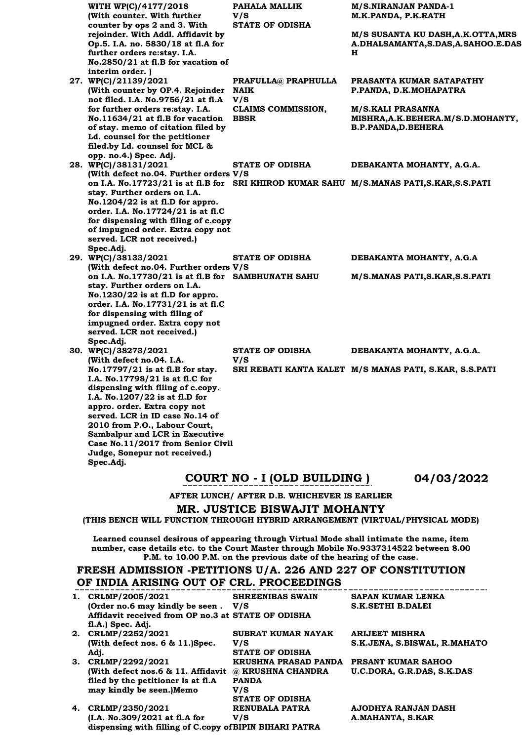| | | | |
|---|---|---|---|
| | **WITH WP(C)/4177/2018** (With counter. With further counter by ops 2 and 3. With rejoinder. With Addl. Affidavit by Op.5. I.A. no. 5830/18 at fl.A for further orders re:stay. I.A. No.2850/21 at fl.B for vacation of interim order. ) | **PAHALA MALLIK** V/S **STATE OF ODISHA** | **M/S.NIRANJAN PANDA-1** M.K.PANDA, P.K.RATH<br><br>M/S SUSANTA KU DASH,A.K.OTTA,MRS A.DHALSAMANTA,S.DAS,A.SAHOO.E.DAS H |
| 27. | **WP(C)/21139/2021** (With counter by OP.4. Rejoinder not filed. I.A. No.9756/21 at fl.A for further orders re:stay. I.A. No.11634/21 at fl.B for vacation of stay. memo of citation filed by Ld. counsel for the petitioner filed.by Ld. counsel for MCL & opp. no.4.) Spec. Adj. | **PRAFULLA@ PRAPHULLA NAIK** V/S **CLAIMS COMMISSION, BBSR** | **PRASANTA KUMAR SATAPATHY** P.PANDA, D.K.MOHAPATRA<br><br>M/S.KALI PRASANNA MISHRA,A.K.BEHERA.M/S.D.MOHANTY, B.P.PANDA,D.BEHERA |
| 28. | **WP(C)/38131/2021** (With defect no.04. Further orders on I.A. No.17723/21 is at fl.B for stay. Further orders on I.A. No.1204/22 is at fl.D for appro. order. I.A. No.17724/21 is at fl.C for dispensing with filing of c.copy of impugned order. Extra copy not served. LCR not received.) Spec.Adj. | **STATE OF ODISHA** V/S **SRI KHIROD KUMAR SAHU** | **DEBAKANTA MOHANTY, A.G.A.**<br><br>M/S.MANAS PATI,S.KAR,S.S.PATI |
| 29. | **WP(C)/38133/2021** (With defect no.04. Further orders on I.A. No.17730/21 is at fl.B for stay. Further orders on I.A. No.1230/22 is at fl.D for appro. order. I.A. No.17731/21 is at fl.C for dispensing with filing of impugned order. Extra copy not served. LCR not received.) Spec.Adj. | **STATE OF ODISHA** V/S **SAMBHUNATH SAHU** | **DEBAKANTA MOHANTY, A.G.A**<br><br>M/S.MANAS PATI,S.KAR,S.S.PATI |
| 30. | **WP(C)/38273/2021** (With defect no.04. I.A. No.17797/21 is at fl.B for stay. I.A. No.17798/21 is at fl.C for dispensing with filing of c.copy. I.A. No.1207/22 is at fl.D for appro. order. Extra copy not served. LCR in ID case No.14 of 2010 from P.O., Labour Court, Sambalpur and LCR in Executive Case No.11/2017 from Senior Civil Judge, Sonepur not received.) Spec.Adj. | **STATE OF ODISHA** V/S **SRI REBATI KANTA KALET** | **DEBAKANTA MOHANTY, A.G.A.**<br><br>M/S MANAS PATI, S.KAR, S.S.PATI |

## COURT NO - I (OLD BUILDING ) 04/03/2022

**AFTER LUNCH/ AFTER D.B. WHICHEVER IS EARLIER**

## MR. JUSTICE BISWAJIT MOHANTY

**(THIS BENCH WILL FUNCTION THROUGH HYBRID ARRANGEMENT (VIRTUAL/PHYSICAL MODE)**

**Learned counsel desirous of appearing through Virtual Mode shall intimate the name, item number, case details etc. to the Court Master through Mobile No.9337314522 between 8.00 P.M. to 10.00 P.M. on the previous date of the hearing of the case.**

### FRESH ADMISSION -PETITIONS U/A. 226 AND 227 OF CONSTITUTION OF INDIA ARISING OUT OF CRL. PROCEEDINGS

| | | | |
|---|---|---|---|
| 1. | **CRLMP/2005/2021** (Order no.6 may kindly be seen . Affidavit received from OP no.3 at fl.A.) Spec. Adj. | **SHREENIBAS SWAIN** V/S **STATE OF ODISHA** | **SAPAN KUMAR LENKA** S.K.SETHI B.DALEI |
| 2. | **CRLMP/2252/2021** (With defect nos. 6 & 11.)Spec. Adj. | **SUBRAT KUMAR NAYAK** V/S **STATE OF ODISHA** | **ARIJEET MISHRA** S.K.JENA, S.BISWAL, R.MAHATO |
| 3. | **CRLMP/2292/2021** (With defect nos.6 & 11. Affidavit filed by the petitioner is at fl.A may kindly be seen.)Memo | **KRUSHNA PRASAD PANDA @ KRUSHNA CHANDRA PANDA** V/S **STATE OF ODISHA** | **PRSANT KUMAR SAHOO** U.C.DORA, G.R.DAS, S.K.DAS |
| 4. | **CRLMP/2350/2021** (I.A. No.309/2021 at fl.A for dispensing with filling of C.copy of | **RENUBALA PATRA** V/S **BIPIN BIHARI PATRA** | **AJODHYA RANJAN DASH** A.MAHANTA, S.KAR |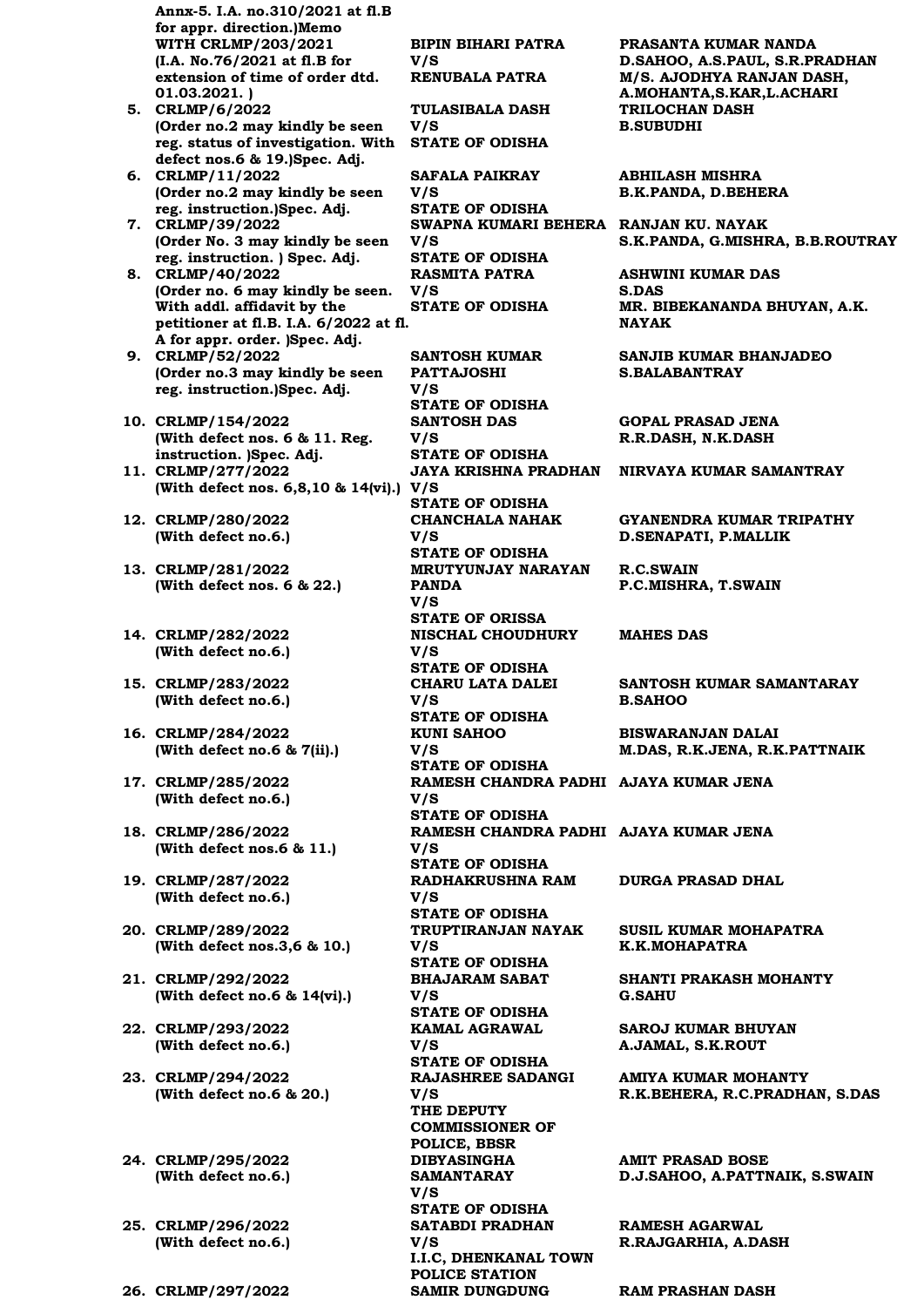| | Case | Parties | Advocates |
|---|---|---|---|
| | Annx-5. I.A. no.310/2021 at fl.B for appr. direction.)Memo WITH CRLMP/203/2021 (I.A. No.76/2021 at fl.B for extension of time of order dtd. 01.03.2021. ) | BIPIN BIHARI PATRA V/S RENUBALA PATRA | PRASANTA KUMAR NANDA D.SAHOO, A.S.PAUL, S.R.PRADHAN M/S. AJODHYA RANJAN DASH, A.MOHANTA,S.KAR,L.ACHARI |
| 5. | CRLMP/6/2022 (Order no.2 may kindly be seen reg. status of investigation. With defect nos.6 & 19.)Spec. Adj. | TULASIBALA DASH V/S STATE OF ODISHA | TRILOCHAN DASH B.SUBUDHI |
| 6. | CRLMP/11/2022 (Order no.2 may kindly be seen reg. instruction.)Spec. Adj. | SAFALA PAIKRAY V/S STATE OF ODISHA | ABHILASH MISHRA B.K.PANDA, D.BEHERA |
| 7. | CRLMP/39/2022 (Order No. 3 may kindly be seen reg. instruction. ) Spec. Adj. | SWAPNA KUMARI BEHERA V/S STATE OF ODISHA | RANJAN KU. NAYAK S.K.PANDA, G.MISHRA, B.B.ROUTRAY |
| 8. | CRLMP/40/2022 (Order no. 6 may kindly be seen. With addl. affidavit by the petitioner at fl.B. I.A. 6/2022 at fl. A for appr. order. )Spec. Adj. | RASMITA PATRA V/S STATE OF ODISHA | ASHWINI KUMAR DAS S.DAS MR. BIBEKANANDA BHUYAN, A.K. NAYAK |
| 9. | CRLMP/52/2022 (Order no.3 may kindly be seen reg. instruction.)Spec. Adj. | SANTOSH KUMAR PATTAJOSHI V/S STATE OF ODISHA | SANJIB KUMAR BHANJADEO S.BALABANTRAY |
| 10. | CRLMP/154/2022 (With defect nos. 6 & 11. Reg. instruction. )Spec. Adj. | SANTOSH DAS V/S STATE OF ODISHA | GOPAL PRASAD JENA R.R.DASH, N.K.DASH |
| 11. | CRLMP/277/2022 (With defect nos. 6,8,10 & 14(vi).) | JAYA KRISHNA PRADHAN V/S STATE OF ODISHA | NIRVAYA KUMAR SAMANTRAY |
| 12. | CRLMP/280/2022 (With defect no.6.) | CHANCHALA NAHAK V/S STATE OF ODISHA | GYANENDRA KUMAR TRIPATHY D.SENAPATI, P.MALLIK |
| 13. | CRLMP/281/2022 (With defect nos. 6 & 22.) | MRUTYUNJAY NARAYAN PANDA V/S STATE OF ORISSA | R.C.SWAIN P.C.MISHRA, T.SWAIN |
| 14. | CRLMP/282/2022 (With defect no.6.) | NISCHAL CHOUDHURY V/S STATE OF ODISHA | MAHES DAS |
| 15. | CRLMP/283/2022 (With defect no.6.) | CHARU LATA DALEI V/S STATE OF ODISHA | SANTOSH KUMAR SAMANTARAY B.SAHOO |
| 16. | CRLMP/284/2022 (With defect no.6 & 7(ii).) | KUNI SAHOO V/S STATE OF ODISHA | BISWARANJAN DALAI M.DAS, R.K.JENA, R.K.PATTNAIK |
| 17. | CRLMP/285/2022 (With defect no.6.) | RAMESH CHANDRA PADHI V/S STATE OF ODISHA | AJAYA KUMAR JENA |
| 18. | CRLMP/286/2022 (With defect nos.6 & 11.) | RAMESH CHANDRA PADHI V/S STATE OF ODISHA | AJAYA KUMAR JENA |
| 19. | CRLMP/287/2022 (With defect no.6.) | RADHAKRUSHNA RAM V/S STATE OF ODISHA | DURGA PRASAD DHAL |
| 20. | CRLMP/289/2022 (With defect nos.3,6 & 10.) | TRUPTIRANJAN NAYAK V/S STATE OF ODISHA | SUSIL KUMAR MOHAPATRA K.K.MOHAPATRA |
| 21. | CRLMP/292/2022 (With defect no.6 & 14(vi).) | BHAJARAM SABAT V/S STATE OF ODISHA | SHANTI PRAKASH MOHANTY G.SAHU |
| 22. | CRLMP/293/2022 (With defect no.6.) | KAMAL AGRAWAL V/S STATE OF ODISHA | SAROJ KUMAR BHUYAN A.JAMAL, S.K.ROUT |
| 23. | CRLMP/294/2022 (With defect no.6 & 20.) | RAJASHREE SADANGI V/S THE DEPUTY COMMISSIONER OF POLICE, BBSR | AMIYA KUMAR MOHANTY R.K.BEHERA, R.C.PRADHAN, S.DAS |
| 24. | CRLMP/295/2022 (With defect no.6.) | DIBYASINGHA SAMANTARAY V/S STATE OF ODISHA | AMIT PRASAD BOSE D.J.SAHOO, A.PATTNAIK, S.SWAIN |
| 25. | CRLMP/296/2022 (With defect no.6.) | SATABDI PRADHAN V/S I.I.C, DHENKANAL TOWN POLICE STATION | RAMESH AGARWAL R.RAJGARHIA, A.DASH |
| 26. | CRLMP/297/2022 | SAMIR DUNGDUNG | RAM PRASHAN DASH |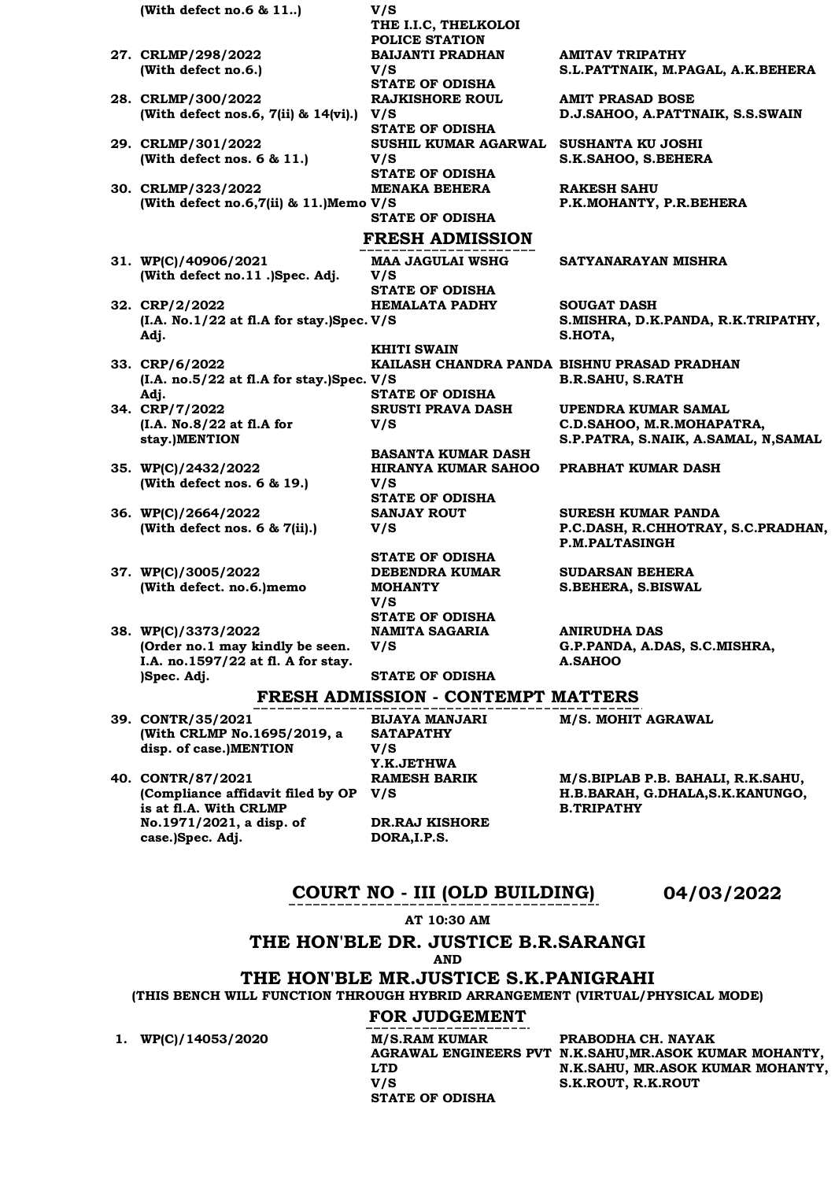| | | |
|---|---|---|
| (With defect no.6 & 11..) | V/S THE I.I.C, THELKOLOI POLICE STATION | |
| 27. CRLMP/298/2022 (With defect no.6.) | BAIJANTI PRADHAN V/S STATE OF ODISHA | AMITAV TRIPATHY S.L.PATTNAIK, M.PAGAL, A.K.BEHERA |
| 28. CRLMP/300/2022 (With defect nos.6, 7(ii) & 14(vi).) | RAJKISHORE ROUL V/S STATE OF ODISHA | AMIT PRASAD BOSE D.J.SAHOO, A.PATTNAIK, S.S.SWAIN |
| 29. CRLMP/301/2022 (With defect nos. 6 & 11.) | SUSHIL KUMAR AGARWAL V/S STATE OF ODISHA | SUSHANTA KU JOSHI S.K.SAHOO, S.BEHERA |
| 30. CRLMP/323/2022 (With defect no.6,7(ii) & 11.)Memo | MENAKA BEHERA V/S STATE OF ODISHA | RAKESH SAHU P.K.MOHANTY, P.R.BEHERA |

## FRESH ADMISSION

| | | |
|---|---|---|
| 31. WP(C)/40906/2021 (With defect no.11 .)Spec. Adj. | MAA JAGULAI WSHG V/S STATE OF ODISHA | SATYANARAYAN MISHRA |
| 32. CRP/2/2022 (I.A. No.1/22 at fl.A for stay.)Spec. Adj. | HEMALATA PADHY V/S KHITI SWAIN | SOUGAT DASH S.MISHRA, D.K.PANDA, R.K.TRIPATHY, S.HOTA, |
| 33. CRP/6/2022 (I.A. no.5/22 at fl.A for stay.)Spec. Adj. | KAILASH CHANDRA PANDA V/S STATE OF ODISHA | BISHNU PRASAD PRADHAN B.R.SAHU, S.RATH |
| 34. CRP/7/2022 (I.A. No.8/22 at fl.A for stay.)MENTION | SRUSTI PRAVA DASH V/S BASANTA KUMAR DASH | UPENDRA KUMAR SAMAL C.D.SAHOO, M.R.MOHAPATRA, S.P.PATRA, S.NAIK, A.SAMAL, N,SAMAL |
| 35. WP(C)/2432/2022 (With defect nos. 6 & 19.) | HIRANYA KUMAR SAHOO V/S STATE OF ODISHA | PRABHAT KUMAR DASH |
| 36. WP(C)/2664/2022 (With defect nos. 6 & 7(ii).) | SANJAY ROUT V/S STATE OF ODISHA | SURESH KUMAR PANDA P.C.DASH, R.CHHOTRAY, S.C.PRADHAN, P.M.PALTASINGH |
| 37. WP(C)/3005/2022 (With defect. no.6.)memo | DEBENDRA KUMAR MOHANTY V/S STATE OF ODISHA | SUDARSAN BEHERA S.BEHERA, S.BISWAL |
| 38. WP(C)/3373/2022 (Order no.1 may kindly be seen. I.A. no.1597/22 at fl. A for stay. )Spec. Adj. | NAMITA SAGARIA V/S STATE OF ODISHA | ANIRUDHA DAS G.P.PANDA, A.DAS, S.C.MISHRA, A.SAHOO |

## FRESH ADMISSION - CONTEMPT MATTERS

| | | |
|---|---|---|
| 39. CONTR/35/2021 (With CRLMP No.1695/2019, a disp. of case.)MENTION | BIJAYA MANJARI SATAPATHY V/S Y.K.JETHWA | M/S. MOHIT AGRAWAL |
| 40. CONTR/87/2021 (Compliance affidavit filed by OP is at fl.A. With CRLMP No.1971/2021, a disp. of case.)Spec. Adj. | RAMESH BARIK V/S DR.RAJ KISHORE DORA,I.P.S. | M/S.BIPLAB P.B. BAHALI, R.K.SAHU, H.B.BARAH, G.DHALA,S.K.KANUNGO, B.TRIPATHY |

## COURT NO - III (OLD BUILDING) 04/03/2022

**AT 10:30 AM**

### THE HON'BLE DR. JUSTICE B.R.SARANGI

**AND**

### THE HON'BLE MR.JUSTICE S.K.PANIGRAHI

(THIS BENCH WILL FUNCTION THROUGH HYBRID ARRANGEMENT (VIRTUAL/PHYSICAL MODE)

## FOR JUDGEMENT

| | | |
|---|---|---|
| 1. WP(C)/14053/2020 | M/S.RAM KUMAR AGRAWAL ENGINEERS PVT LTD V/S STATE OF ODISHA | PRABODHA CH. NAYAK N.K.SAHU,MR.ASOK KUMAR MOHANTY, N.K.SAHU, MR.ASOK KUMAR MOHANTY, S.K.ROUT, R.K.ROUT |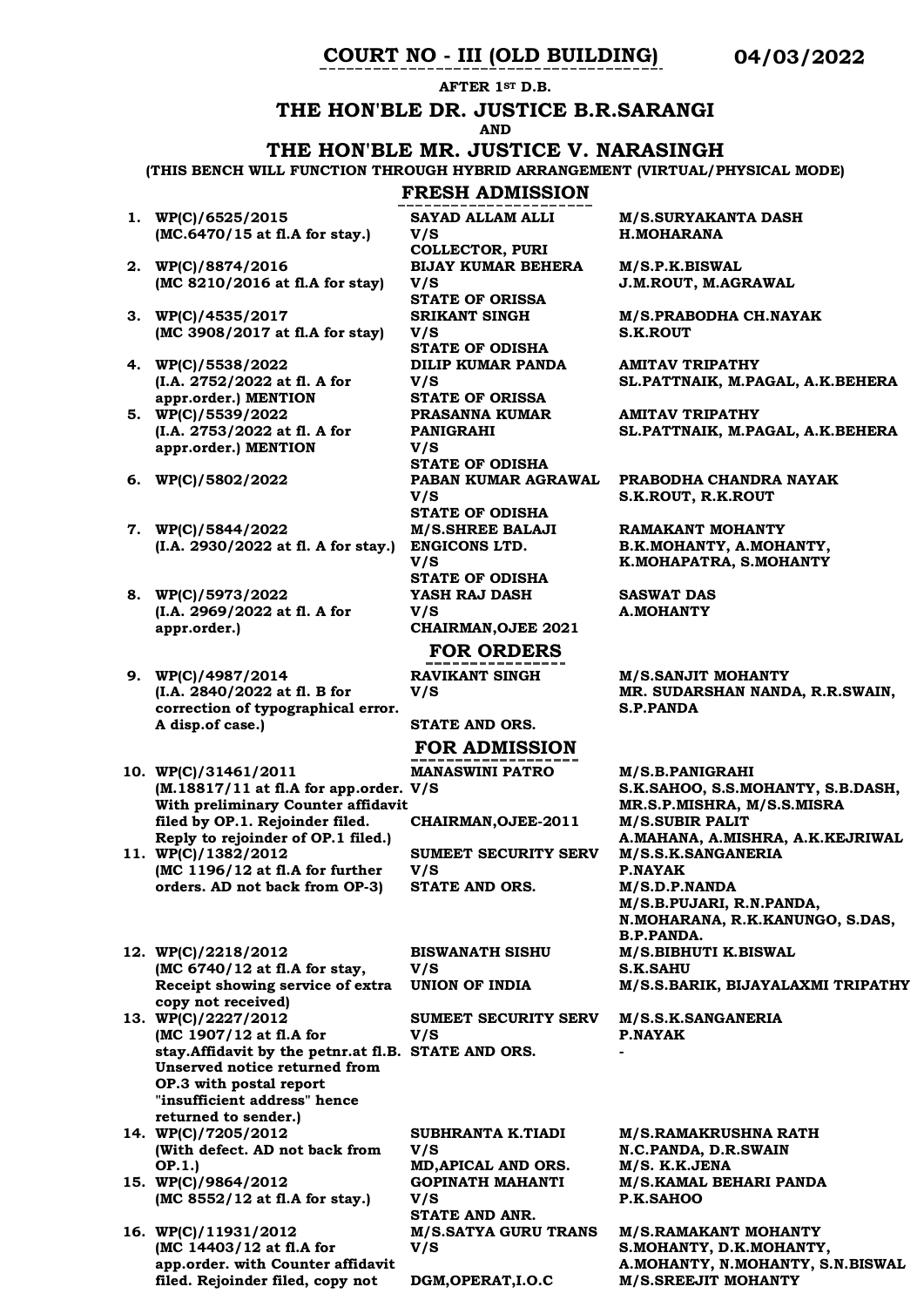## COURT NO - III (OLD BUILDING) 04/03/2022

**AFTER 1ST D.B.**

### THE HON'BLE DR. JUSTICE B.R.SARANGI

**AND**

### THE HON'BLE MR. JUSTICE V. NARASINGH

**(THIS BENCH WILL FUNCTION THROUGH HYBRID ARRANGEMENT (VIRTUAL/PHYSICAL MODE)**

### FRESH ADMISSION

| No. | Case | Parties | Advocates |
|---|---|---|---|
| 1. | WP(C)/6525/2015 (MC.6470/15 at fl.A for stay.) | SAYAD ALLAM ALLI V/S COLLECTOR, PURI | M/S.SURYAKANTA DASH<br>H.MOHARANA |
| 2. | WP(C)/8874/2016 (MC 8210/2016 at fl.A for stay) | BIJAY KUMAR BEHERA V/S STATE OF ORISSA | M/S.P.K.BISWAL<br>J.M.ROUT, M.AGRAWAL |
| 3. | WP(C)/4535/2017 (MC 3908/2017 at fl.A for stay) | SRIKANT SINGH V/S STATE OF ODISHA | M/S.PRABODHA CH.NAYAK<br>S.K.ROUT |
| 4. | WP(C)/5538/2022 (I.A. 2752/2022 at fl. A for appr.order.) MENTION | DILIP KUMAR PANDA V/S STATE OF ORISSA | AMITAV TRIPATHY<br>SL.PATTNAIK, M.PAGAL, A.K.BEHERA |
| 5. | WP(C)/5539/2022 (I.A. 2753/2022 at fl. A for appr.order.) MENTION | PRASANNA KUMAR PANIGRAHI V/S STATE OF ODISHA | AMITAV TRIPATHY<br>SL.PATTNAIK, M.PAGAL, A.K.BEHERA |
| 6. | WP(C)/5802/2022 | PABAN KUMAR AGRAWAL V/S STATE OF ODISHA | PRABODHA CHANDRA NAYAK<br>S.K.ROUT, R.K.ROUT |
| 7. | WP(C)/5844/2022 (I.A. 2930/2022 at fl. A for stay.) | M/S.SHREE BALAJI ENGICONS LTD. V/S STATE OF ODISHA | RAMAKANT MOHANTY<br>B.K.MOHANTY, A.MOHANTY, K.MOHAPATRA, S.MOHANTY |
| 8. | WP(C)/5973/2022 (I.A. 2969/2022 at fl. A for appr.order.) | YASH RAJ DASH V/S CHAIRMAN,OJEE 2021 | SASWAT DAS<br>A.MOHANTY |

### FOR ORDERS

| No. | Case | Parties | Advocates |
|---|---|---|---|
| 9. | WP(C)/4987/2014 (I.A. 2840/2022 at fl. B for correction of typographical error. A disp.of case.) | RAVIKANT SINGH V/S STATE AND ORS. | M/S.SANJIT MOHANTY<br>MR. SUDARSHAN NANDA, R.R.SWAIN, S.P.PANDA |

### FOR ADMISSION

| No. | Case | Parties | Advocates |
|---|---|---|---|
| 10. | WP(C)/31461/2011 (M.18817/11 at fl.A for app.order. With preliminary Counter affidavit filed by OP.1. Rejoinder filed. Reply to rejoinder of OP.1 filed.) | MANASWINI PATRO V/S CHAIRMAN,OJEE-2011 | M/S.B.PANIGRAHI<br>S.K.SAHOO, S.S.MOHANTY, S.B.DASH, MR.S.P.MISHRA, M/S.S.MISRA<br>M/S.SUBIR PALIT<br>A.MAHANA, A.MISHRA, A.K.KEJRIWAL |
| 11. | WP(C)/1382/2012 (MC 1196/12 at fl.A for further orders. AD not back from OP-3) | SUMEET SECURITY SERV V/S STATE AND ORS. | M/S.S.K.SANGANERIA<br>P.NAYAK<br>M/S.D.P.NANDA<br>M/S.B.PUJARI, R.N.PANDA, N.MOHARANA, R.K.KANUNGO, S.DAS, B.P.PANDA. |
| 12. | WP(C)/2218/2012 (MC 6740/12 at fl.A for stay, Receipt showing service of extra copy not received) | BISWANATH SISHU V/S UNION OF INDIA | M/S.BIBHUTI K.BISWAL<br>S.K.SAHU<br>M/S.S.BARIK, BIJAYALAXMI TRIPATHY |
| 13. | WP(C)/2227/2012 (MC 1907/12 at fl.A for stay.Affidavit by the petnr.at fl.B. Unserved notice returned from OP.3 with postal report "insufficient address" hence returned to sender.) | SUMEET SECURITY SERV V/S STATE AND ORS. | M/S.S.K.SANGANERIA<br>P.NAYAK<br>- |
| 14. | WP(C)/7205/2012 (With defect. AD not back from OP.1.) | SUBHRANTA K.TIADI V/S MD,APICAL AND ORS. | M/S.RAMAKRUSHNA RATH<br>N.C.PANDA, D.R.SWAIN<br>M/S. K.K.JENA |
| 15. | WP(C)/9864/2012 (MC 8552/12 at fl.A for stay.) | GOPINATH MAHANTI V/S STATE AND ANR. | M/S.KAMAL BEHARI PANDA<br>P.K.SAHOO |
| 16. | WP(C)/11931/2012 (MC 14403/12 at fl.A for app.order. with Counter affidavit filed. Rejoinder filed, copy not | M/S.SATYA GURU TRANS V/S DGM,OPERAT,I.O.C | M/S.RAMAKANT MOHANTY<br>S.MOHANTY, D.K.MOHANTY, A.MOHANTY, N.MOHANTY, S.N.BISWAL<br>M/S.SREEJIT MOHANTY |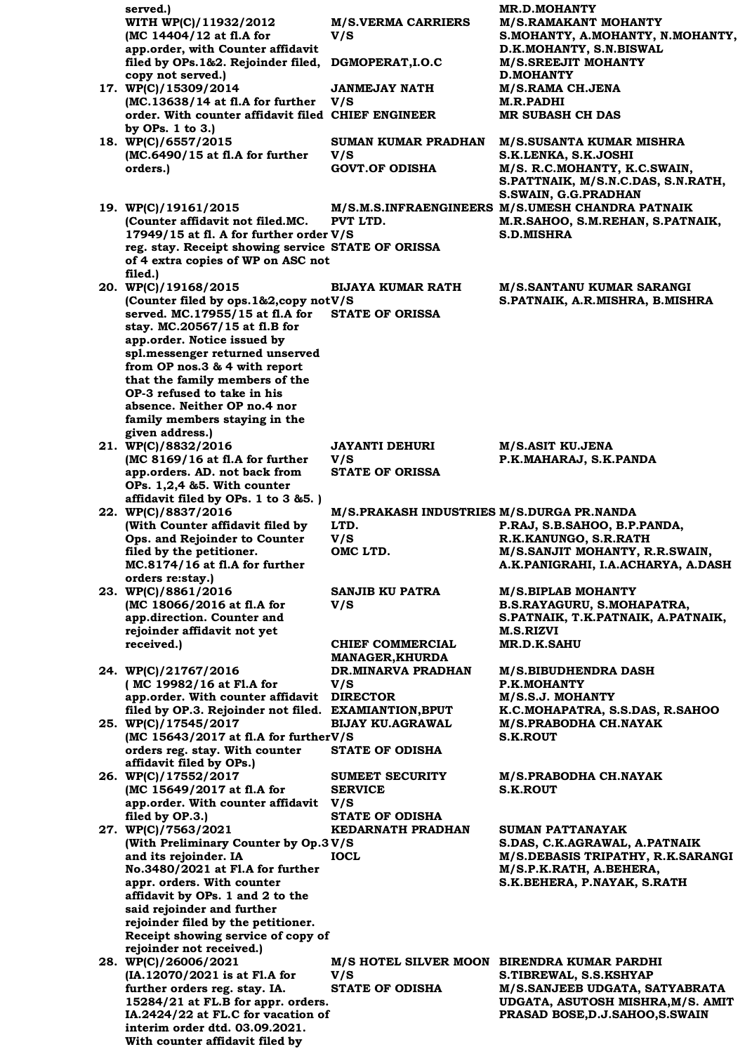| | Case | Parties | Advocates |
|---|---|---|---|
| | served.)<br>WITH WP(C)/11932/2012<br>(MC 14404/12 at fl.A for app.order, with Counter affidavit filed by OPs.1&2. Rejoinder filed, copy not served.) | M/S.VERMA CARRIERS<br>V/S<br>DGMOPERAT,I.O.C | MR.D.MOHANTY<br>M/S.RAMAKANT MOHANTY<br>S.MOHANTY, A.MOHANTY, N.MOHANTY, D.K.MOHANTY, S.N.BISWAL<br>M/S.SREEJIT MOHANTY<br>D.MOHANTY |
| 17. | WP(C)/15309/2014<br>(MC.13638/14 at fl.A for further order. With counter affidavit filed by OPs. 1 to 3.) | JANMEJAY NATH<br>V/S<br>CHIEF ENGINEER | M/S.RAMA CH.JENA<br>M.R.PADHI<br>MR SUBASH CH DAS |
| 18. | WP(C)/6557/2015<br>(MC.6490/15 at fl.A for further orders.) | SUMAN KUMAR PRADHAN<br>V/S<br>GOVT.OF ODISHA | M/S.SUSANTA KUMAR MISHRA<br>S.K.LENKA, S.K.JOSHI<br>M/S. R.C.MOHANTY, K.C.SWAIN, S.PATTNAIK, M/S.N.C.DAS, S.N.RATH, S.SWAIN, G.G.PRADHAN |
| 19. | WP(C)/19161/2015<br>(Counter affidavit not filed.MC. 17949/15 at fl. A for further order reg. stay. Receipt showing service of 4 extra copies of WP on ASC not filed.) | M/S.M.S.INFRAENGINEERS PVT LTD.<br>V/S<br>STATE OF ORISSA | M/S.UMESH CHANDRA PATNAIK<br>M.R.SAHOO, S.M.REHAN, S.PATNAIK, S.D.MISHRA |
| 20. | WP(C)/19168/2015<br>(Counter filed by ops.1&2,copy not served. MC.17955/15 at fl.A for stay. MC.20567/15 at fl.B for app.order. Notice issued by spl.messenger returned unserved from OP nos.3 & 4 with report that the family members of the OP-3 refused to take in his absence. Neither OP no.4 nor family members staying in the given address.) | BIJAYA KUMAR RATH<br>V/S<br>STATE OF ORISSA | M/S.SANTANU KUMAR SARANGI<br>S.PATNAIK, A.R.MISHRA, B.MISHRA |
| 21. | WP(C)/8832/2016<br>(MC 8169/16 at fl.A for further app.orders. AD. not back from OPs. 1,2,4 &5. With counter affidavit filed by OPs. 1 to 3 &5. ) | JAYANTI DEHURI<br>V/S<br>STATE OF ORISSA | M/S.ASIT KU.JENA<br>P.K.MAHARAJ, S.K.PANDA |
| 22. | WP(C)/8837/2016<br>(With Counter affidavit filed by Ops. and Rejoinder to Counter filed by the petitioner. MC.8174/16 at fl.A for further orders re:stay.) | M/S.PRAKASH INDUSTRIES LTD.<br>V/S<br>OMC LTD. | M/S.DURGA PR.NANDA<br>P.RAJ, S.B.SAHOO, B.P.PANDA, R.K.KANUNGO, S.R.RATH<br>M/S.SANJIT MOHANTY, R.R.SWAIN, A.K.PANIGRAHI, I.A.ACHARYA, A.DASH |
| 23. | WP(C)/8861/2016<br>(MC 18066/2016 at fl.A for app.direction. Counter and rejoinder affidavit not yet received.) | SANJIB KU PATRA<br>V/S<br>CHIEF COMMERCIAL MANAGER,KHURDA | M/S.BIPLAB MOHANTY<br>B.S.RAYAGURU, S.MOHAPATRA, S.PATNAIK, T.K.PATNAIK, A.PATNAIK, M.S.RIZVI<br>MR.D.K.SAHU |
| 24. | WP(C)/21767/2016<br>( MC 19982/16 at Fl.A for app.order. With counter affidavit filed by OP.3. Rejoinder not filed. | DR.MINARVA PRADHAN<br>V/S<br>DIRECTOR EXAMIANTION,BPUT | M/S.BIBUDHENDRA DASH<br>P.K.MOHANTY<br>M/S.S.J. MOHANTY<br>K.C.MOHAPATRA, S.S.DAS, R.SAHOO |
| 25. | WP(C)/17545/2017<br>(MC 15643/2017 at fl.A for further orders reg. stay. With counter affidavit filed by OPs.) | BIJAY KU.AGRAWAL<br>V/S<br>STATE OF ODISHA | M/S.PRABODHA CH.NAYAK<br>S.K.ROUT |
| 26. | WP(C)/17552/2017<br>(MC 15649/2017 at fl.A for app.order. With counter affidavit filed by OP.3.) | SUMEET SECURITY SERVICE<br>V/S<br>STATE OF ODISHA | M/S.PRABODHA CH.NAYAK<br>S.K.ROUT |
| 27. | WP(C)/7563/2021<br>(With Preliminary Counter by Op.3 and its rejoinder. IA No.3480/2021 at Fl.A for further appr. orders. With counter affidavit by OPs. 1 and 2 to the said rejoinder and further rejoinder filed by the petitioner. Receipt showing service of copy of rejoinder not received.) | KEDARNATH PRADHAN<br>V/S<br>IOCL | SUMAN PATTANAYAK<br>S.DAS, C.K.AGRAWAL, A.PATNAIK<br>M/S.DEBASIS TRIPATHY, R.K.SARANGI<br>M/S.P.K.RATH, A.BEHERA, S.K.BEHERA, P.NAYAK, S.RATH |
| 28. | WP(C)/26006/2021<br>(IA.12070/2021 is at Fl.A for further orders reg. stay. IA. 15284/21 at FL.B for appr. orders. IA.2424/22 at FL.C for vacation of interim order dtd. 03.09.2021. With counter affidavit filed by | M/S HOTEL SILVER MOON<br>V/S<br>STATE OF ODISHA | BIRENDRA KUMAR PARDHI<br>S.TIBREWAL, S.S.KSHYAP<br>M/S.SANJEEB UDGATA, SATYABRATA UDGATA, ASUTOSH MISHRA,M/S. AMIT PRASAD BOSE,D.J.SAHOO,S.SWAIN |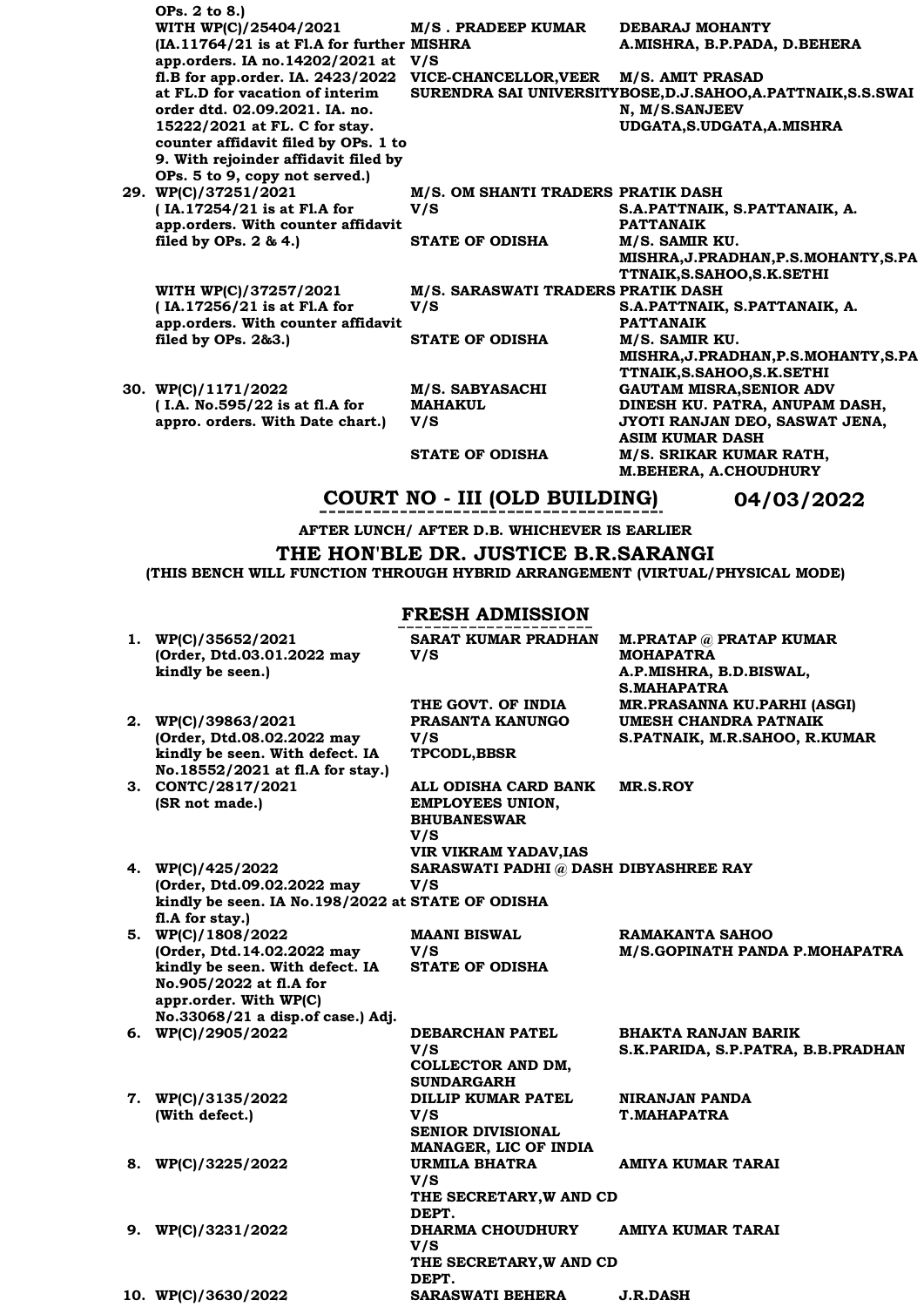| | | | |
|---|---|---|---|
| | OPs. 2 to 8.) | | |
| | WITH WP(C)/25404/2021 (IA.11764/21 is at Fl.A for further app.orders. IA no.14202/2021 at fl.B for app.order. IA. 2423/2022 at FL.D for vacation of interim order dtd. 02.09.2021. IA. no. 15222/2021 at FL. C for stay. counter affidavit filed by OPs. 1 to 9. With rejoinder affidavit filed by OPs. 5 to 9, copy not served.) | M/S . PRADEEP KUMAR MISHRA V/S VICE-CHANCELLOR,VEER SURENDRA SAI UNIVERSITY | DEBARAJ MOHANTY A.MISHRA, B.P.PADA, D.BEHERA M/S. AMIT PRASAD BOSE,D.J.SAHOO,A.PATTNAIK,S.S.SWAIN, M/S.SANJEEV UDGATA,S.UDGATA,A.MISHRA |
| 29. | WP(C)/37251/2021 ( IA.17254/21 is at Fl.A for app.orders. With counter affidavit filed by OPs. 2 & 4.) | M/S. OM SHANTI TRADERS V/S STATE OF ODISHA | PRATIK DASH S.A.PATTNAIK, S.PATTANAIK, A. PATTANAIK M/S. SAMIR KU. MISHRA,J.PRADHAN,P.S.MOHANTY,S.PATTNAIK,S.SAHOO,S.K.SETHI |
| | WITH WP(C)/37257/2021 ( IA.17256/21 is at Fl.A for app.orders. With counter affidavit filed by OPs. 2&3.) | M/S. SARASWATI TRADERS V/S STATE OF ODISHA | PRATIK DASH S.A.PATTNAIK, S.PATTANAIK, A. PATTANAIK M/S. SAMIR KU. MISHRA,J.PRADHAN,P.S.MOHANTY,S.PATTNAIK,S.SAHOO,S.K.SETHI |
| 30. | WP(C)/1171/2022 ( I.A. No.595/22 is at fl.A for appro. orders. With Date chart.) | M/S. SABYASACHI MAHAKUL V/S STATE OF ODISHA | GAUTAM MISRA,SENIOR ADV DINESH KU. PATRA, ANUPAM DASH, JYOTI RANJAN DEO, SASWAT JENA, ASIM KUMAR DASH M/S. SRIKAR KUMAR RATH, M.BEHERA, A.CHOUDHURY |

## COURT NO - III (OLD BUILDING) 04/03/2022

**AFTER LUNCH/ AFTER D.B. WHICHEVER IS EARLIER**

## THE HON'BLE DR. JUSTICE B.R.SARANGI

**(THIS BENCH WILL FUNCTION THROUGH HYBRID ARRANGEMENT (VIRTUAL/PHYSICAL MODE)**

### FRESH ADMISSION

| | | | |
|---|---|---|---|
| 1. | WP(C)/35652/2021 (Order, Dtd.03.01.2022 may kindly be seen.) | SARAT KUMAR PRADHAN V/S THE GOVT. OF INDIA | M.PRATAP @ PRATAP KUMAR MOHAPATRA A.P.MISHRA, B.D.BISWAL, S.MAHAPATRA MR.PRASANNA KU.PARHI (ASGI) |
| 2. | WP(C)/39863/2021 (Order, Dtd.08.02.2022 may kindly be seen. With defect. IA No.18552/2021 at fl.A for stay.) | PRASANTA KANUNGO V/S TPCODL,BBSR | UMESH CHANDRA PATNAIK S.PATNAIK, M.R.SAHOO, R.KUMAR |
| 3. | CONTC/2817/2021 (SR not made.) | ALL ODISHA CARD BANK EMPLOYEES UNION, BHUBANESWAR V/S VIR VIKRAM YADAV,IAS | MR.S.ROY |
| 4. | WP(C)/425/2022 (Order, Dtd.09.02.2022 may kindly be seen. IA No.198/2022 at fl.A for stay.) | SARASWATI PADHI @ DASH V/S STATE OF ODISHA | DIBYASHREE RAY |
| 5. | WP(C)/1808/2022 (Order, Dtd.14.02.2022 may kindly be seen. With defect. IA No.905/2022 at fl.A for appr.order. With WP(C) No.33068/21 a disp.of case.) Adj. | MAANI BISWAL V/S STATE OF ODISHA | RAMAKANTA SAHOO M/S.GOPINATH PANDA P.MOHAPATRA |
| 6. | WP(C)/2905/2022 | DEBARCHAN PATEL V/S COLLECTOR AND DM, SUNDARGARH | BHAKTA RANJAN BARIK S.K.PARIDA, S.P.PATRA, B.B.PRADHAN |
| 7. | WP(C)/3135/2022 (With defect.) | DILLIP KUMAR PATEL V/S SENIOR DIVISIONAL MANAGER, LIC OF INDIA | NIRANJAN PANDA T.MAHAPATRA |
| 8. | WP(C)/3225/2022 | URMILA BHATRA V/S THE SECRETARY,W AND CD DEPT. | AMIYA KUMAR TARAI |
| 9. | WP(C)/3231/2022 | DHARMA CHOUDHURY V/S THE SECRETARY,W AND CD DEPT. | AMIYA KUMAR TARAI |
| 10. | WP(C)/3630/2022 | SARASWATI BEHERA | J.R.DASH |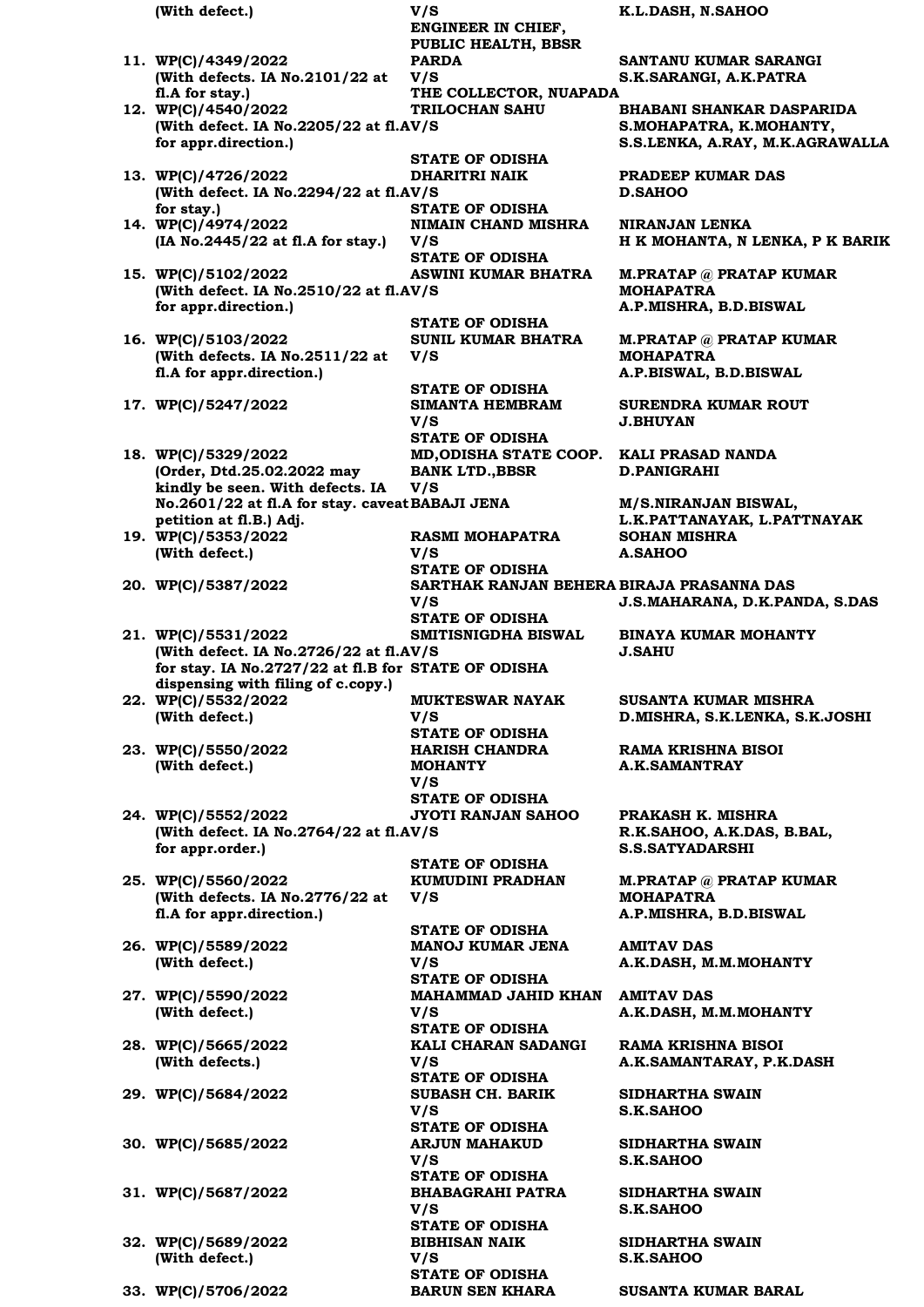| | Case | Parties | Advocates |
|---|---|---|---|
| | (With defect.) | V/S<br>ENGINEER IN CHIEF, PUBLIC HEALTH, BBSR | K.L.DASH, N.SAHOO |
| 11. | WP(C)/4349/2022<br>(With defects. IA No.2101/22 at fl.A for stay.) | PARDA<br>V/S<br>THE COLLECTOR, NUAPADA | SANTANU KUMAR SARANGI<br>S.K.SARANGI, A.K.PATRA |
| 12. | WP(C)/4540/2022<br>(With defect. IA No.2205/22 at fl.A for appr.direction.) | TRILOCHAN SAHU<br>V/S<br>STATE OF ODISHA | BHABANI SHANKAR DASPARIDA<br>S.MOHAPATRA, K.MOHANTY, S.S.LENKA, A.RAY, M.K.AGRAWALLA |
| 13. | WP(C)/4726/2022<br>(With defect. IA No.2294/22 at fl.A for stay.) | DHARITRI NAIK<br>V/S<br>STATE OF ODISHA | PRADEEP KUMAR DAS<br>D.SAHOO |
| 14. | WP(C)/4974/2022<br>(IA No.2445/22 at fl.A for stay.) | NIMAIN CHAND MISHRA<br>V/S<br>STATE OF ODISHA | NIRANJAN LENKA<br>H K MOHANTA, N LENKA, P K BARIK |
| 15. | WP(C)/5102/2022<br>(With defect. IA No.2510/22 at fl.A for appr.direction.) | ASWINI KUMAR BHATRA<br>V/S<br>STATE OF ODISHA | M.PRATAP @ PRATAP KUMAR MOHAPATRA<br>A.P.MISHRA, B.D.BISWAL |
| 16. | WP(C)/5103/2022<br>(With defects. IA No.2511/22 at fl.A for appr.direction.) | SUNIL KUMAR BHATRA<br>V/S<br>STATE OF ODISHA | M.PRATAP @ PRATAP KUMAR MOHAPATRA<br>A.P.BISWAL, B.D.BISWAL |
| 17. | WP(C)/5247/2022 | SIMANTA HEMBRAM<br>V/S<br>STATE OF ODISHA | SURENDRA KUMAR ROUT<br>J.BHUYAN |
| 18. | WP(C)/5329/2022<br>(Order, Dtd.25.02.2022 may kindly be seen. With defects. IA No.2601/22 at fl.A for stay. caveat petition at fl.B.) Adj. | MD,ODISHA STATE COOP. BANK LTD.,BBSR<br>V/S<br>BABAJI JENA | KALI PRASAD NANDA<br>D.PANIGRAHI<br>M/S.NIRANJAN BISWAL, L.K.PATTANAYAK, L.PATTNAYAK |
| 19. | WP(C)/5353/2022<br>(With defect.) | RASMI MOHAPATRA<br>V/S<br>STATE OF ODISHA | SOHAN MISHRA<br>A.SAHOO |
| 20. | WP(C)/5387/2022 | SARTHAK RANJAN BEHERA<br>V/S<br>STATE OF ODISHA | BIRAJA PRASANNA DAS<br>J.S.MAHARANA, D.K.PANDA, S.DAS |
| 21. | WP(C)/5531/2022<br>(With defect. IA No.2726/22 at fl.A for stay. IA No.2727/22 at fl.B for dispensing with filing of c.copy.) | SMITISNIGDHA BISWAL<br>V/S<br>STATE OF ODISHA | BINAYA KUMAR MOHANTY<br>J.SAHU |
| 22. | WP(C)/5532/2022<br>(With defect.) | MUKTESWAR NAYAK<br>V/S<br>STATE OF ODISHA | SUSANTA KUMAR MISHRA<br>D.MISHRA, S.K.LENKA, S.K.JOSHI |
| 23. | WP(C)/5550/2022<br>(With defect.) | HARISH CHANDRA MOHANTY<br>V/S<br>STATE OF ODISHA | RAMA KRISHNA BISOI<br>A.K.SAMANTRAY |
| 24. | WP(C)/5552/2022<br>(With defect. IA No.2764/22 at fl.A for appr.order.) | JYOTI RANJAN SAHOO<br>V/S<br>STATE OF ODISHA | PRAKASH K. MISHRA<br>R.K.SAHOO, A.K.DAS, B.BAL, S.S.SATYADARSHI |
| 25. | WP(C)/5560/2022<br>(With defects. IA No.2776/22 at fl.A for appr.direction.) | KUMUDINI PRADHAN<br>V/S<br>STATE OF ODISHA | M.PRATAP @ PRATAP KUMAR MOHAPATRA<br>A.P.MISHRA, B.D.BISWAL |
| 26. | WP(C)/5589/2022<br>(With defect.) | MANOJ KUMAR JENA<br>V/S<br>STATE OF ODISHA | AMITAV DAS<br>A.K.DASH, M.M.MOHANTY |
| 27. | WP(C)/5590/2022<br>(With defect.) | MAHAMMAD JAHID KHAN<br>V/S<br>STATE OF ODISHA | AMITAV DAS<br>A.K.DASH, M.M.MOHANTY |
| 28. | WP(C)/5665/2022<br>(With defects.) | KALI CHARAN SADANGI<br>V/S<br>STATE OF ODISHA | RAMA KRISHNA BISOI<br>A.K.SAMANTARAY, P.K.DASH |
| 29. | WP(C)/5684/2022 | SUBASH CH. BARIK<br>V/S<br>STATE OF ODISHA | SIDHARTHA SWAIN<br>S.K.SAHOO |
| 30. | WP(C)/5685/2022 | ARJUN MAHAKUD<br>V/S<br>STATE OF ODISHA | SIDHARTHA SWAIN<br>S.K.SAHOO |
| 31. | WP(C)/5687/2022 | BHABAGRAHI PATRA<br>V/S<br>STATE OF ODISHA | SIDHARTHA SWAIN<br>S.K.SAHOO |
| 32. | WP(C)/5689/2022<br>(With defect.) | BIBHISAN NAIK<br>V/S<br>STATE OF ODISHA | SIDHARTHA SWAIN<br>S.K.SAHOO |
| 33. | WP(C)/5706/2022 | BARUN SEN KHARA | SUSANTA KUMAR BARAL |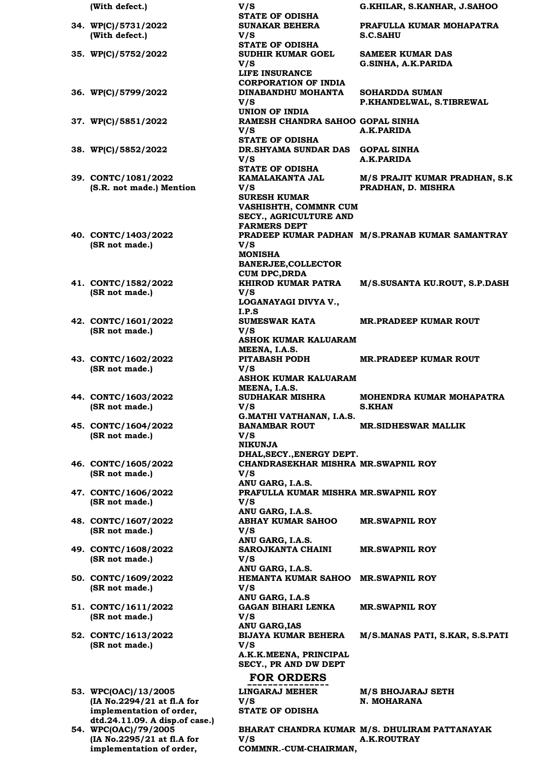| | | |
|---|---|---|
| **(With defect.)** | **V/S**<br>**STATE OF ODISHA** | **G.KHILAR, S.KANHAR, J.SAHOO** |
| **34. WP(C)/5731/2022**<br>**(With defect.)** | **SUNAKAR BEHERA**<br>**V/S**<br>**STATE OF ODISHA** | **PRAFULLA KUMAR MOHAPATRA**<br>**S.C.SAHU** |
| **35. WP(C)/5752/2022** | **SUDHIR KUMAR GOEL**<br>**V/S**<br>**LIFE INSURANCE CORPORATION OF INDIA** | **SAMEER KUMAR DAS**<br>**G.SINHA, A.K.PARIDA** |
| **36. WP(C)/5799/2022** | **DINABANDHU MOHANTA**<br>**V/S**<br>**UNION OF INDIA** | **SOHARDDA SUMAN**<br>**P.KHANDELWAL, S.TIBREWAL** |
| **37. WP(C)/5851/2022** | **RAMESH CHANDRA SAHOO**<br>**V/S**<br>**STATE OF ODISHA** | **GOPAL SINHA**<br>**A.K.PARIDA** |
| **38. WP(C)/5852/2022** | **DR.SHYAMA SUNDAR DAS**<br>**V/S**<br>**STATE OF ODISHA** | **GOPAL SINHA**<br>**A.K.PARIDA** |
| **39. CONTC/1081/2022**<br>**(S.R. not made.) Mention** | **KAMALAKANTA JAL**<br>**V/S**<br>**SURESH KUMAR VASHISHTH, COMMNR CUM SECY., AGRICULTURE AND FARMERS DEPT** | **M/S PRAJIT KUMAR PRADHAN, S.K PRADHAN, D. MISHRA** |
| **40. CONTC/1403/2022**<br>**(SR not made.)** | **PRADEEP KUMAR PADHAN**<br>**V/S**<br>**MONISHA BANERJEE,COLLECTOR CUM DPC,DRDA** | **M/S.PRANAB KUMAR SAMANTRAY** |
| **41. CONTC/1582/2022**<br>**(SR not made.)** | **KHIROD KUMAR PATRA**<br>**V/S**<br>**LOGANAYAGI DIVYA V., I.P.S** | **M/S.SUSANTA KU.ROUT, S.P.DASH** |
| **42. CONTC/1601/2022**<br>**(SR not made.)** | **SUMESWAR KATA**<br>**V/S**<br>**ASHOK KUMAR KALUARAM MEENA, I.A.S.** | **MR.PRADEEP KUMAR ROUT** |
| **43. CONTC/1602/2022**<br>**(SR not made.)** | **PITABASH PODH**<br>**V/S**<br>**ASHOK KUMAR KALUARAM MEENA, I.A.S.** | **MR.PRADEEP KUMAR ROUT** |
| **44. CONTC/1603/2022**<br>**(SR not made.)** | **SUDHAKAR MISHRA**<br>**V/S**<br>**G.MATHI VATHANAN, I.A.S.** | **MOHENDRA KUMAR MOHAPATRA**<br>**S.KHAN** |
| **45. CONTC/1604/2022**<br>**(SR not made.)** | **BANAMBAR ROUT**<br>**V/S**<br>**NIKUNJA DHAL,SECY.,ENERGY DEPT.** | **MR.SIDHESWAR MALLIK** |
| **46. CONTC/1605/2022**<br>**(SR not made.)** | **CHANDRASEKHAR MISHRA**<br>**V/S**<br>**ANU GARG, I.A.S.** | **MR.SWAPNIL ROY** |
| **47. CONTC/1606/2022**<br>**(SR not made.)** | **PRAFULLA KUMAR MISHRA**<br>**V/S**<br>**ANU GARG, I.A.S.** | **MR.SWAPNIL ROY** |
| **48. CONTC/1607/2022**<br>**(SR not made.)** | **ABHAY KUMAR SAHOO**<br>**V/S**<br>**ANU GARG, I.A.S.** | **MR.SWAPNIL ROY** |
| **49. CONTC/1608/2022**<br>**(SR not made.)** | **SAROJKANTA CHAINI**<br>**V/S**<br>**ANU GARG, I.A.S.** | **MR.SWAPNIL ROY** |
| **50. CONTC/1609/2022**<br>**(SR not made.)** | **HEMANTA KUMAR SAHOO**<br>**V/S**<br>**ANU GARG, I.A.S** | **MR.SWAPNIL ROY** |
| **51. CONTC/1611/2022**<br>**(SR not made.)** | **GAGAN BIHARI LENKA**<br>**V/S**<br>**ANU GARG,IAS** | **MR.SWAPNIL ROY** |
| **52. CONTC/1613/2022**<br>**(SR not made.)** | **BIJAYA KUMAR BEHERA**<br>**V/S**<br>**A.K.K.MEENA, PRINCIPAL SECY., PR AND DW DEPT** | **M/S.MANAS PATI, S.KAR, S.S.PATI** |

## FOR ORDERS

| | | |
|---|---|---|
| **53. WPC(OAC)/13/2005**<br>**(IA No.2294/21 at fl.A for implementation of order, dtd.24.11.09. A disp.of case.)** | **LINGARAJ MEHER**<br>**V/S**<br>**STATE OF ODISHA** | **M/S BHOJARAJ SETH**<br>**N. MOHARANA** |
| **54. WPC(OAC)/79/2005**<br>**(IA No.2295/21 at fl.A for implementation of order,** | **BHARAT CHANDRA KUMAR**<br>**V/S**<br>**COMMNR.-CUM-CHAIRMAN,** | **M/S. DHULIRAM PATTANAYAK**<br>**A.K.ROUTRAY** |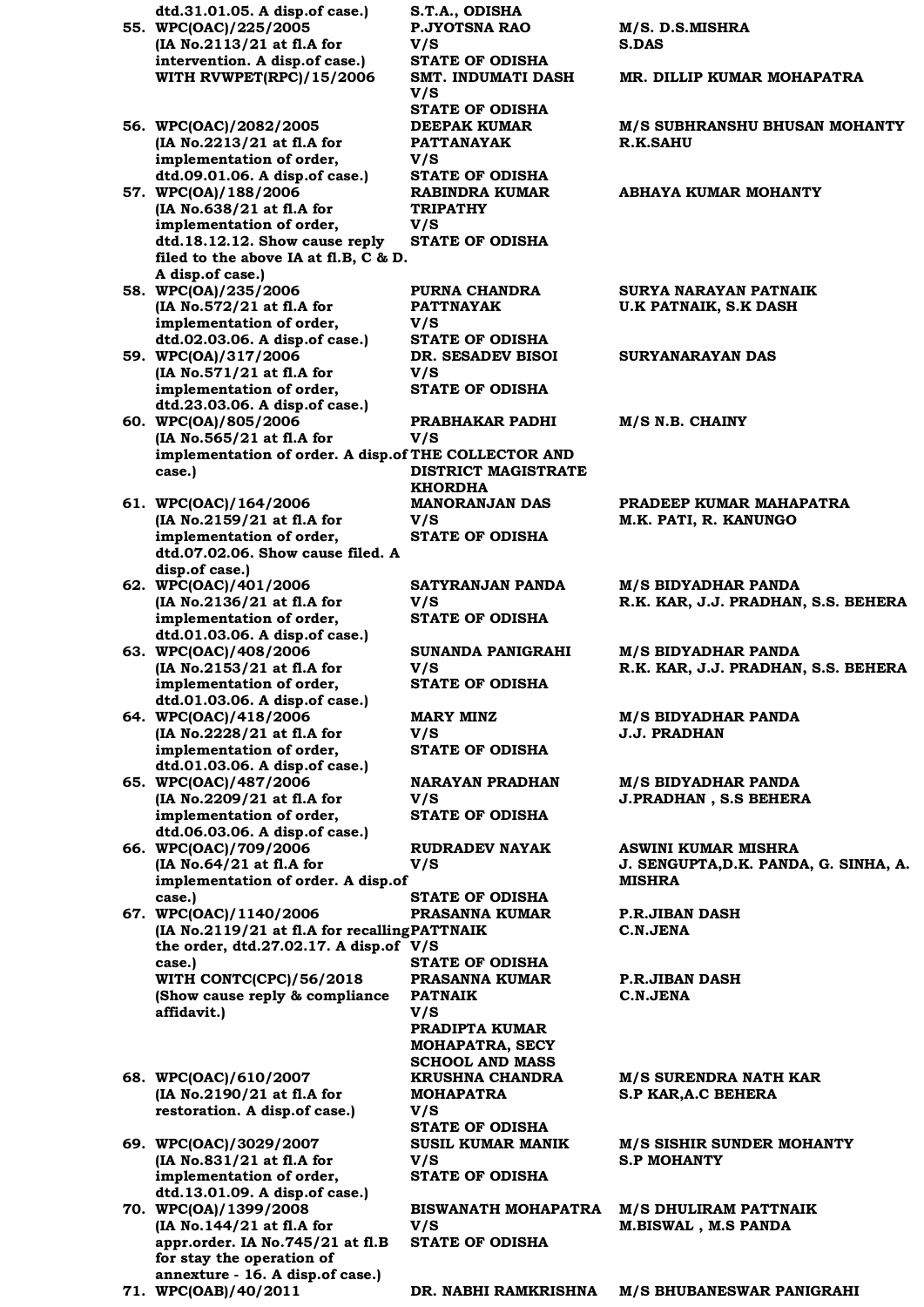| | | | |
|---|---|---|---|
| | dtd.31.01.05. A disp.of case.) | S.T.A., ODISHA | |
| 55. | WPC(OAC)/225/2005 (IA No.2113/21 at fl.A for intervention. A disp.of case.) | P.JYOTSNA RAO V/S STATE OF ODISHA | M/S. D.S.MISHRA S.DAS |
| | WITH RVWPET(RPC)/15/2006 | SMT. INDUMATI DASH V/S STATE OF ODISHA | MR. DILLIP KUMAR MOHAPATRA |
| 56. | WPC(OAC)/2082/2005 (IA No.2213/21 at fl.A for implementation of order, dtd.09.01.06. A disp.of case.) | DEEPAK KUMAR PATTANAYAK V/S STATE OF ODISHA | M/S SUBHRANSHU BHUSAN MOHANTY R.K.SAHU |
| 57. | WPC(OA)/188/2006 (IA No.638/21 at fl.A for implementation of order, dtd.18.12.12. Show cause reply filed to the above IA at fl.B, C & D. A disp.of case.) | RABINDRA KUMAR TRIPATHY V/S STATE OF ODISHA | ABHAYA KUMAR MOHANTY |
| 58. | WPC(OA)/235/2006 (IA No.572/21 at fl.A for implementation of order, dtd.02.03.06. A disp.of case.) | PURNA CHANDRA PATTNAYAK V/S STATE OF ODISHA | SURYA NARAYAN PATNAIK U.K PATNAIK, S.K DASH |
| 59. | WPC(OA)/317/2006 (IA No.571/21 at fl.A for implementation of order, dtd.23.03.06. A disp.of case.) | DR. SESADEV BISOI V/S STATE OF ODISHA | SURYANARAYAN DAS |
| 60. | WPC(OA)/805/2006 (IA No.565/21 at fl.A for implementation of order. A disp.of case.) | PRABHAKAR PADHI V/S THE COLLECTOR AND DISTRICT MAGISTRATE KHORDHA | M/S N.B. CHAINY |
| 61. | WPC(OAC)/164/2006 (IA No.2159/21 at fl.A for implementation of order, dtd.07.02.06. Show cause filed. A disp.of case.) | MANORANJAN DAS V/S STATE OF ODISHA | PRADEEP KUMAR MAHAPATRA M.K. PATI, R. KANUNGO |
| 62. | WPC(OAC)/401/2006 (IA No.2136/21 at fl.A for implementation of order, dtd.01.03.06. A disp.of case.) | SATYRANJAN PANDA V/S STATE OF ODISHA | M/S BIDYADHAR PANDA R.K. KAR, J.J. PRADHAN, S.S. BEHERA |
| 63. | WPC(OAC)/408/2006 (IA No.2153/21 at fl.A for implementation of order, dtd.01.03.06. A disp.of case.) | SUNANDA PANIGRAHI V/S STATE OF ODISHA | M/S BIDYADHAR PANDA R.K. KAR, J.J. PRADHAN, S.S. BEHERA |
| 64. | WPC(OAC)/418/2006 (IA No.2228/21 at fl.A for implementation of order, dtd.01.03.06. A disp.of case.) | MARY MINZ V/S STATE OF ODISHA | M/S BIDYADHAR PANDA J.J. PRADHAN |
| 65. | WPC(OAC)/487/2006 (IA No.2209/21 at fl.A for implementation of order, dtd.06.03.06. A disp.of case.) | NARAYAN PRADHAN V/S STATE OF ODISHA | M/S BIDYADHAR PANDA J.PRADHAN , S.S BEHERA |
| 66. | WPC(OAC)/709/2006 (IA No.64/21 at fl.A for implementation of order. A disp.of case.) | RUDRADEV NAYAK V/S STATE OF ODISHA | ASWINI KUMAR MISHRA J. SENGUPTA,D.K. PANDA, G. SINHA, A. MISHRA |
| 67. | WPC(OAC)/1140/2006 (IA No.2119/21 at fl.A for recalling the order, dtd.27.02.17. A disp.of case.) | PRASANNA KUMAR PATTNAIK V/S STATE OF ODISHA | P.R.JIBAN DASH C.N.JENA |
| | WITH CONTC(CPC)/56/2018 (Show cause reply & compliance affidavit.) | PRASANNA KUMAR PATNAIK V/S PRADIPTA KUMAR MOHAPATRA, SECY SCHOOL AND MASS | P.R.JIBAN DASH C.N.JENA |
| 68. | WPC(OAC)/610/2007 (IA No.2190/21 at fl.A for restoration. A disp.of case.) | KRUSHNA CHANDRA MOHAPATRA V/S STATE OF ODISHA | M/S SURENDRA NATH KAR S.P KAR,A.C BEHERA |
| 69. | WPC(OAC)/3029/2007 (IA No.831/21 at fl.A for implementation of order, dtd.13.01.09. A disp.of case.) | SUSIL KUMAR MANIK V/S STATE OF ODISHA | M/S SISHIR SUNDER MOHANTY S.P MOHANTY |
| 70. | WPC(OA)/1399/2008 (IA No.144/21 at fl.A for appr.order. IA No.745/21 at fl.B for stay the operation of annexure - 16. A disp.of case.) | BISWANATH MOHAPATRA V/S STATE OF ODISHA | M/S DHULIRAM PATTNAIK M.BISWAL , M.S PANDA |
| 71. | WPC(OAB)/40/2011 | DR. NABHI RAMKRISHNA | M/S BHUBANESWAR PANIGRAHI |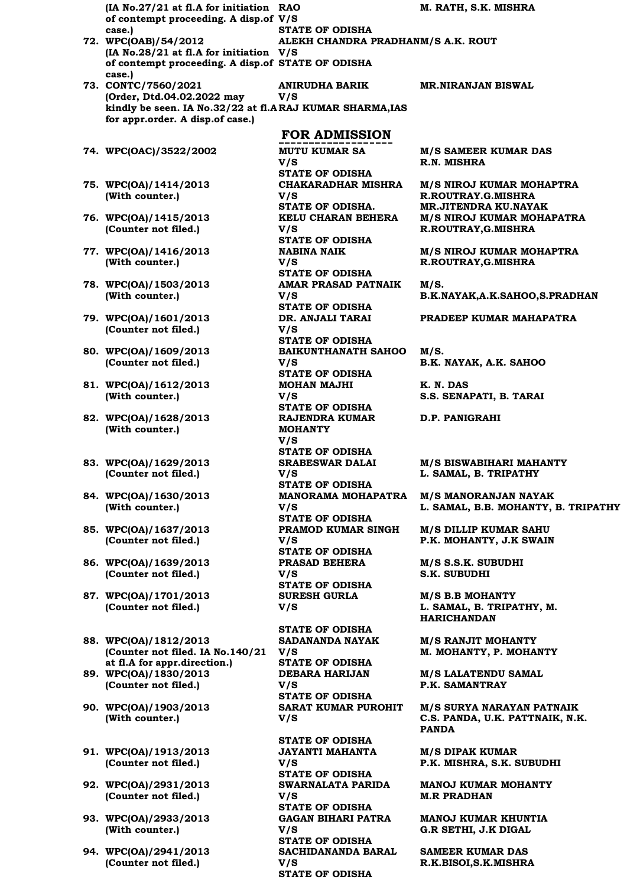| | Case | Parties | Advocates |
|---|---|---|---|
| | (IA No.27/21 at fl.A for initiation of contempt proceeding. A disp.of case.) | RAO V/S STATE OF ODISHA | M. RATH, S.K. MISHRA |
| 72. | WPC(OAB)/54/2012 (IA No.28/21 at fl.A for initiation of contempt proceeding. A disp.of case.) | ALEKH CHANDRA PRADHAN V/S STATE OF ODISHA | M/S A.K. ROUT |
| 73. | CONTC/7560/2021 (Order, Dtd.04.02.2022 may kindly be seen. IA No.32/22 at fl.A for appr.order. A disp.of case.) | ANIRUDHA BARIK V/S RAJ KUMAR SHARMA,IAS | MR.NIRANJAN BISWAL |

## FOR ADMISSION

| | Case | Parties | Advocates |
|---|---|---|---|
| 74. | WPC(OAC)/3522/2002 | MUTU KUMAR SA V/S STATE OF ODISHA | M/S SAMEER KUMAR DAS R.N. MISHRA |
| 75. | WPC(OA)/1414/2013 (With counter.) | CHAKARADHAR MISHRA V/S STATE OF ODISHA. | M/S NIROJ KUMAR MOHAPTRA R.ROUTRAY.G.MISHRA MR.JITENDRA KU.NAYAK |
| 76. | WPC(OA)/1415/2013 (Counter not filed.) | KELU CHARAN BEHERA V/S STATE OF ODISHA | M/S NIROJ KUMAR MOHAPATRA R.ROUTRAY,G.MISHRA |
| 77. | WPC(OA)/1416/2013 (With counter.) | NABINA NAIK V/S STATE OF ODISHA | M/S NIROJ KUMAR MOHAPTRA R.ROUTRAY,G.MISHRA |
| 78. | WPC(OA)/1503/2013 (With counter.) | AMAR PRASAD PATNAIK V/S STATE OF ODISHA | M/S. B.K.NAYAK,A.K.SAHOO,S.PRADHAN |
| 79. | WPC(OA)/1601/2013 (Counter not filed.) | DR. ANJALI TARAI V/S STATE OF ODISHA | PRADEEP KUMAR MAHAPATRA |
| 80. | WPC(OA)/1609/2013 (Counter not filed.) | BAIKUNTHANATH SAHOO V/S STATE OF ODISHA | M/S. B.K. NAYAK, A.K. SAHOO |
| 81. | WPC(OA)/1612/2013 (With counter.) | MOHAN MAJHI V/S STATE OF ODISHA | K. N. DAS S.S. SENAPATI, B. TARAI |
| 82. | WPC(OA)/1628/2013 (With counter.) | RAJENDRA KUMAR MOHANTY V/S STATE OF ODISHA | D.P. PANIGRAHI |
| 83. | WPC(OA)/1629/2013 (Counter not filed.) | SRABESWAR DALAI V/S STATE OF ODISHA | M/S BISWABIHARI MAHANTY L. SAMAL, B. TRIPATHY |
| 84. | WPC(OA)/1630/2013 (With counter.) | MANORAMA MOHAPATRA V/S STATE OF ODISHA | M/S MANORANJAN NAYAK L. SAMAL, B.B. MOHANTY, B. TRIPATHY |
| 85. | WPC(OA)/1637/2013 (Counter not filed.) | PRAMOD KUMAR SINGH V/S STATE OF ODISHA | M/S DILLIP KUMAR SAHU P.K. MOHANTY, J.K SWAIN |
| 86. | WPC(OA)/1639/2013 (Counter not filed.) | PRASAD BEHERA V/S STATE OF ODISHA | M/S S.S.K. SUBUDHI S.K. SUBUDHI |
| 87. | WPC(OA)/1701/2013 (Counter not filed.) | SURESH GURLA V/S STATE OF ODISHA | M/S B.B MOHANTY L. SAMAL, B. TRIPATHY, M. HARICHANDAN |
| 88. | WPC(OA)/1812/2013 (Counter not filed. IA No.140/21 at fl.A for appr.direction.) | SADANANDA NAYAK V/S STATE OF ODISHA | M/S RANJIT MOHANTY M. MOHANTY, P. MOHANTY |
| 89. | WPC(OA)/1830/2013 (Counter not filed.) | DEBARA HARIJAN V/S STATE OF ODISHA | M/S LALATENDU SAMAL P.K. SAMANTRAY |
| 90. | WPC(OA)/1903/2013 (With counter.) | SARAT KUMAR PUROHIT V/S STATE OF ODISHA | M/S SURYA NARAYAN PATNAIK C.S. PANDA, U.K. PATTNAIK, N.K. PANDA |
| 91. | WPC(OA)/1913/2013 (Counter not filed.) | JAYANTI MAHANTA V/S STATE OF ODISHA | M/S DIPAK KUMAR P.K. MISHRA, S.K. SUBUDHI |
| 92. | WPC(OA)/2931/2013 (Counter not filed.) | SWARNALATA PARIDA V/S STATE OF ODISHA | MANOJ KUMAR MOHANTY M.R PRADHAN |
| 93. | WPC(OA)/2933/2013 (With counter.) | GAGAN BIHARI PATRA V/S STATE OF ODISHA | MANOJ KUMAR KHUNTIA G.R SETHI, J.K DIGAL |
| 94. | WPC(OA)/2941/2013 (Counter not filed.) | SACHIDANANDA BARAL V/S STATE OF ODISHA | SAMEER KUMAR DAS R.K.BISOI,S.K.MISHRA |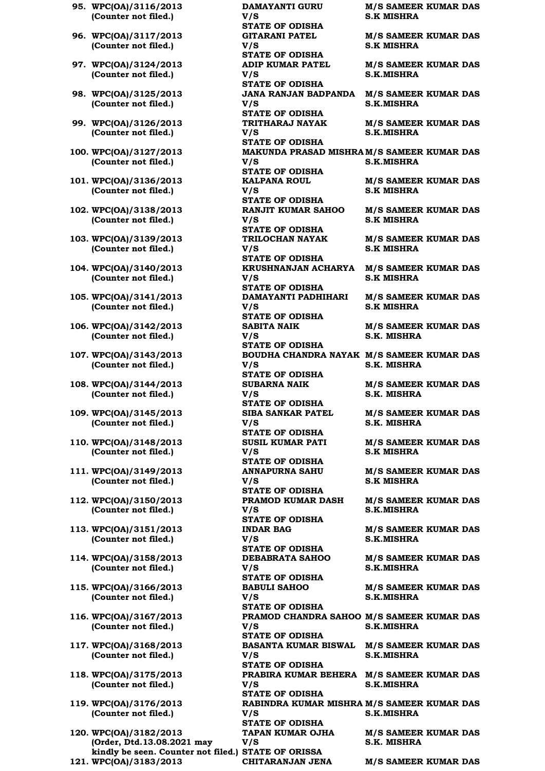95. **WPC(OA)/3116/2013** **(Counter not filed.)** **DAMAYANTI GURU V/S STATE OF ODISHA** **M/S SAMEER KUMAR DAS S.K MISHRA**

96. **WPC(OA)/3117/2013** **(Counter not filed.)** **GITARANI PATEL V/S STATE OF ODISHA** **M/S SAMEER KUMAR DAS S.K MISHRA**

97. **WPC(OA)/3124/2013** **(Counter not filed.)** **ADIP KUMAR PATEL V/S STATE OF ODISHA** **M/S SAMEER KUMAR DAS S.K.MISHRA**

98. **WPC(OA)/3125/2013** **(Counter not filed.)** **JANA RANJAN BADPANDA V/S STATE OF ODISHA** **M/S SAMEER KUMAR DAS S.K.MISHRA**

99. **WPC(OA)/3126/2013** **(Counter not filed.)** **TRITHARAJ NAYAK V/S STATE OF ODISHA** **M/S SAMEER KUMAR DAS S.K.MISHRA**

100. **WPC(OA)/3127/2013** **(Counter not filed.)** **MAKUNDA PRASAD MISHRA V/S STATE OF ODISHA** **M/S SAMEER KUMAR DAS S.K.MISHRA**

101. **WPC(OA)/3136/2013** **(Counter not filed.)** **KALPANA ROUL V/S STATE OF ODISHA** **M/S SAMEER KUMAR DAS S.K MISHRA**

102. **WPC(OA)/3138/2013** **(Counter not filed.)** **RANJIT KUMAR SAHOO V/S STATE OF ODISHA** **M/S SAMEER KUMAR DAS S.K MISHRA**

103. **WPC(OA)/3139/2013** **(Counter not filed.)** **TRILOCHAN NAYAK V/S STATE OF ODISHA** **M/S SAMEER KUMAR DAS S.K MISHRA**

104. **WPC(OA)/3140/2013** **(Counter not filed.)** **KRUSHNANJAN ACHARYA V/S STATE OF ODISHA** **M/S SAMEER KUMAR DAS S.K MISHRA**

105. **WPC(OA)/3141/2013** **(Counter not filed.)** **DAMAYANTI PADHIHARI V/S STATE OF ODISHA** **M/S SAMEER KUMAR DAS S.K MISHRA**

106. **WPC(OA)/3142/2013** **(Counter not filed.)** **SABITA NAIK V/S STATE OF ODISHA** **M/S SAMEER KUMAR DAS S.K. MISHRA**

107. **WPC(OA)/3143/2013** **(Counter not filed.)** **BOUDHA CHANDRA NAYAK V/S STATE OF ODISHA** **M/S SAMEER KUMAR DAS S.K. MISHRA**

108. **WPC(OA)/3144/2013** **(Counter not filed.)** **SUBARNA NAIK V/S STATE OF ODISHA** **M/S SAMEER KUMAR DAS S.K. MISHRA**

109. **WPC(OA)/3145/2013** **(Counter not filed.)** **SIBA SANKAR PATEL V/S STATE OF ODISHA** **M/S SAMEER KUMAR DAS S.K. MISHRA**

110. **WPC(OA)/3148/2013** **(Counter not filed.)** **SUSIL KUMAR PATI V/S STATE OF ODISHA** **M/S SAMEER KUMAR DAS S.K MISHRA**

111. **WPC(OA)/3149/2013** **(Counter not filed.)** **ANNAPURNA SAHU V/S STATE OF ODISHA** **M/S SAMEER KUMAR DAS S.K MISHRA**

112. **WPC(OA)/3150/2013** **(Counter not filed.)** **PRAMOD KUMAR DASH V/S STATE OF ODISHA** **M/S SAMEER KUMAR DAS S.K.MISHRA**

113. **WPC(OA)/3151/2013** **(Counter not filed.)** **INDAR BAG V/S STATE OF ODISHA** **M/S SAMEER KUMAR DAS S.K.MISHRA**

114. **WPC(OA)/3158/2013** **(Counter not filed.)** **DEBABRATA SAHOO V/S STATE OF ODISHA** **M/S SAMEER KUMAR DAS S.K.MISHRA**

115. **WPC(OA)/3166/2013** **(Counter not filed.)** **BABULI SAHOO V/S STATE OF ODISHA** **M/S SAMEER KUMAR DAS S.K.MISHRA**

116. **WPC(OA)/3167/2013** **(Counter not filed.)** **PRAMOD CHANDRA SAHOO V/S STATE OF ODISHA** **M/S SAMEER KUMAR DAS S.K.MISHRA**

117. **WPC(OA)/3168/2013** **(Counter not filed.)** **BASANTA KUMAR BISWAL V/S STATE OF ODISHA** **M/S SAMEER KUMAR DAS S.K.MISHRA**

118. **WPC(OA)/3175/2013** **(Counter not filed.)** **PRABIRA KUMAR BEHERA V/S STATE OF ODISHA** **M/S SAMEER KUMAR DAS S.K.MISHRA**

119. **WPC(OA)/3176/2013** **(Counter not filed.)** **RABINDRA KUMAR MISHRA V/S STATE OF ODISHA** **M/S SAMEER KUMAR DAS S.K.MISHRA**

120. **WPC(OA)/3182/2013** **(Order, Dtd.13.08.2021 may kindly be seen. Counter not filed.)** **TAPAN KUMAR OJHA V/S STATE OF ORISSA** **M/S SAMEER KUMAR DAS S.K. MISHRA**

121. **WPC(OA)/3183/2013** **CHITARANJAN JENA** **M/S SAMEER KUMAR DAS**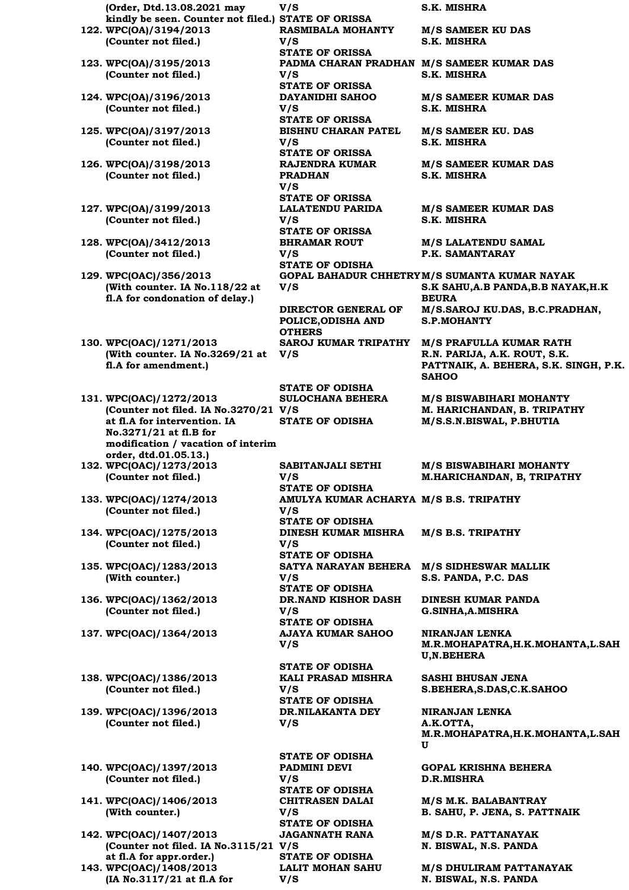| Case | Parties | Advocates |
|---|---|---|
| (Order, Dtd.13.08.2021 may kindly be seen. Counter not filed.) | V/S STATE OF ORISSA | S.K. MISHRA |
| 122. WPC(OA)/3194/2013 (Counter not filed.) | RASMIBALA MOHANTY V/S STATE OF ORISSA | M/S SAMEER KU DAS S.K. MISHRA |
| 123. WPC(OA)/3195/2013 (Counter not filed.) | PADMA CHARAN PRADHAN V/S STATE OF ORISSA | M/S SAMEER KUMAR DAS S.K. MISHRA |
| 124. WPC(OA)/3196/2013 (Counter not filed.) | DAYANIDHI SAHOO V/S STATE OF ORISSA | M/S SAMEER KUMAR DAS S.K. MISHRA |
| 125. WPC(OA)/3197/2013 (Counter not filed.) | BISHNU CHARAN PATEL V/S STATE OF ORISSA | M/S SAMEER KU. DAS S.K. MISHRA |
| 126. WPC(OA)/3198/2013 (Counter not filed.) | RAJENDRA KUMAR PRADHAN V/S STATE OF ORISSA | M/S SAMEER KUMAR DAS S.K. MISHRA |
| 127. WPC(OA)/3199/2013 (Counter not filed.) | LALATENDU PARIDA V/S STATE OF ORISSA | M/S SAMEER KUMAR DAS S.K. MISHRA |
| 128. WPC(OA)/3412/2013 (Counter not filed.) | BHRAMAR ROUT V/S STATE OF ODISHA | M/S LALATENDU SAMAL P.K. SAMANTARAY |
| 129. WPC(OAC)/356/2013 (With counter. IA No.118/22 at fl.A for condonation of delay.) | GOPAL BAHADUR CHHETRY V/S DIRECTOR GENERAL OF POLICE,ODISHA AND OTHERS | M/S SUMANTA KUMAR NAYAK S.K SAHU,A.B PANDA,B.B NAYAK,H.K BEURA M/S.SAROJ KU.DAS, B.C.PRADHAN, S.P.MOHANTY |
| 130. WPC(OAC)/1271/2013 (With counter. IA No.3269/21 at fl.A for amendment.) | SAROJ KUMAR TRIPATHY V/S STATE OF ODISHA | M/S PRAFULLA KUMAR RATH R.N. PARIJA, A.K. ROUT, S.K. PATTNAIK, A. BEHERA, S.K. SINGH, P.K. SAHOO |
| 131. WPC(OAC)/1272/2013 (Counter not filed. IA No.3270/21 at fl.A for intervention. IA No.3271/21 at fl.B for modification / vacation of interim order, dtd.01.05.13.) | SULOCHANA BEHERA V/S STATE OF ODISHA | M/S BISWABIHARI MOHANTY M. HARICHANDAN, B. TRIPATHY M/S.S.N.BISWAL, P.BHUTIA |
| 132. WPC(OAC)/1273/2013 (Counter not filed.) | SABITANJALI SETHI V/S STATE OF ODISHA | M/S BISWABIHARI MOHANTY M.HARICHANDAN, B, TRIPATHY |
| 133. WPC(OAC)/1274/2013 (Counter not filed.) | AMULYA KUMAR ACHARYA V/S STATE OF ODISHA | M/S B.S. TRIPATHY |
| 134. WPC(OAC)/1275/2013 (Counter not filed.) | DINESH KUMAR MISHRA V/S STATE OF ODISHA | M/S B.S. TRIPATHY |
| 135. WPC(OAC)/1283/2013 (With counter.) | SATYA NARAYAN BEHERA V/S STATE OF ODISHA | M/S SIDHESWAR MALLIK S.S. PANDA, P.C. DAS |
| 136. WPC(OAC)/1362/2013 (Counter not filed.) | DR.NAND KISHOR DASH V/S STATE OF ODISHA | DINESH KUMAR PANDA G.SINHA,A.MISHRA |
| 137. WPC(OAC)/1364/2013 | AJAYA KUMAR SAHOO V/S STATE OF ODISHA | NIRANJAN LENKA M.R.MOHAPATRA,H.K.MOHANTA,L.SAHU,N.BEHERA |
| 138. WPC(OAC)/1386/2013 (Counter not filed.) | KALI PRASAD MISHRA V/S STATE OF ODISHA | SASHI BHUSAN JENA S.BEHERA,S.DAS,C.K.SAHOO |
| 139. WPC(OAC)/1396/2013 (Counter not filed.) | DR.NILAKANTA DEY V/S STATE OF ODISHA | NIRANJAN LENKA A.K.OTTA, M.R.MOHAPATRA,H.K.MOHANTA,L.SAHU |
| 140. WPC(OAC)/1397/2013 (Counter not filed.) | PADMINI DEVI V/S STATE OF ODISHA | GOPAL KRISHNA BEHERA D.R.MISHRA |
| 141. WPC(OAC)/1406/2013 (With counter.) | CHITRASEN DALAI V/S STATE OF ODISHA | M/S M.K. BALABANTRAY B. SAHU, P. JENA, S. PATTNAIK |
| 142. WPC(OAC)/1407/2013 (Counter not filed. IA No.3115/21 at fl.A for appr.order.) | JAGANNATH RANA V/S STATE OF ODISHA | M/S D.R. PATTANAYAK N. BISWAL, N.S. PANDA |
| 143. WPC(OAC)/1408/2013 (IA No.3117/21 at fl.A for | LALIT MOHAN SAHU V/S | M/S DHULIRAM PATTANAYAK N. BISWAL, N.S. PANDA |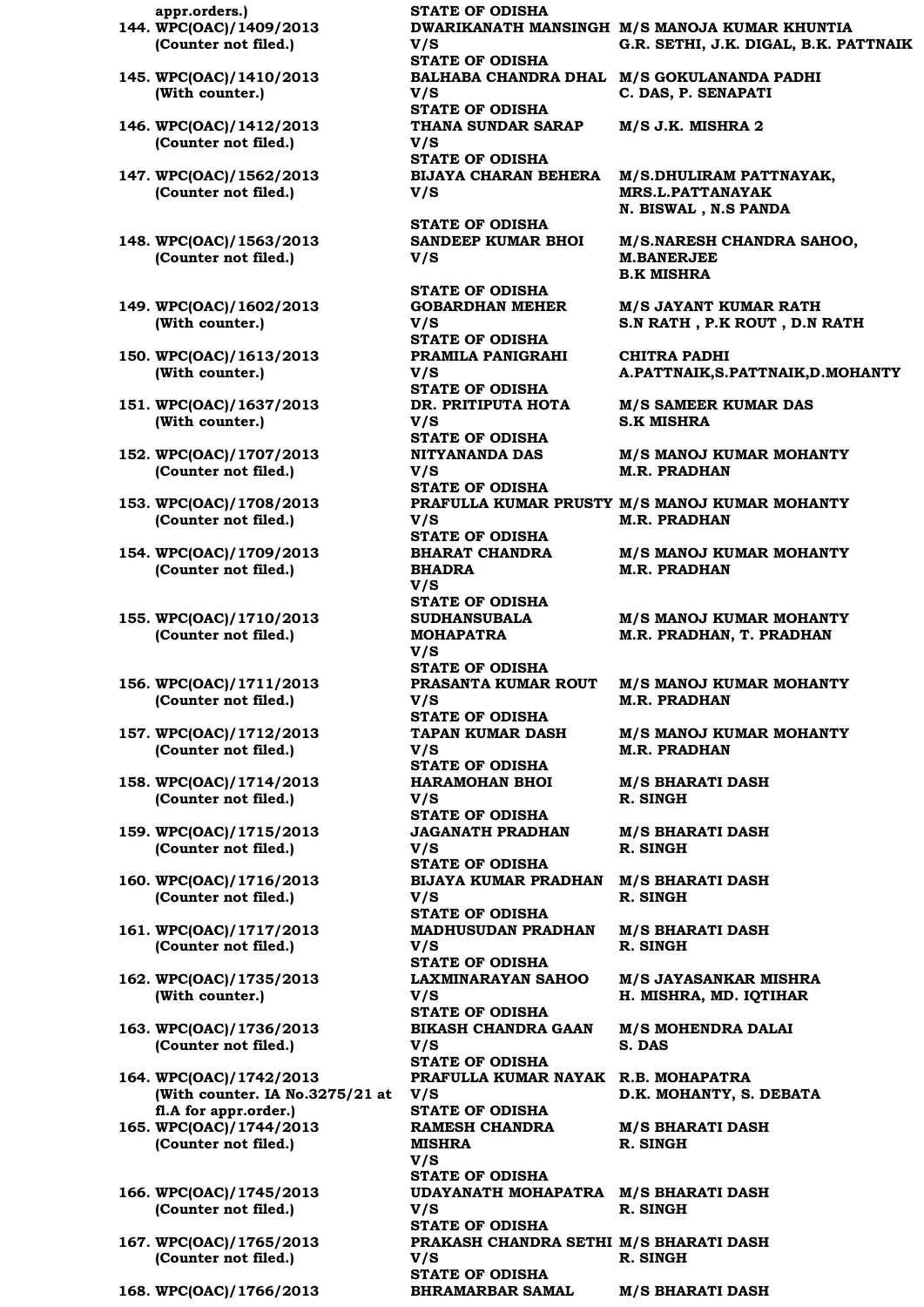appr.orders.)  STATE OF ODISHA

144. WPC(OAC)/1409/2013 (Counter not filed.) DWARIKANATH MANSINGH V/S STATE OF ODISHA M/S MANOJA KUMAR KHUNTIA G.R. SETHI, J.K. DIGAL, B.K. PATTNAIK

145. WPC(OAC)/1410/2013 (With counter.) BALHABA CHANDRA DHAL V/S STATE OF ODISHA M/S GOKULANANDA PADHI C. DAS, P. SENAPATI

146. WPC(OAC)/1412/2013 (Counter not filed.) THANA SUNDAR SARAP V/S STATE OF ODISHA M/S J.K. MISHRA 2

147. WPC(OAC)/1562/2013 (Counter not filed.) BIJAYA CHARAN BEHERA V/S STATE OF ODISHA M/S.DHULIRAM PATTNAYAK, MRS.L.PATTANAYAK N. BISWAL , N.S PANDA

148. WPC(OAC)/1563/2013 (Counter not filed.) SANDEEP KUMAR BHOI V/S STATE OF ODISHA M/S.NARESH CHANDRA SAHOO, M.BANERJEE B.K MISHRA

149. WPC(OAC)/1602/2013 (With counter.) GOBARDHAN MEHER V/S STATE OF ODISHA M/S JAYANT KUMAR RATH S.N RATH , P.K ROUT , D.N RATH

150. WPC(OAC)/1613/2013 (With counter.) PRAMILA PANIGRAHI V/S STATE OF ODISHA CHITRA PADHI A.PATTNAIK,S.PATTNAIK,D.MOHANTY

151. WPC(OAC)/1637/2013 (With counter.) DR. PRITIPUTA HOTA V/S STATE OF ODISHA M/S SAMEER KUMAR DAS S.K MISHRA

152. WPC(OAC)/1707/2013 (Counter not filed.) NITYANANDA DAS V/S STATE OF ODISHA M/S MANOJ KUMAR MOHANTY M.R. PRADHAN

153. WPC(OAC)/1708/2013 (Counter not filed.) PRAFULLA KUMAR PRUSTY V/S STATE OF ODISHA M/S MANOJ KUMAR MOHANTY M.R. PRADHAN

154. WPC(OAC)/1709/2013 (Counter not filed.) BHARAT CHANDRA BHADRA V/S STATE OF ODISHA M/S MANOJ KUMAR MOHANTY M.R. PRADHAN

155. WPC(OAC)/1710/2013 (Counter not filed.) SUDHANSUBALA MOHAPATRA V/S STATE OF ODISHA M/S MANOJ KUMAR MOHANTY M.R. PRADHAN, T. PRADHAN

156. WPC(OAC)/1711/2013 (Counter not filed.) PRASANTA KUMAR ROUT V/S STATE OF ODISHA M/S MANOJ KUMAR MOHANTY M.R. PRADHAN

157. WPC(OAC)/1712/2013 (Counter not filed.) TAPAN KUMAR DASH V/S STATE OF ODISHA M/S MANOJ KUMAR MOHANTY M.R. PRADHAN

158. WPC(OAC)/1714/2013 (Counter not filed.) HARAMOHAN BHOI V/S STATE OF ODISHA M/S BHARATI DASH R. SINGH

159. WPC(OAC)/1715/2013 (Counter not filed.) JAGANATH PRADHAN V/S STATE OF ODISHA M/S BHARATI DASH R. SINGH

160. WPC(OAC)/1716/2013 (Counter not filed.) BIJAYA KUMAR PRADHAN V/S STATE OF ODISHA M/S BHARATI DASH R. SINGH

161. WPC(OAC)/1717/2013 (Counter not filed.) MADHUSUDAN PRADHAN V/S STATE OF ODISHA M/S BHARATI DASH R. SINGH

162. WPC(OAC)/1735/2013 (With counter.) LAXMINARAYAN SAHOO V/S STATE OF ODISHA M/S JAYASANKAR MISHRA H. MISHRA, MD. IQTIHAR

163. WPC(OAC)/1736/2013 (Counter not filed.) BIKASH CHANDRA GAAN V/S STATE OF ODISHA M/S MOHENDRA DALAI S. DAS

164. WPC(OAC)/1742/2013 (With counter. IA No.3275/21 at fl.A for appr.order.) PRAFULLA KUMAR NAYAK V/S STATE OF ODISHA R.B. MOHAPATRA D.K. MOHANTY, S. DEBATA

165. WPC(OAC)/1744/2013 (Counter not filed.) RAMESH CHANDRA MISHRA V/S STATE OF ODISHA M/S BHARATI DASH R. SINGH

166. WPC(OAC)/1745/2013 (Counter not filed.) UDAYANATH MOHAPATRA V/S STATE OF ODISHA M/S BHARATI DASH R. SINGH

167. WPC(OAC)/1765/2013 (Counter not filed.) PRAKASH CHANDRA SETHI V/S STATE OF ODISHA M/S BHARATI DASH R. SINGH

168. WPC(OAC)/1766/2013 BHRAMARBAR SAMAL M/S BHARATI DASH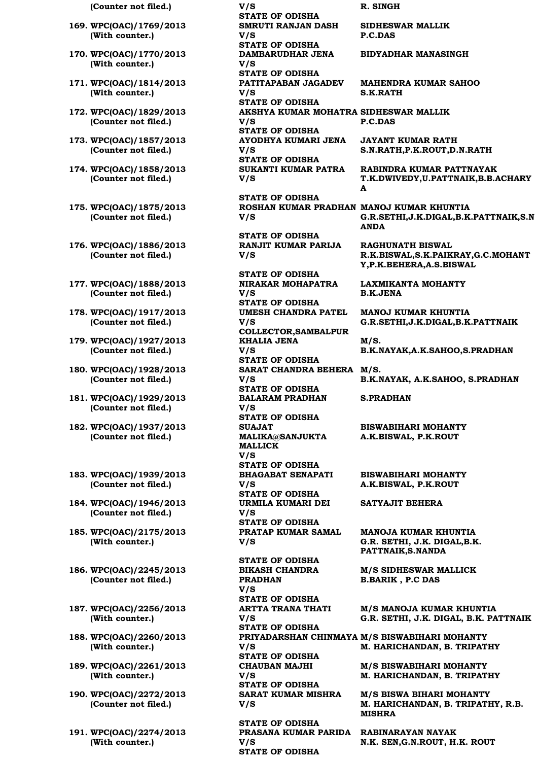| | | |
|---|---|---|
| **(Counter not filed.)** | **V/S** **STATE OF ODISHA** | **R. SINGH** |
| **169. WPC(OAC)/1769/2013** **(With counter.)** | **SMRUTI RANJAN DASH** **V/S** **STATE OF ODISHA** | **SIDHESWAR MALLIK** **P.C.DAS** |
| **170. WPC(OAC)/1770/2013** **(With counter.)** | **DAMBARUDHAR JENA** **V/S** **STATE OF ODISHA** | **BIDYADHAR MANASINGH** |
| **171. WPC(OAC)/1814/2013** **(With counter.)** | **PATITAPABAN JAGADEV** **V/S** **STATE OF ODISHA** | **MAHENDRA KUMAR SAHOO** **S.K.RATH** |
| **172. WPC(OAC)/1829/2013** **(Counter not filed.)** | **AKSHYA KUMAR MOHATRA** **V/S** **STATE OF ODISHA** | **SIDHESWAR MALLIK** **P.C.DAS** |
| **173. WPC(OAC)/1857/2013** **(Counter not filed.)** | **AYODHYA KUMARI JENA** **V/S** **STATE OF ODISHA** | **JAYANT KUMAR RATH** **S.N.RATH,P.K.ROUT,D.N.RATH** |
| **174. WPC(OAC)/1858/2013** **(Counter not filed.)** | **SUKANTI KUMAR PATRA** **V/S** **STATE OF ODISHA** | **RABINDRA KUMAR PATTNAYAK** **T.K.DWIVEDY,U.PATTNAIK,B.B.ACHARYA** |
| **175. WPC(OAC)/1875/2013** **(Counter not filed.)** | **ROSHAN KUMAR PRADHAN** **V/S** **STATE OF ODISHA** | **MANOJ KUMAR KHUNTIA** **G.R.SETHI,J.K.DIGAL,B.K.PATTNAIK,S.NANDA** |
| **176. WPC(OAC)/1886/2013** **(Counter not filed.)** | **RANJIT KUMAR PARIJA** **V/S** **STATE OF ODISHA** | **RAGHUNATH BISWAL** **R.K.BISWAL,S.K.PAIKRAY,G.C.MOHANTY,P.K.BEHERA,A.S.BISWAL** |
| **177. WPC(OAC)/1888/2013** **(Counter not filed.)** | **NIRAKAR MOHAPATRA** **V/S** **STATE OF ODISHA** | **LAXMIKANTA MOHANTY** **B.K.JENA** |
| **178. WPC(OAC)/1917/2013** **(Counter not filed.)** | **UMESH CHANDRA PATEL** **V/S** **COLLECTOR,SAMBALPUR** | **MANOJ KUMAR KHUNTIA** **G.R.SETHI,J.K.DIGAL,B.K.PATTNAIK** |
| **179. WPC(OAC)/1927/2013** **(Counter not filed.)** | **KHALIA JENA** **V/S** **STATE OF ODISHA** | **M/S.** **B.K.NAYAK,A.K.SAHOO,S.PRADHAN** |
| **180. WPC(OAC)/1928/2013** **(Counter not filed.)** | **SARAT CHANDRA BEHERA** **V/S** **STATE OF ODISHA** | **M/S.** **B.K.NAYAK, A.K.SAHOO, S.PRADHAN** |
| **181. WPC(OAC)/1929/2013** **(Counter not filed.)** | **BALARAM PRADHAN** **V/S** **STATE OF ODISHA** | **S.PRADHAN** |
| **182. WPC(OAC)/1937/2013** **(Counter not filed.)** | **SUAJAT MALIKA@SANJUKTA MALLICK** **V/S** **STATE OF ODISHA** | **BISWABIHARI MOHANTY** **A.K.BISWAL, P.K.ROUT** |
| **183. WPC(OAC)/1939/2013** **(Counter not filed.)** | **BHAGABAT SENAPATI** **V/S** **STATE OF ODISHA** | **BISWABIHARI MOHANTY** **A.K.BISWAL, P.K.ROUT** |
| **184. WPC(OAC)/1946/2013** **(Counter not filed.)** | **URMILA KUMARI DEI** **V/S** **STATE OF ODISHA** | **SATYAJIT BEHERA** |
| **185. WPC(OAC)/2175/2013** **(With counter.)** | **PRATAP KUMAR SAMAL** **V/S** **STATE OF ODISHA** | **MANOJA KUMAR KHUNTIA** **G.R. SETHI, J.K. DIGAL,B.K. PATTNAIK,S.NANDA** |
| **186. WPC(OAC)/2245/2013** **(Counter not filed.)** | **BIKASH CHANDRA PRADHAN** **V/S** **STATE OF ODISHA** | **M/S SIDHESWAR MALLICK** **B.BARIK , P.C DAS** |
| **187. WPC(OAC)/2256/2013** **(With counter.)** | **ARTTA TRANA THATI** **V/S** **STATE OF ODISHA** | **M/S MANOJA KUMAR KHUNTIA** **G.R. SETHI, J.K. DIGAL, B.K. PATTNAIK** |
| **188. WPC(OAC)/2260/2013** **(With counter.)** | **PRIYADARSHAN CHINMAYA** **V/S** **STATE OF ODISHA** | **M/S BISWABIHARI MOHANTY** **M. HARICHANDAN, B. TRIPATHY** |
| **189. WPC(OAC)/2261/2013** **(With counter.)** | **CHAUBAN MAJHI** **V/S** **STATE OF ODISHA** | **M/S BISWABIHARI MOHANTY** **M. HARICHANDAN, B. TRIPATHY** |
| **190. WPC(OAC)/2272/2013** **(Counter not filed.)** | **SARAT KUMAR MISHRA** **V/S** **STATE OF ODISHA** | **M/S BISWA BIHARI MOHANTY** **M. HARICHANDAN, B. TRIPATHY, R.B. MISHRA** |
| **191. WPC(OAC)/2274/2013** **(With counter.)** | **PRASANA KUMAR PARIDA** **V/S** **STATE OF ODISHA** | **RABINARAYAN NAYAK** **N.K. SEN,G.N.ROUT, H.K. ROUT** |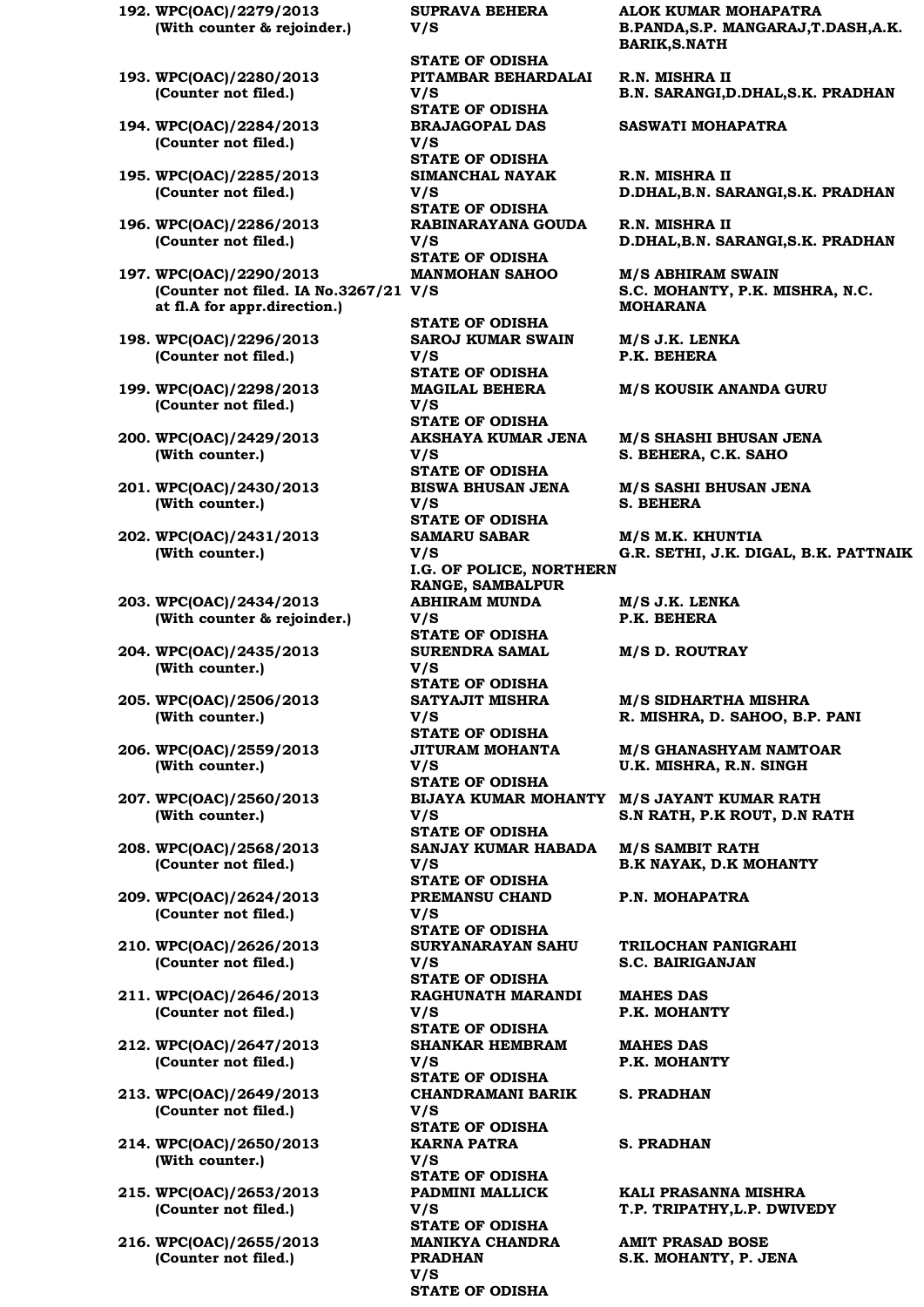| No. | Case No. | Parties | Advocates |
|---|---|---|---|
| 192. | **WPC(OAC)/2279/2013** (With counter & rejoinder.) | **SUPRAVA BEHERA** V/S **STATE OF ODISHA** | **ALOK KUMAR MOHAPATRA** B.PANDA,S.P. MANGARAJ,T.DASH,A.K. BARIK,S.NATH |
| 193. | **WPC(OAC)/2280/2013** (Counter not filed.) | **PITAMBAR BEHARDALAI** V/S **STATE OF ODISHA** | **R.N. MISHRA II** B.N. SARANGI,D.DHAL,S.K. PRADHAN |
| 194. | **WPC(OAC)/2284/2013** (Counter not filed.) | **BRAJAGOPAL DAS** V/S **STATE OF ODISHA** | **SASWATI MOHAPATRA** |
| 195. | **WPC(OAC)/2285/2013** (Counter not filed.) | **SIMANCHAL NAYAK** V/S **STATE OF ODISHA** | **R.N. MISHRA II** D.DHAL,B.N. SARANGI,S.K. PRADHAN |
| 196. | **WPC(OAC)/2286/2013** (Counter not filed.) | **RABINARAYANA GOUDA** V/S **STATE OF ODISHA** | **R.N. MISHRA II** D.DHAL,B.N. SARANGI,S.K. PRADHAN |
| 197. | **WPC(OAC)/2290/2013** (Counter not filed. IA No.3267/21 at fl.A for appr.direction.) | **MANMOHAN SAHOO** V/S **STATE OF ODISHA** | **M/S ABHIRAM SWAIN** S.C. MOHANTY, P.K. MISHRA, N.C. MOHARANA |
| 198. | **WPC(OAC)/2296/2013** (Counter not filed.) | **SAROJ KUMAR SWAIN** V/S **STATE OF ODISHA** | **M/S J.K. LENKA** P.K. BEHERA |
| 199. | **WPC(OAC)/2298/2013** (Counter not filed.) | **MAGILAL BEHERA** V/S **STATE OF ODISHA** | **M/S KOUSIK ANANDA GURU** |
| 200. | **WPC(OAC)/2429/2013** (With counter.) | **AKSHAYA KUMAR JENA** V/S **STATE OF ODISHA** | **M/S SHASHI BHUSAN JENA** S. BEHERA, C.K. SAHO |
| 201. | **WPC(OAC)/2430/2013** (With counter.) | **BISWA BHUSAN JENA** V/S **STATE OF ODISHA** | **M/S SASHI BHUSAN JENA** S. BEHERA |
| 202. | **WPC(OAC)/2431/2013** (With counter.) | **SAMARU SABAR** V/S **I.G. OF POLICE, NORTHERN RANGE, SAMBALPUR** | **M/S M.K. KHUNTIA** G.R. SETHI, J.K. DIGAL, B.K. PATTNAIK |
| 203. | **WPC(OAC)/2434/2013** (With counter & rejoinder.) | **ABHIRAM MUNDA** V/S **STATE OF ODISHA** | **M/S J.K. LENKA** P.K. BEHERA |
| 204. | **WPC(OAC)/2435/2013** (With counter.) | **SURENDRA SAMAL** V/S **STATE OF ODISHA** | **M/S D. ROUTRAY** |
| 205. | **WPC(OAC)/2506/2013** (With counter.) | **SATYAJIT MISHRA** V/S **STATE OF ODISHA** | **M/S SIDHARTHA MISHRA** R. MISHRA, D. SAHOO, B.P. PANI |
| 206. | **WPC(OAC)/2559/2013** (With counter.) | **JITURAM MOHANTA** V/S **STATE OF ODISHA** | **M/S GHANASHYAM NAMTOAR** U.K. MISHRA, R.N. SINGH |
| 207. | **WPC(OAC)/2560/2013** (With counter.) | **BIJAYA KUMAR MOHANTY** V/S **STATE OF ODISHA** | **M/S JAYANT KUMAR RATH** S.N RATH, P.K ROUT, D.N RATH |
| 208. | **WPC(OAC)/2568/2013** (Counter not filed.) | **SANJAY KUMAR HABADA** V/S **STATE OF ODISHA** | **M/S SAMBIT RATH** B.K NAYAK, D.K MOHANTY |
| 209. | **WPC(OAC)/2624/2013** (Counter not filed.) | **PREMANSU CHAND** V/S **STATE OF ODISHA** | **P.N. MOHAPATRA** |
| 210. | **WPC(OAC)/2626/2013** (Counter not filed.) | **SURYANARAYAN SAHU** V/S **STATE OF ODISHA** | **TRILOCHAN PANIGRAHI** S.C. BAIRIGANJAN |
| 211. | **WPC(OAC)/2646/2013** (Counter not filed.) | **RAGHUNATH MARANDI** V/S **STATE OF ODISHA** | **MAHES DAS** P.K. MOHANTY |
| 212. | **WPC(OAC)/2647/2013** (Counter not filed.) | **SHANKAR HEMBRAM** V/S **STATE OF ODISHA** | **MAHES DAS** P.K. MOHANTY |
| 213. | **WPC(OAC)/2649/2013** (Counter not filed.) | **CHANDRAMANI BARIK** V/S **STATE OF ODISHA** | **S. PRADHAN** |
| 214. | **WPC(OAC)/2650/2013** (With counter.) | **KARNA PATRA** V/S **STATE OF ODISHA** | **S. PRADHAN** |
| 215. | **WPC(OAC)/2653/2013** (Counter not filed.) | **PADMINI MALLICK** V/S **STATE OF ODISHA** | **KALI PRASANNA MISHRA** T.P. TRIPATHY,L.P. DWIVEDY |
| 216. | **WPC(OAC)/2655/2013** (Counter not filed.) | **MANIKYA CHANDRA PRADHAN** V/S **STATE OF ODISHA** | **AMIT PRASAD BOSE** S.K. MOHANTY, P. JENA |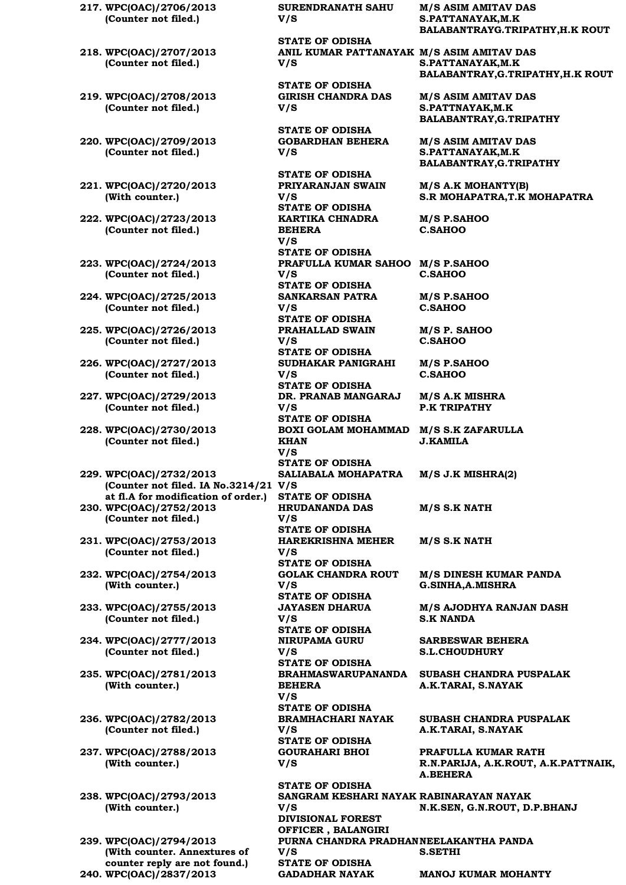217. WPC(OAC)/2706/2013 (Counter not filed.) — SURENDRANATH SAHU V/S STATE OF ODISHA — M/S ASIM AMITAV DAS S.PATTANAYAK,M.K BALABANTRAYG.TRIPATHY,H.K ROUT

218. WPC(OAC)/2707/2013 (Counter not filed.) — ANIL KUMAR PATTANAYAK V/S STATE OF ODISHA — M/S ASIM AMITAV DAS S.PATTANAYAK,M.K BALABANTRAY,G.TRIPATHY,H.K ROUT

219. WPC(OAC)/2708/2013 (Counter not filed.) — GIRISH CHANDRA DAS V/S STATE OF ODISHA — M/S ASIM AMITAV DAS S.PATTNAYAK,M.K BALABANTRAY,G.TRIPATHY

220. WPC(OAC)/2709/2013 (Counter not filed.) — GOBARDHAN BEHERA V/S STATE OF ODISHA — M/S ASIM AMITAV DAS S.PATTANAYAK,M.K BALABANTRAY,G.TRIPATHY

221. WPC(OAC)/2720/2013 (With counter.) — PRIYARANJAN SWAIN V/S STATE OF ODISHA — M/S A.K MOHANTY(B) S.R MOHAPATRA,T.K MOHAPATRA

222. WPC(OAC)/2723/2013 (Counter not filed.) — KARTIKA CHNADRA BEHERA V/S STATE OF ODISHA — M/S P.SAHOO C.SAHOO

223. WPC(OAC)/2724/2013 (Counter not filed.) — PRAFULLA KUMAR SAHOO V/S STATE OF ODISHA — M/S P.SAHOO C.SAHOO

224. WPC(OAC)/2725/2013 (Counter not filed.) — SANKARSAN PATRA V/S STATE OF ODISHA — M/S P.SAHOO C.SAHOO

225. WPC(OAC)/2726/2013 (Counter not filed.) — PRAHALLAD SWAIN V/S STATE OF ODISHA — M/S P. SAHOO C.SAHOO

226. WPC(OAC)/2727/2013 (Counter not filed.) — SUDHAKAR PANIGRAHI V/S STATE OF ODISHA — M/S P.SAHOO C.SAHOO

227. WPC(OAC)/2729/2013 (Counter not filed.) — DR. PRANAB MANGARAJ V/S STATE OF ODISHA — M/S A.K MISHRA P.K TRIPATHY

228. WPC(OAC)/2730/2013 (Counter not filed.) — BOXI GOLAM MOHAMMAD KHAN V/S STATE OF ODISHA — M/S S.K ZAFARULLA J.KAMILA

229. WPC(OAC)/2732/2013 (Counter not filed. IA No.3214/21 at fl.A for modification of order.) — SALIABALA MOHAPATRA V/S STATE OF ODISHA — M/S J.K MISHRA(2)

230. WPC(OAC)/2752/2013 (Counter not filed.) — HRUDANANDA DAS V/S STATE OF ODISHA — M/S S.K NATH

231. WPC(OAC)/2753/2013 (Counter not filed.) — HAREKRISHNA MEHER V/S STATE OF ODISHA — M/S S.K NATH

232. WPC(OAC)/2754/2013 (With counter.) — GOLAK CHANDRA ROUT V/S STATE OF ODISHA — M/S DINESH KUMAR PANDA G.SINHA,A.MISHRA

233. WPC(OAC)/2755/2013 (Counter not filed.) — JAYASEN DHARUA V/S STATE OF ODISHA — M/S AJODHYA RANJAN DASH S.K NANDA

234. WPC(OAC)/2777/2013 (Counter not filed.) — NIRUPAMA GURU V/S STATE OF ODISHA — SARBESWAR BEHERA S.L.CHOUDHURY

235. WPC(OAC)/2781/2013 (With counter.) — BRAHMASWARUPANANDA BEHERA V/S STATE OF ODISHA — SUBASH CHANDRA PUSPALAK A.K.TARAI, S.NAYAK

236. WPC(OAC)/2782/2013 (Counter not filed.) — BRAMHACHARI NAYAK V/S STATE OF ODISHA — SUBASH CHANDRA PUSPALAK A.K.TARAI, S.NAYAK

237. WPC(OAC)/2788/2013 (With counter.) — GOURAHARI BHOI V/S STATE OF ODISHA — PRAFULLA KUMAR RATH R.N.PARIJA, A.K.ROUT, A.K.PATTNAIK, A.BEHERA

238. WPC(OAC)/2793/2013 (With counter.) — SANGRAM KESHARI NAYAK V/S DIVISIONAL FOREST OFFICER , BALANGIRI — RABINARAYAN NAYAK N.K.SEN, G.N.ROUT, D.P.BHANJ

239. WPC(OAC)/2794/2013 (With counter. Annextures of counter reply are not found.) — PURNA CHANDRA PRADHAN V/S STATE OF ODISHA — NEELAKANTHA PANDA S.SETHI

240. WPC(OAC)/2837/2013 — GADADHAR NAYAK — MANOJ KUMAR MOHANTY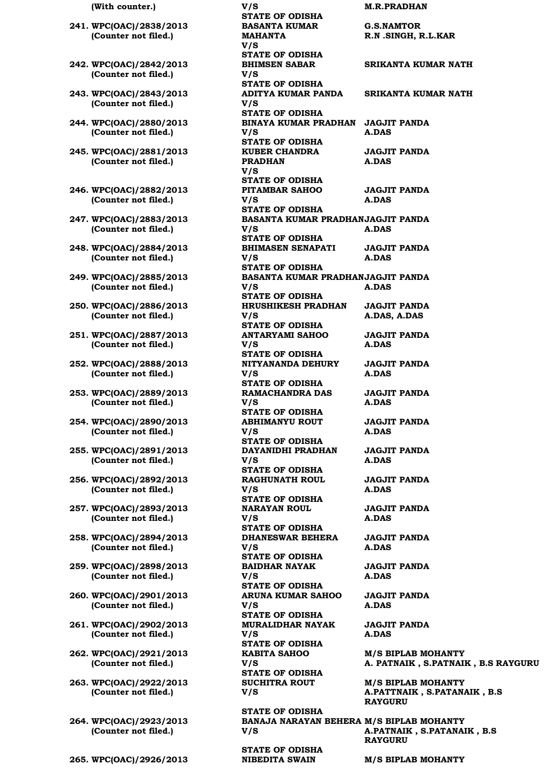| | | |
|---|---|---|
| **(With counter.)** | **V/S** **STATE OF ODISHA** | **M.R.PRADHAN** |
| **241. WPC(OAC)/2838/2013** **(Counter not filed.)** | **BASANTA KUMAR MAHANTA** **V/S** **STATE OF ODISHA** | **G.S.NAMTOR** **R.N .SINGH, R.L.KAR** |
| **242. WPC(OAC)/2842/2013** **(Counter not filed.)** | **BHIMSEN SABAR** **V/S** **STATE OF ODISHA** | **SRIKANTA KUMAR NATH** |
| **243. WPC(OAC)/2843/2013** **(Counter not filed.)** | **ADITYA KUMAR PANDA** **V/S** **STATE OF ODISHA** | **SRIKANTA KUMAR NATH** |
| **244. WPC(OAC)/2880/2013** **(Counter not filed.)** | **BINAYA KUMAR PRADHAN** **V/S** **STATE OF ODISHA** | **JAGJIT PANDA** **A.DAS** |
| **245. WPC(OAC)/2881/2013** **(Counter not filed.)** | **KUBER CHANDRA PRADHAN** **V/S** **STATE OF ODISHA** | **JAGJIT PANDA** **A.DAS** |
| **246. WPC(OAC)/2882/2013** **(Counter not filed.)** | **PITAMBAR SAHOO** **V/S** **STATE OF ODISHA** | **JAGJIT PANDA** **A.DAS** |
| **247. WPC(OAC)/2883/2013** **(Counter not filed.)** | **BASANTA KUMAR PRADHAN** **V/S** **STATE OF ODISHA** | **JAGJIT PANDA** **A.DAS** |
| **248. WPC(OAC)/2884/2013** **(Counter not filed.)** | **BHIMASEN SENAPATI** **V/S** **STATE OF ODISHA** | **JAGJIT PANDA** **A.DAS** |
| **249. WPC(OAC)/2885/2013** **(Counter not filed.)** | **BASANTA KUMAR PRADHAN** **V/S** **STATE OF ODISHA** | **JAGJIT PANDA** **A.DAS** |
| **250. WPC(OAC)/2886/2013** **(Counter not filed.)** | **HRUSHIKESH PRADHAN** **V/S** **STATE OF ODISHA** | **JAGJIT PANDA** **A.DAS, A.DAS** |
| **251. WPC(OAC)/2887/2013** **(Counter not filed.)** | **ANTARYAMI SAHOO** **V/S** **STATE OF ODISHA** | **JAGJIT PANDA** **A.DAS** |
| **252. WPC(OAC)/2888/2013** **(Counter not filed.)** | **NITYANANDA DEHURY** **V/S** **STATE OF ODISHA** | **JAGJIT PANDA** **A.DAS** |
| **253. WPC(OAC)/2889/2013** **(Counter not filed.)** | **RAMACHANDRA DAS** **V/S** **STATE OF ODISHA** | **JAGJIT PANDA** **A.DAS** |
| **254. WPC(OAC)/2890/2013** **(Counter not filed.)** | **ABHIMANYU ROUT** **V/S** **STATE OF ODISHA** | **JAGJIT PANDA** **A.DAS** |
| **255. WPC(OAC)/2891/2013** **(Counter not filed.)** | **DAYANIDHI PRADHAN** **V/S** **STATE OF ODISHA** | **JAGJIT PANDA** **A.DAS** |
| **256. WPC(OAC)/2892/2013** **(Counter not filed.)** | **RAGHUNATH ROUL** **V/S** **STATE OF ODISHA** | **JAGJIT PANDA** **A.DAS** |
| **257. WPC(OAC)/2893/2013** **(Counter not filed.)** | **NARAYAN ROUL** **V/S** **STATE OF ODISHA** | **JAGJIT PANDA** **A.DAS** |
| **258. WPC(OAC)/2894/2013** **(Counter not filed.)** | **DHANESWAR BEHERA** **V/S** **STATE OF ODISHA** | **JAGJIT PANDA** **A.DAS** |
| **259. WPC(OAC)/2898/2013** **(Counter not filed.)** | **BAIDHAR NAYAK** **V/S** **STATE OF ODISHA** | **JAGJIT PANDA** **A.DAS** |
| **260. WPC(OAC)/2901/2013** **(Counter not filed.)** | **ARUNA KUMAR SAHOO** **V/S** **STATE OF ODISHA** | **JAGJIT PANDA** **A.DAS** |
| **261. WPC(OAC)/2902/2013** **(Counter not filed.)** | **MURALIDHAR NAYAK** **V/S** **STATE OF ODISHA** | **JAGJIT PANDA** **A.DAS** |
| **262. WPC(OAC)/2921/2013** **(Counter not filed.)** | **KABITA SAHOO** **V/S** **STATE OF ODISHA** | **M/S BIPLAB MOHANTY** **A. PATNAIK , S.PATNAIK , B.S RAYGURU** |
| **263. WPC(OAC)/2922/2013** **(Counter not filed.)** | **SUCHITRA ROUT** **V/S** **STATE OF ODISHA** | **M/S BIPLAB MOHANTY** **A.PATTNAIK , S.PATANAIK , B.S RAYGURU** |
| **264. WPC(OAC)/2923/2013** **(Counter not filed.)** | **BANAJA NARAYAN BEHERA** **V/S** **STATE OF ODISHA** | **M/S BIPLAB MOHANTY** **A.PATNAIK , S.PATANAIK , B.S RAYGURU** |
| **265. WPC(OAC)/2926/2013** | **NIBEDITA SWAIN** | **M/S BIPLAB MOHANTY** |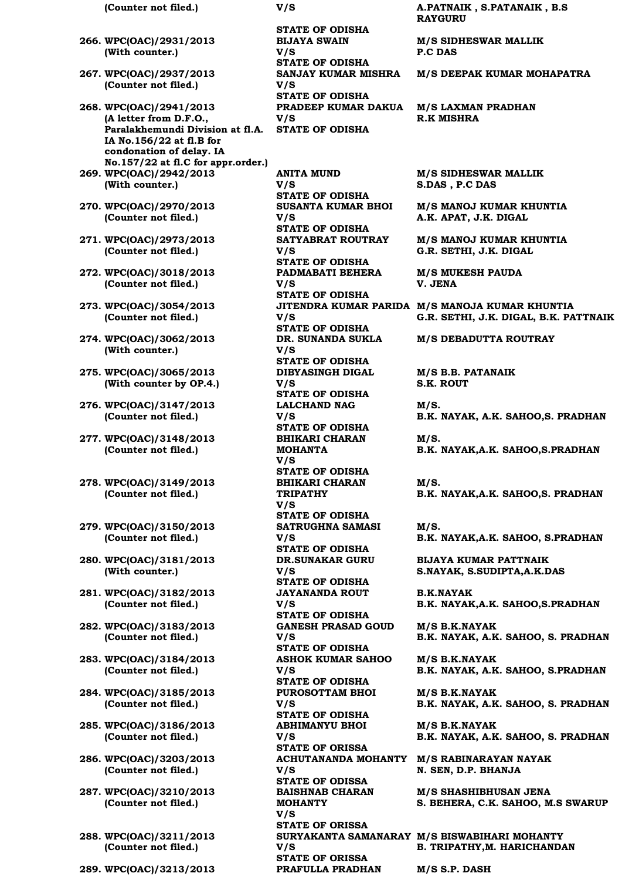| | | |
|---|---|---|
| **(Counter not filed.)** | **V/S** **STATE OF ODISHA** | **A.PATNAIK , S.PATANAIK , B.S RAYGURU** |
| **266. WPC(OAC)/2931/2013** **(With counter.)** | **BIJAYA SWAIN** **V/S** **STATE OF ODISHA** | **M/S SIDHESWAR MALLIK** **P.C DAS** |
| **267. WPC(OAC)/2937/2013** **(Counter not filed.)** | **SANJAY KUMAR MISHRA** **V/S** **STATE OF ODISHA** | **M/S DEEPAK KUMAR MOHAPATRA** |
| **268. WPC(OAC)/2941/2013** **(A letter from D.F.O., Paralakhemundi Division at fl.A. IA No.156/22 at fl.B for condonation of delay. IA No.157/22 at fl.C for appr.order.)** | **PRADEEP KUMAR DAKUA** **V/S** **STATE OF ODISHA** | **M/S LAXMAN PRADHAN** **R.K MISHRA** |
| **269. WPC(OAC)/2942/2013** **(With counter.)** | **ANITA MUND** **V/S** **STATE OF ODISHA** | **M/S SIDHESWAR MALLIK** **S.DAS , P.C DAS** |
| **270. WPC(OAC)/2970/2013** **(Counter not filed.)** | **SUSANTA KUMAR BHOI** **V/S** **STATE OF ODISHA** | **M/S MANOJ KUMAR KHUNTIA** **A.K. APAT, J.K. DIGAL** |
| **271. WPC(OAC)/2973/2013** **(Counter not filed.)** | **SATYABRAT ROUTRAY** **V/S** **STATE OF ODISHA** | **M/S MANOJ KUMAR KHUNTIA** **G.R. SETHI, J.K. DIGAL** |
| **272. WPC(OAC)/3018/2013** **(Counter not filed.)** | **PADMABATI BEHERA** **V/S** **STATE OF ODISHA** | **M/S MUKESH PAUDA** **V. JENA** |
| **273. WPC(OAC)/3054/2013** **(Counter not filed.)** | **JITENDRA KUMAR PARIDA** **V/S** **STATE OF ODISHA** | **M/S MANOJA KUMAR KHUNTIA** **G.R. SETHI, J.K. DIGAL, B.K. PATTNAIK** |
| **274. WPC(OAC)/3062/2013** **(With counter.)** | **DR. SUNANDA SUKLA** **V/S** **STATE OF ODISHA** | **M/S DEBADUTTA ROUTRAY** |
| **275. WPC(OAC)/3065/2013** **(With counter by OP.4.)** | **DIBYASINGH DIGAL** **V/S** **STATE OF ODISHA** | **M/S B.B. PATANAIK** **S.K. ROUT** |
| **276. WPC(OAC)/3147/2013** **(Counter not filed.)** | **LALCHAND NAG** **V/S** **STATE OF ODISHA** | **M/S.** **B.K. NAYAK, A.K. SAHOO,S. PRADHAN** |
| **277. WPC(OAC)/3148/2013** **(Counter not filed.)** | **BHIKARI CHARAN MOHANTA** **V/S** **STATE OF ODISHA** | **M/S.** **B.K. NAYAK,A.K. SAHOO,S.PRADHAN** |
| **278. WPC(OAC)/3149/2013** **(Counter not filed.)** | **BHIKARI CHARAN TRIPATHY** **V/S** **STATE OF ODISHA** | **M/S.** **B.K. NAYAK,A.K. SAHOO,S. PRADHAN** |
| **279. WPC(OAC)/3150/2013** **(Counter not filed.)** | **SATRUGHNA SAMASI** **V/S** **STATE OF ODISHA** | **M/S.** **B.K. NAYAK,A.K. SAHOO, S.PRADHAN** |
| **280. WPC(OAC)/3181/2013** **(With counter.)** | **DR.SUNAKAR GURU** **V/S** **STATE OF ODISHA** | **BIJAYA KUMAR PATTNAIK** **S.NAYAK, S.SUDIPTA,A.K.DAS** |
| **281. WPC(OAC)/3182/2013** **(Counter not filed.)** | **JAYANANDA ROUT** **V/S** **STATE OF ODISHA** | **B.K.NAYAK** **B.K. NAYAK,A.K. SAHOO,S.PRADHAN** |
| **282. WPC(OAC)/3183/2013** **(Counter not filed.)** | **GANESH PRASAD GOUD** **V/S** **STATE OF ODISHA** | **M/S B.K.NAYAK** **B.K. NAYAK, A.K. SAHOO, S. PRADHAN** |
| **283. WPC(OAC)/3184/2013** **(Counter not filed.)** | **ASHOK KUMAR SAHOO** **V/S** **STATE OF ODISHA** | **M/S B.K.NAYAK** **B.K. NAYAK, A.K. SAHOO, S.PRADHAN** |
| **284. WPC(OAC)/3185/2013** **(Counter not filed.)** | **PUROSOTTAM BHOI** **V/S** **STATE OF ODISHA** | **M/S B.K.NAYAK** **B.K. NAYAK, A.K. SAHOO, S. PRADHAN** |
| **285. WPC(OAC)/3186/2013** **(Counter not filed.)** | **ABHIMANYU BHOI** **V/S** **STATE OF ORISSA** | **M/S B.K.NAYAK** **B.K. NAYAK, A.K. SAHOO, S. PRADHAN** |
| **286. WPC(OAC)/3203/2013** **(Counter not filed.)** | **ACHUTANANDA MOHANTY** **V/S** **STATE OF ODISSA** | **M/S RABINARAYAN NAYAK** **N. SEN, D.P. BHANJA** |
| **287. WPC(OAC)/3210/2013** **(Counter not filed.)** | **BAISHNAB CHARAN MOHANTY** **V/S** **STATE OF ORISSA** | **M/S SHASHIBHUSAN JENA** **S. BEHERA, C.K. SAHOO, M.S SWARUP** |
| **288. WPC(OAC)/3211/2013** **(Counter not filed.)** | **SURYAKANTA SAMANARAY** **V/S** **STATE OF ORISSA** | **M/S BISWABIHARI MOHANTY** **B. TRIPATHY,M. HARICHANDAN** |
| **289. WPC(OAC)/3213/2013** | **PRAFULLA PRADHAN** | **M/S S.P. DASH** |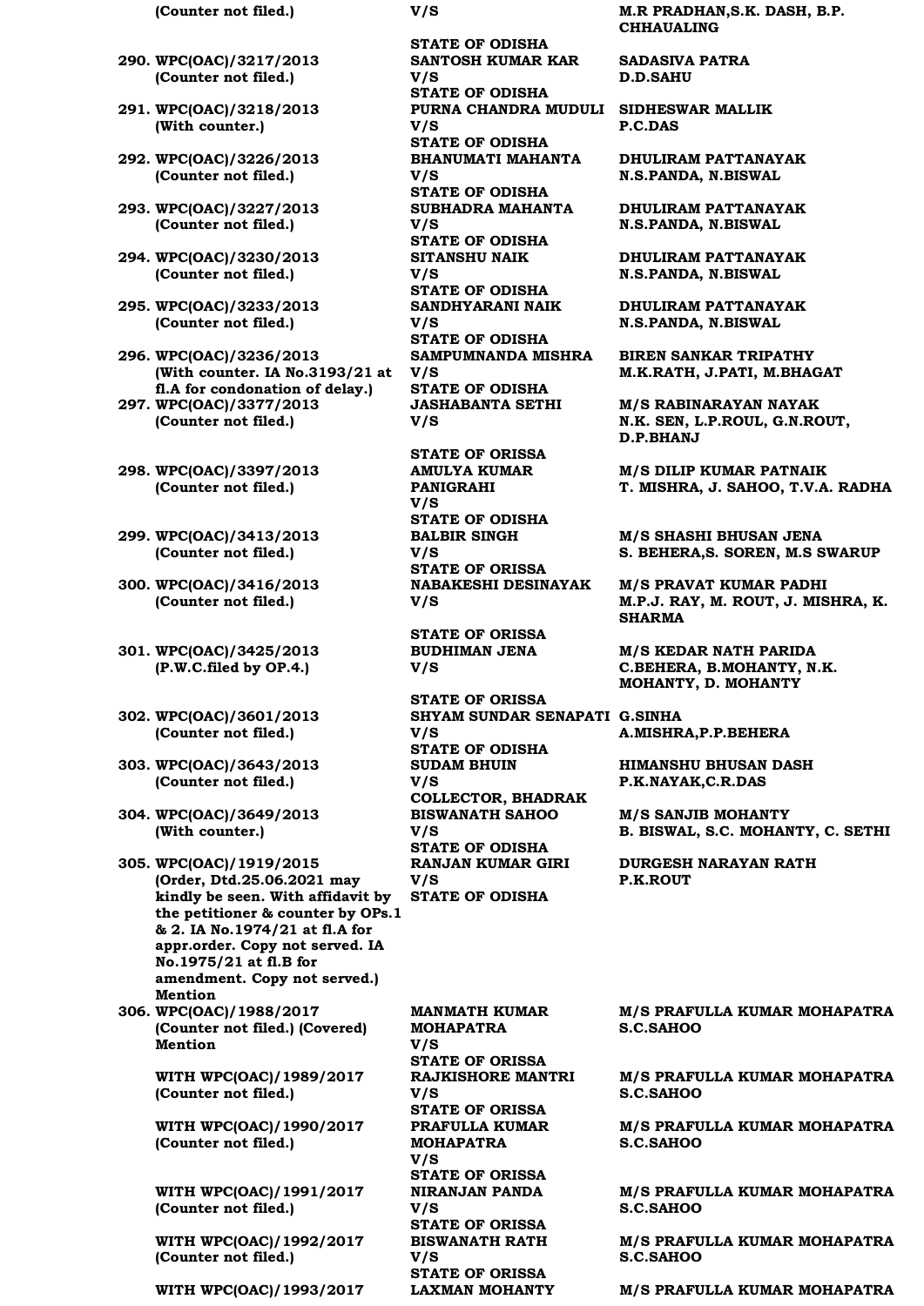| Case | Parties | Advocates |
|---|---|---|
| (Counter not filed.) | V/S STATE OF ODISHA | M.R PRADHAN,S.K. DASH, B.P. CHHAUALING |
| 290. WPC(OAC)/3217/2013 (Counter not filed.) | SANTOSH KUMAR KAR V/S STATE OF ODISHA | SADASIVA PATRA D.D.SAHU |
| 291. WPC(OAC)/3218/2013 (With counter.) | PURNA CHANDRA MUDULI V/S STATE OF ODISHA | SIDHESWAR MALLIK P.C.DAS |
| 292. WPC(OAC)/3226/2013 (Counter not filed.) | BHANUMATI MAHANTA V/S STATE OF ODISHA | DHULIRAM PATTANAYAK N.S.PANDA, N.BISWAL |
| 293. WPC(OAC)/3227/2013 (Counter not filed.) | SUBHADRA MAHANTA V/S STATE OF ODISHA | DHULIRAM PATTANAYAK N.S.PANDA, N.BISWAL |
| 294. WPC(OAC)/3230/2013 (Counter not filed.) | SITANSHU NAIK V/S STATE OF ODISHA | DHULIRAM PATTANAYAK N.S.PANDA, N.BISWAL |
| 295. WPC(OAC)/3233/2013 (Counter not filed.) | SANDHYARANI NAIK V/S STATE OF ODISHA | DHULIRAM PATTANAYAK N.S.PANDA, N.BISWAL |
| 296. WPC(OAC)/3236/2013 (With counter. IA No.3193/21 at fl.A for condonation of delay.) | SAMPUMNANDA MISHRA V/S STATE OF ODISHA | BIREN SANKAR TRIPATHY M.K.RATH, J.PATI, M.BHAGAT |
| 297. WPC(OAC)/3377/2013 (Counter not filed.) | JASHABANTA SETHI V/S STATE OF ORISSA | M/S RABINARAYAN NAYAK N.K. SEN, L.P.ROUL, G.N.ROUT, D.P.BHANJ |
| 298. WPC(OAC)/3397/2013 (Counter not filed.) | AMULYA KUMAR PANIGRAHI V/S STATE OF ODISHA | M/S DILIP KUMAR PATNAIK T. MISHRA, J. SAHOO, T.V.A. RADHA |
| 299. WPC(OAC)/3413/2013 (Counter not filed.) | BALBIR SINGH V/S STATE OF ORISSA | M/S SHASHI BHUSAN JENA S. BEHERA,S. SOREN, M.S SWARUP |
| 300. WPC(OAC)/3416/2013 (Counter not filed.) | NABAKESHI DESINAYAK V/S STATE OF ORISSA | M/S PRAVAT KUMAR PADHI M.P.J. RAY, M. ROUT, J. MISHRA, K. SHARMA |
| 301. WPC(OAC)/3425/2013 (P.W.C.filed by OP.4.) | BUDHIMAN JENA V/S STATE OF ORISSA | M/S KEDAR NATH PARIDA C.BEHERA, B.MOHANTY, N.K. MOHANTY, D. MOHANTY |
| 302. WPC(OAC)/3601/2013 (Counter not filed.) | SHYAM SUNDAR SENAPATI V/S STATE OF ODISHA | G.SINHA A.MISHRA,P.P.BEHERA |
| 303. WPC(OAC)/3643/2013 (Counter not filed.) | SUDAM BHUIN V/S COLLECTOR, BHADRAK | HIMANSHU BHUSAN DASH P.K.NAYAK,C.R.DAS |
| 304. WPC(OAC)/3649/2013 (With counter.) | BISWANATH SAHOO V/S STATE OF ODISHA | M/S SANJIB MOHANTY B. BISWAL, S.C. MOHANTY, C. SETHI |
| 305. WPC(OAC)/1919/2015 (Order, Dtd.25.06.2021 may kindly be seen. With affidavit by the petitioner & counter by OPs.1 & 2. IA No.1974/21 at fl.A for appr.order. Copy not served. IA No.1975/21 at fl.B for amendment. Copy not served.) Mention | RANJAN KUMAR GIRI V/S STATE OF ODISHA | DURGESH NARAYAN RATH P.K.ROUT |
| 306. WPC(OAC)/1988/2017 (Counter not filed.) (Covered) Mention | MANMATH KUMAR MOHAPATRA V/S STATE OF ORISSA | M/S PRAFULLA KUMAR MOHAPATRA S.C.SAHOO |
| WITH WPC(OAC)/1989/2017 (Counter not filed.) | RAJKISHORE MANTRI V/S STATE OF ORISSA | M/S PRAFULLA KUMAR MOHAPATRA S.C.SAHOO |
| WITH WPC(OAC)/1990/2017 (Counter not filed.) | PRAFULLA KUMAR MOHAPATRA V/S STATE OF ORISSA | M/S PRAFULLA KUMAR MOHAPATRA S.C.SAHOO |
| WITH WPC(OAC)/1991/2017 (Counter not filed.) | NIRANJAN PANDA V/S STATE OF ORISSA | M/S PRAFULLA KUMAR MOHAPATRA S.C.SAHOO |
| WITH WPC(OAC)/1992/2017 (Counter not filed.) | BISWANATH RATH V/S STATE OF ORISSA | M/S PRAFULLA KUMAR MOHAPATRA S.C.SAHOO |
| WITH WPC(OAC)/1993/2017 | LAXMAN MOHANTY | M/S PRAFULLA KUMAR MOHAPATRA |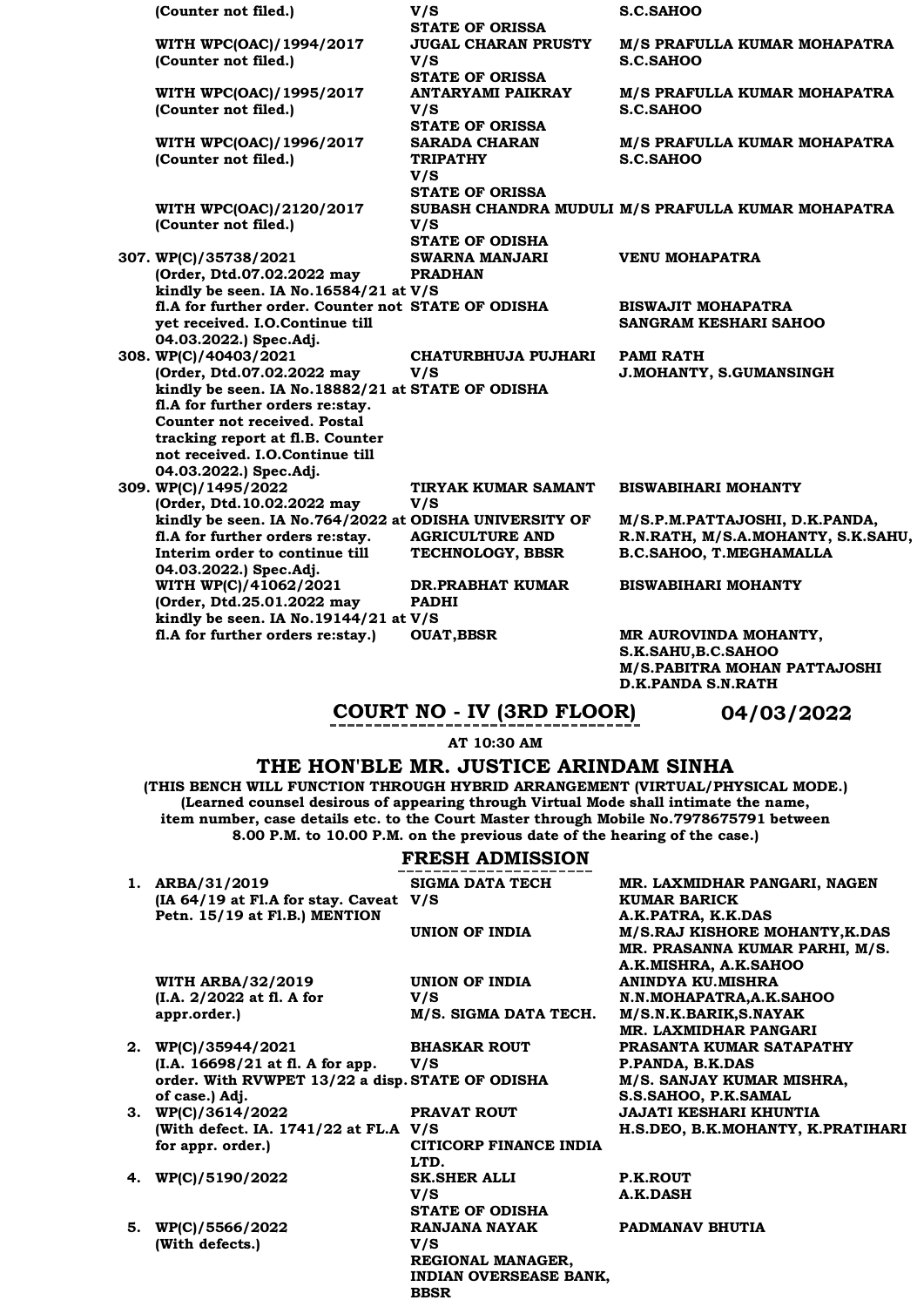| | | |
|---|---|---|
| (Counter not filed.) | V/S<br>STATE OF ORISSA | S.C.SAHOO |
| WITH WPC(OAC)/1994/2017<br>(Counter not filed.) | JUGAL CHARAN PRUSTY<br>V/S<br>STATE OF ORISSA | M/S PRAFULLA KUMAR MOHAPATRA<br>S.C.SAHOO |
| WITH WPC(OAC)/1995/2017<br>(Counter not filed.) | ANTARYAMI PAIKRAY<br>V/S<br>STATE OF ORISSA | M/S PRAFULLA KUMAR MOHAPATRA<br>S.C.SAHOO |
| WITH WPC(OAC)/1996/2017<br>(Counter not filed.) | SARADA CHARAN TRIPATHY<br>V/S<br>STATE OF ORISSA | M/S PRAFULLA KUMAR MOHAPATRA<br>S.C.SAHOO |
| WITH WPC(OAC)/2120/2017<br>(Counter not filed.) | SUBASH CHANDRA MUDULI<br>V/S<br>STATE OF ODISHA | M/S PRAFULLA KUMAR MOHAPATRA |
| 307. WP(C)/35738/2021<br>(Order, Dtd.07.02.2022 may kindly be seen. IA No.16584/21 at fl.A for further order. Counter not yet received. I.O.Continue till 04.03.2022.) Spec.Adj. | SWARNA MANJARI PRADHAN<br>V/S<br>STATE OF ODISHA | VENU MOHAPATRA<br><br>BISWAJIT MOHAPATRA<br>SANGRAM KESHARI SAHOO |
| 308. WP(C)/40403/2021<br>(Order, Dtd.07.02.2022 may kindly be seen. IA No.18882/21 at fl.A for further orders re:stay. Counter not received. Postal tracking report at fl.B. Counter not received. I.O.Continue till 04.03.2022.) Spec.Adj. | CHATURBHUJA PUJHARI<br>V/S<br>STATE OF ODISHA | PAMI RATH<br>J.MOHANTY, S.GUMANSINGH |
| 309. WP(C)/1495/2022<br>(Order, Dtd.10.02.2022 may kindly be seen. IA No.764/2022 at fl.A for further orders re:stay. Interim order to continue till 04.03.2022.) Spec.Adj. | TIRYAK KUMAR SAMANT<br>V/S<br>ODISHA UNIVERSITY OF AGRICULTURE AND TECHNOLOGY, BBSR | BISWABIHARI MOHANTY<br><br>M/S.P.M.PATTAJOSHI, D.K.PANDA, R.N.RATH, M/S.A.MOHANTY, S.K.SAHU, B.C.SAHOO, T.MEGHAMALLA |
| WITH WP(C)/41062/2021<br>(Order, Dtd.25.01.2022 may kindly be seen. IA No.19144/21 at fl.A for further orders re:stay.) | DR.PRABHAT KUMAR PADHI<br>V/S<br>OUAT,BBSR | BISWABIHARI MOHANTY<br><br>MR AUROVINDA MOHANTY, S.K.SAHU,B.C.SAHOO<br>M/S.PABITRA MOHAN PATTAJOSHI<br>D.K.PANDA S.N.RATH |

## COURT NO - IV (3RD FLOOR) 04/03/2022

**AT 10:30 AM**

## THE HON'BLE MR. JUSTICE ARINDAM SINHA

**(THIS BENCH WILL FUNCTION THROUGH HYBRID ARRANGEMENT (VIRTUAL/PHYSICAL MODE.)**
**(Learned counsel desirous of appearing through Virtual Mode shall intimate the name, item number, case details etc. to the Court Master through Mobile No.7978675791 between 8.00 P.M. to 10.00 P.M. on the previous date of the hearing of the case.)**

### FRESH ADMISSION

| | | |
|---|---|---|
| 1. ARBA/31/2019<br>(IA 64/19 at Fl.A for stay. Caveat Petn. 15/19 at Fl.B.) MENTION | SIGMA DATA TECH<br>V/S<br>UNION OF INDIA | MR. LAXMIDHAR PANGARI, NAGEN KUMAR BARICK<br>A.K.PATRA, K.K.DAS<br>M/S.RAJ KISHORE MOHANTY,K.DAS<br>MR. PRASANNA KUMAR PARHI, M/S. A.K.MISHRA, A.K.SAHOO |
| WITH ARBA/32/2019<br>(I.A. 2/2022 at fl. A for appr.order.) | UNION OF INDIA<br>V/S<br>M/S. SIGMA DATA TECH. | ANINDYA KU.MISHRA<br>N.N.MOHAPATRA,A.K.SAHOO<br>M/S.N.K.BARIK,S.NAYAK<br>MR. LAXMIDHAR PANGARI |
| 2. WP(C)/35944/2021<br>(I.A. 16698/21 at fl. A for app. order. With RVWPET 13/22 a disp. of case.) Adj. | BHASKAR ROUT<br>V/S<br>STATE OF ODISHA | PRASANTA KUMAR SATAPATHY<br>P.PANDA, B.K.DAS<br>M/S. SANJAY KUMAR MISHRA, S.S.SAHOO, P.K.SAMAL |
| 3. WP(C)/3614/2022<br>(With defect. IA. 1741/22 at FL.A for appr. order.) | PRAVAT ROUT<br>V/S<br>CITICORP FINANCE INDIA LTD. | JAJATI KESHARI KHUNTIA<br>H.S.DEO, B.K.MOHANTY, K.PRATIHARI |
| 4. WP(C)/5190/2022 | SK.SHER ALLI<br>V/S<br>STATE OF ODISHA | P.K.ROUT<br>A.K.DASH |
| 5. WP(C)/5566/2022<br>(With defects.) | RANJANA NAYAK<br>V/S<br>REGIONAL MANAGER, INDIAN OVERSEASE BANK, BBSR | PADMANAV BHUTIA |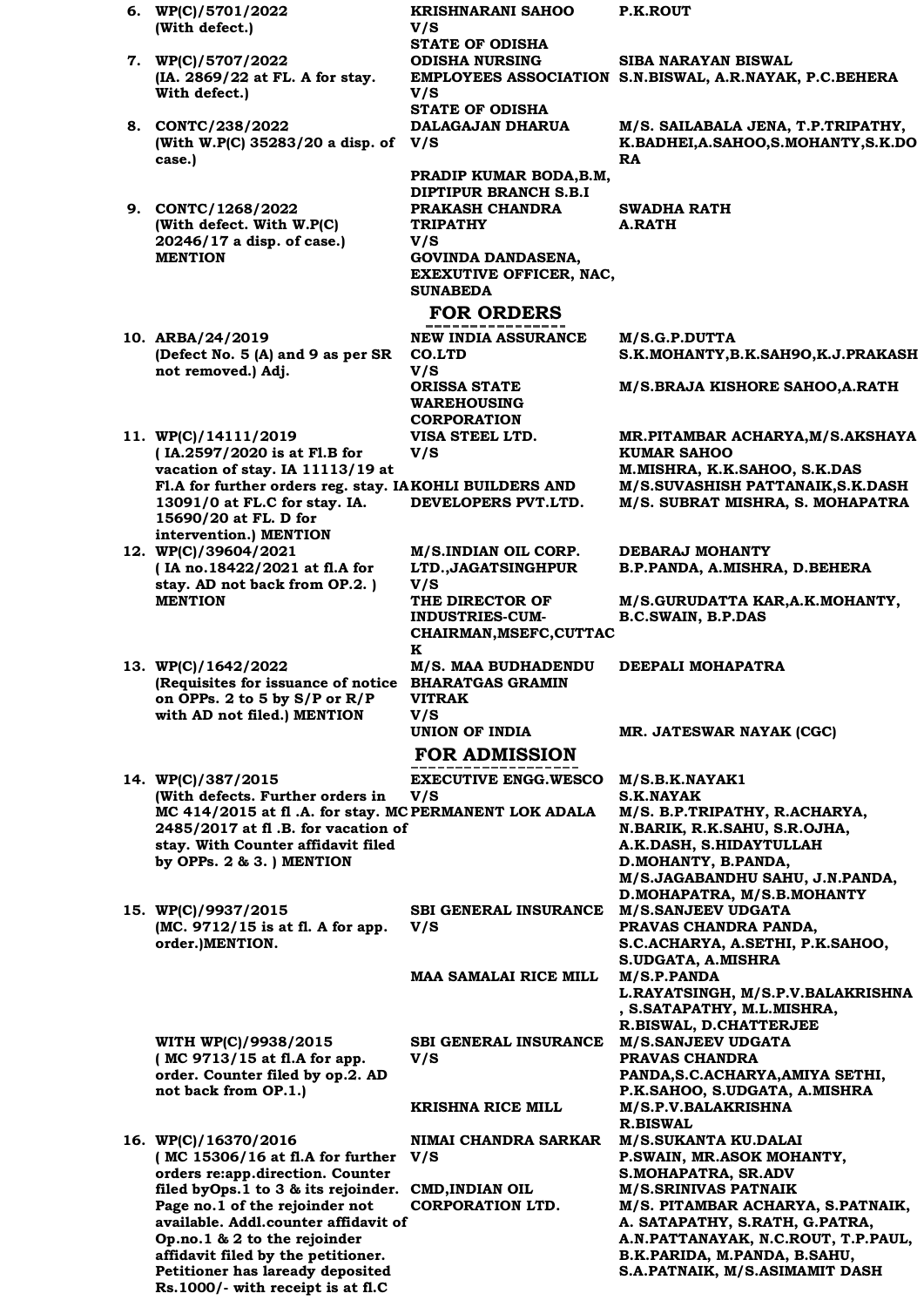| No. | Case | Parties | Advocates |
|---|---|---|---|
| 6. | WP(C)/5701/2022 (With defect.) | KRISHNARANI SAHOO V/S STATE OF ODISHA | P.K.ROUT |
| 7. | WP(C)/5707/2022 (IA. 2869/22 at FL. A for stay. With defect.) | ODISHA NURSING EMPLOYEES ASSOCIATION V/S STATE OF ODISHA | SIBA NARAYAN BISWAL S.N.BISWAL, A.R.NAYAK, P.C.BEHERA |
| 8. | CONTC/238/2022 (With W.P(C) 35283/20 a disp. of case.) | DALAGAJAN DHARUA V/S PRADIP KUMAR BODA,B.M, DIPTIPUR BRANCH S.B.I | M/S. SAILABALA JENA, T.P.TRIPATHY, K.BADHEI,A.SAHOO,S.MOHANTY,S.K.DORA |
| 9. | CONTC/1268/2022 (With defect. With W.P(C) 20246/17 a disp. of case.) MENTION | PRAKASH CHANDRA TRIPATHY V/S GOVINDA DANDASENA, EXEXUTIVE OFFICER, NAC, SUNABEDA | SWADHA RATH A.RATH |

## FOR ORDERS

| No. | Case | Parties | Advocates |
|---|---|---|---|
| 10. | ARBA/24/2019 (Defect No. 5 (A) and 9 as per SR not removed.) Adj. | NEW INDIA ASSURANCE CO.LTD V/S ORISSA STATE WAREHOUSING CORPORATION | M/S.G.P.DUTTA S.K.MOHANTY,B.K.SAH9O,K.J.PRAKASH M/S.BRAJA KISHORE SAHOO,A.RATH |
| 11. | WP(C)/14111/2019 ( IA.2597/2020 is at Fl.B for vacation of stay. IA 11113/19 at Fl.A for further orders reg. stay. IA 13091/0 at FL.C for stay. IA. 15690/20 at FL. D for intervention.) MENTION | VISA STEEL LTD. V/S KOHLI BUILDERS AND DEVELOPERS PVT.LTD. | MR.PITAMBAR ACHARYA,M/S.AKSHAYA KUMAR SAHOO M.MISHRA, K.K.SAHOO, S.K.DAS M/S.SUVASHISH PATTANAIK,S.K.DASH M/S. SUBRAT MISHRA, S. MOHAPATRA |
| 12. | WP(C)/39604/2021 ( IA no.18422/2021 at fl.A for stay. AD not back from OP.2. ) MENTION | M/S.INDIAN OIL CORP. LTD.,JAGATSINGHPUR V/S THE DIRECTOR OF INDUSTRIES-CUM-CHAIRMAN,MSEFC,CUTTACK | DEBARAJ MOHANTY B.P.PANDA, A.MISHRA, D.BEHERA M/S.GURUDATTA KAR,A.K.MOHANTY, B.C.SWAIN, B.P.DAS |
| 13. | WP(C)/1642/2022 (Requisites for issuance of notice on OPPs. 2 to 5 by S/P or R/P with AD not filed.) MENTION | M/S. MAA BUDHADENDU BHARATGAS GRAMIN VITRAK V/S UNION OF INDIA | DEEPALI MOHAPATRA MR. JATESWAR NAYAK (CGC) |

## FOR ADMISSION

| No. | Case | Parties | Advocates |
|---|---|---|---|
| 14. | WP(C)/387/2015 (With defects. Further orders in MC 414/2015 at fl .A. for stay. MC 2485/2017 at fl .B. for vacation of stay. With Counter affidavit filed by OPPs. 2 & 3. ) MENTION | EXECUTIVE ENGG.WESCO V/S PERMANENT LOK ADALA | M/S.B.K.NAYAK1 S.K.NAYAK M/S. B.P.TRIPATHY, R.ACHARYA, N.BARIK, R.K.SAHU, S.R.OJHA, A.K.DASH, S.HIDAYTULLAH D.MOHANTY, B.PANDA, M/S.JAGABANDHU SAHU, J.N.PANDA, D.MOHAPATRA, M/S.B.MOHANTY |
| 15. | WP(C)/9937/2015 (MC. 9712/15 is at fl. A for app. order.)MENTION. | SBI GENERAL INSURANCE V/S MAA SAMALAI RICE MILL | M/S.SANJEEV UDGATA PRAVAS CHANDRA PANDA, S.C.ACHARYA, A.SETHI, P.K.SAHOO, S.UDGATA, A.MISHRA M/S.P.PANDA L.RAYATSINGH, M/S.P.V.BALAKRISHNA , S.SATAPATHY, M.L.MISHRA, R.BISWAL, D.CHATTERJEE |
| | WITH WP(C)/9938/2015 ( MC 9713/15 at fl.A for app. order. Counter filed by op.2. AD not back from OP.1.) | SBI GENERAL INSURANCE V/S KRISHNA RICE MILL | M/S.SANJEEV UDGATA PRAVAS CHANDRA PANDA,S.C.ACHARYA,AMIYA SETHI, P.K.SAHOO, S.UDGATA, A.MISHRA M/S.P.V.BALAKRISHNA R.BISWAL |
| 16. | WP(C)/16370/2016 ( MC 15306/16 at fl.A for further orders re:app.direction. Counter filed byOps.1 to 3 & its rejoinder. Page no.1 of the rejoinder not available. Addl.counter affidavit of Op.no.1 & 2 to the rejoinder affidavit filed by the petitioner. Petitioner has laready deposited Rs.1000/- with receipt is at fl.C | NIMAI CHANDRA SARKAR V/S CMD,INDIAN OIL CORPORATION LTD. | M/S.SUKANTA KU.DALAI P.SWAIN, MR.ASOK MOHANTY, S.MOHAPATRA, SR.ADV M/S.SRINIVAS PATNAIK M/S. PITAMBAR ACHARYA, S.PATNAIK, A. SATAPATHY, S.RATH, G.PATRA, A.N.PATTANAYAK, N.C.ROUT, T.P.PAUL, B.K.PARIDA, M.PANDA, B.SAHU, S.A.PATNAIK, M/S.ASIMAMIT DASH |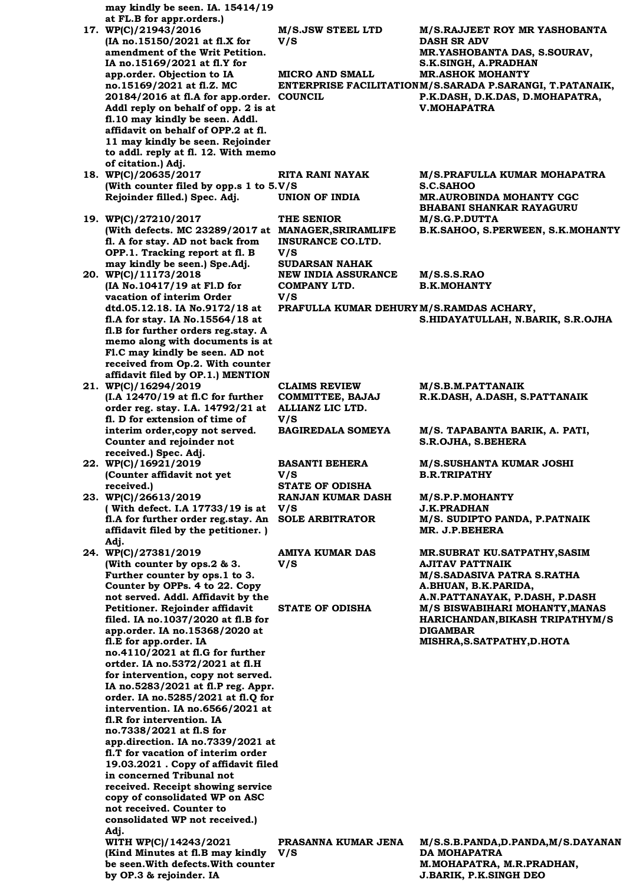may kindly be seen. IA. 15414/19 at FL.B for appr.orders.)

| No. | Case | Parties | Advocates |
|---|---|---|---|
| 17. | WP(C)/21943/2016 (IA no.15150/2021 at fl.X for amendment of the Writ Petition. IA no.15169/2021 at fl.Y for app.order. Objection to IA no.15169/2021 at fl.Z. MC 20184/2016 at fl.A for app.order. Addl reply on behalf of opp. 2 is at fl.10 may kindly be seen. Addl. affidavit on behalf of OPP.2 at fl. 11 may kindly be seen. Rejoinder to addl. reply at fl. 12. With memo of citation.) Adj. | M/S.JSW STEEL LTD V/S MICRO AND SMALL ENTERPRISE FACILITATION COUNCIL | M/S.RAJJEET ROY MR YASHOBANTA DASH SR ADV MR.YASHOBANTA DAS, S.SOURAV, S.K.SINGH, A.PRADHAN MR.ASHOK MOHANTY M/S.SARADA P.SARANGI, T.PATANAIK, P.K.DASH, D.K.DAS, D.MOHAPATRA, V.MOHAPATRA |
| 18. | WP(C)/20635/2017 (With counter filed by opp.s 1 to 5. Rejoinder filled.) Spec. Adj. | RITA RANI NAYAK V/S UNION OF INDIA | M/S.PRAFULLA KUMAR MOHAPATRA S.C.SAHOO MR.AUROBINDA MOHANTY CGC BHABANI SHANKAR RAYAGURU |
| 19. | WP(C)/27210/2017 (With defects. MC 23289/2017 at fl. A for stay. AD not back from OPP.1. Tracking report at fl. B may kindly be seen.) Spe.Adj. | THE SENIOR MANAGER,SRIRAMLIFE INSURANCE CO.LTD. V/S SUDARSAN NAHAK | M/S.G.P.DUTTA B.K.SAHOO, S.PERWEEN, S.K.MOHANTY |
| 20. | WP(C)/11173/2018 (IA No.10417/19 at Fl.D for vacation of interim Order dtd.05.12.18. IA No.9172/18 at fl.A for stay. IA No.15564/18 at fl.B for further orders reg.stay. A memo along with documents is at Fl.C may kindly be seen. AD not received from Op.2. With counter affidavit filed by OP.1.) MENTION | NEW INDIA ASSURANCE COMPANY LTD. V/S PRAFULLA KUMAR DEHURY | M/S.S.S.RAO B.K.MOHANTY M/S.RAMDAS ACHARY, S.HIDAYATULLAH, N.BARIK, S.R.OJHA |
| 21. | WP(C)/16294/2019 (I.A 12470/19 at fl.C for further order reg. stay. I.A. 14792/21 at fl. D for extension of time of interim order,copy not served. Counter and rejoinder not received.) Spec. Adj. | CLAIMS REVIEW COMMITTEE, BAJAJ ALLIANZ LIC LTD. V/S BAGIREDALA SOMEYA | M/S.B.M.PATTANAIK R.K.DASH, A.DASH, S.PATTANAIK M/S. TAPABANTA BARIK, A. PATI, S.R.OJHA, S.BEHERA |
| 22. | WP(C)/16921/2019 (Counter affidavit not yet received.) | BASANTI BEHERA V/S STATE OF ODISHA | M/S.SUSHANTA KUMAR JOSHI B.R.TRIPATHY |
| 23. | WP(C)/26613/2019 ( With defect. I.A 17733/19 is at fl.A for further order reg.stay. An affidavit filed by the petitioner. ) Adj. | RANJAN KUMAR DASH V/S SOLE ARBITRATOR | M/S.P.P.MOHANTY J.K.PRADHAN M/S. SUDIPTO PANDA, P.PATNAIK MR. J.P.BEHERA |
| 24. | WP(C)/27381/2019 (With counter by ops.2 & 3. Further counter by ops.1 to 3. Counter by OPPs. 4 to 22. Copy not served. Addl. Affidavit by the Petitioner. Rejoinder affidavit filed. IA no.1037/2020 at fl.B for app.order. IA no.15368/2020 at fl.E for app.order. IA no.4110/2021 at fl.G for further ortder. IA no.5372/2021 at fl.H for intervention, copy not served. IA no.5283/2021 at fl.P reg. Appr. order. IA no.5285/2021 at fl.Q for intervention. IA no.6566/2021 at fl.R for intervention. IA no.7338/2021 at fl.S for app.direction. IA no.7339/2021 at fl.T for vacation of interim order 19.03.2021 . Copy of affidavit filed in concerned Tribunal not received. Receipt showing service copy of consolidated WP on ASC not received. Counter to consolidated WP not received.) Adj. | AMIYA KUMAR DAS V/S STATE OF ODISHA | MR.SUBRAT KU.SATPATHY,SASIM AJITAV PATTNAIK M/S.SADASIVA PATRA S.RATHA A.BHUAN, B.K.PARIDA, A.N.PATTANAYAK, P.DASH, P.DASH M/S BISWABIHARI MOHANTY,MANAS HARICHANDAN,BIKASH TRIPATHYM/S DIGAMBAR MISHRA,S.SATPATHY,D.HOTA |
| | WITH WP(C)/14243/2021 (Kind Minutes at fl.B may kindly be seen.With defects.With counter by OP.3 & rejoinder. IA | PRASANNA KUMAR JENA V/S | M/S.S.B.PANDA,D.PANDA,M/S.DAYANANDA MOHAPATRA M.MOHAPATRA, M.R.PRADHAN, J.BARIK, P.K.SINGH DEO |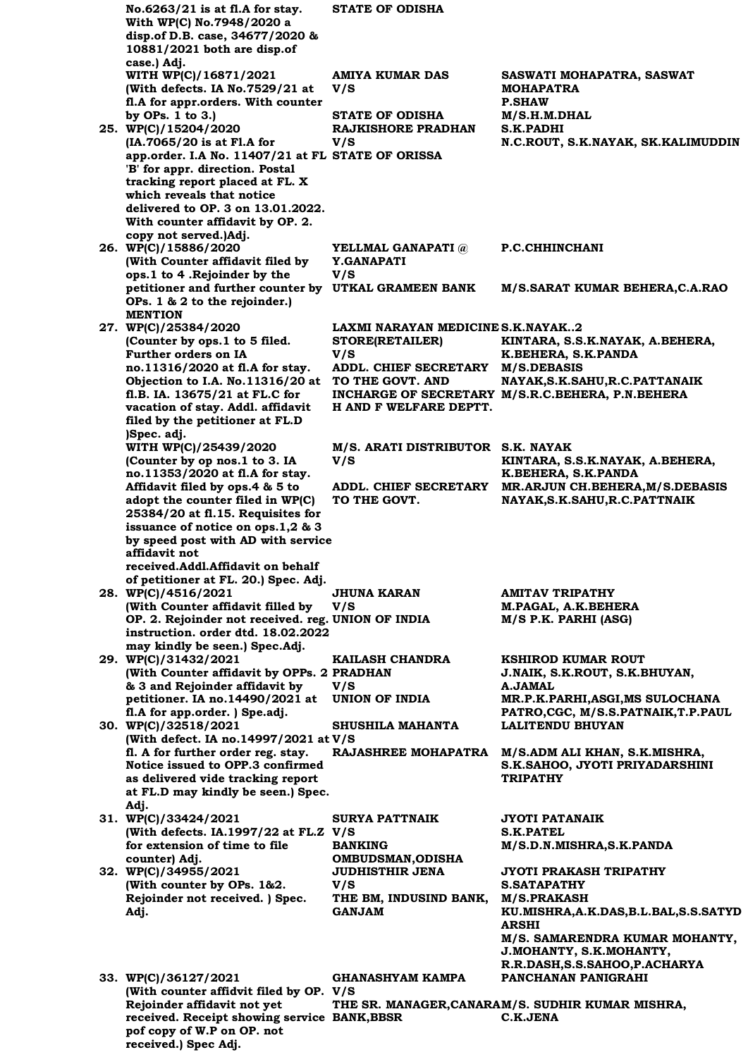| Case | Petitioner / Respondent | Advocates |
|---|---|---|
| No.6263/21 is at fl.A for stay. With WP(C) No.7948/2020 a disp.of D.B. case, 34677/2020 & 10881/2021 both are disp.of case.) Adj. | STATE OF ODISHA | |
| WITH WP(C)/16871/2021 (With defects. IA No.7529/21 at fl.A for appr.orders. With counter by OPs. 1 to 3.) | AMIYA KUMAR DAS V/S STATE OF ODISHA | SASWATI MOHAPATRA, SASWAT MOHAPATRA P.SHAW M/S.H.M.DHAL |
| 25. WP(C)/15204/2020 (IA.7065/20 is at Fl.A for app.order. I.A No. 11407/21 at FL 'B' for appr. direction. Postal tracking report placed at FL. X which reveals that notice delivered to OP. 3 on 13.01.2022. With counter affidavit by OP. 2. copy not served.)Adj. | RAJKISHORE PRADHAN V/S STATE OF ORISSA | S.K.PADHI N.C.ROUT, S.K.NAYAK, SK.KALIMUDDIN |
| 26. WP(C)/15886/2020 (With Counter affidavit filed by ops.1 to 4 .Rejoinder by the petitioner and further counter by OPs. 1 & 2 to the rejoinder.) MENTION | YELLMAL GANAPATI @ Y.GANAPATI V/S UTKAL GRAMEEN BANK | P.C.CHHINCHANI M/S.SARAT KUMAR BEHERA,C.A.RAO |
| 27. WP(C)/25384/2020 (Counter by ops.1 to 5 filed. Further orders on IA no.11316/2020 at fl.A for stay. Objection to I.A. No.11316/20 at fl.B. IA. 13675/21 at FL.C for vacation of stay. Addl. affidavit filed by the petitioner at FL.D )Spec. adj. | LAXMI NARAYAN MEDICINE STORE(RETAILER) V/S ADDL. CHIEF SECRETARY TO THE GOVT. AND INCHARGE OF SECRETARY H AND F WELFARE DEPTT. | S.K.NAYAK..2 KINTARA, S.S.K.NAYAK, A.BEHERA, K.BEHERA, S.K.PANDA M/S.DEBASIS NAYAK,S.K.SAHU,R.C.PATTANAIK M/S.R.C.BEHERA, P.N.BEHERA |
| WITH WP(C)/25439/2020 (Counter by op nos.1 to 3. IA no.11353/2020 at fl.A for stay. Affidavit filed by ops.4 & 5 to adopt the counter filed in WP(C) 25384/20 at fl.15. Requisites for issuance of notice on ops.1,2 & 3 by speed post with AD with service affidavit not received.Addl.Affidavit on behalf of petitioner at FL. 20.) Spec. Adj. | M/S. ARATI DISTRIBUTOR V/S ADDL. CHIEF SECRETARY TO THE GOVT. | S.K. NAYAK KINTARA, S.S.K.NAYAK, A.BEHERA, K.BEHERA, S.K.PANDA MR.ARJUN CH.BEHERA,M/S.DEBASIS NAYAK,S.K.SAHU,R.C.PATTNAIK |
| 28. WP(C)/4516/2021 (With Counter affidavit filled by OP. 2. Rejoinder not received. reg. instruction. order dtd. 18.02.2022 may kindly be seen.) Spec.Adj. | JHUNA KARAN V/S UNION OF INDIA | AMITAV TRIPATHY M.PAGAL, A.K.BEHERA M/S P.K. PARHI (ASG) |
| 29. WP(C)/31432/2021 (With Counter affidavit by OPPs. 2 & 3 and Rejoinder affidavit by petitioner. IA no.14490/2021 at fl.A for app.order. ) Spe.adj. | KAILASH CHANDRA PRADHAN V/S UNION OF INDIA | KSHIROD KUMAR ROUT J.NAIK, S.K.ROUT, S.K.BHUYAN, A.JAMAL MR.P.K.PARHI,ASGI,MS SULOCHANA PATRO,CGC, M/S.S.PATNAIK,T.P.PAUL |
| 30. WP(C)/32518/2021 (With defect. IA no.14997/2021 at fl. A for further order reg. stay. Notice issued to OPP.3 confirmed as delivered vide tracking report at FL.D may kindly be seen.) Spec. Adj. | SHUSHILA MAHANTA V/S RAJASHREE MOHAPATRA | LALITENDU BHUYAN M/S.ADM ALI KHAN, S.K.MISHRA, S.K.SAHOO, JYOTI PRIYADARSHINI TRIPATHY |
| 31. WP(C)/33424/2021 (With defects. IA.1997/22 at FL.Z for extension of time to file counter) Adj. | SURYA PATTNAIK V/S BANKING OMBUDSMAN,ODISHA | JYOTI PATANAIK S.K.PATEL M/S.D.N.MISHRA,S.K.PANDA |
| 32. WP(C)/34955/2021 (With counter by OPs. 1&2. Rejoinder not received. ) Spec. Adj. | JUDHISTHIR JENA V/S THE BM, INDUSIND BANK, GANJAM | JYOTI PRAKASH TRIPATHY S.SATAPATHY M/S.PRAKASH KU.MISHRA,A.K.DAS,B.L.BAL,S.S.SATYDARSHI M/S. SAMARENDRA KUMAR MOHANTY, J.MOHANTY, S.K.MOHANTY, R.R.DASH,S.S.SAHOO,P.ACHARYA |
| 33. WP(C)/36127/2021 (With counter affidvit filed by OP. Rejoinder affidavit not yet received. Receipt showing service pof copy of W.P on OP. not received.) Spec Adj. | GHANASHYAM KAMPA V/S THE SR. MANAGER,CANARA BANK,BBSR | PANCHANAN PANIGRAHI M/S. SUDHIR KUMAR MISHRA, C.K.JENA |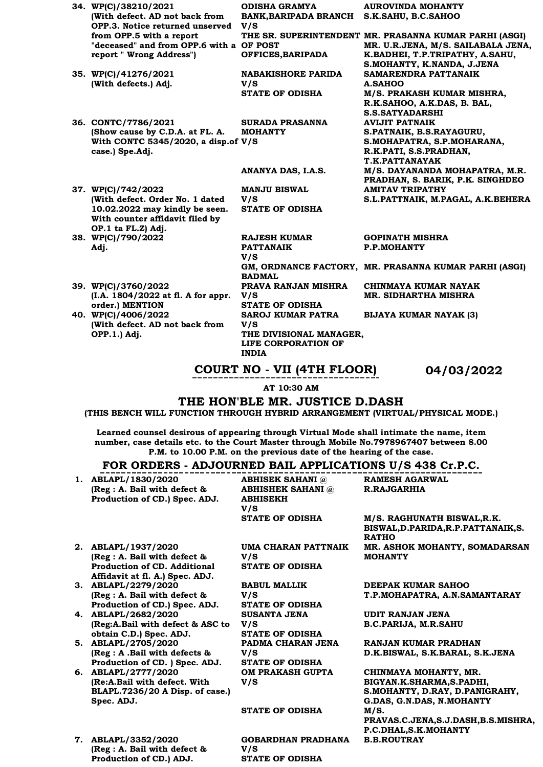| | | | |
|---|---|---|---|
| 34. | WP(C)/38210/2021 (With defect. AD not back from OPP.3. Notice returned unserved from OPP.5 with a report "deceased" and from OPP.6 with a report " Wrong Address") | ODISHA GRAMYA BANK,BARIPADA BRANCH V/S THE SR. SUPERINTENDENT OF POST OFFICES,BARIPADA | AUROVINDA MOHANTY S.K.SAHU, B.C.SAHOO MR. PRASANNA KUMAR PARHI (ASGI) MR. U.R.JENA, M/S. SAILABALA JENA, K.BADHEI, T.P.TRIPATHY, A.SAHU, S.MOHANTY, K.NANDA, J.JENA |
| 35. | WP(C)/41276/2021 (With defects.) Adj. | NABAKISHORE PARIDA V/S STATE OF ODISHA | SAMARENDRA PATTANAIK A.SAHOO M/S. PRAKASH KUMAR MISHRA, R.K.SAHOO, A.K.DAS, B. BAL, S.S.SATYADARSHI |
| 36. | CONTC/7786/2021 (Show cause by C.D.A. at FL. A. With CONTC 5345/2020, a disp.of case.) Spe.Adj. | SURADA PRASANNA MOHANTY V/S ANANYA DAS, I.A.S. | AVIJIT PATNAIK S.PATNAIK, B.S.RAYAGURU, S.MOHAPATRA, S.P.MOHARANA, R.K.PATI, S.S.PRADHAN, T.K.PATTANAYAK M/S. DAYANANDA MOHAPATRA, M.R. PRADHAN, S. BARIK, P.K. SINGHDEO |
| 37. | WP(C)/742/2022 (With defect. Order No. 1 dated 10.02.2022 may kindly be seen. With counter affidavit filed by OP.1 ta FL.Z) Adj. | MANJU BISWAL V/S STATE OF ODISHA | AMITAV TRIPATHY S.L.PATTNAIK, M.PAGAL, A.K.BEHERA |
| 38. | WP(C)/790/2022 Adj. | RAJESH KUMAR PATTANAIK V/S GM, ORDNANCE FACTORY, BADMAL | GOPINATH MISHRA P.P.MOHANTY MR. PRASANNA KUMAR PARHI (ASGI) |
| 39. | WP(C)/3760/2022 (I.A. 1804/2022 at fl. A for appr. order.) MENTION | PRAVA RANJAN MISHRA V/S STATE OF ODISHA | CHINMAYA KUMAR NAYAK MR. SIDHARTHA MISHRA |
| 40. | WP(C)/4006/2022 (With defect. AD not back from OPP.1.) Adj. | SAROJ KUMAR PATRA V/S THE DIVISIONAL MANAGER, LIFE CORPORATION OF INDIA | BIJAYA KUMAR NAYAK (3) |

## COURT NO - VII (4TH FLOOR) 04/03/2022

**AT 10:30 AM**

## THE HON'BLE MR. JUSTICE D.DASH

**(THIS BENCH WILL FUNCTION THROUGH HYBRID ARRANGEMENT (VIRTUAL/PHYSICAL MODE.)**

**Learned counsel desirous of appearing through Virtual Mode shall intimate the name, item number, case details etc. to the Court Master through Mobile No.7978967407 between 8.00 P.M. to 10.00 P.M. on the previous date of the hearing of the case.**

### FOR ORDERS - ADJOURNED BAIL APPLICATIONS U/S 438 Cr.P.C.

| | | | |
|---|---|---|---|
| 1. | ABLAPL/1830/2020 (Reg : A. Bail with defect & Production of CD.) Spec. ADJ. | ABHISEK SAHANI @ ABHISHEK SAHANI @ ABHISEKH V/S STATE OF ODISHA | RAMESH AGARWAL R.RAJGARHIA M/S. RAGHUNATH BISWAL,R.K. BISWAL,D.PARIDA,R.P.PATTANAIK,S. RATHO |
| 2. | ABLAPL/1937/2020 (Reg : A. Bail with defect & Production of CD. Additional Affidavit at fl. A.) Spec. ADJ. | UMA CHARAN PATTNAIK V/S STATE OF ODISHA | MR. ASHOK MOHANTY, SOMADARSAN MOHANTY |
| 3. | ABLAPL/2279/2020 (Reg : A. Bail with defect & Production of CD.) Spec. ADJ. | BABUL MALLIK V/S STATE OF ODISHA | DEEPAK KUMAR SAHOO T.P.MOHAPATRA, A.N.SAMANTARAY |
| 4. | ABLAPL/2682/2020 (Reg:A.Bail with defect & ASC to obtain C.D.) Spec. ADJ. | SUSANTA JENA V/S STATE OF ODISHA | UDIT RANJAN JENA B.C.PARIJA, M.R.SAHU |
| 5. | ABLAPL/2705/2020 (Reg : A .Bail with defects & Production of CD. ) Spec. ADJ. | PADMA CHARAN JENA V/S STATE OF ODISHA | RANJAN KUMAR PRADHAN D.K.BISWAL, S.K.BARAL, S.K.JENA |
| 6. | ABLAPL/2777/2020 (Re:A.Bail with defect. With BLAPL.7236/20 A Disp. of case.) Spec. ADJ. | OM PRAKASH GUPTA V/S STATE OF ODISHA | CHINMAYA MOHANTY, MR. BIGYAN.K.SHARMA,S.PADHI, S.MOHANTY, D.RAY, D.PANIGRAHY, G.DAS, G.N.DAS, N.MOHANTY M/S. PRAVAS.C.JENA,S.J.DASH,B.S.MISHRA, P.C.DHAL,S.K.MOHANTY |
| 7. | ABLAPL/3352/2020 (Reg : A. Bail with defect & Production of CD.) ADJ. | GOBARDHAN PRADHANA V/S STATE OF ODISHA | B.B.ROUTRAY |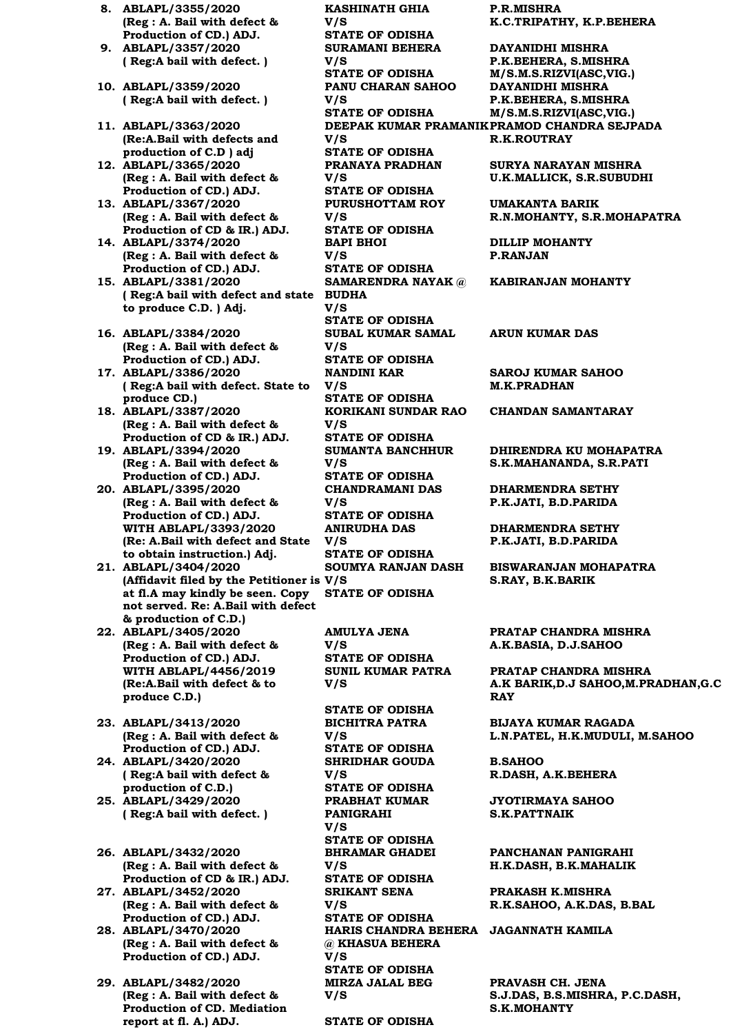| No. | Case | Parties | Advocates |
|---|---|---|---|
| 8. | **ABLAPL/3355/2020** (Reg : A. Bail with defect & Production of CD.) ADJ. | **KASHINATH GHIA** V/S STATE OF ODISHA | **P.R.MISHRA** K.C.TRIPATHY, K.P.BEHERA |
| 9. | **ABLAPL/3357/2020** ( Reg:A bail with defect. ) | **SURAMANI BEHERA** V/S STATE OF ODISHA | **DAYANIDHI MISHRA** P.K.BEHERA, S.MISHRA M/S.M.S.RIZVI(ASC,VIG.) |
| 10. | **ABLAPL/3359/2020** ( Reg:A bail with defect. ) | **PANU CHARAN SAHOO** V/S STATE OF ODISHA | **DAYANIDHI MISHRA** P.K.BEHERA, S.MISHRA M/S.M.S.RIZVI(ASC,VIG.) |
| 11. | **ABLAPL/3363/2020** (Re:A.Bail with defects and production of C.D ) adj | **DEEPAK KUMAR PRAMANIK** V/S STATE OF ODISHA | **PRAMOD CHANDRA SEJPADA** R.K.ROUTRAY |
| 12. | **ABLAPL/3365/2020** (Reg : A. Bail with defect & Production of CD.) ADJ. | **PRANAYA PRADHAN** V/S STATE OF ODISHA | **SURYA NARAYAN MISHRA** U.K.MALLICK, S.R.SUBUDHI |
| 13. | **ABLAPL/3367/2020** (Reg : A. Bail with defect & Production of CD & IR.) ADJ. | **PURUSHOTTAM ROY** V/S STATE OF ODISHA | **UMAKANTA BARIK** R.N.MOHANTY, S.R.MOHAPATRA |
| 14. | **ABLAPL/3374/2020** (Reg : A. Bail with defect & Production of CD.) ADJ. | **BAPI BHOI** V/S STATE OF ODISHA | **DILLIP MOHANTY** P.RANJAN |
| 15. | **ABLAPL/3381/2020** ( Reg:A bail with defect and state to produce C.D. ) Adj. | **SAMARENDRA NAYAK @ BUDHA** V/S STATE OF ODISHA | **KABIRANJAN MOHANTY** |
| 16. | **ABLAPL/3384/2020** (Reg : A. Bail with defect & Production of CD.) ADJ. | **SUBAL KUMAR SAMAL** V/S STATE OF ODISHA | **ARUN KUMAR DAS** |
| 17. | **ABLAPL/3386/2020** ( Reg:A bail with defect. State to produce CD.) | **NANDINI KAR** V/S STATE OF ODISHA | **SAROJ KUMAR SAHOO** M.K.PRADHAN |
| 18. | **ABLAPL/3387/2020** (Reg : A. Bail with defect & Production of CD & IR.) ADJ. | **KORIKANI SUNDAR RAO** V/S STATE OF ODISHA | **CHANDAN SAMANTARAY** |
| 19. | **ABLAPL/3394/2020** (Reg : A. Bail with defect & Production of CD.) ADJ. | **SUMANTA BANCHHUR** V/S STATE OF ODISHA | **DHIRENDRA KU MOHAPATRA** S.K.MAHANANDA, S.R.PATI |
| 20. | **ABLAPL/3395/2020** (Reg : A. Bail with defect & Production of CD.) ADJ. | **CHANDRAMANI DAS** V/S STATE OF ODISHA | **DHARMENDRA SETHY** P.K.JATI, B.D.PARIDA |
| | WITH **ABLAPL/3393/2020** (Re: A.Bail with defect and State to obtain instruction.) Adj. | **ANIRUDHA DAS** V/S STATE OF ODISHA | **DHARMENDRA SETHY** P.K.JATI, B.D.PARIDA |
| 21. | **ABLAPL/3404/2020** (Affidavit filed by the Petitioner is at fl.A may kindly be seen. Copy not served. Re: A.Bail with defect & production of C.D.) | **SOUMYA RANJAN DASH** V/S STATE OF ODISHA | **BISWARANJAN MOHAPATRA** S.RAY, B.K.BARIK |
| 22. | **ABLAPL/3405/2020** (Reg : A. Bail with defect & Production of CD.) ADJ. | **AMULYA JENA** V/S STATE OF ODISHA | **PRATAP CHANDRA MISHRA** A.K.BASIA, D.J.SAHOO |
| | WITH **ABLAPL/4456/2019** (Re:A.Bail with defect & to produce C.D.) | **SUNIL KUMAR PATRA** V/S STATE OF ODISHA | **PRATAP CHANDRA MISHRA** A.K BARIK,D.J SAHOO,M.PRADHAN,G.C RAY |
| 23. | **ABLAPL/3413/2020** (Reg : A. Bail with defect & Production of CD.) ADJ. | **BICHITRA PATRA** V/S STATE OF ODISHA | **BIJAYA KUMAR RAGADA** L.N.PATEL, H.K.MUDULI, M.SAHOO |
| 24. | **ABLAPL/3420/2020** ( Reg:A bail with defect & production of C.D.) | **SHRIDHAR GOUDA** V/S STATE OF ODISHA | **B.SAHOO** R.DASH, A.K.BEHERA |
| 25. | **ABLAPL/3429/2020** ( Reg:A bail with defect. ) | **PRABHAT KUMAR PANIGRAHI** V/S STATE OF ODISHA | **JYOTIRMAYA SAHOO** S.K.PATTNAIK |
| 26. | **ABLAPL/3432/2020** (Reg : A. Bail with defect & Production of CD & IR.) ADJ. | **BHRAMAR GHADEI** V/S STATE OF ODISHA | **PANCHANAN PANIGRAHI** H.K.DASH, B.K.MAHALIK |
| 27. | **ABLAPL/3452/2020** (Reg : A. Bail with defect & Production of CD.) ADJ. | **SRIKANT SENA** V/S STATE OF ODISHA | **PRAKASH K.MISHRA** R.K.SAHOO, A.K.DAS, B.BAL |
| 28. | **ABLAPL/3470/2020** (Reg : A. Bail with defect & Production of CD.) ADJ. | **HARIS CHANDRA BEHERA @ KHASUA BEHERA** V/S STATE OF ODISHA | **JAGANNATH KAMILA** |
| 29. | **ABLAPL/3482/2020** (Reg : A. Bail with defect & Production of CD. Mediation report at fl. A.) ADJ. | **MIRZA JALAL BEG** V/S STATE OF ODISHA | **PRAVASH CH. JENA** S.J.DAS, B.S.MISHRA, P.C.DASH, S.K.MOHANTY |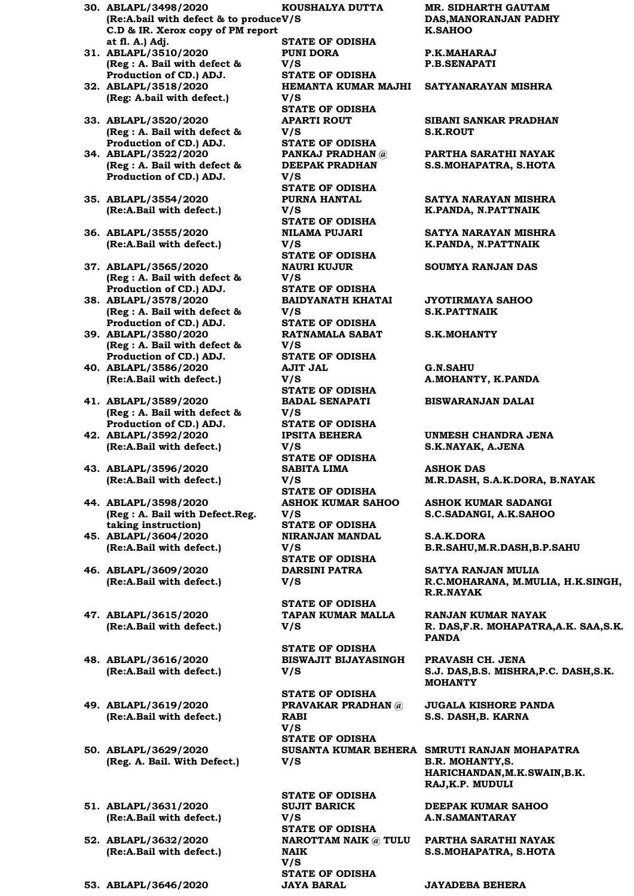| Sl. No. | Case No. | Parties | Advocates |
|---|---|---|---|
| 30. | ABLAPL/3498/2020 (Re:A.bail with defect & to produce C.D & IR. Xerox copy of PM report at fl. A.) Adj. | KOUSHALYA DUTTA V/S STATE OF ODISHA | MR. SIDHARTH GAUTAM DAS,MANORANJAN PADHY K.SAHOO |
| 31. | ABLAPL/3510/2020 (Reg : A. Bail with defect & Production of CD.) ADJ. | PUNI DORA V/S STATE OF ODISHA | P.K.MAHARAJ P.B.SENAPATI |
| 32. | ABLAPL/3518/2020 (Reg: A.bail with defect.) | HEMANTA KUMAR MAJHI V/S STATE OF ODISHA | SATYANARAYAN MISHRA |
| 33. | ABLAPL/3520/2020 (Reg : A. Bail with defect & Production of CD.) ADJ. | APARTI ROUT V/S STATE OF ODISHA | SIBANI SANKAR PRADHAN S.K.ROUT |
| 34. | ABLAPL/3522/2020 (Reg : A. Bail with defect & Production of CD.) ADJ. | PANKAJ PRADHAN @ DEEPAK PRADHAN V/S STATE OF ODISHA | PARTHA SARATHI NAYAK S.S.MOHAPATRA, S.HOTA |
| 35. | ABLAPL/3554/2020 (Re:A.Bail with defect.) | PURNA HANTAL V/S STATE OF ODISHA | SATYA NARAYAN MISHRA K.PANDA, N.PATTNAIK |
| 36. | ABLAPL/3555/2020 (Re:A.Bail with defect.) | NILAMA PUJARI V/S STATE OF ODISHA | SATYA NARAYAN MISHRA K.PANDA, N.PATTNAIK |
| 37. | ABLAPL/3565/2020 (Reg : A. Bail with defect & Production of CD.) ADJ. | NAURI KUJUR V/S STATE OF ODISHA | SOUMYA RANJAN DAS |
| 38. | ABLAPL/3578/2020 (Reg : A. Bail with defect & Production of CD.) ADJ. | BAIDYANATH KHATAI V/S STATE OF ODISHA | JYOTIRMAYA SAHOO S.K.PATTNAIK |
| 39. | ABLAPL/3580/2020 (Reg : A. Bail with defect & Production of CD.) ADJ. | RATNAMALA SABAT V/S STATE OF ODISHA | S.K.MOHANTY |
| 40. | ABLAPL/3586/2020 (Re:A.Bail with defect.) | AJIT JAL V/S STATE OF ODISHA | G.N.SAHU A.MOHANTY, K.PANDA |
| 41. | ABLAPL/3589/2020 (Reg : A. Bail with defect & Production of CD.) ADJ. | BADAL SENAPATI V/S STATE OF ODISHA | BISWARANJAN DALAI |
| 42. | ABLAPL/3592/2020 (Re:A.Bail with defect.) | IPSITA BEHERA V/S STATE OF ODISHA | UNMESH CHANDRA JENA S.K.NAYAK, A.JENA |
| 43. | ABLAPL/3596/2020 (Re:A.Bail with defect.) | SABITA LIMA V/S STATE OF ODISHA | ASHOK DAS M.R.DASH, S.A.K.DORA, B.NAYAK |
| 44. | ABLAPL/3598/2020 (Reg : A. Bail with Defect.Reg. taking instruction) | ASHOK KUMAR SAHOO V/S STATE OF ODISHA | ASHOK KUMAR SADANGI S.C.SADANGI, A.K.SAHOO |
| 45. | ABLAPL/3604/2020 (Re:A.Bail with defect.) | NIRANJAN MANDAL V/S STATE OF ODISHA | S.A.K.DORA B.R.SAHU,M.R.DASH,B.P.SAHU |
| 46. | ABLAPL/3609/2020 (Re:A.Bail with defect.) | DARSINI PATRA V/S STATE OF ODISHA | SATYA RANJAN MULIA R.C.MOHARANA, M.MULIA, H.K.SINGH, R.R.NAYAK |
| 47. | ABLAPL/3615/2020 (Re:A.Bail with defect.) | TAPAN KUMAR MALLA V/S STATE OF ODISHA | RANJAN KUMAR NAYAK R. DAS,F.R. MOHAPATRA,A.K. SAA,S.K. PANDA |
| 48. | ABLAPL/3616/2020 (Re:A.Bail with defect.) | BISWAJIT BIJAYASINGH V/S STATE OF ODISHA | PRAVASH CH. JENA S.J. DAS,B.S. MISHRA,P.C. DASH,S.K. MOHANTY |
| 49. | ABLAPL/3619/2020 (Re:A.Bail with defect.) | PRAVAKAR PRADHAN @ RABI V/S STATE OF ODISHA | JUGALA KISHORE PANDA S.S. DASH,B. KARNA |
| 50. | ABLAPL/3629/2020 (Reg. A. Bail. With Defect.) | SUSANTA KUMAR BEHERA V/S STATE OF ODISHA | SMRUTI RANJAN MOHAPATRA B.R. MOHANTY,S. HARICHANDAN,M.K.SWAIN,B.K. RAJ,K.P. MUDULI |
| 51. | ABLAPL/3631/2020 (Re:A.Bail with defect.) | SUJIT BARICK V/S STATE OF ODISHA | DEEPAK KUMAR SAHOO A.N.SAMANTARAY |
| 52. | ABLAPL/3632/2020 (Re:A.Bail with defect.) | NAROTTAM NAIK @ TULU NAIK V/S STATE OF ODISHA | PARTHA SARATHI NAYAK S.S.MOHAPATRA, S.HOTA |
| 53. | ABLAPL/3646/2020 | JAYA BARAL | JAYADEBA BEHERA |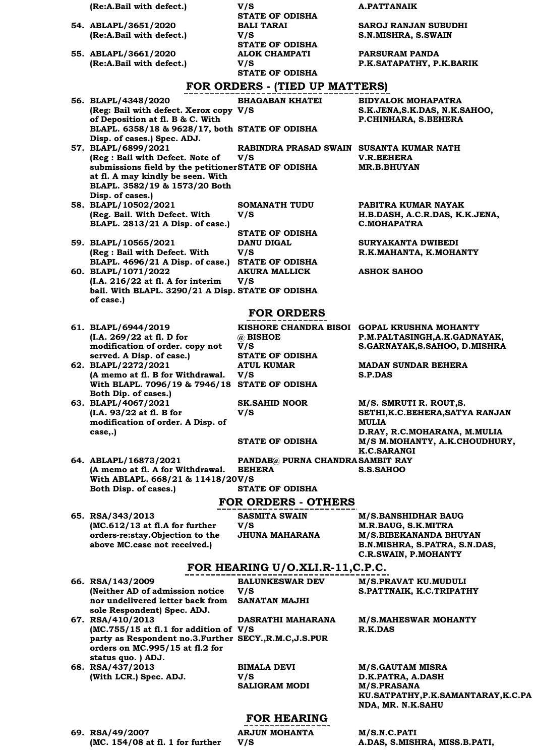| | | |
|---|---|---|
| (Re:A.Bail with defect.) | V/S<br>STATE OF ODISHA | A.PATTANAIK |
| 54. ABLAPL/3651/2020<br>(Re:A.Bail with defect.) | BALI TARAI<br>V/S<br>STATE OF ODISHA | SAROJ RANJAN SUBUDHI<br>S.N.MISHRA, S.SWAIN |
| 55. ABLAPL/3661/2020<br>(Re:A.Bail with defect.) | ALOK CHAMPATI<br>V/S<br>STATE OF ODISHA | PARSURAM PANDA<br>P.K.SATAPATHY, P.K.BARIK |

## FOR ORDERS - (TIED UP MATTERS)

| | | |
|---|---|---|
| 56. BLAPL/4348/2020<br>(Reg: Bail with defect. Xerox copy of Deposition at fl. B & C. With BLAPL. 6358/18 & 9628/17, both Disp. of cases.) Spec. ADJ. | BHAGABAN KHATEI<br>V/S<br>STATE OF ODISHA | BIDYALOK MOHAPATRA<br>S.K.JENA,S.K.DAS, N.K.SAHOO, P.CHINHARA, S.BEHERA |
| 57. BLAPL/6899/2021<br>(Reg : Bail with Defect. Note of submissions field by the petitioner at fl. A may kindly be seen. With BLAPL. 3582/19 & 1573/20 Both Disp. of cases.) | RABINDRA PRASAD SWAIN<br>V/S<br>STATE OF ODISHA | SUSANTA KUMAR NATH<br>V.R.BEHERA<br>MR.B.BHUYAN |
| 58. BLAPL/10502/2021<br>(Reg. Bail. With Defect. With BLAPL. 2813/21 A Disp. of case.) | SOMANATH TUDU<br>V/S<br>STATE OF ODISHA | PABITRA KUMAR NAYAK<br>H.B.DASH, A.C.R.DAS, K.K.JENA, C.MOHAPATRA |
| 59. BLAPL/10565/2021<br>(Reg : Bail with Defect. With BLAPL. 4696/21 A Disp. of case.) | DANU DIGAL<br>V/S<br>STATE OF ODISHA | SURYAKANTA DWIBEDI<br>R.K.MAHANTA, K.MOHANTY |
| 60. BLAPL/1071/2022<br>(I.A. 216/22 at fl. A for interim bail. With BLAPL. 3290/21 A Disp. of case.) | AKURA MALLICK<br>V/S<br>STATE OF ODISHA | ASHOK SAHOO |

## FOR ORDERS

| | | |
|---|---|---|
| 61. BLAPL/6944/2019<br>(I.A. 269/22 at fl. D for modification of order. copy not served. A Disp. of case.) | KISHORE CHANDRA BISOI @ BISHOE<br>V/S<br>STATE OF ODISHA | GOPAL KRUSHNA MOHANTY<br>P.M.PALTASINGH,A.K.GADNAYAK, S.GARNAYAK,S.SAHOO, D.MISHRA |
| 62. BLAPL/2272/2021<br>(A memo at fl. B for Withdrawal. With BLAPL. 7096/19 & 7946/18 Both Dip. of cases.) | ATUL KUMAR<br>V/S<br>STATE OF ODISHA | MADAN SUNDAR BEHERA<br>S.P.DAS |
| 63. BLAPL/4067/2021<br>(I.A. 93/22 at fl. B for modification of order. A Disp. of case,.) | SK.SAHID NOOR<br>V/S<br>STATE OF ODISHA | M/S. SMRUTI R. ROUT,S. SETHI,K.C.BEHERA,SATYA RANJAN MULIA<br>D.RAY, R.C.MOHARANA, M.MULIA<br>M/S M.MOHANTY, A.K.CHOUDHURY, K.C.SARANGI |
| 64. ABLAPL/16873/2021<br>(A memo at fl. A for Withdrawal. With ABLAPL. 668/21 & 11418/20 Both Disp. of cases.) | PANDAB@ PURNA CHANDRA BEHERA<br>V/S<br>STATE OF ODISHA | SAMBIT RAY<br>S.S.SAHOO |

## FOR ORDERS - OTHERS

| | | |
|---|---|---|
| 65. RSA/343/2013<br>(MC.612/13 at fl.A for further orders-re:stay.Objection to the above MC.case not received.) | SASMITA SWAIN<br>V/S<br>JHUNA MAHARANA | M/S.BANSHIDHAR BAUG<br>M.R.BAUG, S.K.MITRA<br>M/S.BIBEKANANDA BHUYAN<br>B.N.MISHRA, S.PATRA, S.N.DAS, C.R.SWAIN, P.MOHANTY |

## FOR HEARING U/O.XLI.R-11,C.P.C.

| | | |
|---|---|---|
| 66. RSA/143/2009<br>(Neither AD of admission notice nor undelivered letter back from sole Respondent) Spec. ADJ. | BALUNKESWAR DEV<br>V/S<br>SANATAN MAJHI | M/S.PRAVAT KU.MUDULI<br>S.PATTNAIK, K.C.TRIPATHY |
| 67. RSA/410/2013<br>(MC.755/15 at fl.1 for addition of party as Respondent no.3.Further orders on MC.995/15 at fl.2 for status quo. ) ADJ. | DASRATHI MAHARANA<br>V/S<br>SECY.,R.M.C,J.S.PUR | M/S.MAHESWAR MOHANTY<br>R.K.DAS |
| 68. RSA/437/2013<br>(With LCR.) Spec. ADJ. | BIMALA DEVI<br>V/S<br>SALIGRAM MODI | M/S.GAUTAM MISRA<br>D.K.PATRA, A.DASH<br>M/S.PRASANA KU.SATPATHY,P.K.SAMANTARAY,K.C.PANDA, MR. N.K.SAHU |

## FOR HEARING

| | | |
|---|---|---|
| 69. RSA/49/2007<br>(MC. 154/08 at fl. 1 for further | ARJUN MOHANTA<br>V/S | M/S.N.C.PATI<br>A.DAS, S.MISHRA, MISS.B.PATI, |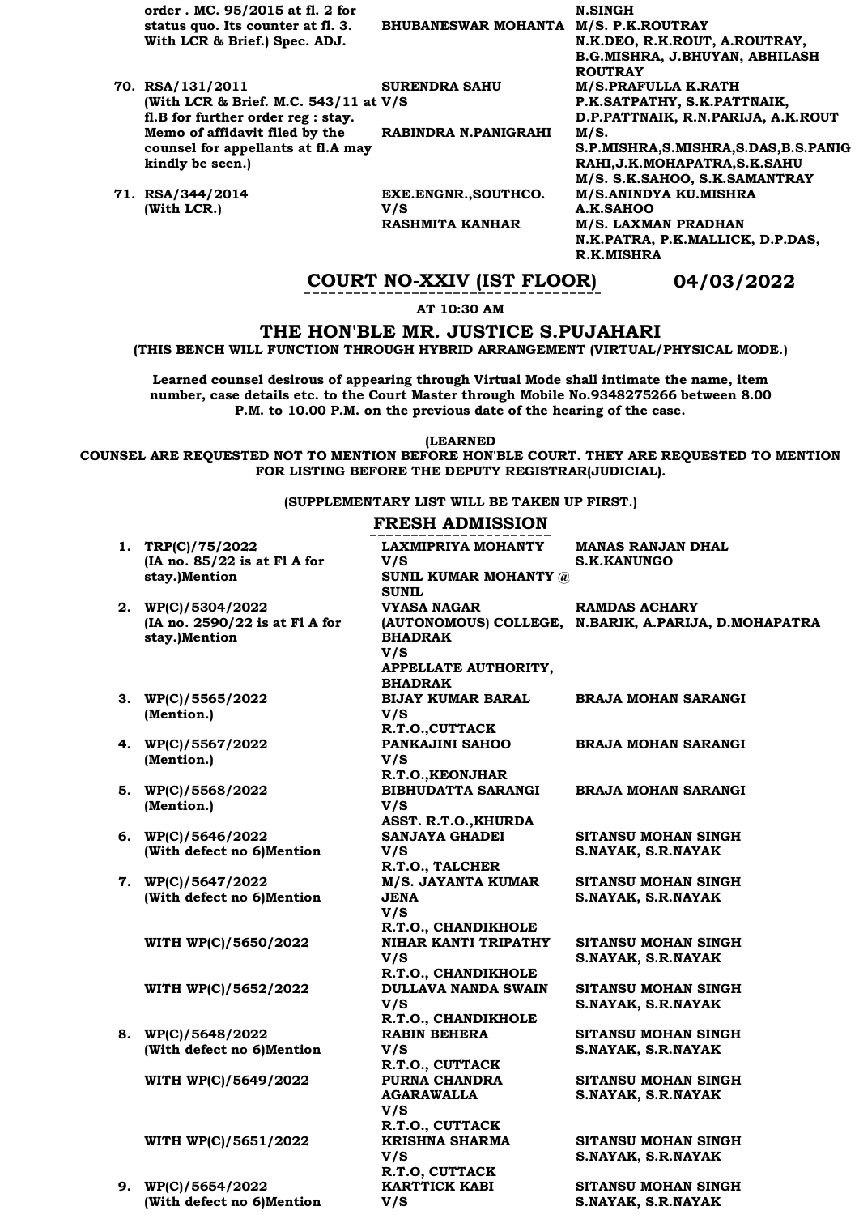| | | | |
|---|---|---|---|
| | order . MC. 95/2015 at fl. 2 for status quo. Its counter at fl. 3. With LCR & Brief.) Spec. ADJ. | BHUBANESWAR MOHANTA | N.SINGH<br>M/S. P.K.ROUTRAY<br>N.K.DEO, R.K.ROUT, A.ROUTRAY, B.G.MISHRA, J.BHUYAN, ABHILASH ROUTRAY |
| 70. | RSA/131/2011<br>(With LCR & Brief. M.C. 543/11 at fl.B for further order reg : stay. Memo of affidavit filed by the counsel for appellants at fl.A may kindly be seen.) | SURENDRA SAHU<br>V/S<br>RABINDRA N.PANIGRAHI | M/S.PRAFULLA K.RATH<br>P.K.SATPATHY, S.K.PATTNAIK, D.P.PATTNAIK, R.N.PARIJA, A.K.ROUT<br>M/S. S.P.MISHRA,S.MISHRA,S.DAS,B.S.PANIGRAHI,J.K.MOHAPATRA,S.K.SAHU<br>M/S. S.K.SAHOO, S.K.SAMANTRAY |
| 71. | RSA/344/2014<br>(With LCR.) | EXE.ENGNR.,SOUTHCO.<br>V/S<br>RASHMITA KANHAR | M/S.ANINDYA KU.MISHRA<br>A.K.SAHOO<br>M/S. LAXMAN PRADHAN<br>N.K.PATRA, P.K.MALLICK, D.P.DAS, R.K.MISHRA |

## COURT NO-XXIV (IST FLOOR) 04/03/2022

**AT 10:30 AM**

## THE HON'BLE MR. JUSTICE S.PUJAHARI

**(THIS BENCH WILL FUNCTION THROUGH HYBRID ARRANGEMENT (VIRTUAL/PHYSICAL MODE.)**

**Learned counsel desirous of appearing through Virtual Mode shall intimate the name, item number, case details etc. to the Court Master through Mobile No.9348275266 between 8.00 P.M. to 10.00 P.M. on the previous date of the hearing of the case.**

**(LEARNED COUNSEL ARE REQUESTED NOT TO MENTION BEFORE HON'BLE COURT. THEY ARE REQUESTED TO MENTION FOR LISTING BEFORE THE DEPUTY REGISTRAR(JUDICIAL).**

**(SUPPLEMENTARY LIST WILL BE TAKEN UP FIRST.)**

### FRESH ADMISSION

| | | | |
|---|---|---|---|
| 1. | TRP(C)/75/2022<br>(IA no. 85/22 is at Fl A for stay.)Mention | LAXMIPRIYA MOHANTY<br>V/S<br>SUNIL KUMAR MOHANTY @ SUNIL | MANAS RANJAN DHAL<br>S.K.KANUNGO |
| 2. | WP(C)/5304/2022<br>(IA no. 2590/22 is at Fl A for stay.)Mention | VYASA NAGAR (AUTONOMOUS) COLLEGE, BHADRAK<br>V/S<br>APPELLATE AUTHORITY, BHADRAK | RAMDAS ACHARY<br>N.BARIK, A.PARIJA, D.MOHAPATRA |
| 3. | WP(C)/5565/2022<br>(Mention.) | BIJAY KUMAR BARAL<br>V/S<br>R.T.O.,CUTTACK | BRAJA MOHAN SARANGI |
| 4. | WP(C)/5567/2022<br>(Mention.) | PANKAJINI SAHOO<br>V/S<br>R.T.O.,KEONJHAR | BRAJA MOHAN SARANGI |
| 5. | WP(C)/5568/2022<br>(Mention.) | BIBHUDATTA SARANGI<br>V/S<br>ASST. R.T.O.,KHURDA | BRAJA MOHAN SARANGI |
| 6. | WP(C)/5646/2022<br>(With defect no 6)Mention | SANJAYA GHADEI<br>V/S<br>R.T.O., TALCHER | SITANSU MOHAN SINGH<br>S.NAYAK, S.R.NAYAK |
| 7. | WP(C)/5647/2022<br>(With defect no 6)Mention | M/S. JAYANTA KUMAR JENA<br>V/S<br>R.T.O., CHANDIKHOLE | SITANSU MOHAN SINGH<br>S.NAYAK, S.R.NAYAK |
| | WITH WP(C)/5650/2022 | NIHAR KANTI TRIPATHY<br>V/S<br>R.T.O., CHANDIKHOLE | SITANSU MOHAN SINGH<br>S.NAYAK, S.R.NAYAK |
| | WITH WP(C)/5652/2022 | DULLAVA NANDA SWAIN<br>V/S<br>R.T.O., CHANDIKHOLE | SITANSU MOHAN SINGH<br>S.NAYAK, S.R.NAYAK |
| 8. | WP(C)/5648/2022<br>(With defect no 6)Mention | RABIN BEHERA<br>V/S<br>R.T.O., CUTTACK | SITANSU MOHAN SINGH<br>S.NAYAK, S.R.NAYAK |
| | WITH WP(C)/5649/2022 | PURNA CHANDRA AGARAWALLA<br>V/S<br>R.T.O., CUTTACK | SITANSU MOHAN SINGH<br>S.NAYAK, S.R.NAYAK |
| | WITH WP(C)/5651/2022 | KRISHNA SHARMA<br>V/S<br>R.T.O, CUTTACK | SITANSU MOHAN SINGH<br>S.NAYAK, S.R.NAYAK |
| 9. | WP(C)/5654/2022<br>(With defect no 6)Mention | KARTTICK KABI<br>V/S | SITANSU MOHAN SINGH<br>S.NAYAK, S.R.NAYAK |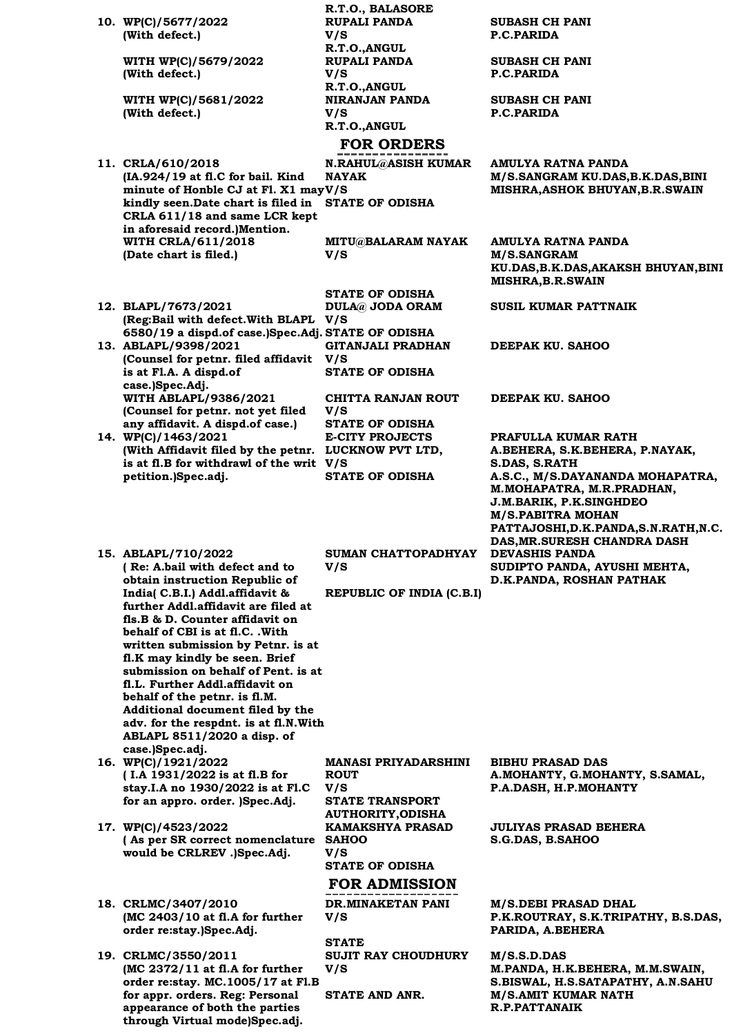| | | | |
|---|---|---|---|
| 10. | **WP(C)/5677/2022** (With defect.) | **R.T.O., BALASORE** **RUPALI PANDA** V/S **R.T.O.,ANGUL** | **SUBASH CH PANI** **P.C.PARIDA** |
| | **WITH WP(C)/5679/2022** (With defect.) | **RUPALI PANDA** V/S **R.T.O.,ANGUL** | **SUBASH CH PANI** **P.C.PARIDA** |
| | **WITH WP(C)/5681/2022** (With defect.) | **NIRANJAN PANDA** V/S **R.T.O.,ANGUL** | **SUBASH CH PANI** **P.C.PARIDA** |

## FOR ORDERS

| | | | |
|---|---|---|---|
| 11. | **CRLA/610/2018** (IA.924/19 at fl.C for bail. Kind minute of Honble CJ at Fl. X1 may kindly seen.Date chart is filed in CRLA 611/18 and same LCR kept in aforesaid record.)Mention. | **N.RAHUL@ASISH KUMAR NAYAK** V/S **STATE OF ODISHA** | **AMULYA RATNA PANDA** **M/S.SANGRAM KU.DAS,B.K.DAS,BINI MISHRA,ASHOK BHUYAN,B.R.SWAIN** |
| | **WITH CRLA/611/2018** (Date chart is filed.) | **MITU@BALARAM NAYAK** V/S **STATE OF ODISHA** | **AMULYA RATNA PANDA** **M/S.SANGRAM KU.DAS,B.K.DAS,AKAKSH BHUYAN,BINI MISHRA,B.R.SWAIN** |
| 12. | **BLAPL/7673/2021** (Reg:Bail with defect.With BLAPL 6580/19 a dispd.of case.)Spec.Adj. | **DULA@ JODA ORAM** V/S **STATE OF ODISHA** | **SUSIL KUMAR PATTNAIK** |
| 13. | **ABLAPL/9398/2021** (Counsel for petnr. filed affidavit is at Fl.A. A dispd.of case.)Spec.Adj. | **GITANJALI PRADHAN** V/S **STATE OF ODISHA** | **DEEPAK KU. SAHOO** |
| | **WITH ABLAPL/9386/2021** (Counsel for petnr. not yet filed any affidavit. A dispd.of case.) | **CHITTA RANJAN ROUT** V/S **STATE OF ODISHA** | **DEEPAK KU. SAHOO** |
| 14. | **WP(C)/1463/2021** (With Affidavit filed by the petnr. is at fl.B for withdrawl of the writ petition.)Spec.adj. | **E-CITY PROJECTS LUCKNOW PVT LTD,** V/S **STATE OF ODISHA** | **PRAFULLA KUMAR RATH** **A.BEHERA, S.K.BEHERA, P.NAYAK, S.DAS, S.RATH** **A.S.C., M/S.DAYANANDA MOHAPATRA, M.MOHAPATRA, M.R.PRADHAN, J.M.BARIK, P.K.SINGHDEO** **M/S.PABITRA MOHAN PATTAJOSHI,D.K.PANDA,S.N.RATH,N.C.DAS,MR.SURESH CHANDRA DASH** |
| 15. | **ABLAPL/710/2022** ( Re: A.bail with defect and to obtain instruction Republic of India( C.B.I.) Addl.affidavit & further Addl.affidavit are filed at fls.B & D. Counter affidavit on behalf of CBI is at fl.C. .With written submission by Petnr. is at fl.K may kindly be seen. Brief submission on behalf of Pent. is at fl.L. Further Addl.affidavit on behalf of the petnr. is fl.M. Additional document filed by the adv. for the respdnt. is at fl.N.With ABLAPL 8511/2020 a disp. of case.)Spec.adj. | **SUMAN CHATTOPADHYAY** V/S **REPUBLIC OF INDIA (C.B.I)** | **DEVASHIS PANDA** **SUDIPTO PANDA, AYUSHI MEHTA, D.K.PANDA, ROSHAN PATHAK** |
| 16. | **WP(C)/1921/2022** ( I.A 1931/2022 is at fl.B for stay.I.A no 1930/2022 is at Fl.C for an appro. order. )Spec.Adj. | **MANASI PRIYADARSHINI ROUT** V/S **STATE TRANSPORT AUTHORITY,ODISHA** | **BIBHU PRASAD DAS** **A.MOHANTY, G.MOHANTY, S.SAMAL, P.A.DASH, H.P.MOHANTY** |
| 17. | **WP(C)/4523/2022** ( As per SR correct nomenclature would be CRLREV .)Spec.Adj. | **KAMAKSHYA PRASAD SAHOO** V/S **STATE OF ODISHA** | **JULIYAS PRASAD BEHERA** **S.G.DAS, B.SAHOO** |

## FOR ADMISSION

| | | | |
|---|---|---|---|
| 18. | **CRLMC/3407/2010** (MC 2403/10 at fl.A for further order re:stay.)Spec.Adj. | **DR.MINAKETAN PANI** V/S **STATE** | **M/S.DEBI PRASAD DHAL** **P.K.ROUTRAY, S.K.TRIPATHY, B.S.DAS, PARIDA, A.BEHERA** |
| 19. | **CRLMC/3550/2011** (MC 2372/11 at fl.A for further order re:stay. MC.1005/17 at Fl.B for appr. orders. Reg: Personal appearance of both the parties through Virtual mode)Spec.adj. | **SUJIT RAY CHOUDHURY** V/S **STATE AND ANR.** | **M/S.S.D.DAS** **M.PANDA, H.K.BEHERA, M.M.SWAIN, S.BISWAL, H.S.SATAPATHY, A.N.SAHU** **M/S.AMIT KUMAR NATH** **R.P.PATTANAIK** |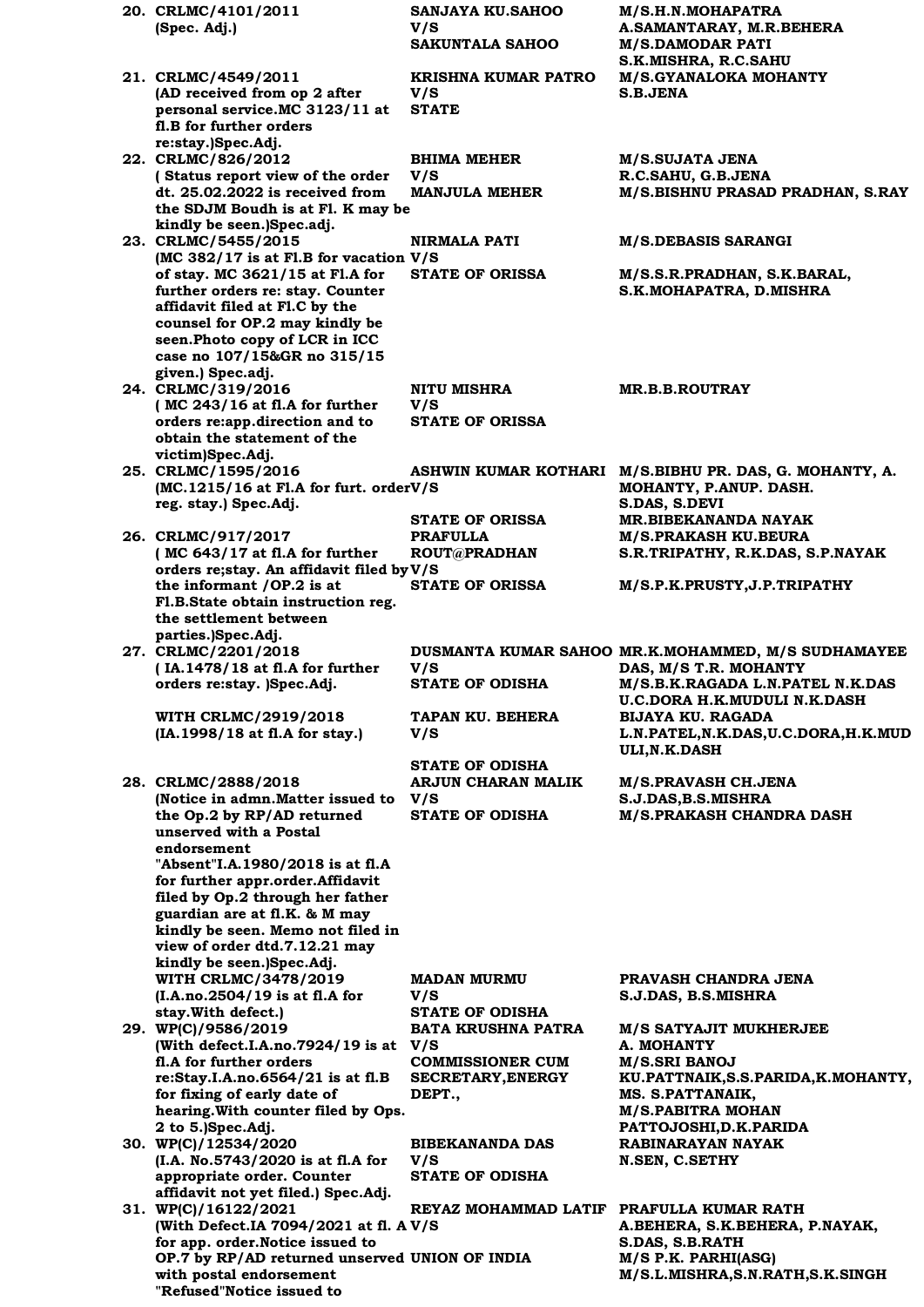| No. | Case | Parties | Counsel |
|---|---|---|---|
| 20. | **CRLMC/4101/2011 (Spec. Adj.)** | **SANJAYA KU.SAHOO V/S SAKUNTALA SAHOO** | **M/S.H.N.MOHAPATRA A.SAMANTARAY, M.R.BEHERA M/S.DAMODAR PATI S.K.MISHRA, R.C.SAHU** |
| 21. | **CRLMC/4549/2011 (AD received from op 2 after personal service.MC 3123/11 at fl.B for further orders re:stay.)Spec.Adj.** | **KRISHNA KUMAR PATRO V/S STATE** | **M/S.GYANALOKA MOHANTY S.B.JENA** |
| 22. | **CRLMC/826/2012 ( Status report view of the order dt. 25.02.2022 is received from the SDJM Boudh is at Fl. K may be kindly be seen.)Spec.adj.** | **BHIMA MEHER V/S MANJULA MEHER** | **M/S.SUJATA JENA R.C.SAHU, G.B.JENA M/S.BISHNU PRASAD PRADHAN, S.RAY** |
| 23. | **CRLMC/5455/2015 (MC 382/17 is at Fl.B for vacation of stay. MC 3621/15 at Fl.A for further orders re: stay. Counter affidavit filed at Fl.C by the counsel for OP.2 may kindly be seen.Photo copy of LCR in ICC case no 107/15&GR no 315/15 given.) Spec.adj.** | **NIRMALA PATI V/S STATE OF ORISSA** | **M/S.DEBASIS SARANGI M/S.S.R.PRADHAN, S.K.BARAL, S.K.MOHAPATRA, D.MISHRA** |
| 24. | **CRLMC/319/2016 ( MC 243/16 at fl.A for further orders re:app.direction and to obtain the statement of the victim)Spec.Adj.** | **NITU MISHRA V/S STATE OF ORISSA** | **MR.B.B.ROUTRAY** |
| 25. | **CRLMC/1595/2016 (MC.1215/16 at Fl.A for furt. order reg. stay.) Spec.Adj.** | **ASHWIN KUMAR KOTHARI V/S STATE OF ORISSA** | **M/S.BIBHU PR. DAS, G. MOHANTY, A. MOHANTY, P.ANUP. DASH. S.DAS, S.DEVI MR.BIBEKANANDA NAYAK** |
| 26. | **CRLMC/917/2017 ( MC 643/17 at fl.A for further orders re;stay. An affidavit filed by the informant /OP.2 is at Fl.B.State obtain instruction reg. the settlement between parties.)Spec.Adj.** | **PRAFULLA ROUT@PRADHAN V/S STATE OF ORISSA** | **M/S.PRAKASH KU.BEURA S.R.TRIPATHY, R.K.DAS, S.P.NAYAK M/S.P.K.PRUSTY,J.P.TRIPATHY** |
| 27. | **CRLMC/2201/2018 ( IA.1478/18 at fl.A for further orders re:stay. )Spec.Adj.** | **DUSMANTA KUMAR SAHOO V/S STATE OF ODISHA** | **MR.K.MOHAMMED, M/S SUDHAMAYEE DAS, M/S T.R. MOHANTY M/S.B.K.RAGADA L.N.PATEL N.K.DAS U.C.DORA H.K.MUDULI N.K.DASH** |
| | **WITH CRLMC/2919/2018 (IA.1998/18 at fl.A for stay.)** | **TAPAN KU. BEHERA V/S STATE OF ODISHA** | **BIJAYA KU. RAGADA L.N.PATEL,N.K.DAS,U.C.DORA,H.K.MUDULI,N.K.DASH** |
| 28. | **CRLMC/2888/2018 (Notice in admn.Matter issued to the Op.2 by RP/AD returned unserved with a Postal endorsement "Absent"I.A.1980/2018 is at fl.A for further appr.order.Affidavit filed by Op.2 through her father guardian are at fl.K. & M may kindly be seen. Memo not filed in view of order dtd.7.12.21 may kindly be seen.)Spec.Adj.** | **ARJUN CHARAN MALIK V/S STATE OF ODISHA** | **M/S.PRAVASH CH.JENA S.J.DAS,B.S.MISHRA M/S.PRAKASH CHANDRA DASH** |
| | **WITH CRLMC/3478/2019 (I.A.no.2504/19 is at fl.A for stay.With defect.)** | **MADAN MURMU V/S STATE OF ODISHA** | **PRAVASH CHANDRA JENA S.J.DAS, B.S.MISHRA** |
| 29. | **WP(C)/9586/2019 (With defect.I.A.no.7924/19 is at fl.A for further orders re:Stay.I.A.no.6564/21 is at fl.B for fixing of early date of hearing.With counter filed by Ops. 2 to 5.)Spec.Adj.** | **BATA KRUSHNA PATRA V/S COMMISSIONER CUM SECRETARY,ENERGY DEPT.,** | **M/S SATYAJIT MUKHERJEE A. MOHANTY M/S.SRI BANOJ KU.PATTNAIK,S.S.PARIDA,K.MOHANTY, MS. S.PATTANAIK, M/S.PABITRA MOHAN PATTOJOSHI,D.K.PARIDA** |
| 30. | **WP(C)/12534/2020 (I.A. No.5743/2020 is at fl.A for appropriate order. Counter affidavit not yet filed.) Spec.Adj.** | **BIBEKANANDA DAS V/S STATE OF ODISHA** | **RABINARAYAN NAYAK N.SEN, C.SETHY** |
| 31. | **WP(C)/16122/2021 (With Defect.IA 7094/2021 at fl. A for app. order.Notice issued to OP.7 by RP/AD returned unserved with postal endorsement "Refused"Notice issued to** | **REYAZ MOHAMMAD LATIF V/S UNION OF INDIA** | **PRAFULLA KUMAR RATH A.BEHERA, S.K.BEHERA, P.NAYAK, S.DAS, S.B.RATH M/S P.K. PARHI(ASG) M/S.L.MISHRA,S.N.RATH,S.K.SINGH** |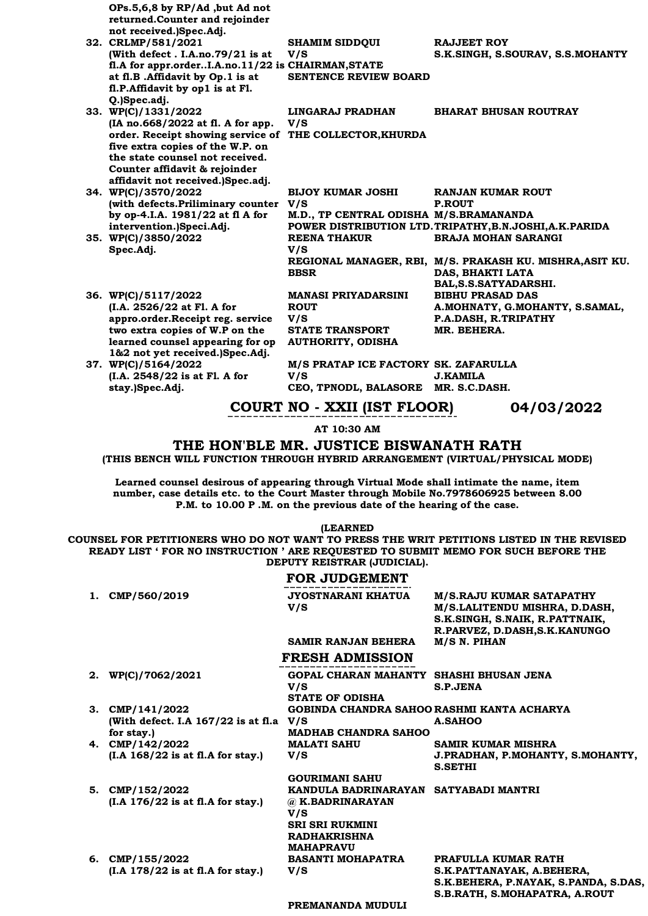| | | | |
|---|---|---|---|
| | OPs.5,6,8 by RP/Ad ,but Ad not returned.Counter and rejoinder not received.)Spec.Adj. | | |
| 32. | CRLMP/581/2021 (With defect . I.A.no.79/21 is at fl.A for appr.order..I.A.no.11/22 is at fl.B .Affidavit by Op.1 is at fl.P.Affidavit by op1 is at Fl. Q.)Spec.adj. | SHAMIM SIDDQUI V/S CHAIRMAN,STATE SENTENCE REVIEW BOARD | RAJJEET ROY S.K.SINGH, S.SOUROV, S.S.MOHANTY |
| 33. | WP(C)/1331/2022 (IA no.668/2022 at fl. A for app. order. Receipt showing service of five extra copies of the W.P. on the state counsel not received. Counter affidavit & rejoinder affidavit not received.)Spec.adj. | LINGARAJ PRADHAN V/S THE COLLECTOR,KHURDA | BHARAT BHUSAN ROUTRAY |
| 34. | WP(C)/3570/2022 (with defects.Priliminary counter by op-4.I.A. 1981/22 at fl A for intervention.)Speci.Adj. | BIJOY KUMAR JOSHI V/S M.D., TP CENTRAL ODISHA POWER DISTRIBUTION LTD. | RANJAN KUMAR ROUT P.ROUT M/S.BRAMANANDA TRIPATHY,B.N.JOSHI,A.K.PARIDA |
| 35. | WP(C)/3850/2022 Spec.Adj. | REENA THAKUR V/S REGIONAL MANAGER, RBI, BBSR | BRAJA MOHAN SARANGI M/S. PRAKASH KU. MISHRA,ASIT KU. DAS, BHAKTI LATA BAL,S.S.SATYADARSHI. |
| 36. | WP(C)/5117/2022 (I.A. 2526/22 at Fl. A for appro.order.Receipt reg. service two extra copies of W.P on the learned counsel appearing for op 1&2 not yet received.)Spec.Adj. | MANASI PRIYADARSINI ROUT V/S STATE TRANSPORT AUTHORITY, ODISHA | BIBHU PRASAD DAS A.MOHNATY, G.MOHANTY, S.SAMAL, P.A.DASH, R.TRIPATHY MR. BEHERA. |
| 37. | WP(C)/5164/2022 (I.A. 2548/22 is at Fl. A for stay.)Spec.Adj. | M/S PRATAP ICE FACTORY V/S CEO, TPNODL, BALASORE | SK. ZAFARULLA J.KAMILA MR. S.C.DASH. |

## COURT NO - XXII (IST FLOOR) 04/03/2022

**AT 10:30 AM**

## THE HON'BLE MR. JUSTICE BISWANATH RATH

**(THIS BENCH WILL FUNCTION THROUGH HYBRID ARRANGEMENT (VIRTUAL/PHYSICAL MODE)**

**Learned counsel desirous of appearing through Virtual Mode shall intimate the name, item number, case details etc. to the Court Master through Mobile No.7978606925 between 8.00 P.M. to 10.00 P .M. on the previous date of the hearing of the case.**

**(LEARNED COUNSEL FOR PETITIONERS WHO DO NOT WANT TO PRESS THE WRIT PETITIONS LISTED IN THE REVISED READY LIST ' FOR NO INSTRUCTION ' ARE REQUESTED TO SUBMIT MEMO FOR SUCH BEFORE THE DEPUTY REISTRAR (JUDICIAL).**

### FOR JUDGEMENT

| | | | |
|---|---|---|---|
| 1. | CMP/560/2019 | JYOSTNARANI KHATUA V/S SAMIR RANJAN BEHERA | M/S.RAJU KUMAR SATAPATHY M/S.LALITENDU MISHRA, D.DASH, S.K.SINGH, S.NAIK, R.PATTNAIK, R.PARVEZ, D.DASH,S.K.KANUNGO M/S N. PIHAN |

### FRESH ADMISSION

| | | | |
|---|---|---|---|
| 2. | WP(C)/7062/2021 | GOPAL CHARAN MAHANTY V/S STATE OF ODISHA | SHASHI BHUSAN JENA S.P.JENA |
| 3. | CMP/141/2022 (With defect. I.A 167/22 is at fl.a for stay.) | GOBINDA CHANDRA SAHOO V/S MADHAB CHANDRA SAHOO | RASHMI KANTA ACHARYA A.SAHOO |
| 4. | CMP/142/2022 (I.A 168/22 is at fl.A for stay.) | MALATI SAHU V/S GOURIMANI SAHU | SAMIR KUMAR MISHRA J.PRADHAN, P.MOHANTY, S.MOHANTY, S.SETHI |
| 5. | CMP/152/2022 (I.A 176/22 is at fl.A for stay.) | KANDULA BADRINARAYAN @ K.BADRINARAYAN V/S SRI SRI RUKMINI RADHAKRISHNA MAHAPRAVU | SATYABADI MANTRI |
| 6. | CMP/155/2022 (I.A 178/22 is at fl.A for stay.) | BASANTI MOHAPATRA V/S PREMANANDA MUDULI | PRAFULLA KUMAR RATH S.K.PATTANAYAK, A.BEHERA, S.K.BEHERA, P.NAYAK, S.PANDA, S.DAS, S.B.RATH, S.MOHAPATRA, A.ROUT |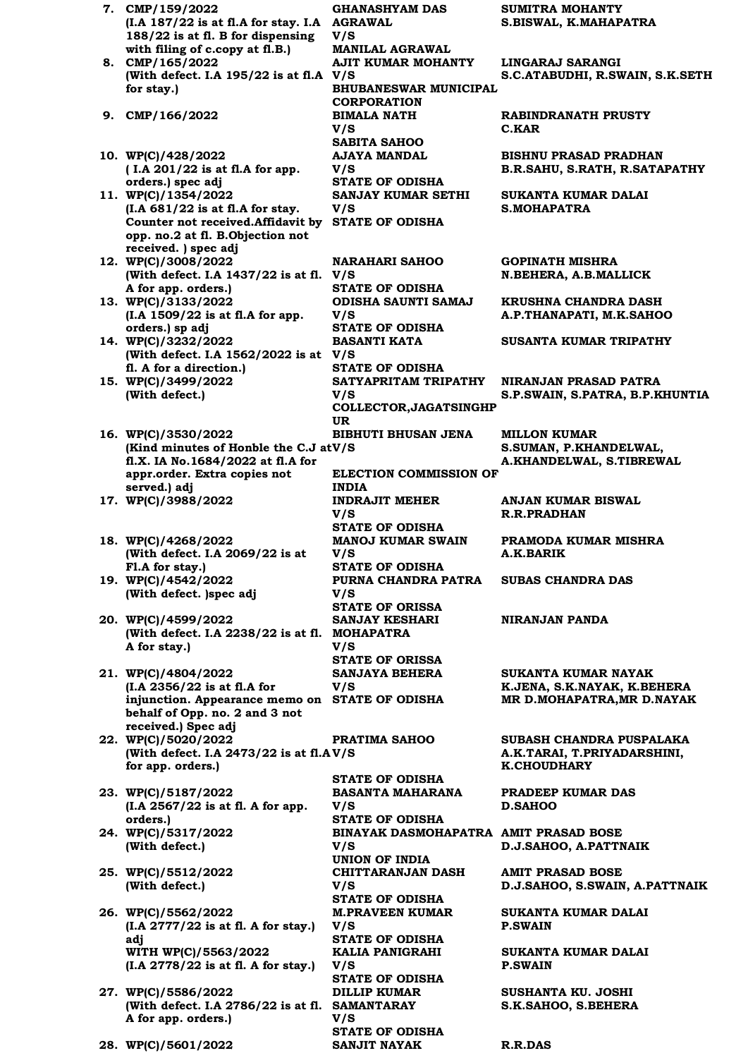| No. | Case No. | Parties | Advocates |
|---|---|---|---|
| 7. | **CMP/159/2022** (I.A 187/22 is at fl.A for stay. I.A 188/22 is at fl. B for dispensing with filing of c.copy at fl.B.) | **GHANASHYAM DAS AGRAWAL V/S MANILAL AGRAWAL** | **SUMITRA MOHANTY S.BISWAL, K.MAHAPATRA** |
| 8. | **CMP/165/2022** (With defect. I.A 195/22 is at fl.A for stay.) | **AJIT KUMAR MOHANTY V/S BHUBANESWAR MUNICIPAL CORPORATION** | **LINGARAJ SARANGI S.C.ATABUDHI, R.SWAIN, S.K.SETH** |
| 9. | **CMP/166/2022** | **BIMALA NATH V/S SABITA SAHOO** | **RABINDRANATH PRUSTY C.KAR** |
| 10. | **WP(C)/428/2022** ( I.A 201/22 is at fl.A for app. orders.) spec adj | **AJAYA MANDAL V/S STATE OF ODISHA** | **BISHNU PRASAD PRADHAN B.R.SAHU, S.RATH, R.SATAPATHY** |
| 11. | **WP(C)/1354/2022** (I.A 681/22 is at fl.A for stay. Counter not received.Affidavit by opp. no.2 at fl. B.Objection not received. ) spec adj | **SANJAY KUMAR SETHI V/S STATE OF ODISHA** | **SUKANTA KUMAR DALAI S.MOHAPATRA** |
| 12. | **WP(C)/3008/2022** (With defect. I.A 1437/22 is at fl. A for app. orders.) | **NARAHARI SAHOO V/S STATE OF ODISHA** | **GOPINATH MISHRA N.BEHERA, A.B.MALLICK** |
| 13. | **WP(C)/3133/2022** (I.A 1509/22 is at fl.A for app. orders.) sp adj | **ODISHA SAUNTI SAMAJ V/S STATE OF ODISHA** | **KRUSHNA CHANDRA DASH A.P.THANAPATI, M.K.SAHOO** |
| 14. | **WP(C)/3232/2022** (With defect. I.A 1562/2022 is at fl. A for a direction.) | **BASANTI KATA V/S STATE OF ODISHA** | **SUSANTA KUMAR TRIPATHY** |
| 15. | **WP(C)/3499/2022** (With defect.) | **SATYAPRITAM TRIPATHY V/S COLLECTOR,JAGATSINGHPUR** | **NIRANJAN PRASAD PATRA S.P.SWAIN, S.PATRA, B.P.KHUNTIA** |
| 16. | **WP(C)/3530/2022** (Kind minutes of Honble the C.J at fl.X. IA No.1684/2022 at fl.A for appr.order. Extra copies not served.) adj | **BIBHUTI BHUSAN JENA V/S ELECTION COMMISSION OF INDIA** | **MILLON KUMAR S.SUMAN, P.KHANDELWAL, A.KHANDELWAL, S.TIBREWAL** |
| 17. | **WP(C)/3988/2022** | **INDRAJIT MEHER V/S STATE OF ODISHA** | **ANJAN KUMAR BISWAL R.R.PRADHAN** |
| 18. | **WP(C)/4268/2022** (With defect. I.A 2069/22 is at Fl.A for stay.) | **MANOJ KUMAR SWAIN V/S STATE OF ODISHA** | **PRAMODA KUMAR MISHRA A.K.BARIK** |
| 19. | **WP(C)/4542/2022** (With defect. )spec adj | **PURNA CHANDRA PATRA V/S STATE OF ORISSA** | **SUBAS CHANDRA DAS** |
| 20. | **WP(C)/4599/2022** (With defect. I.A 2238/22 is at fl. A for stay.) | **SANJAY KESHARI MOHAPATRA V/S STATE OF ORISSA** | **NIRANJAN PANDA** |
| 21. | **WP(C)/4804/2022** (I.A 2356/22 is at fl.A for injunction. Appearance memo on behalf of Opp. no. 2 and 3 not received.) Spec adj | **SANJAYA BEHERA V/S STATE OF ODISHA** | **SUKANTA KUMAR NAYAK K.JENA, S.K.NAYAK, K.BEHERA MR D.MOHAPATRA,MR D.NAYAK** |
| 22. | **WP(C)/5020/2022** (With defect. I.A 2473/22 is at fl.A for app. orders.) | **PRATIMA SAHOO V/S STATE OF ODISHA** | **SUBASH CHANDRA PUSPALAKA A.K.TARAI, T.PRIYADARSHINI, K.CHOUDHARY** |
| 23. | **WP(C)/5187/2022** (I.A 2567/22 is at fl. A for app. orders.) | **BASANTA MAHARANA V/S STATE OF ODISHA** | **PRADEEP KUMAR DAS D.SAHOO** |
| 24. | **WP(C)/5317/2022** (With defect.) | **BINAYAK DASMOHAPATRA V/S UNION OF INDIA** | **AMIT PRASAD BOSE D.J.SAHOO, A.PATTNAIK** |
| 25. | **WP(C)/5512/2022** (With defect.) | **CHITTARANJAN DASH V/S STATE OF ODISHA** | **AMIT PRASAD BOSE D.J.SAHOO, S.SWAIN, A.PATTNAIK** |
| 26. | **WP(C)/5562/2022** (I.A 2777/22 is at fl. A for stay.) adj | **M.PRAVEEN KUMAR V/S STATE OF ODISHA** | **SUKANTA KUMAR DALAI P.SWAIN** |
| | **WITH WP(C)/5563/2022** (I.A 2778/22 is at fl. A for stay.) | **KALIA PANIGRAHI V/S STATE OF ODISHA** | **SUKANTA KUMAR DALAI P.SWAIN** |
| 27. | **WP(C)/5586/2022** (With defect. I.A 2786/22 is at fl. A for app. orders.) | **DILLIP KUMAR SAMANTARAY V/S STATE OF ODISHA** | **SUSHANTA KU. JOSHI S.K.SAHOO, S.BEHERA** |
| 28. | **WP(C)/5601/2022** | **SANJIT NAYAK** | **R.R.DAS** |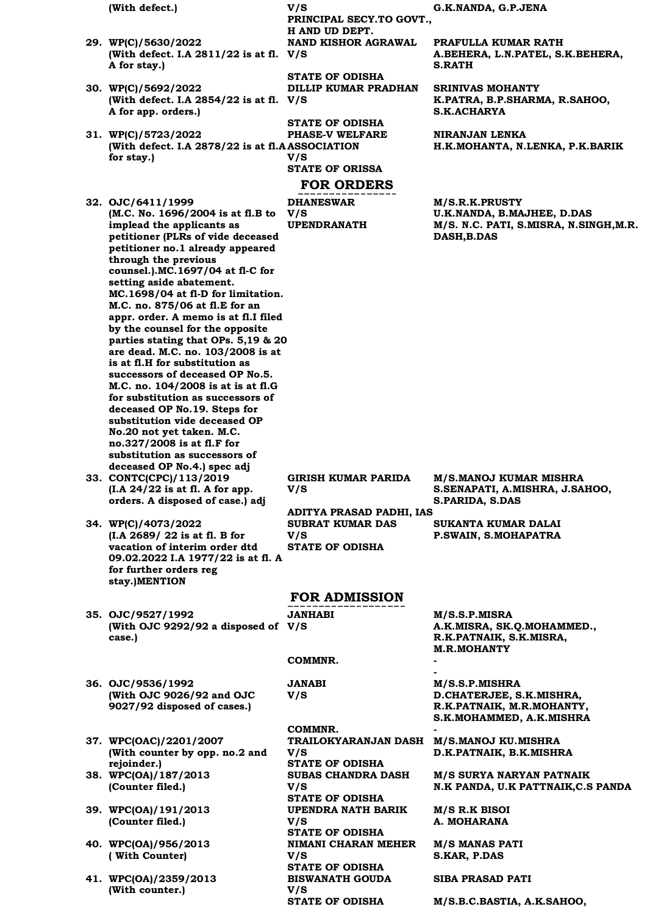| | | |
|---|---|---|
| (With defect.) | V/S<br>PRINCIPAL SECY.TO GOVT., H AND UD DEPT. | G.K.NANDA, G.P.JENA |
| 29. WP(C)/5630/2022<br>(With defect. I.A 2811/22 is at fl. A for stay.) | NAND KISHOR AGRAWAL<br>V/S<br>STATE OF ODISHA | PRAFULLA KUMAR RATH<br>A.BEHERA, L.N.PATEL, S.K.BEHERA, S.RATH |
| 30. WP(C)/5692/2022<br>(With defect. I.A 2854/22 is at fl. A for app. orders.) | DILLIP KUMAR PRADHAN<br>V/S<br>STATE OF ODISHA | SRINIVAS MOHANTY<br>K.PATRA, B.P.SHARMA, R.SAHOO, S.K.ACHARYA |
| 31. WP(C)/5723/2022<br>(With defect. I.A 2878/22 is at fl.A for stay.) | PHASE-V WELFARE ASSOCIATION<br>V/S<br>STATE OF ORISSA | NIRANJAN LENKA<br>H.K.MOHANTA, N.LENKA, P.K.BARIK |

## FOR ORDERS

| | | |
|---|---|---|
| 32. OJC/6411/1999<br>(M.C. No. 1696/2004 is at fl.B to implead the applicants as petitioner (PLRs of vide deceased petitioner no.1 already appeared through the previous counsel.).MC.1697/04 at fl-C for setting aside abatement. MC.1698/04 at fl-D for limitation. M.C. no. 875/06 at fl.E for an appr. order. A memo is at fl.I filed by the counsel for the opposite parties stating that OPs. 5,19 & 20 are dead. M.C. no. 103/2008 is at is at fl.H for substitution as successors of deceased OP No.5. M.C. no. 104/2008 is at is at fl.G for substitution as successors of deceased OP No.19. Steps for substitution vide deceased OP No.20 not yet taken. M.C. no.327/2008 is at fl.F for substitution as successors of deceased OP No.4.) spec adj | DHANESWAR<br>V/S<br>UPENDRANATH | M/S.R.K.PRUSTY<br>U.K.NANDA, B.MAJHEE, D.DAS<br>M/S. N.C. PATI, S.MISRA, N.SINGH,M.R. DASH,B.DAS |
| 33. CONTC(CPC)/113/2019<br>(I.A 24/22 is at fl. A for app. orders. A disposed of case.) adj | GIRISH KUMAR PARIDA<br>V/S<br>ADITYA PRASAD PADHI, IAS | M/S.MANOJ KUMAR MISHRA<br>S.SENAPATI, A.MISHRA, J.SAHOO, S.PARIDA, S.DAS |
| 34. WP(C)/4073/2022<br>(I.A 2689/ 22 is at fl. B for vacation of interim order dtd 09.02.2022 I.A 1977/22 is at fl. A for further orders reg stay.)MENTION | SUBRAT KUMAR DAS<br>V/S<br>STATE OF ODISHA | SUKANTA KUMAR DALAI<br>P.SWAIN, S.MOHAPATRA |

## FOR ADMISSION

| | | |
|---|---|---|
| 35. OJC/9527/1992<br>(With OJC 9292/92 a disposed of case.) | JANHABI<br>V/S<br>COMMNR. | M/S.S.P.MISRA<br>A.K.MISRA, SK.Q.MOHAMMED., R.K.PATNAIK, S.K.MISRA, M.R.MOHANTY<br>-<br>- |
| 36. OJC/9536/1992<br>(With OJC 9026/92 and OJC 9027/92 disposed of cases.) | JANABI<br>V/S<br>COMMNR. | M/S.S.P.MISHRA<br>D.CHATERJEE, S.K.MISHRA, R.K.PATNAIK, M.R.MOHANTY, S.K.MOHAMMED, A.K.MISHRA<br>- |
| 37. WPC(OAC)/2201/2007<br>(With counter by opp. no.2 and rejoinder.) | TRAILOKYARANJAN DASH<br>V/S<br>STATE OF ODISHA | M/S.MANOJ KU.MISHRA<br>D.K.PATNAIK, B.K.MISHRA |
| 38. WPC(OA)/187/2013<br>(Counter filed.) | SUBAS CHANDRA DASH<br>V/S<br>STATE OF ODISHA | M/S SURYA NARYAN PATNAIK<br>N.K PANDA, U.K PATTNAIK,C.S PANDA |
| 39. WPC(OA)/191/2013<br>(Counter filed.) | UPENDRA NATH BARIK<br>V/S<br>STATE OF ODISHA | M/S R.K BISOI<br>A. MOHARANA |
| 40. WPC(OA)/956/2013<br>( With Counter) | NIMANI CHARAN MEHER<br>V/S<br>STATE OF ODISHA | M/S MANAS PATI<br>S.KAR, P.DAS |
| 41. WPC(OA)/2359/2013<br>(With counter.) | BISWANATH GOUDA<br>V/S<br>STATE OF ODISHA | SIBA PRASAD PATI<br>M/S.B.C.BASTIA, A.K.SAHOO, |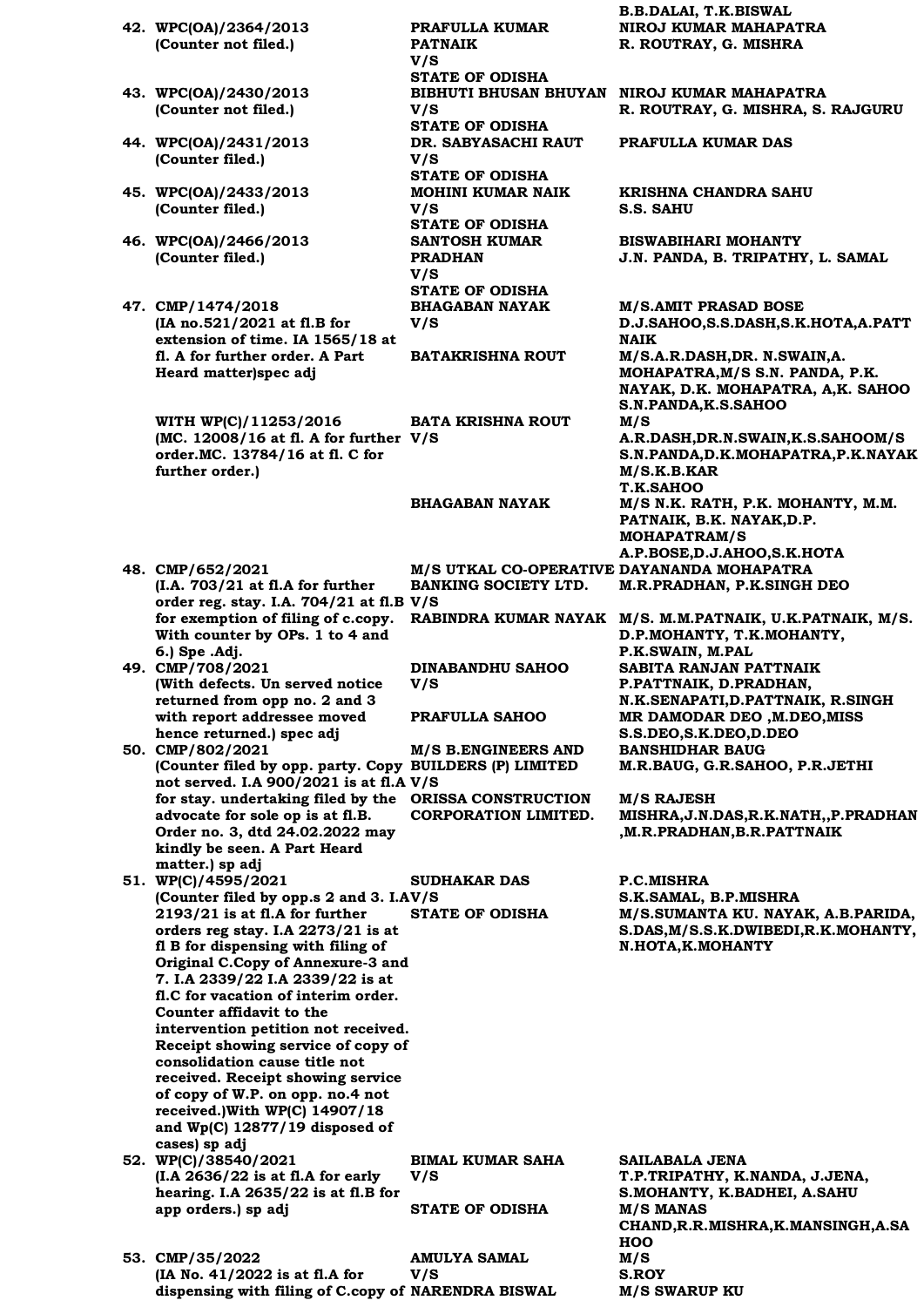| No. | Case | Parties | Advocates |
|---|---|---|---|
| | | | B.B.DALAI, T.K.BISWAL |
| 42. | WPC(OA)/2364/2013 (Counter not filed.) | PRAFULLA KUMAR PATNAIK V/S STATE OF ODISHA | NIROJ KUMAR MAHAPATRA R. ROUTRAY, G. MISHRA |
| 43. | WPC(OA)/2430/2013 (Counter not filed.) | BIBHUTI BHUSAN BHUYAN V/S STATE OF ODISHA | NIROJ KUMAR MAHAPATRA R. ROUTRAY, G. MISHRA, S. RAJGURU |
| 44. | WPC(OA)/2431/2013 (Counter filed.) | DR. SABYASACHI RAUT V/S STATE OF ODISHA | PRAFULLA KUMAR DAS |
| 45. | WPC(OA)/2433/2013 (Counter filed.) | MOHINI KUMAR NAIK V/S STATE OF ODISHA | KRISHNA CHANDRA SAHU S.S. SAHU |
| 46. | WPC(OA)/2466/2013 (Counter filed.) | SANTOSH KUMAR PRADHAN V/S STATE OF ODISHA | BISWABIHARI MOHANTY J.N. PANDA, B. TRIPATHY, L. SAMAL |
| 47. | CMP/1474/2018 (IA no.521/2021 at fl.B for extension of time. IA 1565/18 at fl. A for further order. A Part Heard matter)spec adj | BHAGABAN NAYAK V/S BATAKRISHNA ROUT | M/S.AMIT PRASAD BOSE D.J.SAHOO,S.S.DASH,S.K.HOTA,A.PATTNAIK / M/S.A.R.DASH,DR. N.SWAIN,A. MOHAPATRA,M/S S.N. PANDA, P.K. NAYAK, D.K. MOHAPATRA, A,K. SAHOO S.N.PANDA,K.S.SAHOO |
| | WITH WP(C)/11253/2016 (MC. 12008/16 at fl. A for further order.MC. 13784/16 at fl. C for further order.) | BATA KRISHNA ROUT V/S BHAGABAN NAYAK | M/S A.R.DASH,DR.N.SWAIN,K.S.SAHOOM/S S.N.PANDA,D.K.MOHAPATRA,P.K.NAYAK M/S.K.B.KAR T.K.SAHOO / M/S N.K. RATH, P.K. MOHANTY, M.M. PATNAIK, B.K. NAYAK,D.P. MOHAPATRAM/S A.P.BOSE,D.J.AHOO,S.K.HOTA |
| 48. | CMP/652/2021 (I.A. 703/21 at fl.A for further order reg. stay. I.A. 704/21 at fl.B for exemption of filing of c.copy. With counter by OPs. 1 to 4 and 6.) Spe .Adj. | M/S UTKAL CO-OPERATIVE BANKING SOCIETY LTD. V/S RABINDRA KUMAR NAYAK | DAYANANDA MOHAPATRA M.R.PRADHAN, P.K.SINGH DEO / M/S. M.M.PATNAIK, U.K.PATNAIK, M/S. D.P.MOHANTY, T.K.MOHANTY, P.K.SWAIN, M.PAL |
| 49. | CMP/708/2021 (With defects. Un served notice returned from opp no. 2 and 3 with report addressee moved hence returned.) spec adj | DINABANDHU SAHOO V/S PRAFULLA SAHOO | SABITA RANJAN PATTNAIK P.PATTNAIK, D.PRADHAN, N.K.SENAPATI,D.PATTNAIK, R.SINGH / MR DAMODAR DEO ,M.DEO,MISS S.S.DEO,S.K.DEO,D.DEO |
| 50. | CMP/802/2021 (Counter filed by opp. party. Copy not served. I.A 900/2021 is at fl.A for stay. undertaking filed by the advocate for sole op is at fl.B. Order no. 3, dtd 24.02.2022 may kindly be seen. A Part Heard matter.) sp adj | M/S B.ENGINEERS AND BUILDERS (P) LIMITED V/S ORISSA CONSTRUCTION CORPORATION LIMITED. | BANSHIDHAR BAUG M.R.BAUG, G.R.SAHOO, P.R.JETHI / M/S RAJESH MISHRA,J.N.DAS,R.K.NATH,,P.PRADHAN ,M.R.PRADHAN,B.R.PATTNAIK |
| 51. | WP(C)/4595/2021 (Counter filed by opp.s 2 and 3. I.A 2193/21 is at fl.A for further orders reg stay. I.A 2273/21 is at fl B for dispensing with filing of Original C.Copy of Annexure-3 and 7. I.A 2339/22 I.A 2339/22 is at fl.C for vacation of interim order. Counter affidavit to the intervention petition not received. Receipt showing service of copy of consolidation cause title not received. Receipt showing service of copy of W.P. on opp. no.4 not received.)With WP(C) 14907/18 and Wp(C) 12877/19 disposed of cases) sp adj | SUDHAKAR DAS V/S STATE OF ODISHA | P.C.MISHRA S.K.SAMAL, B.P.MISHRA / M/S.SUMANTA KU. NAYAK, A.B.PARIDA, S.DAS,M/S.S.K.DWIBEDI,R.K.MOHANTY, N.HOTA,K.MOHANTY |
| 52. | WP(C)/38540/2021 (I.A 2636/22 is at fl.A for early hearing. I.A 2635/22 is at fl.B for app orders.) sp adj | BIMAL KUMAR SAHA V/S STATE OF ODISHA | SAILABALA JENA T.P.TRIPATHY, K.NANDA, J.JENA, S.MOHANTY, K.BADHEI, A.SAHU / M/S MANAS CHAND,R.R.MISHRA,K.MANSINGH,A.SAHOO |
| 53. | CMP/35/2022 (IA No. 41/2022 is at fl.A for dispensing with filing of C.copy of | AMULYA SAMAL V/S NARENDRA BISWAL | M/S S.ROY / M/S SWARUP KU |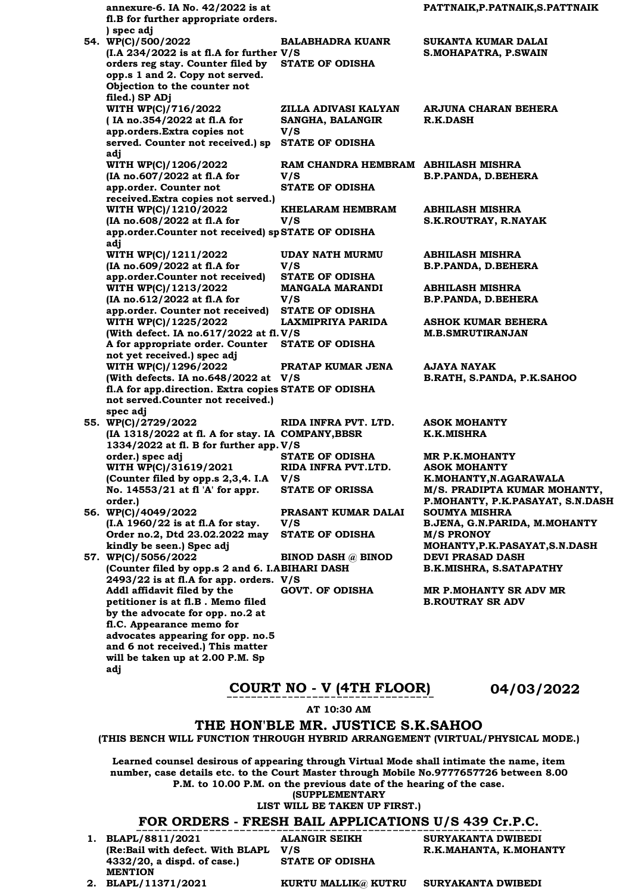| | | | |
|---|---|---|---|
| | annexure-6. IA No. 42/2022 is at fl.B for further appropriate orders. ) spec adj | | PATTNAIK,P.PATNAIK,S.PATTNAIK |
| 54. | WP(C)/500/2022 (I.A 234/2022 is at fl.A for further orders reg stay. Counter filed by opp.s 1 and 2. Copy not served. Objection to the counter not filed.) SP ADj | BALABHADRA KUANR V/S STATE OF ODISHA | SUKANTA KUMAR DALAI S.MOHAPATRA, P.SWAIN |
| | WITH WP(C)/716/2022 ( IA no.354/2022 at fl.A for app.orders.Extra copies not served. Counter not received.) sp adj | ZILLA ADIVASI KALYAN SANGHA, BALANGIR V/S STATE OF ODISHA | ARJUNA CHARAN BEHERA R.K.DASH |
| | WITH WP(C)/1206/2022 (IA no.607/2022 at fl.A for app.order. Counter not received.Extra copies not served.) | RAM CHANDRA HEMBRAM V/S STATE OF ODISHA | ABHILASH MISHRA B.P.PANDA, D.BEHERA |
| | WITH WP(C)/1210/2022 (IA no.608/2022 at fl.A for app.order.Counter not received) sp adj | KHELARAM HEMBRAM V/S STATE OF ODISHA | ABHILASH MISHRA S.K.ROUTRAY, R.NAYAK |
| | WITH WP(C)/1211/2022 (IA no.609/2022 at fl.A for app.order.Counter not received) | UDAY NATH MURMU V/S STATE OF ODISHA | ABHILASH MISHRA B.P.PANDA, D.BEHERA |
| | WITH WP(C)/1213/2022 (IA no.612/2022 at fl.A for app.order. Counter not received) | MANGALA MARANDI V/S STATE OF ODISHA | ABHILASH MISHRA B.P.PANDA, D.BEHERA |
| | WITH WP(C)/1225/2022 (With defect. IA no.617/2022 at fl. A for appropriate order. Counter not yet received.) spec adj | LAXMIPRIYA PARIDA V/S STATE OF ODISHA | ASHOK KUMAR BEHERA M.B.SMRUTIRANJAN |
| | WITH WP(C)/1296/2022 (With defects. IA no.648/2022 at fl.A for app.direction. Extra copies not served.Counter not received.) spec adj | PRATAP KUMAR JENA V/S STATE OF ODISHA | AJAYA NAYAK B.RATH, S.PANDA, P.K.SAHOO |
| 55. | WP(C)/2729/2022 (IA 1318/2022 at fl. A for stay. IA 1334/2022 at fl. B for further app. order.) spec adj | RIDA INFRA PVT. LTD. COMPANY,BBSR V/S STATE OF ODISHA | ASOK MOHANTY K.K.MISHRA MR P.K.MOHANTY |
| | WITH WP(C)/31619/2021 (Counter filed by opp.s 2,3,4. I.A No. 14553/21 at fl 'A' for appr. order.) | RIDA INFRA PVT.LTD. V/S STATE OF ORISSA | ASOK MOHANTY K.MOHANTY,N.AGARAWALA M/S. PRADIPTA KUMAR MOHANTY, P.MOHANTY, P.K.PASAYAT, S.N.DASH |
| 56. | WP(C)/4049/2022 (I.A 1960/22 is at fl.A for stay. Order no.2, Dtd 23.02.2022 may kindly be seen.) Spec adj | PRASANT KUMAR DALAI V/S STATE OF ODISHA | SOUMYA MISHRA B.JENA, G.N.PARIDA, M.MOHANTY M/S PRONOY MOHANTY,P.K.PASAYAT,S.N.DASH |
| 57. | WP(C)/5056/2022 (Counter filed by opp.s 2 and 6. I.A 2493/22 is at fl.A for app. orders. Addl affidavit filed by the petitioner is at fl.B . Memo filed by the advocate for opp. no.2 at fl.C. Appearance memo for advocates appearing for opp. no.5 and 6 not received.) This matter will be taken up at 2.00 P.M. Sp adj | BINOD DASH @ BINOD BIHARI DASH V/S GOVT. OF ODISHA | DEVI PRASAD DASH B.K.MISHRA, S.SATAPATHY MR P.MOHANTY SR ADV MR B.ROUTRAY SR ADV |

## COURT NO - V (4TH FLOOR) 04/03/2022

**AT 10:30 AM**

### THE HON'BLE MR. JUSTICE S.K.SAHOO

**(THIS BENCH WILL FUNCTION THROUGH HYBRID ARRANGEMENT (VIRTUAL/PHYSICAL MODE.)**

**Learned counsel desirous of appearing through Virtual Mode shall intimate the name, item number, case details etc. to the Court Master through Mobile No.9777657726 between 8.00 P.M. to 10.00 P.M. on the previous date of the hearing of the case.**
**(SUPPLEMENTARY LIST WILL BE TAKEN UP FIRST.)**

### FOR ORDERS - FRESH BAIL APPLICATIONS U/S 439 Cr.P.C.

| | | | |
|---|---|---|---|
| 1. | BLAPL/8811/2021 (Re:Bail with defect. With BLAPL 4332/20, a dispd. of case.) MENTION | ALANGIR SEIKH V/S STATE OF ODISHA | SURYAKANTA DWIBEDI R.K.MAHANTA, K.MOHANTY |
| 2. | BLAPL/11371/2021 | KURTU MALLIK@ KUTRU | SURYAKANTA DWIBEDI |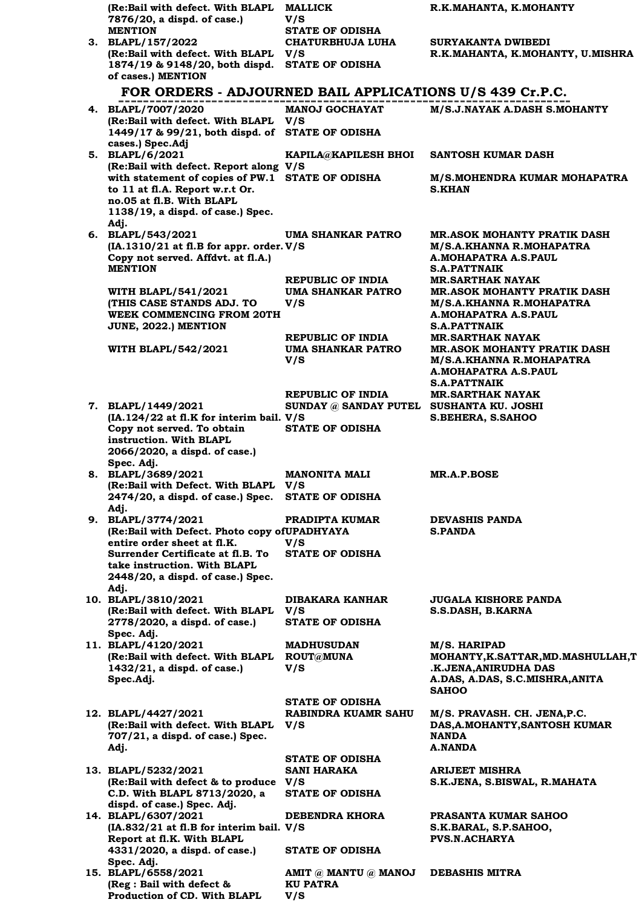| | | | |
|---|---|---|---|
| | (Re:Bail with defect. With BLAPL 7876/20, a dispd. of case.) MENTION | MALLICK V/S STATE OF ODISHA | R.K.MAHANTA, K.MOHANTY |
| 3. | BLAPL/157/2022 (Re:Bail with defect. With BLAPL 1874/19 & 9148/20, both dispd. of cases.) MENTION | CHATURBHUJA LUHA V/S STATE OF ODISHA | SURYAKANTA DWIBEDI R.K.MAHANTA, K.MOHANTY, U.MISHRA |

## FOR ORDERS - ADJOURNED BAIL APPLICATIONS U/S 439 Cr.P.C.

| | | | |
|---|---|---|---|
| 4. | BLAPL/7007/2020 (Re:Bail with defect. With BLAPL 1449/17 & 99/21, both dispd. of cases.) Spec.Adj | MANOJ GOCHAYAT V/S STATE OF ODISHA | M/S.J.NAYAK A.DASH S.MOHANTY |
| 5. | BLAPL/6/2021 (Re:Bail with defect. Report along with statement of copies of PW.1 to 11 at fl.A. Report w.r.t Or. no.05 at fl.B. With BLAPL 1138/19, a dispd. of case.) Spec. Adj. | KAPILA@KAPILESH BHOI V/S STATE OF ODISHA | SANTOSH KUMAR DASH<br>M/S.MOHENDRA KUMAR MOHAPATRA S.KHAN |
| 6. | BLAPL/543/2021 (IA.1310/21 at fl.B for appr. order. Copy not served. Affdvt. at fl.A.) MENTION | UMA SHANKAR PATRO V/S REPUBLIC OF INDIA | MR.ASOK MOHANTY PRATIK DASH M/S.A.KHANNA R.MOHAPATRA A.MOHAPATRA A.S.PAUL S.A.PATTNAIK<br>MR.SARTHAK NAYAK |
| | WITH BLAPL/541/2021 (THIS CASE STANDS ADJ. TO WEEK COMMENCING FROM 20TH JUNE, 2022.) MENTION | UMA SHANKAR PATRO V/S REPUBLIC OF INDIA | MR.ASOK MOHANTY PRATIK DASH M/S.A.KHANNA R.MOHAPATRA A.MOHAPATRA A.S.PAUL S.A.PATTNAIK<br>MR.SARTHAK NAYAK |
| | WITH BLAPL/542/2021 | UMA SHANKAR PATRO V/S REPUBLIC OF INDIA | MR.ASOK MOHANTY PRATIK DASH M/S.A.KHANNA R.MOHAPATRA A.MOHAPATRA A.S.PAUL S.A.PATTNAIK<br>MR.SARTHAK NAYAK |
| 7. | BLAPL/1449/2021 (IA.124/22 at fl.K for interim bail. Copy not served. To obtain instruction. With BLAPL 2066/2020, a dispd. of case.) Spec. Adj. | SUNDAY @ SANDAY PUTEL V/S STATE OF ODISHA | SUSHANTA KU. JOSHI S.BEHERA, S.SAHOO |
| 8. | BLAPL/3689/2021 (Re:Bail with Defect. With BLAPL 2474/20, a dispd. of case.) Spec. Adj. | MANONITA MALI V/S STATE OF ODISHA | MR.A.P.BOSE |
| 9. | BLAPL/3774/2021 (Re:Bail with Defect. Photo copy of entire order sheet at fl.K. Surrender Certificate at fl.B. To take instruction. With BLAPL 2448/20, a dispd. of case.) Spec. Adj. | PRADIPTA KUMAR UPADHYAYA V/S STATE OF ODISHA | DEVASHIS PANDA S.PANDA |
| 10. | BLAPL/3810/2021 (Re:Bail with defect. With BLAPL 2778/2020, a dispd. of case.) Spec. Adj. | DIBAKARA KANHAR V/S STATE OF ODISHA | JUGALA KISHORE PANDA S.S.DASH, B.KARNA |
| 11. | BLAPL/4120/2021 (Re:Bail with defect. With BLAPL 1432/21, a dispd. of case.) Spec.Adj. | MADHUSUDAN ROUT@MUNA V/S STATE OF ODISHA | M/S. HARIPAD MOHANTY,K.SATTAR,MD.MASHULLAH,T.K.JENA,ANIRUDHA DAS A.DAS, A.DAS, S.C.MISHRA,ANITA SAHOO |
| 12. | BLAPL/4427/2021 (Re:Bail with defect. With BLAPL 707/21, a dispd. of case.) Spec. Adj. | RABINDRA KUAMR SAHU V/S STATE OF ODISHA | M/S. PRAVASH. CH. JENA,P.C. DAS,A.MOHANTY,SANTOSH KUMAR NANDA A.NANDA |
| 13. | BLAPL/5232/2021 (Re:Bail with defect & to produce C.D. With BLAPL 8713/2020, a dispd. of case.) Spec. Adj. | SANI HARAKA V/S STATE OF ODISHA | ARIJEET MISHRA S.K.JENA, S.BISWAL, R.MAHATA |
| 14. | BLAPL/6307/2021 (IA.832/21 at fl.B for interim bail. Report at fl.K. With BLAPL 4331/2020, a dispd. of case.) Spec. Adj. | DEBENDRA KHORA V/S STATE OF ODISHA | PRASANTA KUMAR SAHOO S.K.BARAL, S.P.SAHOO, PVS.N.ACHARYA |
| 15. | BLAPL/6558/2021 (Reg : Bail with defect & Production of CD. With BLAPL | AMIT @ MANTU @ MANOJ KU PATRA V/S | DEBASHIS MITRA |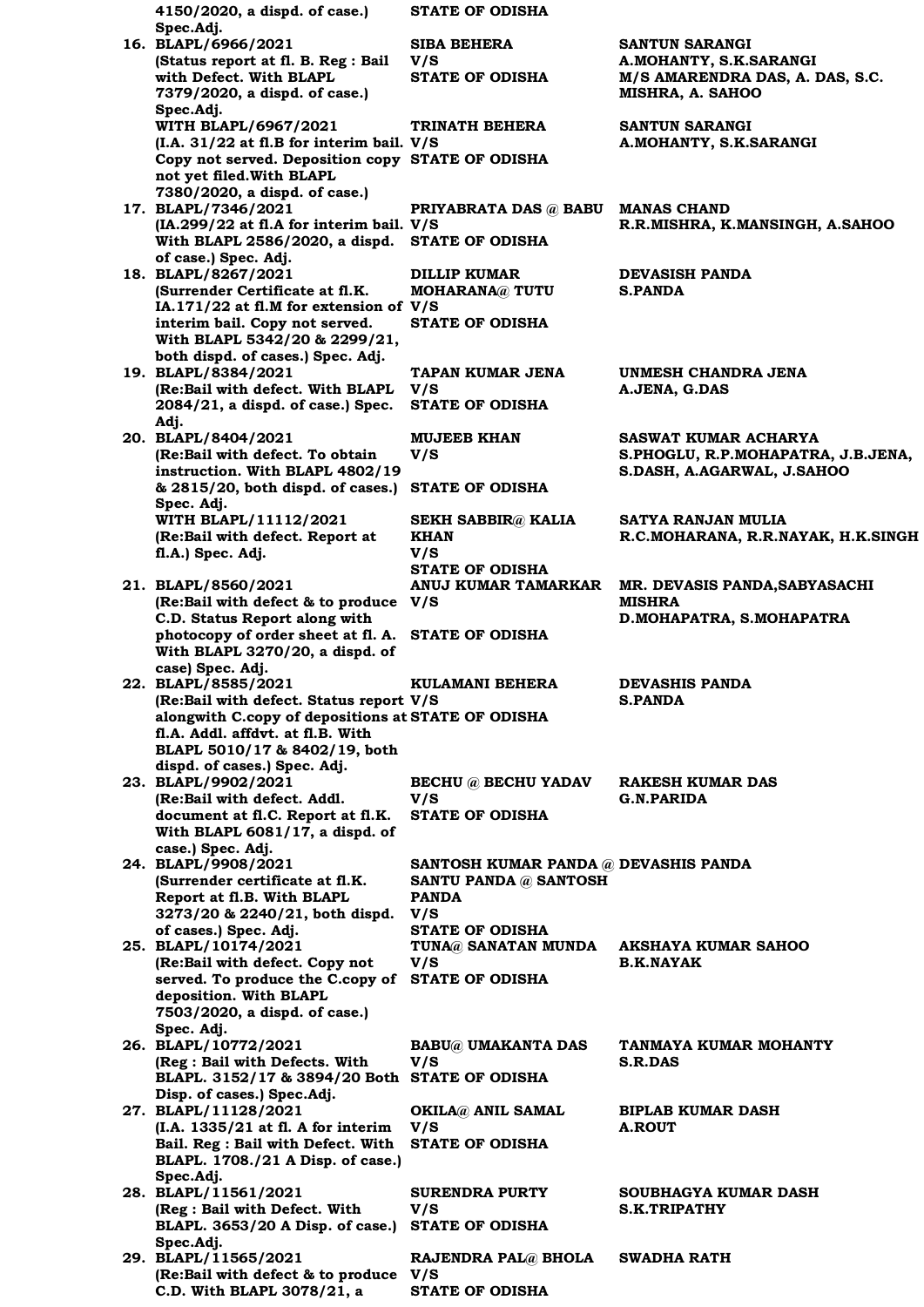| | | | |
|---|---|---|---|
| | 4150/2020, a dispd. of case.) Spec.Adj. | STATE OF ODISHA | |
| 16. | BLAPL/6966/2021 (Status report at fl. B. Reg : Bail with Defect. With BLAPL 7379/2020, a dispd. of case.) Spec.Adj. | SIBA BEHERA V/S STATE OF ODISHA | SANTUN SARANGI A.MOHANTY, S.K.SARANGI M/S AMARENDRA DAS, A. DAS, S.C. MISHRA, A. SAHOO |
| | WITH BLAPL/6967/2021 (I.A. 31/22 at fl.B for interim bail. Copy not served. Deposition copy not yet filed.With BLAPL 7380/2020, a dispd. of case.) | TRINATH BEHERA V/S STATE OF ODISHA | SANTUN SARANGI A.MOHANTY, S.K.SARANGI |
| 17. | BLAPL/7346/2021 (IA.299/22 at fl.A for interim bail. With BLAPL 2586/2020, a dispd. of case.) Spec. Adj. | PRIYABRATA DAS @ BABU V/S STATE OF ODISHA | MANAS CHAND R.R.MISHRA, K.MANSINGH, A.SAHOO |
| 18. | BLAPL/8267/2021 (Surrender Certificate at fl.K. IA.171/22 at fl.M for extension of interim bail. Copy not served. With BLAPL 5342/20 & 2299/21, both dispd. of cases.) Spec. Adj. | DILLIP KUMAR MOHARANA@ TUTU V/S STATE OF ODISHA | DEVASISH PANDA S.PANDA |
| 19. | BLAPL/8384/2021 (Re:Bail with defect. With BLAPL 2084/21, a dispd. of case.) Spec. Adj. | TAPAN KUMAR JENA V/S STATE OF ODISHA | UNMESH CHANDRA JENA A.JENA, G.DAS |
| 20. | BLAPL/8404/2021 (Re:Bail with defect. To obtain instruction. With BLAPL 4802/19 & 2815/20, both dispd. of cases.) Spec. Adj. | MUJEEB KHAN V/S STATE OF ODISHA | SASWAT KUMAR ACHARYA S.PHOGLU, R.P.MOHAPATRA, J.B.JENA, S.DASH, A.AGARWAL, J.SAHOO |
| | WITH BLAPL/11112/2021 (Re:Bail with defect. Report at fl.A.) Spec. Adj. | SEKH SABBIR@ KALIA KHAN V/S STATE OF ODISHA | SATYA RANJAN MULIA R.C.MOHARANA, R.R.NAYAK, H.K.SINGH |
| 21. | BLAPL/8560/2021 (Re:Bail with defect & to produce C.D. Status Report along with photocopy of order sheet at fl. A. With BLAPL 3270/20, a dispd. of case) Spec. Adj. | ANUJ KUMAR TAMARKAR V/S STATE OF ODISHA | MR. DEVASIS PANDA,SABYASACHI MISHRA D.MOHAPATRA, S.MOHAPATRA |
| 22. | BLAPL/8585/2021 (Re:Bail with defect. Status report alongwith C.copy of depositions at fl.A. Addl. affdvt. at fl.B. With BLAPL 5010/17 & 8402/19, both dispd. of cases.) Spec. Adj. | KULAMANI BEHERA V/S STATE OF ODISHA | DEVASHIS PANDA S.PANDA |
| 23. | BLAPL/9902/2021 (Re:Bail with defect. Addl. document at fl.C. Report at fl.K. With BLAPL 6081/17, a dispd. of case.) Spec. Adj. | BECHU @ BECHU YADAV V/S STATE OF ODISHA | RAKESH KUMAR DAS G.N.PARIDA |
| 24. | BLAPL/9908/2021 (Surrender certificate at fl.K. Report at fl.B. With BLAPL 3273/20 & 2240/21, both dispd. of cases.) Spec. Adj. | SANTOSH KUMAR PANDA @ SANTU PANDA @ SANTOSH PANDA V/S STATE OF ODISHA | DEVASHIS PANDA |
| 25. | BLAPL/10174/2021 (Re:Bail with defect. Copy not served. To produce the C.copy of deposition. With BLAPL 7503/2020, a dispd. of case.) Spec. Adj. | TUNA@ SANATAN MUNDA V/S STATE OF ODISHA | AKSHAYA KUMAR SAHOO B.K.NAYAK |
| 26. | BLAPL/10772/2021 (Reg : Bail with Defects. With BLAPL. 3152/17 & 3894/20 Both Disp. of cases.) Spec.Adj. | BABU@ UMAKANTA DAS V/S STATE OF ODISHA | TANMAYA KUMAR MOHANTY S.R.DAS |
| 27. | BLAPL/11128/2021 (I.A. 1335/21 at fl. A for interim Bail. Reg : Bail with Defect. With BLAPL. 1708./21 A Disp. of case.) Spec.Adj. | OKILA@ ANIL SAMAL V/S STATE OF ODISHA | BIPLAB KUMAR DASH A.ROUT |
| 28. | BLAPL/11561/2021 (Reg : Bail with Defect. With BLAPL. 3653/20 A Disp. of case.) Spec.Adj. | SURENDRA PURTY V/S STATE OF ODISHA | SOUBHAGYA KUMAR DASH S.K.TRIPATHY |
| 29. | BLAPL/11565/2021 (Re:Bail with defect & to produce C.D. With BLAPL 3078/21, a | RAJENDRA PAL@ BHOLA V/S STATE OF ODISHA | SWADHA RATH |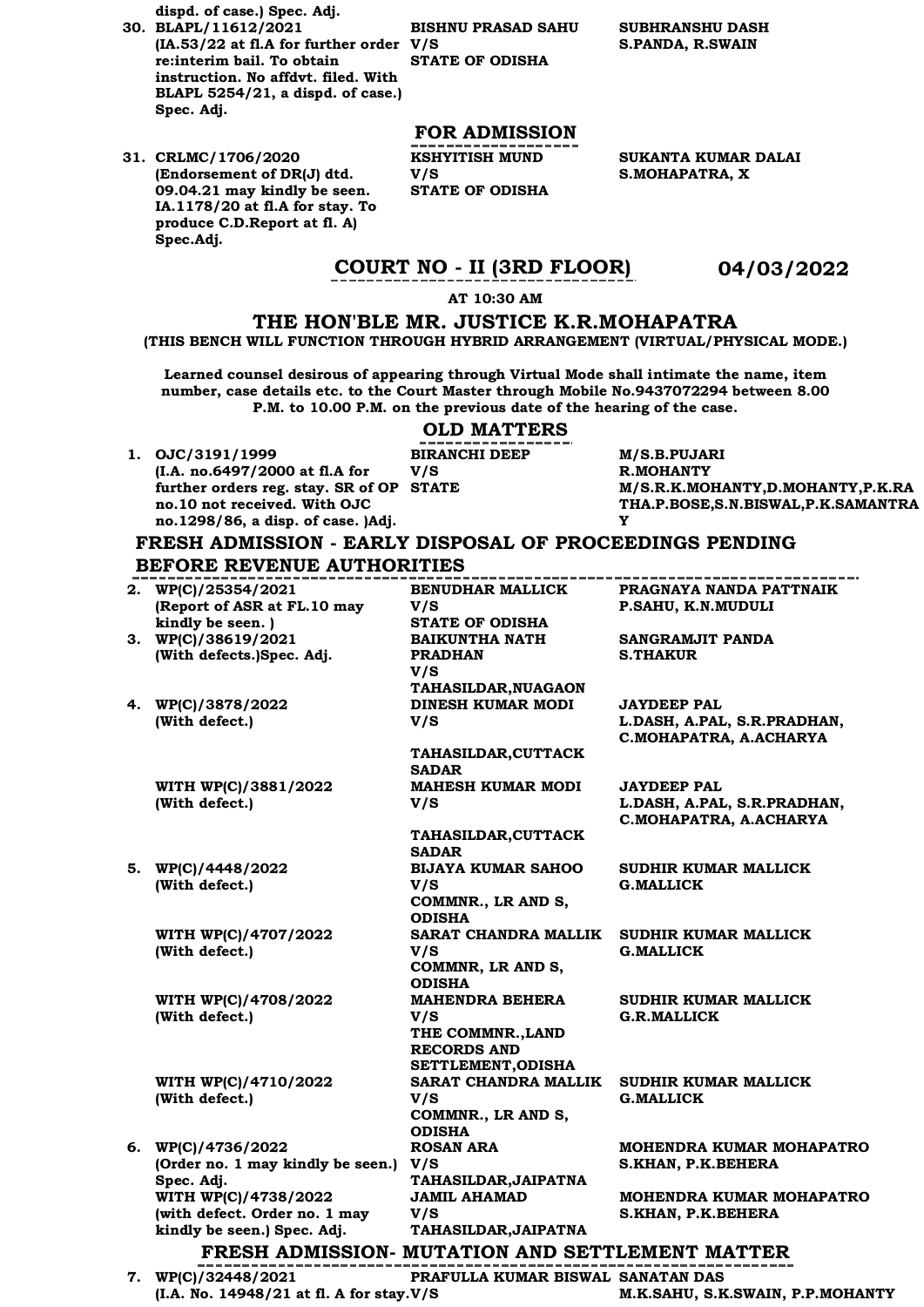dispd. of case.) Spec. Adj.

| | | | |
|---|---|---|---|
| 30. | BLAPL/11612/2021 (IA.53/22 at fl.A for further order re:interim bail. To obtain instruction. No affdvt. filed. With BLAPL 5254/21, a dispd. of case.) Spec. Adj. | BISHNU PRASAD SAHU V/S STATE OF ODISHA | SUBHRANSHU DASH S.PANDA, R.SWAIN |

## FOR ADMISSION

| | | | |
|---|---|---|---|
| 31. | CRLMC/1706/2020 (Endorsement of DR(J) dtd. 09.04.21 may kindly be seen. IA.1178/20 at fl.A for stay. To produce C.D.Report at fl. A) Spec.Adj. | KSHYITISH MUND V/S STATE OF ODISHA | SUKANTA KUMAR DALAI S.MOHAPATRA, X |

# COURT NO - II (3RD FLOOR) 04/03/2022

**AT 10:30 AM**

## THE HON'BLE MR. JUSTICE K.R.MOHAPATRA

**(THIS BENCH WILL FUNCTION THROUGH HYBRID ARRANGEMENT (VIRTUAL/PHYSICAL MODE.)**

**Learned counsel desirous of appearing through Virtual Mode shall intimate the name, item number, case details etc. to the Court Master through Mobile No.9437072294 between 8.00 P.M. to 10.00 P.M. on the previous date of the hearing of the case.**

## OLD MATTERS

| | | | |
|---|---|---|---|
| 1. | OJC/3191/1999 (I.A. no.6497/2000 at fl.A for further orders reg. stay. SR of OP no.10 not received. With OJC no.1298/86, a disp. of case. )Adj. | BIRANCHI DEEP V/S STATE | M/S.B.PUJARI R.MOHANTY M/S.R.K.MOHANTY,D.MOHANTY,P.K.RATHA.P.BOSE,S.N.BISWAL,P.K.SAMANTRAY |

## FRESH ADMISSION - EARLY DISPOSAL OF PROCEEDINGS PENDING BEFORE REVENUE AUTHORITIES

| | | | |
|---|---|---|---|
| 2. | WP(C)/25354/2021 (Report of ASR at FL.10 may kindly be seen. ) | BENUDHAR MALLICK V/S STATE OF ODISHA | PRAGNAYA NANDA PATTNAIK P.SAHU, K.N.MUDULI |
| 3. | WP(C)/38619/2021 (With defects.)Spec. Adj. | BAIKUNTHA NATH PRADHAN V/S TAHASILDAR,NUAGAON | SANGRAMJIT PANDA S.THAKUR |
| 4. | WP(C)/3878/2022 (With defect.) | DINESH KUMAR MODI V/S TAHASILDAR,CUTTACK SADAR | JAYDEEP PAL L.DASH, A.PAL, S.R.PRADHAN, C.MOHAPATRA, A.ACHARYA |
| | WITH WP(C)/3881/2022 (With defect.) | MAHESH KUMAR MODI V/S TAHASILDAR,CUTTACK SADAR | JAYDEEP PAL L.DASH, A.PAL, S.R.PRADHAN, C.MOHAPATRA, A.ACHARYA |
| 5. | WP(C)/4448/2022 (With defect.) | BIJAYA KUMAR SAHOO V/S COMMNR., LR AND S, ODISHA | SUDHIR KUMAR MALLICK G.MALLICK |
| | WITH WP(C)/4707/2022 (With defect.) | SARAT CHANDRA MALLIK V/S COMMNR, LR AND S, ODISHA | SUDHIR KUMAR MALLICK G.MALLICK |
| | WITH WP(C)/4708/2022 (With defect.) | MAHENDRA BEHERA V/S THE COMMNR.,LAND RECORDS AND SETTLEMENT,ODISHA | SUDHIR KUMAR MALLICK G.R.MALLICK |
| | WITH WP(C)/4710/2022 (With defect.) | SARAT CHANDRA MALLIK V/S COMMNR., LR AND S, ODISHA | SUDHIR KUMAR MALLICK G.MALLICK |
| 6. | WP(C)/4736/2022 (Order no. 1 may kindly be seen.) Spec. Adj. | ROSAN ARA V/S TAHASILDAR,JAIPATNA | MOHENDRA KUMAR MOHAPATRO S.KHAN, P.K.BEHERA |
| | WITH WP(C)/4738/2022 (with defect. Order no. 1 may kindly be seen.) Spec. Adj. | JAMIL AHAMAD V/S TAHASILDAR,JAIPATNA | MOHENDRA KUMAR MOHAPATRO S.KHAN, P.K.BEHERA |

## FRESH ADMISSION- MUTATION AND SETTLEMENT MATTER

| | | | |
|---|---|---|---|
| 7. | WP(C)/32448/2021 (I.A. No. 14948/21 at fl. A for stay. | PRAFULLA KUMAR BISWAL V/S | SANATAN DAS M.K.SAHU, S.K.SWAIN, P.P.MOHANTY |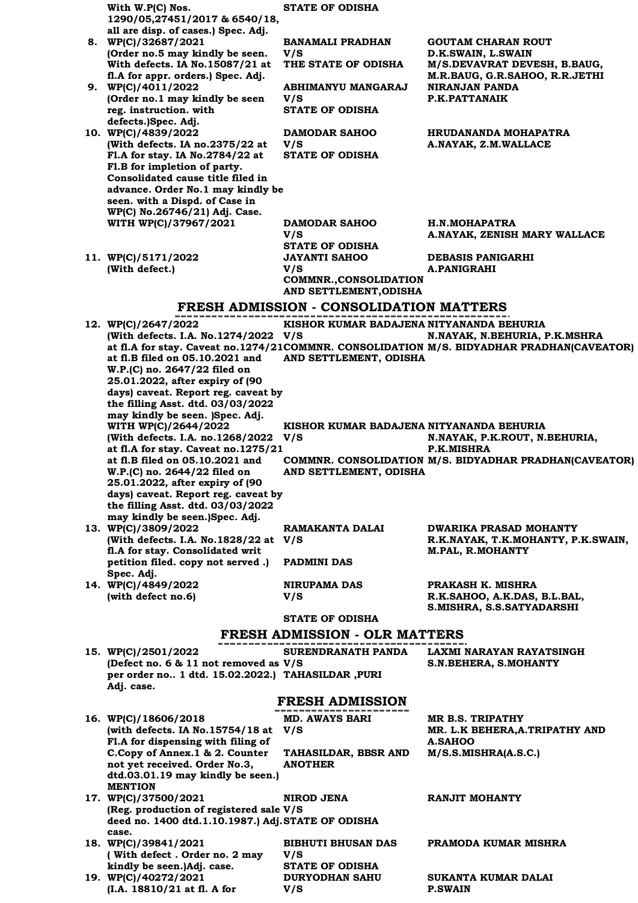| | Case | Parties | Advocates |
|---|---|---|---|
| | With W.P(C) Nos. 1290/05,27451/2017 & 6540/18, all are disp. of cases.) Spec. Adj. | STATE OF ODISHA | |
| 8. | WP(C)/32687/2021 (Order no.5 may kindly be seen. With defects. IA No.15087/21 at fl.A for appr. orders.) Spec. Adj. | BANAMALI PRADHAN V/S THE STATE OF ODISHA | GOUTAM CHARAN ROUT D.K.SWAIN, L.SWAIN M/S.DEVAVRAT DEVESH, B.BAUG, M.R.BAUG, G.R.SAHOO, R.R.JETHI |
| 9. | WP(C)/4011/2022 (Order no.1 may kindly be seen reg. instruction. with defects.)Spec. Adj. | ABHIMANYU MANGARAJ V/S STATE OF ODISHA | NIRANJAN PANDA P.K.PATTANAIK |
| 10. | WP(C)/4839/2022 (With defects. IA no.2375/22 at Fl.A for stay. IA No.2784/22 at Fl.B for impletion of party. Consolidated cause title filed in advance. Order No.1 may kindly be seen. with a Dispd. of Case in WP(C) No.26746/21) Adj. Case. | DAMODAR SAHOO V/S STATE OF ODISHA | HRUDANANDA MOHAPATRA A.NAYAK, Z.M.WALLACE |
| | WITH WP(C)/37967/2021 | DAMODAR SAHOO V/S STATE OF ODISHA | H.N.MOHAPATRA A.NAYAK, ZENISH MARY WALLACE |
| 11. | WP(C)/5171/2022 (With defect.) | JAYANTI SAHOO V/S COMMNR.,CONSOLIDATION AND SETTLEMENT,ODISHA | DEBASIS PANIGARHI A.PANIGRAHI |

## FRESH ADMISSION - CONSOLIDATION MATTERS

| | Case | Parties | Advocates |
|---|---|---|---|
| 12. | WP(C)/2647/2022 (With defects. I.A. No.1274/2022 at fl.A for stay. Caveat no.1274/21 at fl.B filed on 05.10.2021 and W.P.(C) no. 2647/22 filed on 25.01.2022, after expiry of (90 days) caveat. Report reg. caveat by the filling Asst. dtd. 03/03/2022 may kindly be seen. )Spec. Adj. | KISHOR KUMAR BADAJENA V/S COMMNR. CONSOLIDATION AND SETTLEMENT, ODISHA | NITYANANDA BEHURIA N.NAYAK, N.BEHURIA, P.K.MSHRA M/S. BIDYADHAR PRADHAN(CAVEATOR) |
| | WITH WP(C)/2644/2022 (With defects. I.A. no.1268/2022 at fl.A for stay. Caveat no.1275/21 at fl.B filed on 05.10.2021 and W.P.(C) no. 2644/22 filed on 25.01.2022, after expiry of (90 days) caveat. Report reg. caveat by the filling Asst. dtd. 03/03/2022 may kindly be seen.)Spec. Adj. | KISHOR KUMAR BADAJENA V/S COMMNR. CONSOLIDATION AND SETTLEMENT, ODISHA | NITYANANDA BEHURIA N.NAYAK, P.K.ROUT, N.BEHURIA, P.K.MISHRA M/S. BIDYADHAR PRADHAN(CAVEATOR) |
| 13. | WP(C)/3809/2022 (With defects. I.A. No.1828/22 at fl.A for stay. Consolidated writ petition filed. copy not served .) Spec. Adj. | RAMAKANTA DALAI V/S PADMINI DAS | DWARIKA PRASAD MOHANTY R.K.NAYAK, T.K.MOHANTY, P.K.SWAIN, M.PAL, R.MOHANTY |
| 14. | WP(C)/4849/2022 (with defect no.6) | NIRUPAMA DAS V/S STATE OF ODISHA | PRAKASH K. MISHRA R.K.SAHOO, A.K.DAS, B.L.BAL, S.MISHRA, S.S.SATYADARSHI |

## FRESH ADMISSION - OLR MATTERS

| | Case | Parties | Advocates |
|---|---|---|---|
| 15. | WP(C)/2501/2022 (Defect no. 6 & 11 not removed as per order no.. 1 dtd. 15.02.2022.) Adj. case. | SURENDRANATH PANDA V/S TAHASILDAR ,PURI | LAXMI NARAYAN RAYATSINGH S.N.BEHERA, S.MOHANTY |

## FRESH ADMISSION

| | Case | Parties | Advocates |
|---|---|---|---|
| 16. | WP(C)/18606/2018 (with defects. IA No.15754/18 at Fl.A for dispensing with filing of C.Copy of Annex.1 & 2. Counter not yet received. Order No.3, dtd.03.01.19 may kindly be seen.) MENTION | MD. AWAYS BARI V/S TAHASILDAR, BBSR AND ANOTHER | MR B.S. TRIPATHY MR. L.K BEHERA,A.TRIPATHY AND A.SAHOO M/S.S.MISHRA(A.S.C.) |
| 17. | WP(C)/37500/2021 (Reg. production of registered sale deed no. 1400 dtd.1.10.1987.) Adj. case. | NIROD JENA V/S STATE OF ODISHA | RANJIT MOHANTY |
| 18. | WP(C)/39841/2021 ( With defect . Order no. 2 may kindly be seen.)Adj. case. | BIBHUTI BHUSAN DAS V/S STATE OF ODISHA | PRAMODA KUMAR MISHRA |
| 19. | WP(C)/40272/2021 (I.A. 18810/21 at fl. A for | DURYODHAN SAHU V/S | SUKANTA KUMAR DALAI P.SWAIN |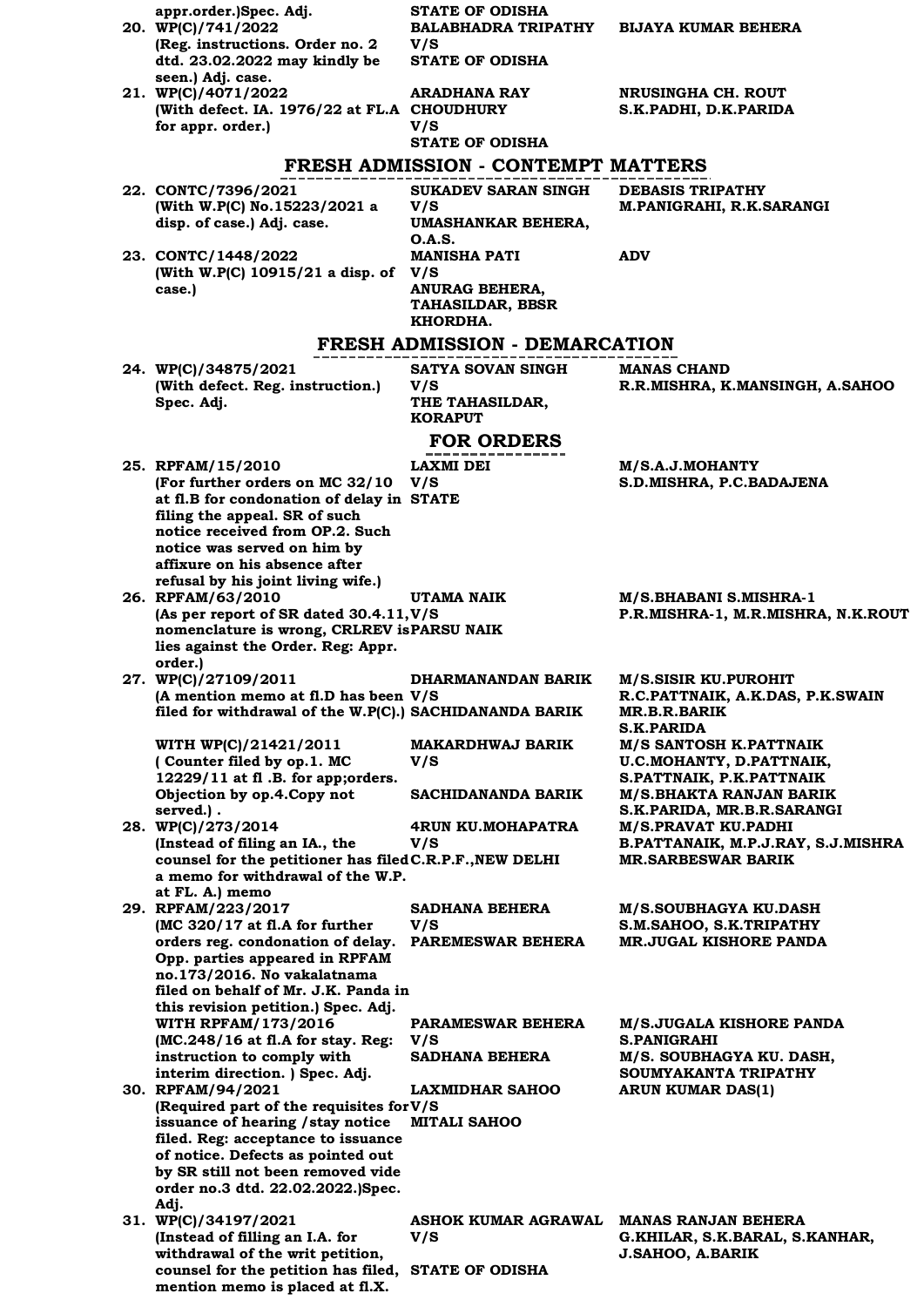| | | | |
|---|---|---|---|
| | appr.order.)Spec. Adj. | STATE OF ODISHA | |
| 20. | WP(C)/741/2022 (Reg. instructions. Order no. 2 dtd. 23.02.2022 may kindly be seen.) Adj. case. | BALABHADRA TRIPATHY V/S STATE OF ODISHA | BIJAYA KUMAR BEHERA |
| 21. | WP(C)/4071/2022 (With defect. IA. 1976/22 at FL.A for appr. order.) | ARADHANA RAY CHOUDHURY V/S STATE OF ODISHA | NRUSINGHA CH. ROUT S.K.PADHI, D.K.PARIDA |

## FRESH ADMISSION - CONTEMPT MATTERS

| | | | |
|---|---|---|---|
| 22. | CONTC/7396/2021 (With W.P(C) No.15223/2021 a disp. of case.) Adj. case. | SUKADEV SARAN SINGH V/S UMASHANKAR BEHERA, O.A.S. | DEBASIS TRIPATHY M.PANIGRAHI, R.K.SARANGI |
| 23. | CONTC/1448/2022 (With W.P(C) 10915/21 a disp. of case.) | MANISHA PATI V/S ANURAG BEHERA, TAHASILDAR, BBSR KHORDHA. | ADV |

## FRESH ADMISSION - DEMARCATION

| | | | |
|---|---|---|---|
| 24. | WP(C)/34875/2021 (With defect. Reg. instruction.) Spec. Adj. | SATYA SOVAN SINGH V/S THE TAHASILDAR, KORAPUT | MANAS CHAND R.R.MISHRA, K.MANSINGH, A.SAHOO |

## FOR ORDERS

| | | | |
|---|---|---|---|
| 25. | RPFAM/15/2010 (For further orders on MC 32/10 at fl.B for condonation of delay in filing the appeal. SR of such notice received from OP.2. Such notice was served on him by affixure on his absence after refusal by his joint living wife.) | LAXMI DEI V/S STATE | M/S.A.J.MOHANTY S.D.MISHRA, P.C.BADAJENA |
| 26. | RPFAM/63/2010 (As per report of SR dated 30.4.11, nomenclature is wrong, CRLREV is lies against the Order. Reg: Appr. order.) | UTAMA NAIK V/S PARSU NAIK | M/S.BHABANI S.MISHRA-1 P.R.MISHRA-1, M.R.MISHRA, N.K.ROUT |
| 27. | WP(C)/27109/2011 (A mention memo at fl.D has been filed for withdrawal of the W.P(C).) | DHARMANANDAN BARIK V/S SACHIDANANDA BARIK | M/S.SISIR KU.PUROHIT R.C.PATTNAIK, A.K.DAS, P.K.SWAIN MR.B.R.BARIK S.K.PARIDA |
| | WITH WP(C)/21421/2011 ( Counter filed by op.1. MC 12229/11 at fl .B. for app;orders. Objection by op.4.Copy not served.) . | MAKARDHWAJ BARIK V/S SACHIDANANDA BARIK | M/S SANTOSH K.PATTNAIK U.C.MOHANTY, D.PATTNAIK, S.PATTNAIK, P.K.PATTNAIK M/S.BHAKTA RANJAN BARIK S.K.PARIDA, MR.B.R.SARANGI |
| 28. | WP(C)/273/2014 (Instead of filing an IA., the counsel for the petitioner has filed a memo for withdrawal of the W.P. at FL. A.) memo | 4RUN KU.MOHAPATRA V/S C.R.P.F.,NEW DELHI | M/S.PRAVAT KU.PADHI B.PATTANAIK, M.P.J.RAY, S.J.MISHRA MR.SARBESWAR BARIK |
| 29. | RPFAM/223/2017 (MC 320/17 at fl.A for further orders reg. condonation of delay. Opp. parties appeared in RPFAM no.173/2016. No vakalatnama filed on behalf of Mr. J.K. Panda in this revision petition.) Spec. Adj. | SADHANA BEHERA V/S PAREMESWAR BEHERA | M/S.SOUBHAGYA KU.DASH S.M.SAHOO, S.K.TRIPATHY MR.JUGAL KISHORE PANDA |
| | WITH RPFAM/173/2016 (MC.248/16 at fl.A for stay. Reg: instruction to comply with interim direction. ) Spec. Adj. | PARAMESWAR BEHERA V/S SADHANA BEHERA | M/S.JUGALA KISHORE PANDA S.PANIGRAHI M/S. SOUBHAGYA KU. DASH, SOUMYAKANTA TRIPATHY |
| 30. | RPFAM/94/2021 (Required part of the requisites for issuance of hearing /stay notice filed. Reg: acceptance to issuance of notice. Defects as pointed out by SR still not been removed vide order no.3 dtd. 22.02.2022.)Spec. Adj. | LAXMIDHAR SAHOO V/S MITALI SAHOO | ARUN KUMAR DAS(1) |
| 31. | WP(C)/34197/2021 (Instead of filling an I.A. for withdrawal of the writ petition, counsel for the petition has filed, mention memo is placed at fl.X. | ASHOK KUMAR AGRAWAL V/S STATE OF ODISHA | MANAS RANJAN BEHERA G.KHILAR, S.K.BARAL, S.KANHAR, J.SAHOO, A.BARIK |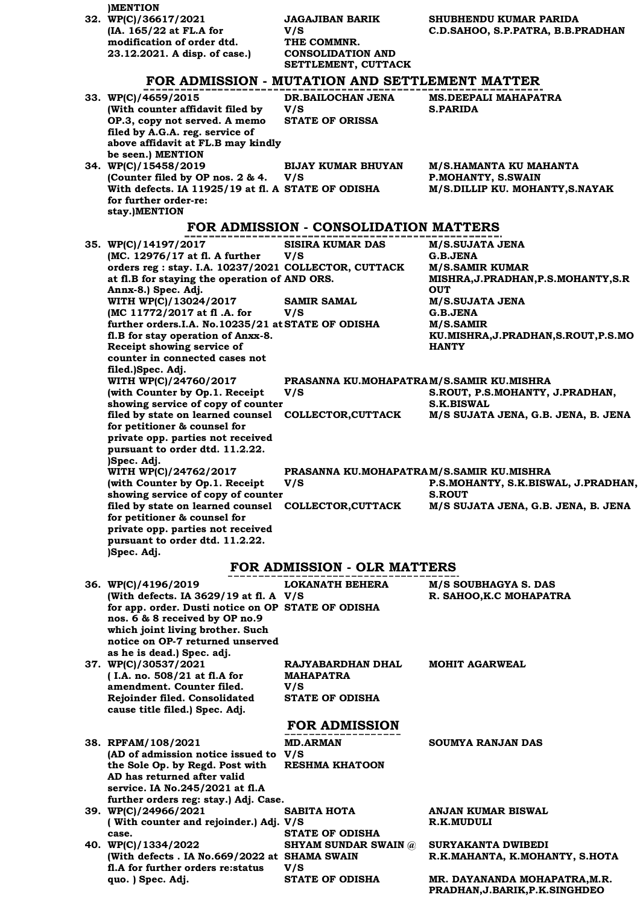)MENTION

| | | | |
|---|---|---|---|
| 32. | WP(C)/36617/2021 (IA. 165/22 at FL.A for modification of order dtd. 23.12.2021. A disp. of case.) | JAGAJIBAN BARIK V/S THE COMMNR. CONSOLIDATION AND SETTLEMENT, CUTTACK | SHUBHENDU KUMAR PARIDA C.D.SAHOO, S.P.PATRA, B.B.PRADHAN |

## FOR ADMISSION - MUTATION AND SETTLEMENT MATTER

| | | | |
|---|---|---|---|
| 33. | WP(C)/4659/2015 (With counter affidavit filed by OP.3, copy not served. A memo filed by A.G.A. reg. service of above affidavit at FL.B may kindly be seen.) MENTION | DR.BAILOCHAN JENA V/S STATE OF ORISSA | MS.DEEPALI MAHAPATRA S.PARIDA |
| 34. | WP(C)/15458/2019 (Counter filed by OP nos. 2 & 4. With defects. IA 11925/19 at fl. A for further order-re: stay.)MENTION | BIJAY KUMAR BHUYAN V/S STATE OF ODISHA | M/S.HAMANTA KU MAHANTA P.MOHANTY, S.SWAIN M/S.DILLIP KU. MOHANTY,S.NAYAK |

## FOR ADMISSION - CONSOLIDATION MATTERS

| | | | |
|---|---|---|---|
| 35. | WP(C)/14197/2017 (MC. 12976/17 at fl. A further orders reg : stay. I.A. 10237/2021 at fl.B for staying the operation of Annx-8.) Spec. Adj. | SISIRA KUMAR DAS V/S COLLECTOR, CUTTACK AND ORS. | M/S.SUJATA JENA G.B.JENA M/S.SAMIR KUMAR MISHRA,J.PRADHAN,P.S.MOHANTY,S.ROUT |
| | WITH WP(C)/13024/2017 (MC 11772/2017 at fl .A. for further orders.I.A. No.10235/21 at fl.B for stay operation of Anxx-8. Receipt showing service of counter in connected cases not filed.)Spec. Adj. | SAMIR SAMAL V/S STATE OF ODISHA | M/S.SUJATA JENA G.B.JENA M/S.SAMIR KU.MISHRA,J.PRADHAN,S.ROUT,P.S.MOHANTY |
| | WITH WP(C)/24760/2017 (with Counter by Op.1. Receipt showing service of copy of counter filed by state on learned counsel for petitioner & counsel for private opp. parties not received pursuant to order dtd. 11.2.22. )Spec. Adj. | PRASANNA KU.MOHAPATRA V/S COLLECTOR,CUTTACK | M/S.SAMIR KU.MISHRA S.ROUT, P.S.MOHANTY, J.PRADHAN, S.K.BISWAL M/S SUJATA JENA, G.B. JENA, B. JENA |
| | WITH WP(C)/24762/2017 (with Counter by Op.1. Receipt showing service of copy of counter filed by state on learned counsel for petitioner & counsel for private opp. parties not received pursuant to order dtd. 11.2.22. )Spec. Adj. | PRASANNA KU.MOHAPATRA V/S COLLECTOR,CUTTACK | M/S.SAMIR KU.MISHRA P.S.MOHANTY, S.K.BISWAL, J.PRADHAN, S.ROUT M/S SUJATA JENA, G.B. JENA, B. JENA |

## FOR ADMISSION - OLR MATTERS

| | | | |
|---|---|---|---|
| 36. | WP(C)/4196/2019 (With defects. IA 3629/19 at fl. A for app. order. Dusti notice on OP nos. 6 & 8 received by OP no.9 which joint living brother. Such notice on OP-7 returned unserved as he is dead.) Spec. adj. | LOKANATH BEHERA V/S STATE OF ODISHA | M/S SOUBHAGYA S. DAS R. SAHOO,K.C MOHAPATRA |
| 37. | WP(C)/30537/2021 ( I.A. no. 508/21 at fl.A for amendment. Counter filed. Rejoinder filed. Consolidated cause title filed.) Spec. Adj. | RAJYABARDHAN DHAL MAHAPATRA V/S STATE OF ODISHA | MOHIT AGARWEAL |

## FOR ADMISSION

| | | | |
|---|---|---|---|
| 38. | RPFAM/108/2021 (AD of admission notice issued to the Sole Op. by Regd. Post with AD has returned after valid service. IA No.245/2021 at fl.A further orders reg: stay.) Adj. Case. | MD.ARMAN V/S RESHMA KHATOON | SOUMYA RANJAN DAS |
| 39. | WP(C)/24966/2021 ( With counter and rejoinder.) Adj. case. | SABITA HOTA V/S STATE OF ODISHA | ANJAN KUMAR BISWAL R.K.MUDULI |
| 40. | WP(C)/1334/2022 (With defects . IA No.669/2022 at fl.A for further orders re:status quo. ) Spec. Adj. | SHYAM SUNDAR SWAIN @ SHAMA SWAIN V/S STATE OF ODISHA | SURYAKANTA DWIBEDI R.K.MAHANTA, K.MOHANTY, S.HOTA MR. DAYANANDA MOHAPATRA,M.R. PRADHAN,J.BARIK,P.K.SINGHDEO |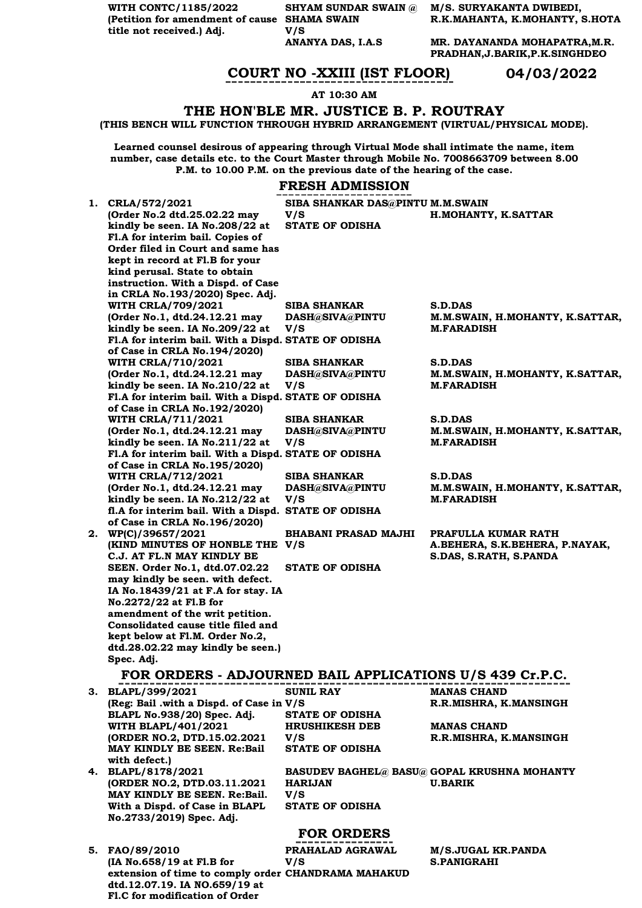| | | | |
|---|---|---|---|
| | WITH CONTC/1185/2022 (Petition for amendment of cause title not received.) Adj. | SHYAM SUNDAR SWAIN @ SHAMA SWAIN V/S ANANYA DAS, I.A.S | M/S. SURYAKANTA DWIBEDI, R.K.MAHANTA, K.MOHANTY, S.HOTA MR. DAYANANDA MOHAPATRA,M.R. PRADHAN,J.BARIK,P.K.SINGHDEO |

## COURT NO -XXIII (IST FLOOR) 04/03/2022

**AT 10:30 AM**

### THE HON'BLE MR. JUSTICE B. P. ROUTRAY

**(THIS BENCH WILL FUNCTION THROUGH HYBRID ARRANGEMENT (VIRTUAL/PHYSICAL MODE).**

**Learned counsel desirous of appearing through Virtual Mode shall intimate the name, item number, case details etc. to the Court Master through Mobile No. 7008663709 between 8.00 P.M. to 10.00 P.M. on the previous date of the hearing of the case.**

### FRESH ADMISSION

| | | | |
|---|---|---|---|
| 1. | CRLA/572/2021 (Order No.2 dtd.25.02.22 may kindly be seen. IA No.208/22 at Fl.A for interim bail. Copies of Order filed in Court and same has kept in record at Fl.B for your kind perusal. State to obtain instruction. With a Dispd. of Case in CRLA No.193/2020) Spec. Adj. | SIBA SHANKAR DAS@PINTU V/S STATE OF ODISHA | M.M.SWAIN H.MOHANTY, K.SATTAR |
| | WITH CRLA/709/2021 (Order No.1, dtd.24.12.21 may kindly be seen. IA No.209/22 at Fl.A for interim bail. With a Dispd. of Case in CRLA No.194/2020) | SIBA SHANKAR DASH@SIVA@PINTU V/S STATE OF ODISHA | S.D.DAS M.M.SWAIN, H.MOHANTY, K.SATTAR, M.FARADISH |
| | WITH CRLA/710/2021 (Order No.1, dtd.24.12.21 may kindly be seen. IA No.210/22 at Fl.A for interim bail. With a Dispd. of Case in CRLA No.192/2020) | SIBA SHANKAR DASH@SIVA@PINTU V/S STATE OF ODISHA | S.D.DAS M.M.SWAIN, H.MOHANTY, K.SATTAR, M.FARADISH |
| | WITH CRLA/711/2021 (Order No.1, dtd.24.12.21 may kindly be seen. IA No.211/22 at Fl.A for interim bail. With a Dispd. of Case in CRLA No.195/2020) | SIBA SHANKAR DASH@SIVA@PINTU V/S STATE OF ODISHA | S.D.DAS M.M.SWAIN, H.MOHANTY, K.SATTAR, M.FARADISH |
| | WITH CRLA/712/2021 (Order No.1, dtd.24.12.21 may kindly be seen. IA No.212/22 at fl.A for interim bail. With a Dispd. of Case in CRLA No.196/2020) | SIBA SHANKAR DASH@SIVA@PINTU V/S STATE OF ODISHA | S.D.DAS M.M.SWAIN, H.MOHANTY, K.SATTAR, M.FARADISH |
| 2. | WP(C)/39657/2021 (KIND MINUTES OF HONBLE THE C.J. AT FL.N MAY KINDLY BE SEEN. Order No.1, dtd.07.02.22 may kindly be seen. with defect. IA No.18439/21 at F.A for stay. IA No.2272/22 at Fl.B for amendment of the writ petition. Consolidated cause title filed and kept below at Fl.M. Order No.2, dtd.28.02.22 may kindly be seen.) Spec. Adj. | BHABANI PRASAD MAJHI V/S STATE OF ODISHA | PRAFULLA KUMAR RATH A.BEHERA, S.K.BEHERA, P.NAYAK, S.DAS, S.RATH, S.PANDA |

### FOR ORDERS - ADJOURNED BAIL APPLICATIONS U/S 439 Cr.P.C.

| | | | |
|---|---|---|---|
| 3. | BLAPL/399/2021 (Reg: Bail .with a Dispd. of Case in BLAPL No.938/20) Spec. Adj. | SUNIL RAY V/S STATE OF ODISHA | MANAS CHAND R.R.MISHRA, K.MANSINGH |
| | WITH BLAPL/401/2021 (ORDER NO.2, DTD.15.02.2021 MAY KINDLY BE SEEN. Re:Bail with defect.) | HRUSHIKESH DEB V/S STATE OF ODISHA | MANAS CHAND R.R.MISHRA, K.MANSINGH |
| 4. | BLAPL/8178/2021 (ORDER NO.2, DTD.03.11.2021 MAY KINDLY BE SEEN. Re:Bail. With a Dispd. of Case in BLAPL No.2733/2019) Spec. Adj. | BASUDEV BAGHEL@ BASU@ HARIJAN V/S STATE OF ODISHA | GOPAL KRUSHNA MOHANTY U.BARIK |

### FOR ORDERS

| | | | |
|---|---|---|---|
| 5. | FAO/89/2010 (IA No.658/19 at Fl.B for extension of time to comply order dtd.12.07.19. IA NO.659/19 at Fl.C for modification of Order | PRAHALAD AGRAWAL V/S CHANDRAMA MAHAKUD | M/S.JUGAL KR.PANDA S.PANIGRAHI |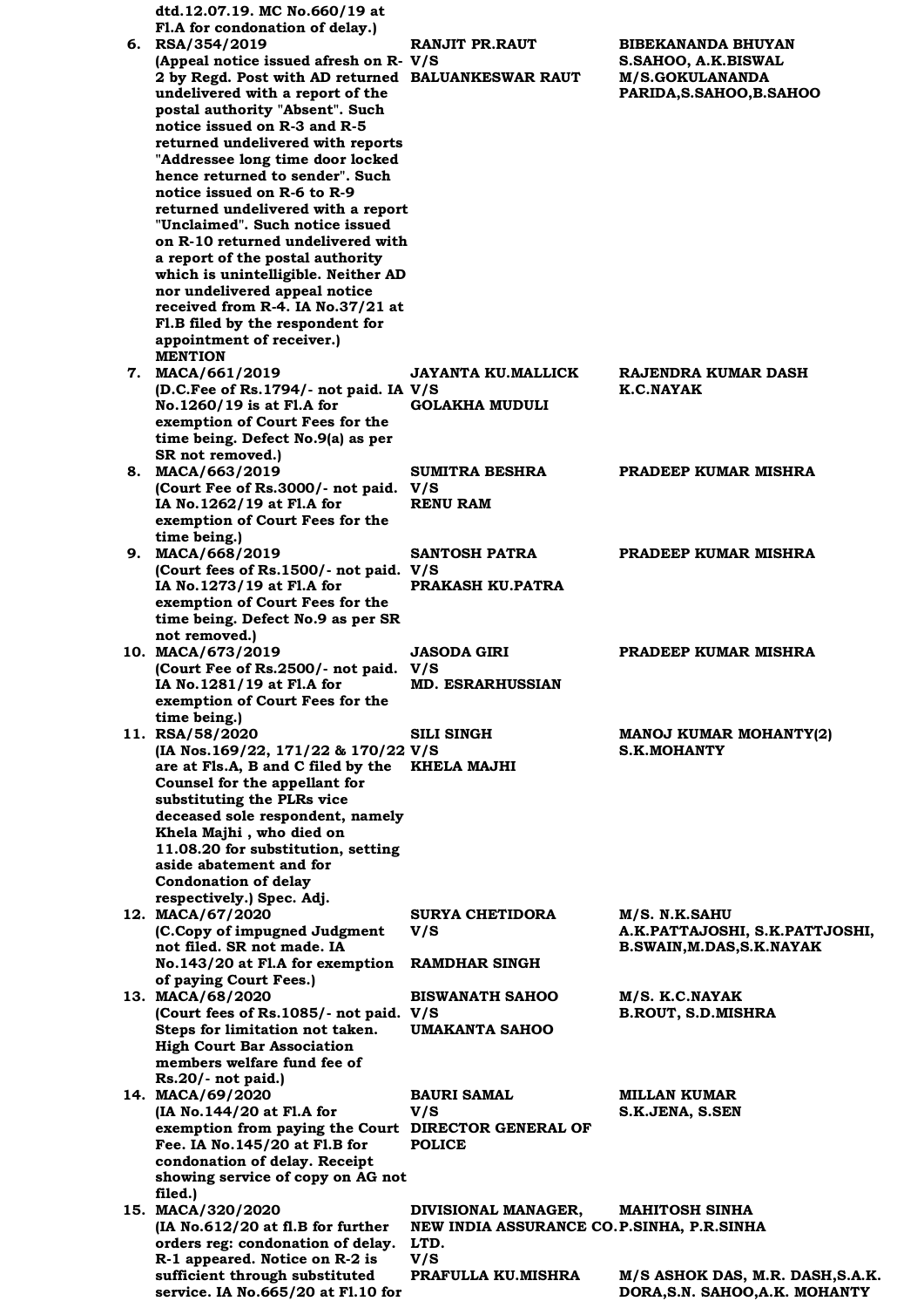**dtd.12.07.19. MC No.660/19 at Fl.A for condonation of delay.)**

| | Case | Parties | Counsel |
|---|---|---|---|
| **6.** | **RSA/354/2019**<br>**(Appeal notice issued afresh on R-2 by Regd. Post with AD returned undelivered with a report of the postal authority "Absent". Such notice issued on R-3 and R-5 returned undelivered with reports "Addressee long time door locked hence returned to sender". Such notice issued on R-6 to R-9 returned undelivered with a report "Unclaimed". Such notice issued on R-10 returned undelivered with a report of the postal authority which is unintelligible. Neither AD nor undelivered appeal notice received from R-4. IA No.37/21 at Fl.B filed by the respondent for appointment of receiver.)**<br>**MENTION** | **RANJIT PR.RAUT**<br>**V/S**<br>**BALUANKESWAR RAUT** | **BIBEKANANDA BHUYAN**<br>**S.SAHOO, A.K.BISWAL**<br>**M/S.GOKULANANDA PARIDA,S.SAHOO,B.SAHOO** |
| **7.** | **MACA/661/2019**<br>**(D.C.Fee of Rs.1794/- not paid. IA No.1260/19 is at Fl.A for exemption of Court Fees for the time being. Defect No.9(a) as per SR not removed.)** | **JAYANTA KU.MALLICK**<br>**V/S**<br>**GOLAKHA MUDULI** | **RAJENDRA KUMAR DASH**<br>**K.C.NAYAK** |
| **8.** | **MACA/663/2019**<br>**(Court Fee of Rs.3000/- not paid. IA No.1262/19 at Fl.A for exemption of Court Fees for the time being.)** | **SUMITRA BESHRA**<br>**V/S**<br>**RENU RAM** | **PRADEEP KUMAR MISHRA** |
| **9.** | **MACA/668/2019**<br>**(Court fees of Rs.1500/- not paid. IA No.1273/19 at Fl.A for exemption of Court Fees for the time being. Defect No.9 as per SR not removed.)** | **SANTOSH PATRA**<br>**V/S**<br>**PRAKASH KU.PATRA** | **PRADEEP KUMAR MISHRA** |
| **10.** | **MACA/673/2019**<br>**(Court Fee of Rs.2500/- not paid. IA No.1281/19 at Fl.A for exemption of Court Fees for the time being.)** | **JASODA GIRI**<br>**V/S**<br>**MD. ESRARHUSSIAN** | **PRADEEP KUMAR MISHRA** |
| **11.** | **RSA/58/2020**<br>**(IA Nos.169/22, 171/22 & 170/22 are at Fls.A, B and C filed by the Counsel for the appellant for substituting the PLRs vice deceased sole respondent, namely Khela Majhi , who died on 11.08.20 for substitution, setting aside abatement and for Condonation of delay respectively.) Spec. Adj.** | **SILI SINGH**<br>**V/S**<br>**KHELA MAJHI** | **MANOJ KUMAR MOHANTY(2)**<br>**S.K.MOHANTY** |
| **12.** | **MACA/67/2020**<br>**(C.Copy of impugned Judgment not filed. SR not made. IA No.143/20 at Fl.A for exemption of paying Court Fees.)** | **SURYA CHETIDORA**<br>**V/S**<br>**RAMDHAR SINGH** | **M/S. N.K.SAHU**<br>**A.K.PATTAJOSHI, S.K.PATTJOSHI, B.SWAIN,M.DAS,S.K.NAYAK** |
| **13.** | **MACA/68/2020**<br>**(Court fees of Rs.1085/- not paid. Steps for limitation not taken. High Court Bar Association members welfare fund fee of Rs.20/- not paid.)** | **BISWANATH SAHOO**<br>**V/S**<br>**UMAKANTA SAHOO** | **M/S. K.C.NAYAK**<br>**B.ROUT, S.D.MISHRA** |
| **14.** | **MACA/69/2020**<br>**(IA No.144/20 at Fl.A for exemption from paying the Court Fee. IA No.145/20 at Fl.B for condonation of delay. Receipt showing service of copy on AG not filed.)** | **BAURI SAMAL**<br>**V/S**<br>**DIRECTOR GENERAL OF POLICE** | **MILLAN KUMAR**<br>**S.K.JENA, S.SEN** |
| **15.** | **MACA/320/2020**<br>**(IA No.612/20 at fl.B for further orders reg: condonation of delay. R-1 appeared. Notice on R-2 is sufficient through substituted service. IA No.665/20 at Fl.10 for** | **DIVISIONAL MANAGER, NEW INDIA ASSURANCE CO. LTD.**<br>**V/S**<br>**PRAFULLA KU.MISHRA** | **MAHITOSH SINHA**<br>**P.SINHA, P.R.SINHA**<br><br>**M/S ASHOK DAS, M.R. DASH,S.A.K. DORA,S.N. SAHOO,A.K. MOHANTY** |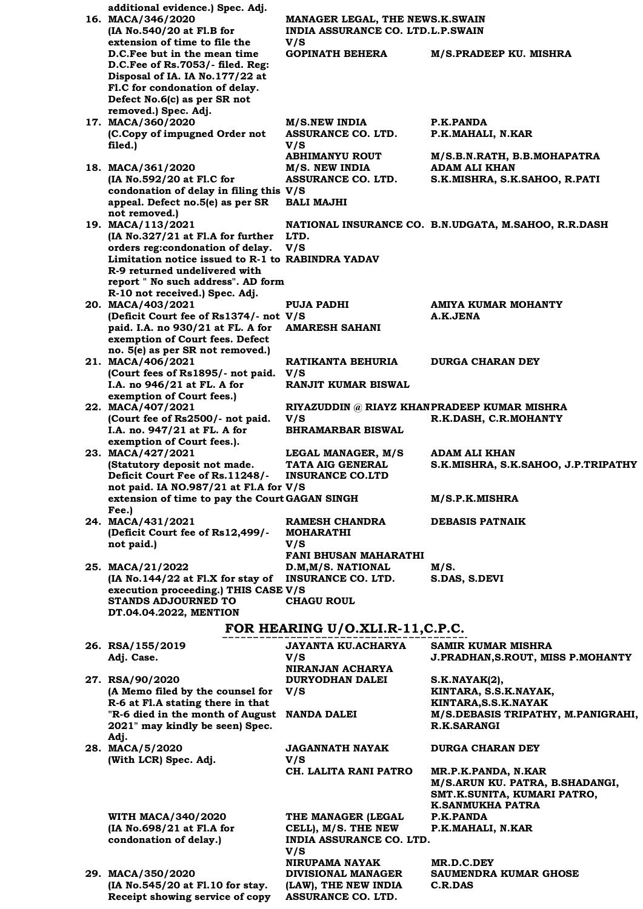**additional evidence.) Spec. Adj.**

| No. | Case | Parties | Advocates |
|---|---|---|---|
| 16. | **MACA/346/2020** (IA No.540/20 at Fl.B for extension of time to file the D.C.Fee but in the mean time D.C.Fee of Rs.7053/- filed. Reg: Disposal of IA. IA No.177/22 at Fl.C for condonation of delay. Defect No.6(c) as per SR not removed.) Spec. Adj. | **MANAGER LEGAL, THE NEW INDIA ASSURANCE CO. LTD.** V/S **GOPINATH BEHERA** | **S.K.SWAIN L.P.SWAIN** / **M/S.PRADEEP KU. MISHRA** |
| 17. | **MACA/360/2020** (C.Copy of impugned Order not filed.) | **M/S.NEW INDIA ASSURANCE CO. LTD.** V/S **ABHIMANYU ROUT** | **P.K.PANDA P.K.MAHALI, N.KAR** / **M/S.B.N.RATH, B.B.MOHAPATRA** |
| 18. | **MACA/361/2020** (IA No.592/20 at Fl.C for condonation of delay in filing this appeal. Defect no.5(e) as per SR not removed.) | **M/S. NEW INDIA ASSURANCE CO. LTD.** V/S **BALI MAJHI** | **ADAM ALI KHAN S.K.MISHRA, S.K.SAHOO, R.PATI** |
| 19. | **MACA/113/2021** (IA No.327/21 at Fl.A for further orders reg:condonation of delay. Limitation notice issued to R-1 to R-9 returned undelivered with report " No such address". AD form R-10 not received.) Spec. Adj. | **NATIONAL INSURANCE CO. LTD.** V/S **RABINDRA YADAV** | **B.N.UDGATA, M.SAHOO, R.R.DASH** |
| 20. | **MACA/403/2021** (Deficit Court fee of Rs1374/- not paid. I.A. no 930/21 at FL. A for exemption of Court fees. Defect no. 5(e) as per SR not removed.) | **PUJA PADHI** V/S **AMARESH SAHANI** | **AMIYA KUMAR MOHANTY A.K.JENA** |
| 21. | **MACA/406/2021** (Court fees of Rs1895/- not paid. I.A. no 946/21 at FL. A for exemption of Court fees.) | **RATIKANTA BEHURIA** V/S **RANJIT KUMAR BISWAL** | **DURGA CHARAN DEY** |
| 22. | **MACA/407/2021** (Court fee of Rs2500/- not paid. I.A. no. 947/21 at FL. A for exemption of Court fees.). | **RIYAZUDDIN @ RIAYZ KHAN** V/S **BHRAMARBAR BISWAL** | **PRADEEP KUMAR MISHRA R.K.DASH, C.R.MOHANTY** |
| 23. | **MACA/427/2021** (Statutory deposit not made. Deficit Court Fee of Rs.11248/- not paid. IA NO.987/21 at Fl.A for extension of time to pay the Court Fee.) | **LEGAL MANAGER, M/S TATA AIG GENERAL INSURANCE CO.LTD** V/S **GAGAN SINGH** | **ADAM ALI KHAN S.K.MISHRA, S.K.SAHOO, J.P.TRIPATHY** / **M/S.P.K.MISHRA** |
| 24. | **MACA/431/2021** (Deficit Court fee of Rs12,499/- not paid.) | **RAMESH CHANDRA MOHARATHI** V/S **FANI BHUSAN MAHARATHI** | **DEBASIS PATNAIK** |
| 25. | **MACA/21/2022** (IA No.144/22 at Fl.X for stay of execution proceeding.) THIS CASE STANDS ADJOURNED TO DT.04.04.2022, MENTION | **D.M,M/S. NATIONAL INSURANCE CO. LTD.** V/S **CHAGU ROUL** | **M/S. S.DAS, S.DEVI** |

## FOR HEARING U/O.XLI.R-11,C.P.C.

| No. | Case | Parties | Advocates |
|---|---|---|---|
| 26. | **RSA/155/2019** Adj. Case. | **JAYANTA KU.ACHARYA** V/S **NIRANJAN ACHARYA** | **SAMIR KUMAR MISHRA** / **J.PRADHAN,S.ROUT, MISS P.MOHANTY** |
| 27. | **RSA/90/2020** (A Memo filed by the counsel for R-6 at Fl.A stating there in that "R-6 died in the month of August 2021" may kindly be seen) Spec. Adj. | **DURYODHAN DALEI** V/S **NANDA DALEI** | **S.K.NAYAK(2), KINTARA, S.S.K.NAYAK, KINTARA,S.S.K.NAYAK** / **M/S.DEBASIS TRIPATHY, M.PANIGRAHI, R.K.SARANGI** |
| 28. | **MACA/5/2020** (With LCR) Spec. Adj. | **JAGANNATH NAYAK** V/S **CH. LALITA RANI PATRO** | **DURGA CHARAN DEY** / **MR.P.K.PANDA, N.KAR M/S.ARUN KU. PATRA, B.SHADANGI, SMT.K.SUNITA, KUMARI PATRO, K.SANMUKHA PATRA** |
| | **WITH MACA/340/2020** (IA No.698/21 at Fl.A for condonation of delay.) | **THE MANAGER (LEGAL CELL), M/S. THE NEW INDIA ASSURANCE CO. LTD.** V/S **NIRUPAMA NAYAK** | **P.K.PANDA P.K.MAHALI, N.KAR** / **MR.D.C.DEY** |
| 29. | **MACA/350/2020** (IA No.545/20 at Fl.10 for stay. Receipt showing service of copy | **DIVISIONAL MANAGER (LAW), THE NEW INDIA ASSURANCE CO. LTD.** | **SAUMENDRA KUMAR GHOSE C.R.DAS** |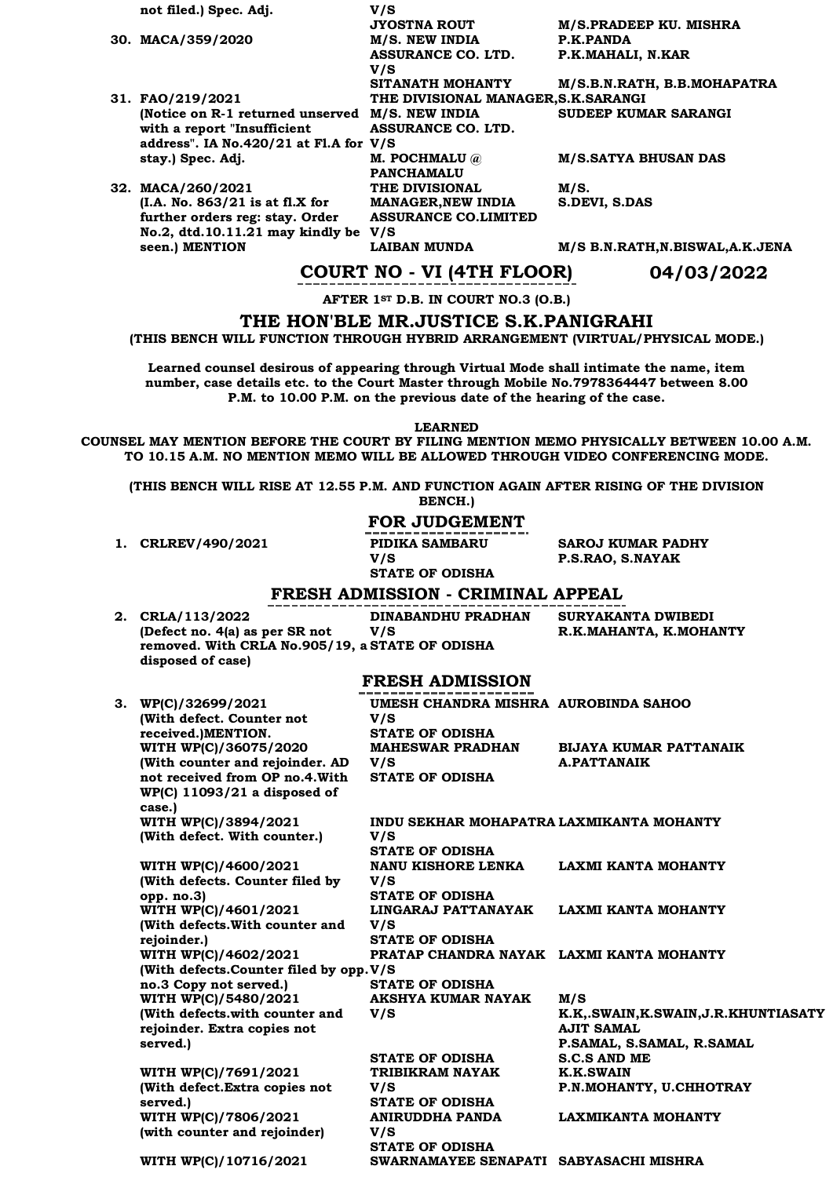| | | |
|---|---|---|
| not filed.) Spec. Adj. | V/S JYOSTNA ROUT | M/S.PRADEEP KU. MISHRA |
| 30. MACA/359/2020 | M/S. NEW INDIA ASSURANCE CO. LTD. V/S SITANATH MOHANTY | P.K.PANDA P.K.MAHALI, N.KAR M/S.B.N.RATH, B.B.MOHAPATRA |
| 31. FAO/219/2021 (Notice on R-1 returned unserved with a report "Insufficient address". IA No.420/21 at Fl.A for stay.) Spec. Adj. | THE DIVISIONAL MANAGER, M/S. NEW INDIA ASSURANCE CO. LTD. V/S M. POCHMALU @ PANCHAMALU | S.K.SARANGI SUDEEP KUMAR SARANGI M/S.SATYA BHUSAN DAS |
| 32. MACA/260/2021 (I.A. No. 863/21 is at fl.X for further orders reg: stay. Order No.2, dtd.10.11.21 may kindly be seen.) MENTION | THE DIVISIONAL MANAGER,NEW INDIA ASSURANCE CO.LIMITED V/S LAIBAN MUNDA | M/S. S.DEVI, S.DAS M/S B.N.RATH,N.BISWAL,A.K.JENA |

## COURT NO - VI (4TH FLOOR) 04/03/2022

**AFTER 1ST D.B. IN COURT NO.3 (O.B.)**

## THE HON'BLE MR.JUSTICE S.K.PANIGRAHI

**(THIS BENCH WILL FUNCTION THROUGH HYBRID ARRANGEMENT (VIRTUAL/PHYSICAL MODE.)**

**Learned counsel desirous of appearing through Virtual Mode shall intimate the name, item number, case details etc. to the Court Master through Mobile No.7978364447 between 8.00 P.M. to 10.00 P.M. on the previous date of the hearing of the case.**

**LEARNED COUNSEL MAY MENTION BEFORE THE COURT BY FILING MENTION MEMO PHYSICALLY BETWEEN 10.00 A.M. TO 10.15 A.M. NO MENTION MEMO WILL BE ALLOWED THROUGH VIDEO CONFERENCING MODE.**

**(THIS BENCH WILL RISE AT 12.55 P.M. AND FUNCTION AGAIN AFTER RISING OF THE DIVISION BENCH.)**

### FOR JUDGEMENT

| | | |
|---|---|---|
| 1. CRLREV/490/2021 | PIDIKA SAMBARU V/S STATE OF ODISHA | SAROJ KUMAR PADHY P.S.RAO, S.NAYAK |

### FRESH ADMISSION - CRIMINAL APPEAL

| | | |
|---|---|---|
| 2. CRLA/113/2022 (Defect no. 4(a) as per SR not removed. With CRLA No.905/19, a disposed of case) | DINABANDHU PRADHAN V/S STATE OF ODISHA | SURYAKANTA DWIBEDI R.K.MAHANTA, K.MOHANTY |

### FRESH ADMISSION

| | | |
|---|---|---|
| 3. WP(C)/32699/2021 (With defect. Counter not received.)MENTION. | UMESH CHANDRA MISHRA V/S STATE OF ODISHA | AUROBINDA SAHOO |
| WITH WP(C)/36075/2020 (With counter and rejoinder. AD not received from OP no.4.With WP(C) 11093/21 a disposed of case.) | MAHESWAR PRADHAN V/S STATE OF ODISHA | BIJAYA KUMAR PATTANAIK A.PATTANAIK |
| WITH WP(C)/3894/2021 (With defect. With counter.) | INDU SEKHAR MOHAPATRA V/S STATE OF ODISHA | LAXMIKANTA MOHANTY |
| WITH WP(C)/4600/2021 (With defects. Counter filed by opp. no.3) | NANU KISHORE LENKA V/S STATE OF ODISHA | LAXMI KANTA MOHANTY |
| WITH WP(C)/4601/2021 (With defects.With counter and rejoinder.) | LINGARAJ PATTANAYAK V/S STATE OF ODISHA | LAXMI KANTA MOHANTY |
| WITH WP(C)/4602/2021 (With defects.Counter filed by opp. no.3 Copy not served.) | PRATAP CHANDRA NAYAK V/S STATE OF ODISHA | LAXMI KANTA MOHANTY |
| WITH WP(C)/5480/2021 (With defects.with counter and rejoinder. Extra copies not served.) | AKSHYA KUMAR NAYAK V/S STATE OF ODISHA | M/S K.K,.SWAIN,K.SWAIN,J.R.KHUNTIASATY AJIT SAMAL P.SAMAL, S.SAMAL, R.SAMAL S.C.S AND ME |
| WITH WP(C)/7691/2021 (With defect.Extra copies not served.) | TRIBIKRAM NAYAK V/S STATE OF ODISHA | K.K.SWAIN P.N.MOHANTY, U.CHHOTRAY |
| WITH WP(C)/7806/2021 (with counter and rejoinder) | ANIRUDDHA PANDA V/S STATE OF ODISHA | LAXMIKANTA MOHANTY |
| WITH WP(C)/10716/2021 | SWARNAMAYEE SENAPATI | SABYASACHI MISHRA |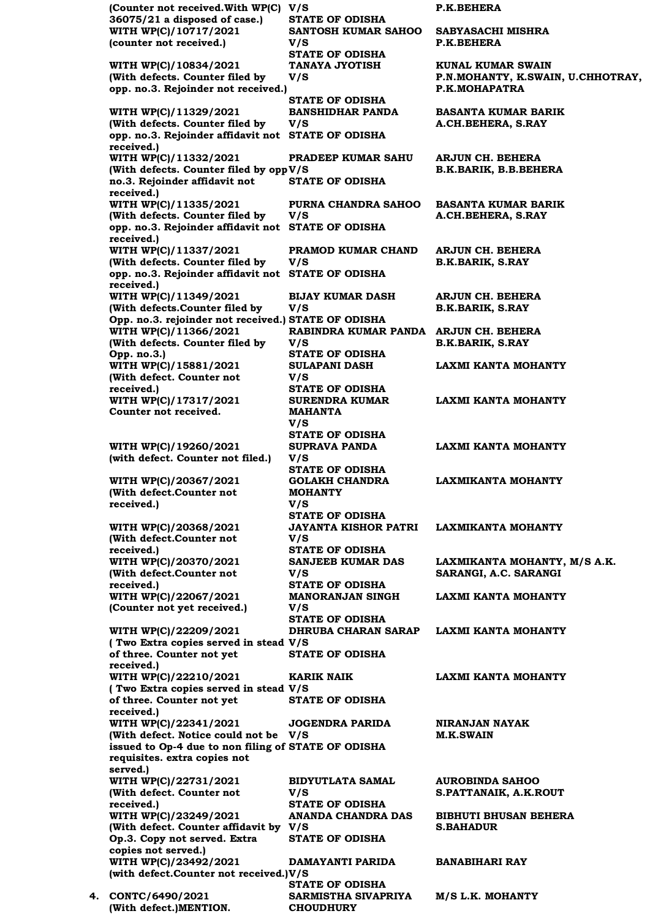| | | |
|---|---|---|
| (Counter not received.With WP(C) 36075/21 a disposed of case.) | V/S STATE OF ODISHA | P.K.BEHERA |
| WITH WP(C)/10717/2021 (counter not received.) | SANTOSH KUMAR SAHOO V/S STATE OF ODISHA | SABYASACHI MISHRA P.K.BEHERA |
| WITH WP(C)/10834/2021 (With defects. Counter filed by opp. no.3. Rejoinder not received.) | TANAYA JYOTISH V/S STATE OF ODISHA | KUNAL KUMAR SWAIN P.N.MOHANTY, K.SWAIN, U.CHHOTRAY, P.K.MOHAPATRA |
| WITH WP(C)/11329/2021 (With defects. Counter filed by opp. no.3. Rejoinder affidavit not received.) | BANSHIDHAR PANDA V/S STATE OF ODISHA | BASANTA KUMAR BARIK A.CH.BEHERA, S.RAY |
| WITH WP(C)/11332/2021 (With defects. Counter filed by opp no.3. Rejoinder affidavit not received.) | PRADEEP KUMAR SAHU V/S STATE OF ODISHA | ARJUN CH. BEHERA B.K.BARIK, B.B.BEHERA |
| WITH WP(C)/11335/2021 (With defects. Counter filed by opp. no.3. Rejoinder affidavit not received.) | PURNA CHANDRA SAHOO V/S STATE OF ODISHA | BASANTA KUMAR BARIK A.CH.BEHERA, S.RAY |
| WITH WP(C)/11337/2021 (With defects. Counter filed by opp. no.3. Rejoinder affidavit not received.) | PRAMOD KUMAR CHAND V/S STATE OF ODISHA | ARJUN CH. BEHERA B.K.BARIK, S.RAY |
| WITH WP(C)/11349/2021 (With defects.Counter filed by Opp. no.3. rejoinder not received.) | BIJAY KUMAR DASH V/S STATE OF ODISHA | ARJUN CH. BEHERA B.K.BARIK, S.RAY |
| WITH WP(C)/11366/2021 (With defects. Counter filed by Opp. no.3.) | RABINDRA KUMAR PANDA V/S STATE OF ODISHA | ARJUN CH. BEHERA B.K.BARIK, S.RAY |
| WITH WP(C)/15881/2021 (With defect. Counter not received.) | SULAPANI DASH V/S STATE OF ODISHA | LAXMI KANTA MOHANTY |
| WITH WP(C)/17317/2021 Counter not received. | SURENDRA KUMAR MAHANTA V/S STATE OF ODISHA | LAXMI KANTA MOHANTY |
| WITH WP(C)/19260/2021 (with defect. Counter not filed.) | SUPRAVA PANDA V/S STATE OF ODISHA | LAXMI KANTA MOHANTY |
| WITH WP(C)/20367/2021 (With defect.Counter not received.) | GOLAKH CHANDRA MOHANTY V/S STATE OF ODISHA | LAXMIKANTA MOHANTY |
| WITH WP(C)/20368/2021 (With defect.Counter not received.) | JAYANTA KISHOR PATRI V/S STATE OF ODISHA | LAXMIKANTA MOHANTY |
| WITH WP(C)/20370/2021 (With defect.Counter not received.) | SANJEEB KUMAR DAS V/S STATE OF ODISHA | LAXMIKANTA MOHANTY, M/S A.K. SARANGI, A.C. SARANGI |
| WITH WP(C)/22067/2021 (Counter not yet received.) | MANORANJAN SINGH V/S STATE OF ODISHA | LAXMI KANTA MOHANTY |
| WITH WP(C)/22209/2021 ( Two Extra copies served in stead of three. Counter not yet received.) | DHRUBA CHARAN SARAP V/S STATE OF ODISHA | LAXMI KANTA MOHANTY |
| WITH WP(C)/22210/2021 ( Two Extra copies served in stead of three. Counter not yet received.) | KARIK NAIK V/S STATE OF ODISHA | LAXMI KANTA MOHANTY |
| WITH WP(C)/22341/2021 (With defect. Notice could not be issued to Op-4 due to non filing of requisites. extra copies not served.) | JOGENDRA PARIDA V/S STATE OF ODISHA | NIRANJAN NAYAK M.K.SWAIN |
| WITH WP(C)/22731/2021 (With defect. Counter not received.) | BIDYUTLATA SAMAL V/S STATE OF ODISHA | AUROBINDA SAHOO S.PATTANAIK, A.K.ROUT |
| WITH WP(C)/23249/2021 (With defect. Counter affidavit by Op.3. Copy not served. Extra copies not served.) | ANANDA CHANDRA DAS V/S STATE OF ODISHA | BIBHUTI BHUSAN BEHERA S.BAHADUR |
| WITH WP(C)/23492/2021 (with defect.Counter not received.) | DAMAYANTI PARIDA V/S STATE OF ODISHA | BANABIHARI RAY |
| 4. CONTC/6490/2021 (With defect.)MENTION. | SARMISTHA SIVAPRIYA CHOUDHURY | M/S L.K. MOHANTY |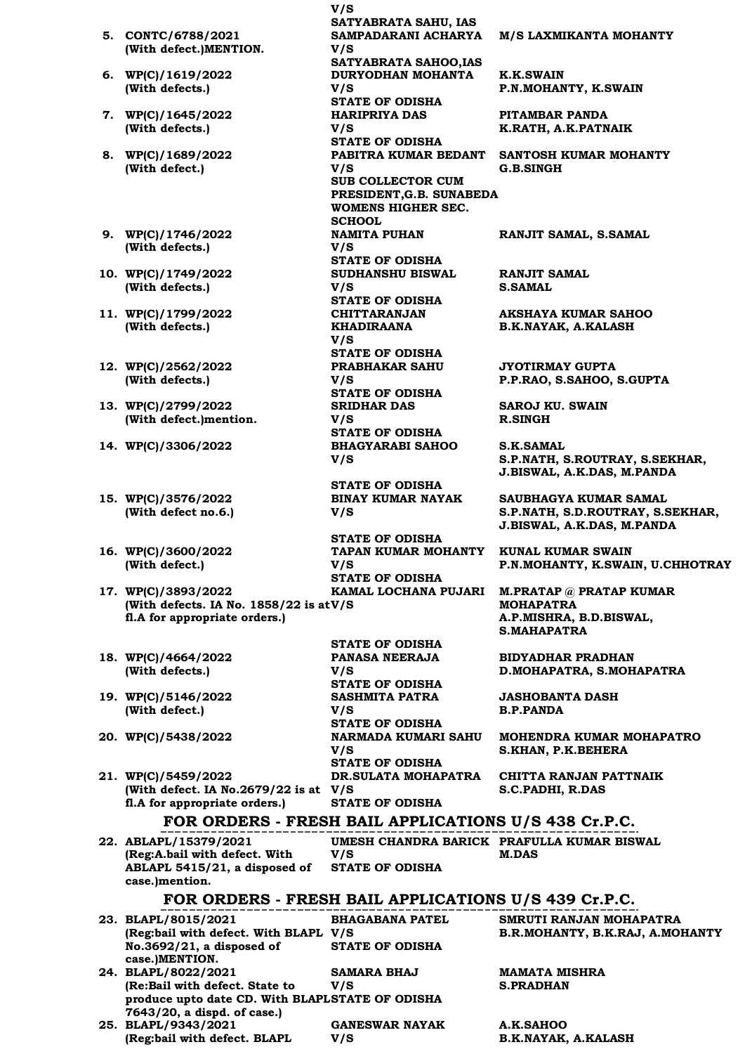| | | | |
|---|---|---|---|
| | | V/S<br>SATYABRATA SAHU, IAS | |
| 5. | CONTC/6788/2021<br>(With defect.)MENTION. | SAMPADARANI ACHARYA<br>V/S<br>SATYABRATA SAHOO,IAS | M/S LAXMIKANTA MOHANTY |
| 6. | WP(C)/1619/2022<br>(With defects.) | DURYODHAN MOHANTA<br>V/S<br>STATE OF ODISHA | K.K.SWAIN<br>P.N.MOHANTY, K.SWAIN |
| 7. | WP(C)/1645/2022<br>(With defects.) | HARIPRIYA DAS<br>V/S<br>STATE OF ODISHA | PITAMBAR PANDA<br>K.RATH, A.K.PATNAIK |
| 8. | WP(C)/1689/2022<br>(With defect.) | PABITRA KUMAR BEDANT<br>V/S<br>SUB COLLECTOR CUM PRESIDENT,G.B. SUNABEDA WOMENS HIGHER SEC. SCHOOL | SANTOSH KUMAR MOHANTY<br>G.B.SINGH |
| 9. | WP(C)/1746/2022<br>(With defects.) | NAMITA PUHAN<br>V/S<br>STATE OF ODISHA | RANJIT SAMAL, S.SAMAL |
| 10. | WP(C)/1749/2022<br>(With defects.) | SUDHANSHU BISWAL<br>V/S<br>STATE OF ODISHA | RANJIT SAMAL<br>S.SAMAL |
| 11. | WP(C)/1799/2022<br>(With defects.) | CHITTARANJAN KHADIRAANA<br>V/S<br>STATE OF ODISHA | AKSHAYA KUMAR SAHOO<br>B.K.NAYAK, A.KALASH |
| 12. | WP(C)/2562/2022<br>(With defects.) | PRABHAKAR SAHU<br>V/S<br>STATE OF ODISHA | JYOTIRMAY GUPTA<br>P.P.RAO, S.SAHOO, S.GUPTA |
| 13. | WP(C)/2799/2022<br>(With defect.)mention. | SRIDHAR DAS<br>V/S<br>STATE OF ODISHA | SAROJ KU. SWAIN<br>R.SINGH |
| 14. | WP(C)/3306/2022 | BHAGYARABI SAHOO<br>V/S<br>STATE OF ODISHA | S.K.SAMAL<br>S.P.NATH, S.ROUTRAY, S.SEKHAR, J.BISWAL, A.K.DAS, M.PANDA |
| 15. | WP(C)/3576/2022<br>(With defect no.6.) | BINAY KUMAR NAYAK<br>V/S<br>STATE OF ODISHA | SAUBHAGYA KUMAR SAMAL<br>S.P.NATH, S.D.ROUTRAY, S.SEKHAR, J.BISWAL, A.K.DAS, M.PANDA |
| 16. | WP(C)/3600/2022<br>(With defect.) | TAPAN KUMAR MOHANTY<br>V/S<br>STATE OF ODISHA | KUNAL KUMAR SWAIN<br>P.N.MOHANTY, K.SWAIN, U.CHHOTRAY |
| 17. | WP(C)/3893/2022<br>(With defects. IA No. 1858/22 is at fl.A for appropriate orders.) | KAMAL LOCHANA PUJARI<br>V/S<br>STATE OF ODISHA | M.PRATAP @ PRATAP KUMAR MOHAPATRA<br>A.P.MISHRA, B.D.BISWAL, S.MAHAPATRA |
| 18. | WP(C)/4664/2022<br>(With defects.) | PANASA NEERAJA<br>V/S<br>STATE OF ODISHA | BIDYADHAR PRADHAN<br>D.MOHAPATRA, S.MOHAPATRA |
| 19. | WP(C)/5146/2022<br>(With defect.) | SASHMITA PATRA<br>V/S<br>STATE OF ODISHA | JASHOBANTA DASH<br>B.P.PANDA |
| 20. | WP(C)/5438/2022 | NARMADA KUMARI SAHU<br>V/S<br>STATE OF ODISHA | MOHENDRA KUMAR MOHAPATRO<br>S.KHAN, P.K.BEHERA |
| 21. | WP(C)/5459/2022<br>(With defect. IA No.2679/22 is at fl.A for appropriate orders.) | DR.SULATA MOHAPATRA<br>V/S<br>STATE OF ODISHA | CHITTA RANJAN PATTNAIK<br>S.C.PADHI, R.DAS |

## FOR ORDERS - FRESH BAIL APPLICATIONS U/S 438 Cr.P.C.

| | | | |
|---|---|---|---|
| 22. | ABLAPL/15379/2021<br>(Reg:A.bail with defect. With ABLAPL 5415/21, a disposed of case.)mention. | UMESH CHANDRA BARICK<br>V/S<br>STATE OF ODISHA | PRAFULLA KUMAR BISWAL<br>M.DAS |

## FOR ORDERS - FRESH BAIL APPLICATIONS U/S 439 Cr.P.C.

| | | | |
|---|---|---|---|
| 23. | BLAPL/8015/2021<br>(Reg:bail with defect. With BLAPL No.3692/21, a disposed of case.)MENTION. | BHAGABANA PATEL<br>V/S<br>STATE OF ODISHA | SMRUTI RANJAN MOHAPATRA<br>B.R.MOHANTY, B.K.RAJ, A.MOHANTY |
| 24. | BLAPL/8022/2021<br>(Re:Bail with defect. State to produce upto date CD. With BLAPL 7643/20, a dispd. of case.) | SAMARA BHAJ<br>V/S<br>STATE OF ODISHA | MAMATA MISHRA<br>S.PRADHAN |
| 25. | BLAPL/9343/2021<br>(Reg:bail with defect. BLAPL | GANESWAR NAYAK<br>V/S | A.K.SAHOO<br>B.K.NAYAK, A.KALASH |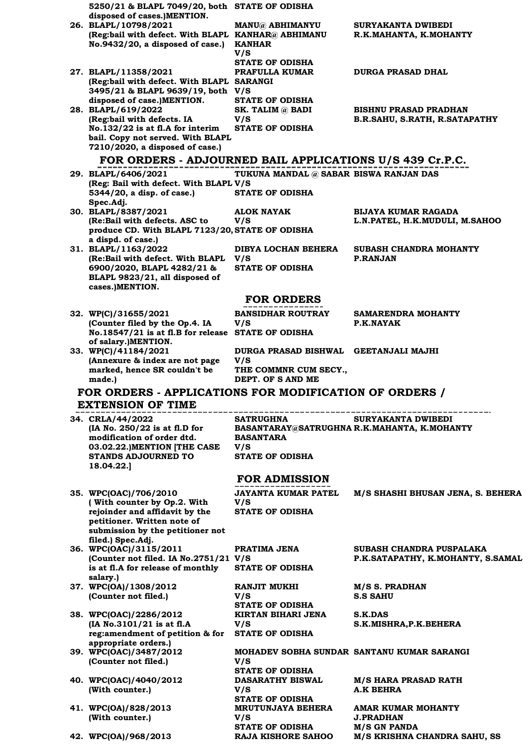| | Case | Parties | Advocates |
|---|---|---|---|
| | 5250/21 & BLAPL 7049/20, both disposed of cases.)MENTION. | STATE OF ODISHA | |
| 26. | BLAPL/10798/2021 (Reg:bail with defect. With BLAPL No.9432/20, a disposed of case.) | MANU@ ABHIMANYU KANHAR@ ABHIMANU KANHAR V/S STATE OF ODISHA | SURYAKANTA DWIBEDI R.K.MAHANTA, K.MOHANTY |
| 27. | BLAPL/11358/2021 (Reg:bail with defect. With BLAPL 3495/21 & BLAPL 9639/19, both disposed of case.)MENTION. | PRAFULLA KUMAR SARANGI V/S STATE OF ODISHA | DURGA PRASAD DHAL |
| 28. | BLAPL/619/2022 (Reg:bail with defects. IA No.132/22 is at fl.A for interim bail. Copy not served. With BLAPL 7210/2020, a disposed of case.) | SK. TALIM @ BADI V/S STATE OF ODISHA | BISHNU PRASAD PRADHAN B.R.SAHU, S.RATH, R.SATAPATHY |

## FOR ORDERS - ADJOURNED BAIL APPLICATIONS U/S 439 Cr.P.C.

| | Case | Parties | Advocates |
|---|---|---|---|
| 29. | BLAPL/6406/2021 (Reg: Bail with defect. With BLAPL 5344/20, a disp. of case.) Spec.Adj. | TUKUNA MANDAL @ SABAR V/S STATE OF ODISHA | BISWA RANJAN DAS |
| 30. | BLAPL/8387/2021 (Re:Bail with defects. ASC to produce CD. With BLAPL 7123/20, a dispd. of case.) | ALOK NAYAK V/S STATE OF ODISHA | BIJAYA KUMAR RAGADA L.N.PATEL, H.K.MUDULI, M.SAHOO |
| 31. | BLAPL/1163/2022 (Re:Bail with defect. With BLAPL 6900/2020, BLAPL 4282/21 & BLAPL 9823/21, all disposed of cases.)MENTION. | DIBYA LOCHAN BEHERA V/S STATE OF ODISHA | SUBASH CHANDRA MOHANTY P.RANJAN |

## FOR ORDERS

| | Case | Parties | Advocates |
|---|---|---|---|
| 32. | WP(C)/31655/2021 (Counter filed by the Op.4. IA No.18547/21 is at fl.B for release of salary.)MENTION. | BANSIDHAR ROUTRAY V/S STATE OF ODISHA | SAMARENDRA MOHANTY P.K.NAYAK |
| 33. | WP(C)/41184/2021 (Annexure & index are not page marked, hence SR couldn't be made.) | DURGA PRASAD BISHWAL V/S THE COMMNR CUM SECY., DEPT. OF S AND ME | GEETANJALI MAJHI |

## FOR ORDERS - APPLICATIONS FOR MODIFICATION OF ORDERS / EXTENSION OF TIME

| | Case | Parties | Advocates |
|---|---|---|---|
| 34. | CRLA/44/2022 (IA No. 250/22 is at fl.D for modification of order dtd. 03.02.22.)MENTION [THE CASE STANDS ADJOURNED TO 18.04.22.] | SATRUGHNA BASANTARAY@SATRUGHNA BASANTARA V/S STATE OF ODISHA | SURYAKANTA DWIBEDI R.K.MAHANTA, K.MOHANTY |

## FOR ADMISSION

| | Case | Parties | Advocates |
|---|---|---|---|
| 35. | WPC(OAC)/706/2010 ( With counter by Op.2. With rejoinder and affidavit by the petitioner. Written note of submission by the petitioner not filed.) Spec.Adj. | JAYANTA KUMAR PATEL V/S STATE OF ODISHA | M/S SHASHI BHUSAN JENA, S. BEHERA |
| 36. | WPC(OAC)/3115/2011 (Counter not filed. IA No.2751/21 is at fl.A for release of monthly salary.) | PRATIMA JENA V/S STATE OF ODISHA | SUBASH CHANDRA PUSPALAKA P.K.SATAPATHY, K.MOHANTY, S.SAMAL |
| 37. | WPC(OA)/1308/2012 (Counter not filed.) | RANJIT MUKHI V/S STATE OF ODISHA | M/S S. PRADHAN S.S SAHU |
| 38. | WPC(OAC)/2286/2012 (IA No.3101/21 is at fl.A reg:amendment of petition & for appropriate orders.) | KIRTAN BIHARI JENA V/S STATE OF ODISHA | S.K.DAS S.K.MISHRA,P.K.BEHERA |
| 39. | WPC(OAC)/3487/2012 (Counter not filed.) | MOHADEV SOBHA SUNDAR V/S STATE OF ODISHA | SANTANU KUMAR SARANGI |
| 40. | WPC(OAC)/4040/2012 (With counter.) | DASARATHY BISWAL V/S STATE OF ODISHA | M/S HARA PRASAD RATH A.K BEHRA |
| 41. | WPC(OA)/828/2013 (With counter.) | MRUTUNJAYA BEHERA V/S STATE OF ODISHA | AMAR KUMAR MOHANTY J.PRADHAN M/S GN PANDA |
| 42. | WPC(OA)/968/2013 | RAJA KISHORE SAHOO | M/S KRISHNA CHANDRA SAHU, SS |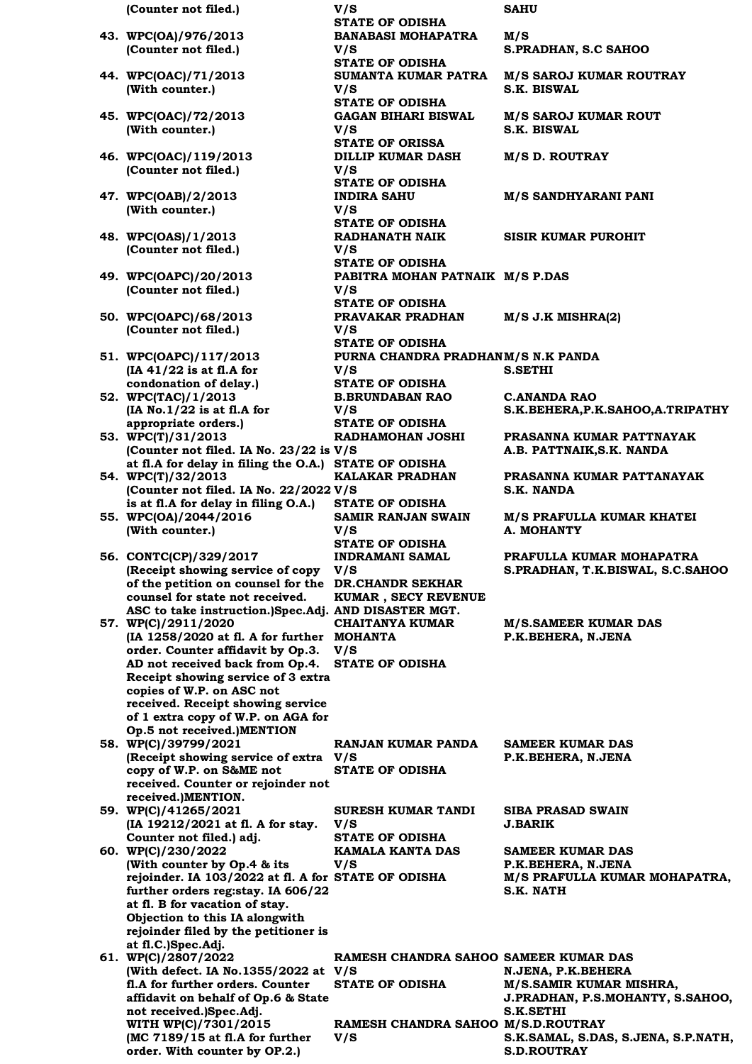| | Case | Parties | Advocates |
|---|---|---|---|
| | (Counter not filed.) | V/S<br>STATE OF ODISHA | SAHU |
| 43. | WPC(OA)/976/2013<br>(Counter not filed.) | BANABASI MOHAPATRA<br>V/S<br>STATE OF ODISHA | M/S<br>S.PRADHAN, S.C SAHOO |
| 44. | WPC(OAC)/71/2013<br>(With counter.) | SUMANTA KUMAR PATRA<br>V/S<br>STATE OF ODISHA | M/S SAROJ KUMAR ROUTRAY<br>S.K. BISWAL |
| 45. | WPC(OAC)/72/2013<br>(With counter.) | GAGAN BIHARI BISWAL<br>V/S<br>STATE OF ORISSA | M/S SAROJ KUMAR ROUT<br>S.K. BISWAL |
| 46. | WPC(OAC)/119/2013<br>(Counter not filed.) | DILLIP KUMAR DASH<br>V/S<br>STATE OF ODISHA | M/S D. ROUTRAY |
| 47. | WPC(OAB)/2/2013<br>(With counter.) | INDIRA SAHU<br>V/S<br>STATE OF ODISHA | M/S SANDHYARANI PANI |
| 48. | WPC(OAS)/1/2013<br>(Counter not filed.) | RADHANATH NAIK<br>V/S<br>STATE OF ODISHA | SISIR KUMAR PUROHIT |
| 49. | WPC(OAPC)/20/2013<br>(Counter not filed.) | PABITRA MOHAN PATNAIK<br>V/S<br>STATE OF ODISHA | M/S P.DAS |
| 50. | WPC(OAPC)/68/2013<br>(Counter not filed.) | PRAVAKAR PRADHAN<br>V/S<br>STATE OF ODISHA | M/S J.K MISHRA(2) |
| 51. | WPC(OAPC)/117/2013<br>(IA 41/22 is at fl.A for condonation of delay.) | PURNA CHANDRA PRADHAN<br>V/S<br>STATE OF ODISHA | M/S N.K PANDA<br>S.SETHI |
| 52. | WPC(TAC)/1/2013<br>(IA No.1/22 is at fl.A for appropriate orders.) | B.BRUNDABAN RAO<br>V/S<br>STATE OF ODISHA | C.ANANDA RAO<br>S.K.BEHERA,P.K.SAHOO,A.TRIPATHY |
| 53. | WPC(T)/31/2013<br>(Counter not filed. IA No. 23/22 is at fl.A for delay in filing the O.A.) | RADHAMOHAN JOSHI<br>V/S<br>STATE OF ODISHA | PRASANNA KUMAR PATTNAYAK<br>A.B. PATTNAIK,S.K. NANDA |
| 54. | WPC(T)/32/2013<br>(Counter not filed. IA No. 22/2022 is at fl.A for delay in filing O.A.) | KALAKAR PRADHAN<br>V/S<br>STATE OF ODISHA | PRASANNA KUMAR PATTANAYAK<br>S.K. NANDA |
| 55. | WPC(OA)/2044/2016<br>(With counter.) | SAMIR RANJAN SWAIN<br>V/S<br>STATE OF ODISHA | M/S PRAFULLA KUMAR KHATEI<br>A. MOHANTY |
| 56. | CONTC(CP)/329/2017<br>(Receipt showing service of copy of the petition on counsel for the counsel for state not received. ASC to take instruction.)Spec.Adj. | INDRAMANI SAMAL<br>V/S<br>DR.CHANDR SEKHAR KUMAR , SECY REVENUE AND DISASTER MGT. | PRAFULLA KUMAR MOHAPATRA<br>S.PRADHAN, T.K.BISWAL, S.C.SAHOO |
| 57. | WP(C)/2911/2020<br>(IA 1258/2020 at fl. A for further order. Counter affidavit by Op.3. AD not received back from Op.4. Receipt showing service of 3 extra copies of W.P. on ASC not received. Receipt showing service of 1 extra copy of W.P. on AGA for Op.5 not received.)MENTION | CHAITANYA KUMAR MOHANTA<br>V/S<br>STATE OF ODISHA | M/S.SAMEER KUMAR DAS<br>P.K.BEHERA, N.JENA |
| 58. | WP(C)/39799/2021<br>(Receipt showing service of extra copy of W.P. on S&ME not received. Counter or rejoinder not received.)MENTION. | RANJAN KUMAR PANDA<br>V/S<br>STATE OF ODISHA | SAMEER KUMAR DAS<br>P.K.BEHERA, N.JENA |
| 59. | WP(C)/41265/2021<br>(IA 19212/2021 at fl. A for stay. Counter not filed.) adj. | SURESH KUMAR TANDI<br>V/S<br>STATE OF ODISHA | SIBA PRASAD SWAIN<br>J.BARIK |
| 60. | WP(C)/230/2022<br>(With counter by Op.4 & its rejoinder. IA 103/2022 at fl. A for further orders reg:stay. IA 606/22 at fl. B for vacation of stay. Objection to this IA alongwith rejoinder filed by the petitioner is at fl.C.)Spec.Adj. | KAMALA KANTA DAS<br>V/S<br>STATE OF ODISHA | SAMEER KUMAR DAS<br>P.K.BEHERA, N.JENA<br>M/S PRAFULLA KUMAR MOHAPATRA, S.K. NATH |
| 61. | WP(C)/2807/2022<br>(With defect. IA No.1355/2022 at fl.A for further orders. Counter affidavit on behalf of Op.6 & State not received.)Spec.Adj. | RAMESH CHANDRA SAHOO<br>V/S<br>STATE OF ODISHA | SAMEER KUMAR DAS<br>N.JENA, P.K.BEHERA<br>M/S.SAMIR KUMAR MISHRA, J.PRADHAN, P.S.MOHANTY, S.SAHOO, S.K.SETHI |
| | WITH WP(C)/7301/2015<br>(MC 7189/15 at fl.A for further order. With counter by OP.2.) | RAMESH CHANDRA SAHOO<br>V/S | M/S.D.ROUTRAY<br>S.K.SAMAL, S.DAS, S.JENA, S.P.NATH, S.D.ROUTRAY |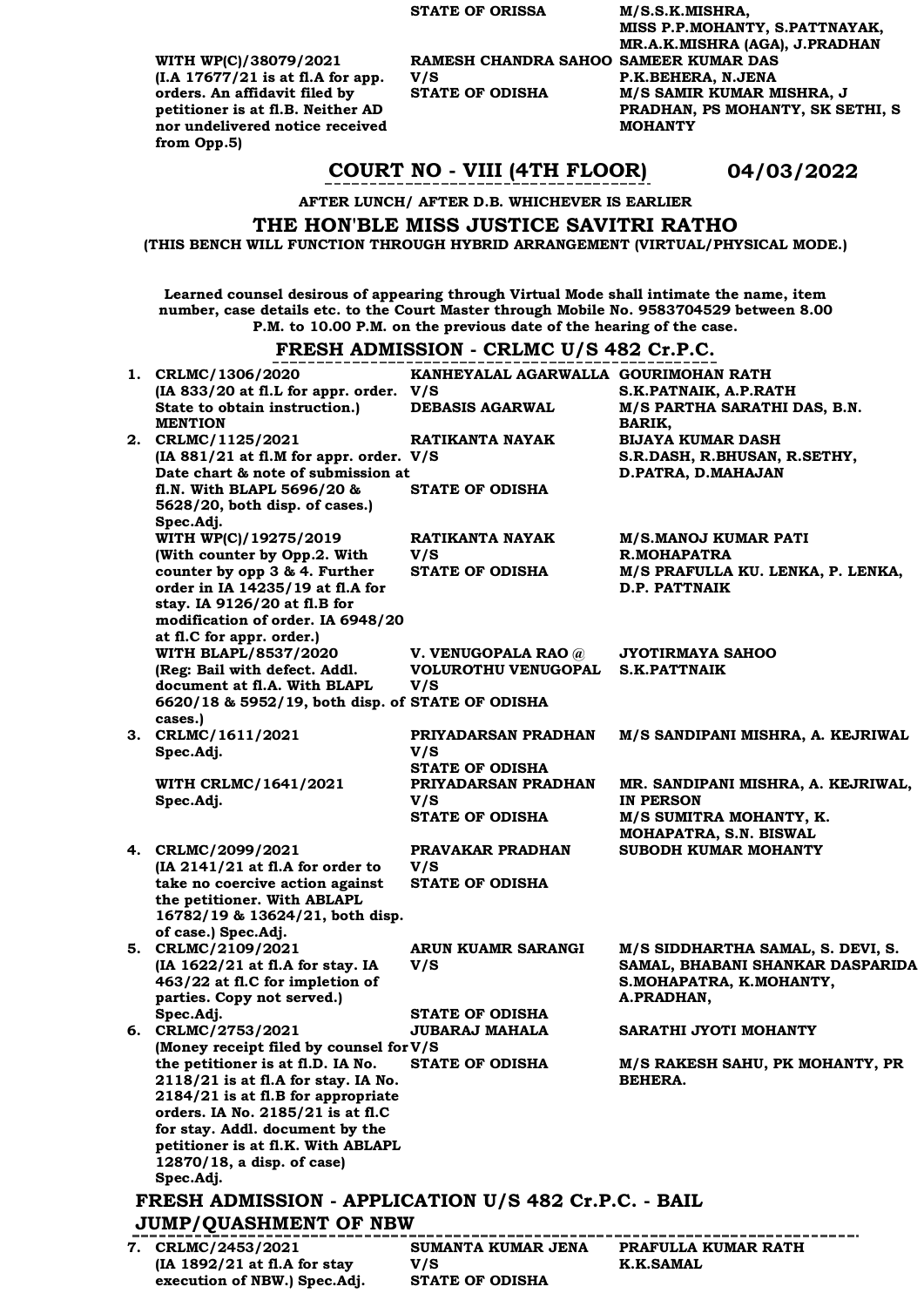| | | | |
|---|---|---|---|
| | | STATE OF ORISSA | M/S.S.K.MISHRA, MISS P.P.MOHANTY, S.PATTNAYAK, MR.A.K.MISHRA (AGA), J.PRADHAN |
| | WITH WP(C)/38079/2021 (I.A 17677/21 is at fl.A for app. orders. An affidavit filed by petitioner is at fl.B. Neither AD nor undelivered notice received from Opp.5) | RAMESH CHANDRA SAHOO V/S STATE OF ODISHA | SAMEER KUMAR DAS P.K.BEHERA, N.JENA M/S SAMIR KUMAR MISHRA, J PRADHAN, PS MOHANTY, SK SETHI, S MOHANTY |

## COURT NO - VIII (4TH FLOOR) 04/03/2022

AFTER LUNCH/ AFTER D.B. WHICHEVER IS EARLIER

## THE HON'BLE MISS JUSTICE SAVITRI RATHO

(THIS BENCH WILL FUNCTION THROUGH HYBRID ARRANGEMENT (VIRTUAL/PHYSICAL MODE.)

**Learned counsel desirous of appearing through Virtual Mode shall intimate the name, item number, case details etc. to the Court Master through Mobile No. 9583704529 between 8.00 P.M. to 10.00 P.M. on the previous date of the hearing of the case.**

### FRESH ADMISSION - CRLMC U/S 482 Cr.P.C.

| | | | |
|---|---|---|---|
| 1. | CRLMC/1306/2020 (IA 833/20 at fl.L for appr. order. State to obtain instruction.) MENTION | KANHEYALAL AGARWALLA V/S DEBASIS AGARWAL | GOURIMOHAN RATH S.K.PATNAIK, A.P.RATH M/S PARTHA SARATHI DAS, B.N. BARIK, |
| 2. | CRLMC/1125/2021 (IA 881/21 at fl.M for appr. order. Date chart & note of submission at fl.N. With BLAPL 5696/20 & 5628/20, both disp. of cases.) Spec.Adj. | RATIKANTA NAYAK V/S STATE OF ODISHA | BIJAYA KUMAR DASH S.R.DASH, R.BHUSAN, R.SETHY, D.PATRA, D.MAHAJAN |
| | WITH WP(C)/19275/2019 (With counter by Opp.2. With counter by opp 3 & 4. Further order in IA 14235/19 at fl.A for stay. IA 9126/20 at fl.B for modification of order. IA 6948/20 at fl.C for appr. order.) | RATIKANTA NAYAK V/S STATE OF ODISHA | M/S.MANOJ KUMAR PATI R.MOHAPATRA M/S PRAFULLA KU. LENKA, P. LENKA, D.P. PATTNAIK |
| | WITH BLAPL/8537/2020 (Reg: Bail with defect. Addl. document at fl.A. With BLAPL 6620/18 & 5952/19, both disp. of cases.) | V. VENUGOPALA RAO @ VOLUROTHU VENUGOPAL V/S STATE OF ODISHA | JYOTIRMAYA SAHOO S.K.PATTNAIK |
| 3. | CRLMC/1611/2021 Spec.Adj. | PRIYADARSAN PRADHAN V/S STATE OF ODISHA | M/S SANDIPANI MISHRA, A. KEJRIWAL |
| | WITH CRLMC/1641/2021 Spec.Adj. | PRIYADARSAN PRADHAN V/S STATE OF ODISHA | MR. SANDIPANI MISHRA, A. KEJRIWAL, IN PERSON M/S SUMITRA MOHANTY, K. MOHAPATRA, S.N. BISWAL |
| 4. | CRLMC/2099/2021 (IA 2141/21 at fl.A for order to take no coercive action against the petitioner. With ABLAPL 16782/19 & 13624/21, both disp. of case.) Spec.Adj. | PRAVAKAR PRADHAN V/S STATE OF ODISHA | SUBODH KUMAR MOHANTY |
| 5. | CRLMC/2109/2021 (IA 1622/21 at fl.A for stay. IA 463/22 at fl.C for impletion of parties. Copy not served.) Spec.Adj. | ARUN KUAMR SARANGI V/S STATE OF ODISHA | M/S SIDDHARTHA SAMAL, S. DEVI, S. SAMAL, BHABANI SHANKAR DASPARIDA S.MOHAPATRA, K.MOHANTY, A.PRADHAN, |
| 6. | CRLMC/2753/2021 (Money receipt filed by counsel for the petitioner is at fl.D. IA No. 2118/21 is at fl.A for stay. IA No. 2184/21 is at fl.B for appropriate orders. IA No. 2185/21 is at fl.C for stay. Addl. document by the petitioner is at fl.K. With ABLAPL 12870/18, a disp. of case) Spec.Adj. | JUBARAJ MAHALA V/S STATE OF ODISHA | SARATHI JYOTI MOHANTY M/S RAKESH SAHU, PK MOHANTY, PR BEHERA. |

### FRESH ADMISSION - APPLICATION U/S 482 Cr.P.C. - BAIL JUMP/QUASHMENT OF NBW

| | | | |
|---|---|---|---|
| 7. | CRLMC/2453/2021 (IA 1892/21 at fl.A for stay execution of NBW.) Spec.Adj. | SUMANTA KUMAR JENA V/S STATE OF ODISHA | PRAFULLA KUMAR RATH K.K.SAMAL |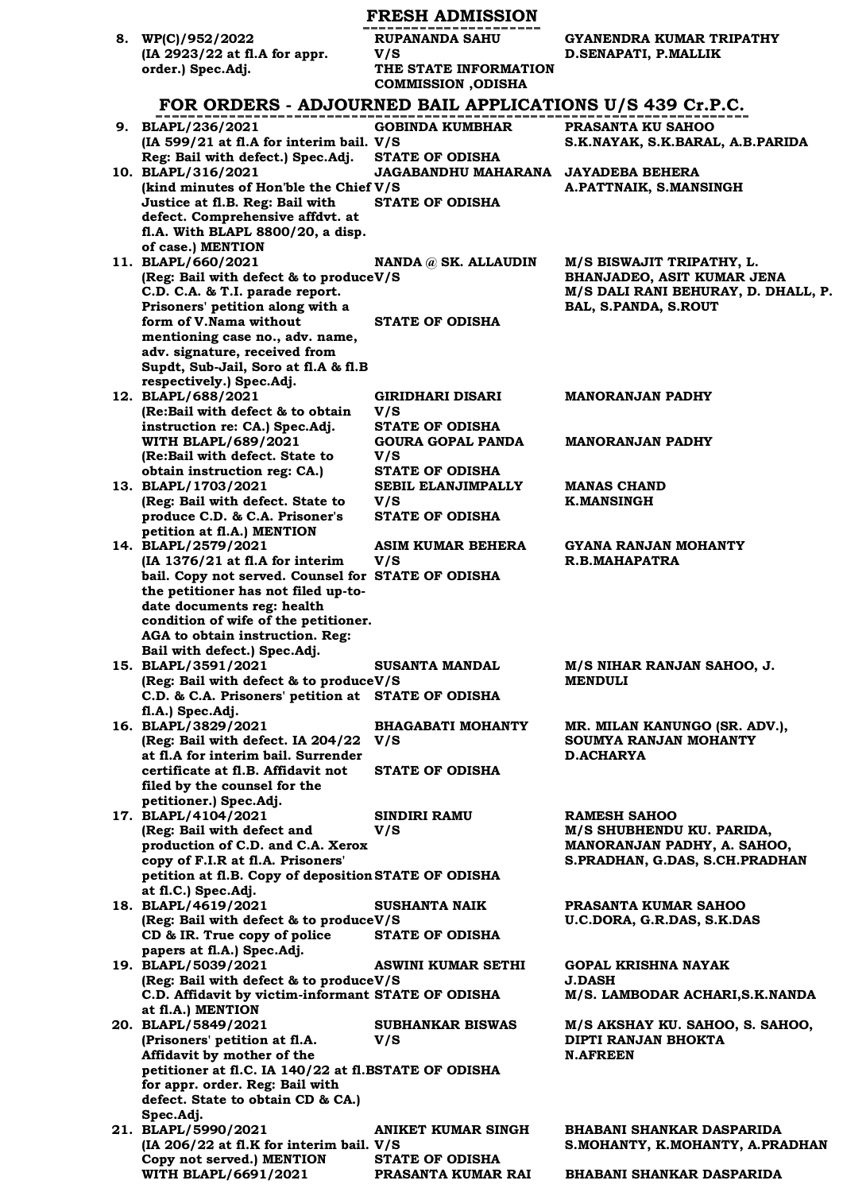## FRESH ADMISSION

| | Case | Parties | Advocates |
|---|---|---|---|
| 8. | WP(C)/952/2022 (IA 2923/22 at fl.A for appr. order.) Spec.Adj. | RUPANANDA SAHU V/S THE STATE INFORMATION COMMISSION ,ODISHA | GYANENDRA KUMAR TRIPATHY<br>D.SENAPATI, P.MALLIK |

## FOR ORDERS - ADJOURNED BAIL APPLICATIONS U/S 439 Cr.P.C.

| | Case | Parties | Advocates |
|---|---|---|---|
| 9. | BLAPL/236/2021 (IA 599/21 at fl.A for interim bail. Reg: Bail with defect.) Spec.Adj. | GOBINDA KUMBHAR V/S STATE OF ODISHA | PRASANTA KU SAHOO<br>S.K.NAYAK, S.K.BARAL, A.B.PARIDA |
| 10. | BLAPL/316/2021 (kind minutes of Hon'ble the Chief Justice at fl.B. Reg: Bail with defect. Comprehensive affdvt. at fl.A. With BLAPL 8800/20, a disp. of case.) MENTION | JAGABANDHU MAHARANA V/S STATE OF ODISHA | JAYADEBA BEHERA<br>A.PATTNAIK, S.MANSINGH |
| 11. | BLAPL/660/2021 (Reg: Bail with defect & to produce C.D. C.A. & T.I. parade report. Prisoners' petition along with a form of V.Nama without mentioning case no., adv. name, adv. signature, received from Supdt, Sub-Jail, Soro at fl.A & fl.B respectively.) Spec.Adj. | NANDA @ SK. ALLAUDIN V/S STATE OF ODISHA | M/S BISWAJIT TRIPATHY, L. BHANJADEO, ASIT KUMAR JENA<br>M/S DALI RANI BEHURAY, D. DHALL, P. BAL, S.PANDA, S.ROUT |
| 12. | BLAPL/688/2021 (Re:Bail with defect & to obtain instruction re: CA.) Spec.Adj. | GIRIDHARI DISARI V/S STATE OF ODISHA | MANORANJAN PADHY |
| | WITH BLAPL/689/2021 (Re:Bail with defect. State to obtain instruction reg: CA.) | GOURA GOPAL PANDA V/S STATE OF ODISHA | MANORANJAN PADHY |
| 13. | BLAPL/1703/2021 (Reg: Bail with defect. State to produce C.D. & C.A. Prisoner's petition at fl.A.) MENTION | SEBIL ELANJIMPALLY V/S STATE OF ODISHA | MANAS CHAND<br>K.MANSINGH |
| 14. | BLAPL/2579/2021 (IA 1376/21 at fl.A for interim bail. Copy not served. Counsel for the petitioner has not filed up-to-date documents reg: health condition of wife of the petitioner. AGA to obtain instruction. Reg: Bail with defect.) Spec.Adj. | ASIM KUMAR BEHERA V/S STATE OF ODISHA | GYANA RANJAN MOHANTY<br>R.B.MAHAPATRA |
| 15. | BLAPL/3591/2021 (Reg: Bail with defect & to produce C.D. & C.A. Prisoners' petition at fl.A.) Spec.Adj. | SUSANTA MANDAL V/S STATE OF ODISHA | M/S NIHAR RANJAN SAHOO, J. MENDULI |
| 16. | BLAPL/3829/2021 (Reg: Bail with defect. IA 204/22 at fl.A for interim bail. Surrender certificate at fl.B. Affidavit not filed by the counsel for the petitioner.) Spec.Adj. | BHAGABATI MOHANTY V/S STATE OF ODISHA | MR. MILAN KANUNGO (SR. ADV.), SOUMYA RANJAN MOHANTY<br>D.ACHARYA |
| 17. | BLAPL/4104/2021 (Reg: Bail with defect and production of C.D. and C.A. Xerox copy of F.I.R at fl.A. Prisoners' petition at fl.B. Copy of deposition at fl.C.) Spec.Adj. | SINDIRI RAMU V/S STATE OF ODISHA | RAMESH SAHOO<br>M/S SHUBHENDU KU. PARIDA, MANORANJAN PADHY, A. SAHOO, S.PRADHAN, G.DAS, S.CH.PRADHAN |
| 18. | BLAPL/4619/2021 (Reg: Bail with defect & to produce CD & IR. True copy of police papers at fl.A.) Spec.Adj. | SUSHANTA NAIK V/S STATE OF ODISHA | PRASANTA KUMAR SAHOO<br>U.C.DORA, G.R.DAS, S.K.DAS |
| 19. | BLAPL/5039/2021 (Reg: Bail with defect & to produce C.D. Affidavit by victim-informant at fl.A.) MENTION | ASWINI KUMAR SETHI V/S STATE OF ODISHA | GOPAL KRISHNA NAYAK<br>J.DASH<br>M/S. LAMBODAR ACHARI,S.K.NANDA |
| 20. | BLAPL/5849/2021 (Prisoners' petition at fl.A. Affidavit by mother of the petitioner at fl.C. IA 140/22 at fl.B for appr. order. Reg: Bail with defect. State to obtain CD & CA.) Spec.Adj. | SUBHANKAR BISWAS V/S STATE OF ODISHA | M/S AKSHAY KU. SAHOO, S. SAHOO, DIPTI RANJAN BHOKTA<br>N.AFREEN |
| 21. | BLAPL/5990/2021 (IA 206/22 at fl.K for interim bail. Copy not served.) MENTION | ANIKET KUMAR SINGH V/S STATE OF ODISHA | BHABANI SHANKAR DASPARIDA<br>S.MOHANTY, K.MOHANTY, A.PRADHAN |
| | WITH BLAPL/6691/2021 | PRASANTA KUMAR RAI | BHABANI SHANKAR DASPARIDA |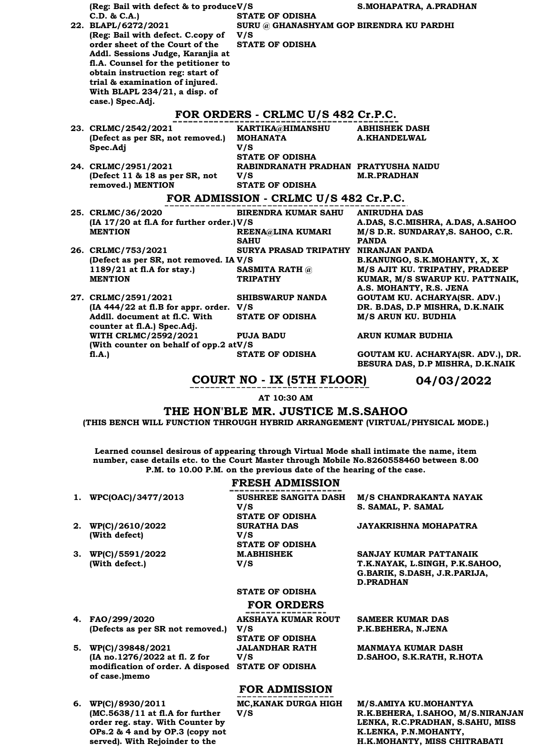| | | | |
|---|---|---|---|
| | (Reg: Bail with defect & to produce C.D. & C.A.) | V/S<br>STATE OF ODISHA | S.MOHAPATRA, A.PRADHAN |
| 22. | BLAPL/6272/2021<br>(Reg: Bail with defect. C.copy of order sheet of the Court of the Addl. Sessions Judge, Karanjia at fl.A. Counsel for the petitioner to obtain instruction reg: start of trial & examination of injured. With BLAPL 234/21, a disp. of case.) Spec.Adj. | SURU @ GHANASHYAM GOP<br>V/S<br>STATE OF ODISHA | BIRENDRA KU PARDHI |

## FOR ORDERS - CRLMC U/S 482 Cr.P.C.

| | | | |
|---|---|---|---|
| 23. | CRLMC/2542/2021<br>(Defect as per SR, not removed.) Spec.Adj | KARTIKA@HIMANSHU MOHANATA<br>V/S<br>STATE OF ODISHA | ABHISHEK DASH<br>A.KHANDELWAL |
| 24. | CRLMC/2951/2021<br>(Defect 11 & 18 as per SR, not removed.) MENTION | RABINDRANATH PRADHAN<br>V/S<br>STATE OF ODISHA | PRATYUSHA NAIDU<br>M.R.PRADHAN |

## FOR ADMISSION - CRLMC U/S 482 Cr.P.C.

| | | | |
|---|---|---|---|
| 25. | CRLMC/36/2020<br>(IA 17/20 at fl.A for further order.) MENTION | BIRENDRA KUMAR SAHU<br>V/S<br>REENA@LINA KUMARI SAHU | ANIRUDHA DAS<br>A.DAS, S.C.MISHRA, A.DAS, A.SAHOO<br>M/S D.R. SUNDARAY,S. SAHOO, C.R. PANDA |
| 26. | CRLMC/753/2021<br>(Defect as per SR, not removed. IA 1189/21 at fl.A for stay.) MENTION | SURYA PRASAD TRIPATHY<br>V/S<br>SASMITA RATH @ TRIPATHY | NIRANJAN PANDA<br>B.KANUNGO, S.K.MOHANTY, X, X<br>M/S AJIT KU. TRIPATHY, PRADEEP KUMAR, M/S SWARUP KU. PATTNAIK, A.S. MOHANTY, R.S. JENA |
| 27. | CRLMC/2591/2021<br>(IA 444/22 at fl.B for appr. order. Addl. document at fl.C. With counter at fl.A.) Spec.Adj. | SHIBSWARUP NANDA<br>V/S<br>STATE OF ODISHA | GOUTAM KU. ACHARYA(SR. ADV.)<br>DR. B.DAS, D.P MISHRA, D.K.NAIK<br>M/S ARUN KU. BUDHIA |
| | WITH CRLMC/2592/2021<br>(With counter on behalf of opp.2 at fl.A.) | PUJA BADU<br>V/S<br>STATE OF ODISHA | ARUN KUMAR BUDHIA<br><br>GOUTAM KU. ACHARYA(SR. ADV.), DR. BESURA DAS, D.P MISHRA, D.K.NAIK |

## COURT NO - IX (5TH FLOOR) 04/03/2022

**AT 10:30 AM**

## THE HON'BLE MR. JUSTICE M.S.SAHOO

**(THIS BENCH WILL FUNCTION THROUGH HYBRID ARRANGEMENT (VIRTUAL/PHYSICAL MODE.)**

**Learned counsel desirous of appearing through Virtual Mode shall intimate the name, item number, case details etc. to the Court Master through Mobile No.8260558460 between 8.00 P.M. to 10.00 P.M. on the previous date of the hearing of the case.**

## FRESH ADMISSION

| | | | |
|---|---|---|---|
| 1. | WPC(OAC)/3477/2013 | SUSHREE SANGITA DASH<br>V/S<br>STATE OF ODISHA | M/S CHANDRAKANTA NAYAK<br>S. SAMAL, P. SAMAL |
| 2. | WP(C)/2610/2022<br>(With defect) | SURATHA DAS<br>V/S<br>STATE OF ODISHA | JAYAKRISHNA MOHAPATRA |
| 3. | WP(C)/5591/2022<br>(With defect.) | M.ABHISHEK<br>V/S<br>STATE OF ODISHA | SANJAY KUMAR PATTANAIK<br>T.K.NAYAK, L.SINGH, P.K.SAHOO, G.BARIK, S.DASH, J.R.PARIJA, D.PRADHAN |

## FOR ORDERS

| | | | |
|---|---|---|---|
| 4. | FAO/299/2020<br>(Defects as per SR not removed.) | AKSHAYA KUMAR ROUT<br>V/S<br>STATE OF ODISHA | SAMEER KUMAR DAS<br>P.K.BEHERA, N.JENA |
| 5. | WP(C)/39848/2021<br>(IA no.1276/2022 at fl. Z for modification of order. A disposed of case.)memo | JALANDHAR RATH<br>V/S<br>STATE OF ODISHA | MANMAYA KUMAR DASH<br>D.SAHOO, S.K.RATH, R.HOTA |

## FOR ADMISSION

| | | | |
|---|---|---|---|
| 6. | WP(C)/8930/2011<br>(MC.5638/11 at fl.A for further order reg. stay. With Counter by OPs.2 & 4 and by OP.3 (copy not served). With Rejoinder to the | MC,KANAK DURGA HIGH<br>V/S | M/S.AMIYA KU.MOHANTYA<br>R.K.BEHERA, I.SAHOO, M/S.NIRANJAN LENKA, R.C.PRADHAN, S.SAHU, MISS K.LENKA, P.N.MOHANTY, H.K.MOHANTY, MISS CHITRABATI |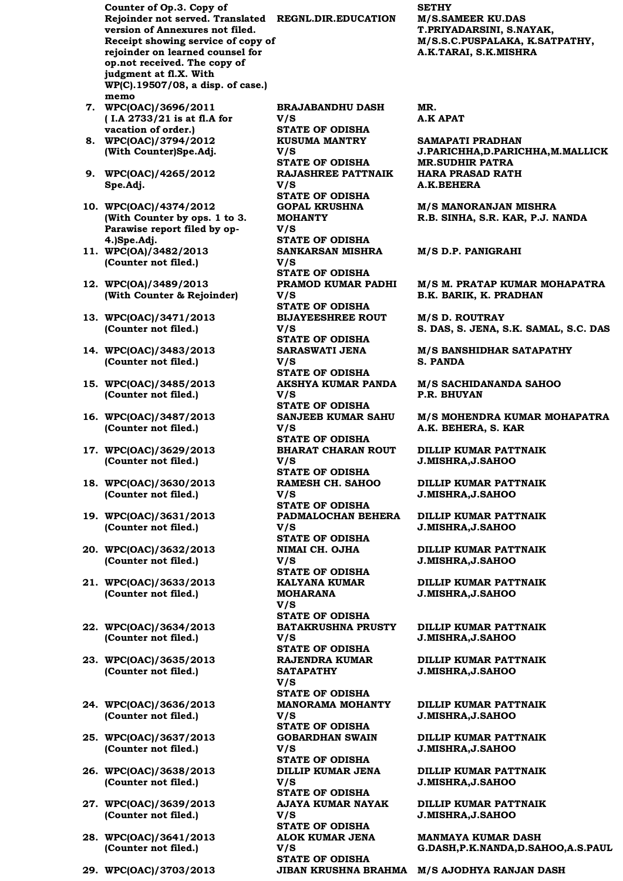| | Case | Parties | Advocates |
|---|---|---|---|
| | Counter of Op.3. Copy of Rejoinder not served. Translated version of Annexures not filed. Receipt showing service of copy of rejoinder on learned counsel for op.not received. The copy of judgment at fl.X. With WP(C).19507/08, a disp. of case.) memo | REGNL.DIR.EDUCATION | SETHY<br>M/S.SAMEER KU.DAS<br>T.PRIYADARSINI, S.NAYAK, M/S.S.C.PUSPALAKA, K.SATPATHY, A.K.TARAI, S.K.MISHRA |
| 7. | WPC(OAC)/3696/2011<br>( I.A 2733/21 is at fl.A for vacation of order.) | BRAJABANDHU DASH<br>V/S<br>STATE OF ODISHA | MR.<br>A.K APAT |
| 8. | WPC(OAC)/3794/2012<br>(With Counter)Spe.Adj. | KUSUMA MANTRY<br>V/S<br>STATE OF ODISHA | SAMAPATI PRADHAN<br>J.PARICHHA,D.PARICHHA,M.MALLICK<br>MR.SUDHIR PATRA |
| 9. | WPC(OAC)/4265/2012<br>Spe.Adj. | RAJASHREE PATTNAIK<br>V/S<br>STATE OF ODISHA | HARA PRASAD RATH<br>A.K.BEHERA |
| 10. | WPC(OAC)/4374/2012<br>(With Counter by ops. 1 to 3. Parawise report filed by op-4.)Spe.Adj. | GOPAL KRUSHNA MOHANTY<br>V/S<br>STATE OF ODISHA | M/S MANORANJAN MISHRA<br>R.B. SINHA, S.R. KAR, P.J. NANDA |
| 11. | WPC(OA)/3482/2013<br>(Counter not filed.) | SANKARSAN MISHRA<br>V/S<br>STATE OF ODISHA | M/S D.P. PANIGRAHI |
| 12. | WPC(OA)/3489/2013<br>(With Counter & Rejoinder) | PRAMOD KUMAR PADHI<br>V/S<br>STATE OF ODISHA | M/S M. PRATAP KUMAR MOHAPATRA<br>B.K. BARIK, K. PRADHAN |
| 13. | WPC(OAC)/3471/2013<br>(Counter not filed.) | BIJAYEESHREE ROUT<br>V/S<br>STATE OF ODISHA | M/S D. ROUTRAY<br>S. DAS, S. JENA, S.K. SAMAL, S.C. DAS |
| 14. | WPC(OAC)/3483/2013<br>(Counter not filed.) | SARASWATI JENA<br>V/S<br>STATE OF ODISHA | M/S BANSHIDHAR SATAPATHY<br>S. PANDA |
| 15. | WPC(OAC)/3485/2013<br>(Counter not filed.) | AKSHYA KUMAR PANDA<br>V/S<br>STATE OF ODISHA | M/S SACHIDANANDA SAHOO<br>P.R. BHUYAN |
| 16. | WPC(OAC)/3487/2013<br>(Counter not filed.) | SANJEEB KUMAR SAHU<br>V/S<br>STATE OF ODISHA | M/S MOHENDRA KUMAR MOHAPATRA<br>A.K. BEHERA, S. KAR |
| 17. | WPC(OAC)/3629/2013<br>(Counter not filed.) | BHARAT CHARAN ROUT<br>V/S<br>STATE OF ODISHA | DILLIP KUMAR PATTNAIK<br>J.MISHRA,J.SAHOO |
| 18. | WPC(OAC)/3630/2013<br>(Counter not filed.) | RAMESH CH. SAHOO<br>V/S<br>STATE OF ODISHA | DILLIP KUMAR PATTNAIK<br>J.MISHRA,J.SAHOO |
| 19. | WPC(OAC)/3631/2013<br>(Counter not filed.) | PADMALOCHAN BEHERA<br>V/S<br>STATE OF ODISHA | DILLIP KUMAR PATTNAIK<br>J.MISHRA,J.SAHOO |
| 20. | WPC(OAC)/3632/2013<br>(Counter not filed.) | NIMAI CH. OJHA<br>V/S<br>STATE OF ODISHA | DILLIP KUMAR PATTNAIK<br>J.MISHRA,J.SAHOO |
| 21. | WPC(OAC)/3633/2013<br>(Counter not filed.) | KALYANA KUMAR MOHARANA<br>V/S<br>STATE OF ODISHA | DILLIP KUMAR PATTNAIK<br>J.MISHRA,J.SAHOO |
| 22. | WPC(OAC)/3634/2013<br>(Counter not filed.) | BATAKRUSHNA PRUSTY<br>V/S<br>STATE OF ODISHA | DILLIP KUMAR PATTNAIK<br>J.MISHRA,J.SAHOO |
| 23. | WPC(OAC)/3635/2013<br>(Counter not filed.) | RAJENDRA KUMAR SATAPATHY<br>V/S<br>STATE OF ODISHA | DILLIP KUMAR PATTNAIK<br>J.MISHRA,J.SAHOO |
| 24. | WPC(OAC)/3636/2013<br>(Counter not filed.) | MANORAMA MOHANTY<br>V/S<br>STATE OF ODISHA | DILLIP KUMAR PATTNAIK<br>J.MISHRA,J.SAHOO |
| 25. | WPC(OAC)/3637/2013<br>(Counter not filed.) | GOBARDHAN SWAIN<br>V/S<br>STATE OF ODISHA | DILLIP KUMAR PATTNAIK<br>J.MISHRA,J.SAHOO |
| 26. | WPC(OAC)/3638/2013<br>(Counter not filed.) | DILLIP KUMAR JENA<br>V/S<br>STATE OF ODISHA | DILLIP KUMAR PATTNAIK<br>J.MISHRA,J.SAHOO |
| 27. | WPC(OAC)/3639/2013<br>(Counter not filed.) | AJAYA KUMAR NAYAK<br>V/S<br>STATE OF ODISHA | DILLIP KUMAR PATTNAIK<br>J.MISHRA,J.SAHOO |
| 28. | WPC(OAC)/3641/2013<br>(Counter not filed.) | ALOK KUMAR JENA<br>V/S<br>STATE OF ODISHA | MANMAYA KUMAR DASH<br>G.DASH,P.K.NANDA,D.SAHOO,A.S.PAUL |
| 29. | WPC(OAC)/3703/2013 | JIBAN KRUSHNA BRAHMA | M/S AJODHYA RANJAN DASH |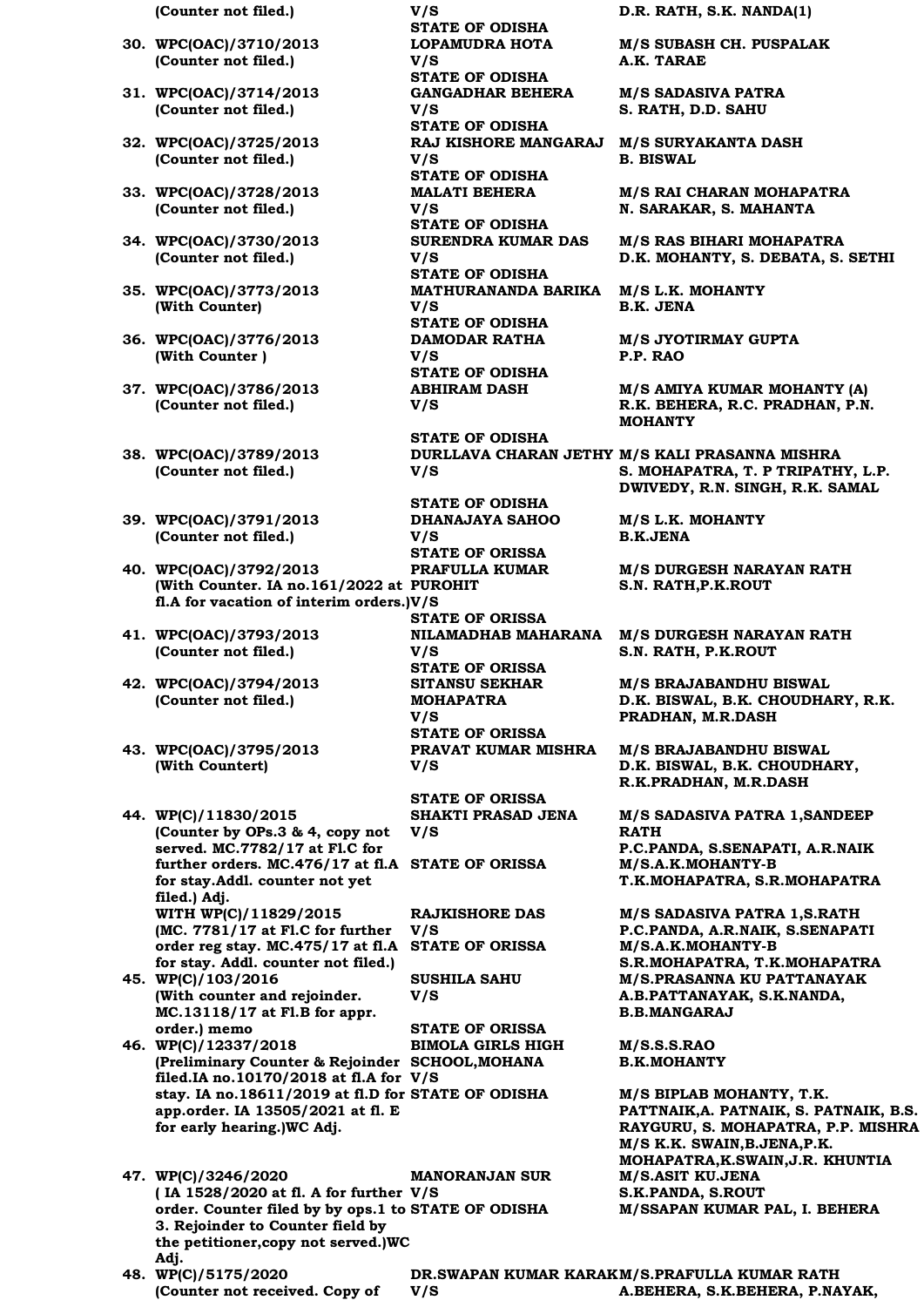| | | |
|---|---|---|
| **(Counter not filed.)** | **V/S**<br>**STATE OF ODISHA** | **D.R. RATH, S.K. NANDA(1)** |
| **30. WPC(OAC)/3710/2013**<br>**(Counter not filed.)** | **LOPAMUDRA HOTA**<br>**V/S**<br>**STATE OF ODISHA** | **M/S SUBASH CH. PUSPALAK**<br>**A.K. TARAE** |
| **31. WPC(OAC)/3714/2013**<br>**(Counter not filed.)** | **GANGADHAR BEHERA**<br>**V/S**<br>**STATE OF ODISHA** | **M/S SADASIVA PATRA**<br>**S. RATH, D.D. SAHU** |
| **32. WPC(OAC)/3725/2013**<br>**(Counter not filed.)** | **RAJ KISHORE MANGARAJ**<br>**V/S**<br>**STATE OF ODISHA** | **M/S SURYAKANTA DASH**<br>**B. BISWAL** |
| **33. WPC(OAC)/3728/2013**<br>**(Counter not filed.)** | **MALATI BEHERA**<br>**V/S**<br>**STATE OF ODISHA** | **M/S RAI CHARAN MOHAPATRA**<br>**N. SARAKAR, S. MAHANTA** |
| **34. WPC(OAC)/3730/2013**<br>**(Counter not filed.)** | **SURENDRA KUMAR DAS**<br>**V/S**<br>**STATE OF ODISHA** | **M/S RAS BIHARI MOHAPATRA**<br>**D.K. MOHANTY, S. DEBATA, S. SETHI** |
| **35. WPC(OAC)/3773/2013**<br>**(With Counter)** | **MATHURANANDA BARIKA**<br>**V/S**<br>**STATE OF ODISHA** | **M/S L.K. MOHANTY**<br>**B.K. JENA** |
| **36. WPC(OAC)/3776/2013**<br>**(With Counter )** | **DAMODAR RATHA**<br>**V/S**<br>**STATE OF ODISHA** | **M/S JYOTIRMAY GUPTA**<br>**P.P. RAO** |
| **37. WPC(OAC)/3786/2013**<br>**(Counter not filed.)** | **ABHIRAM DASH**<br>**V/S**<br>**STATE OF ODISHA** | **M/S AMIYA KUMAR MOHANTY (A)**<br>**R.K. BEHERA, R.C. PRADHAN, P.N. MOHANTY** |
| **38. WPC(OAC)/3789/2013**<br>**(Counter not filed.)** | **DURLLAVA CHARAN JETHY**<br>**V/S**<br>**STATE OF ODISHA** | **M/S KALI PRASANNA MISHRA**<br>**S. MOHAPATRA, T. P TRIPATHY, L.P. DWIVEDY, R.N. SINGH, R.K. SAMAL** |
| **39. WPC(OAC)/3791/2013**<br>**(Counter not filed.)** | **DHANAJAYA SAHOO**<br>**V/S**<br>**STATE OF ORISSA** | **M/S L.K. MOHANTY**<br>**B.K.JENA** |
| **40. WPC(OAC)/3792/2013**<br>**(With Counter. IA no.161/2022 at fl.A for vacation of interim orders.)** | **PRAFULLA KUMAR PUROHIT**<br>**V/S**<br>**STATE OF ORISSA** | **M/S DURGESH NARAYAN RATH**<br>**S.N. RATH,P.K.ROUT** |
| **41. WPC(OAC)/3793/2013**<br>**(Counter not filed.)** | **NILAMADHAB MAHARANA**<br>**V/S**<br>**STATE OF ORISSA** | **M/S DURGESH NARAYAN RATH**<br>**S.N. RATH, P.K.ROUT** |
| **42. WPC(OAC)/3794/2013**<br>**(Counter not filed.)** | **SITANSU SEKHAR MOHAPATRA**<br>**V/S**<br>**STATE OF ORISSA** | **M/S BRAJABANDHU BISWAL**<br>**D.K. BISWAL, B.K. CHOUDHARY, R.K. PRADHAN, M.R.DASH** |
| **43. WPC(OAC)/3795/2013**<br>**(With Countert)** | **PRAVAT KUMAR MISHRA**<br>**V/S**<br>**STATE OF ORISSA** | **M/S BRAJABANDHU BISWAL**<br>**D.K. BISWAL, B.K. CHOUDHARY, R.K.PRADHAN, M.R.DASH** |
| **44. WP(C)/11830/2015**<br>**(Counter by OPs.3 & 4, copy not served. MC.7782/17 at Fl.C for further orders. MC.476/17 at fl.A for stay.Addl. counter not yet filed.) Adj.** | **SHAKTI PRASAD JENA**<br>**V/S**<br>**STATE OF ORISSA** | **M/S SADASIVA PATRA 1,SANDEEP RATH**<br>**P.C.PANDA, S.SENAPATI, A.R.NAIK**<br>**M/S.A.K.MOHANTY-B**<br>**T.K.MOHAPATRA, S.R.MOHAPATRA** |
| **WITH WP(C)/11829/2015**<br>**(MC. 7781/17 at Fl.C for further order reg stay. MC.475/17 at fl.A for stay. Addl. counter not filed.)** | **RAJKISHORE DAS**<br>**V/S**<br>**STATE OF ORISSA** | **M/S SADASIVA PATRA 1,S.RATH**<br>**P.C.PANDA, A.R.NAIK, S.SENAPATI**<br>**M/S.A.K.MOHANTY-B**<br>**S.R.MOHAPATRA, T.K.MOHAPATRA** |
| **45. WP(C)/103/2016**<br>**(With counter and rejoinder. MC.13118/17 at Fl.B for appr. order.) memo** | **SUSHILA SAHU**<br>**V/S**<br>**STATE OF ORISSA** | **M/S.PRASANNA KU PATTANAYAK**<br>**A.B.PATTANAYAK, S.K.NANDA, B.B.MANGARAJ** |
| **46. WP(C)/12337/2018**<br>**(Preliminary Counter & Rejoinder filed.IA no.10170/2018 at fl.A for stay. IA no.18611/2019 at fl.D for app.order. IA 13505/2021 at fl. E for early hearing.)WC Adj.** | **BIMOLA GIRLS HIGH SCHOOL,MOHANA**<br>**V/S**<br>**STATE OF ODISHA** | **M/S.S.S.RAO**<br>**B.K.MOHANTY**<br>**M/S BIPLAB MOHANTY, T.K. PATTNAIK,A. PATNAIK, S. PATNAIK, B.S. RAYGURU, S. MOHAPATRA, P.P. MISHRA**<br>**M/S K.K. SWAIN,B.JENA,P.K. MOHAPATRA,K.SWAIN,J.R. KHUNTIA** |
| **47. WP(C)/3246/2020**<br>**( IA 1528/2020 at fl. A for further order. Counter filed by by ops.1 to 3. Rejoinder to Counter field by the petitioner,copy not served.)WC Adj.** | **MANORANJAN SUR**<br>**V/S**<br>**STATE OF ODISHA** | **M/S.ASIT KU.JENA**<br>**S.K.PANDA, S.ROUT**<br>**M/SSAPAN KUMAR PAL, I. BEHERA** |
| **48. WP(C)/5175/2020**<br>**(Counter not received. Copy of** | **DR.SWAPAN KUMAR KARAK**<br>**V/S** | **M/S.PRAFULLA KUMAR RATH**<br>**A.BEHERA, S.K.BEHERA, P.NAYAK,** |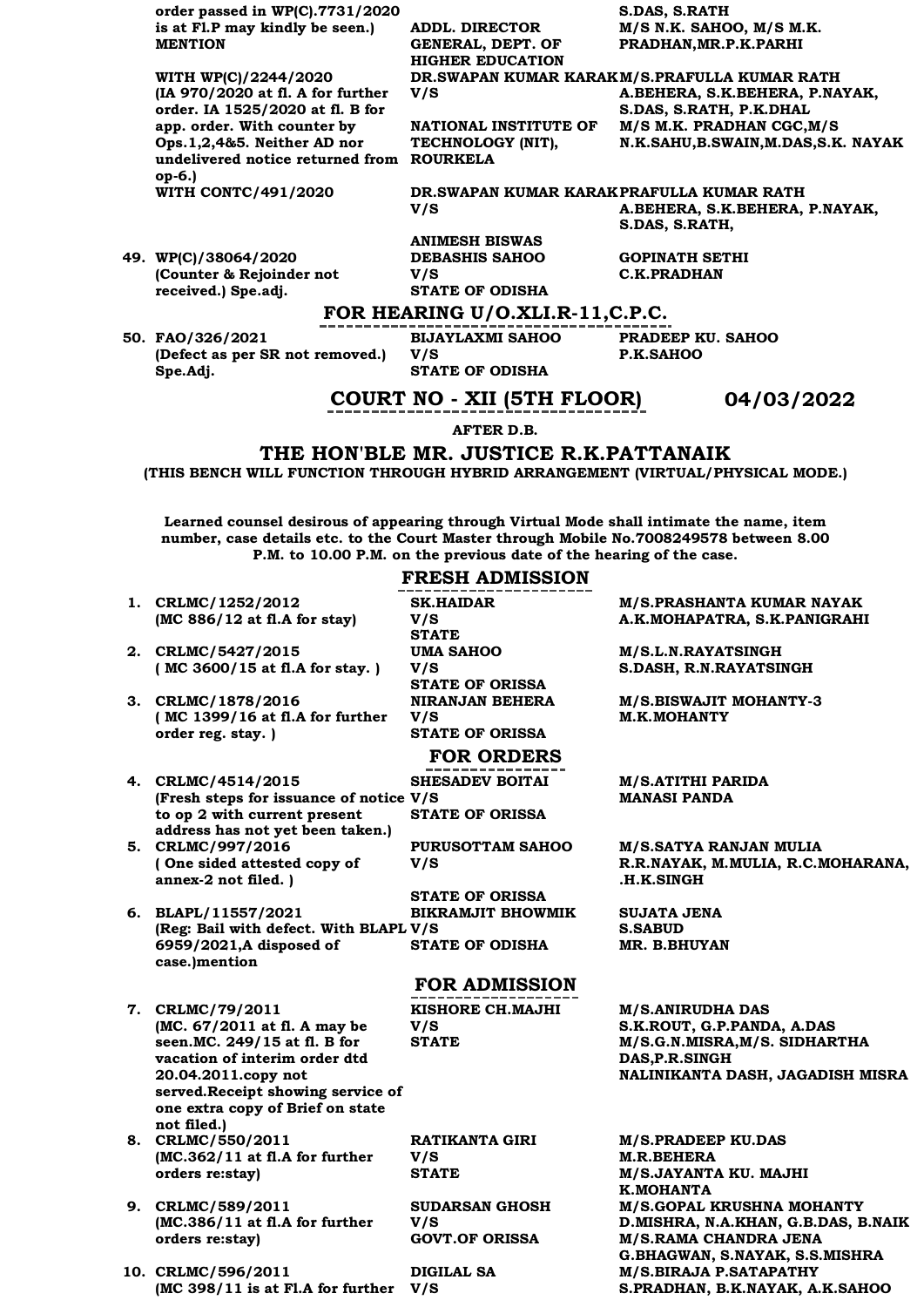| | | | |
|---|---|---|---|
| | **order passed in WP(C).7731/2020 is at Fl.P may kindly be seen.) MENTION** | **ADDL. DIRECTOR GENERAL, DEPT. OF HIGHER EDUCATION** | **S.DAS, S.RATH M/S N.K. SAHOO, M/S M.K. PRADHAN,MR.P.K.PARHI** |
| | **WITH WP(C)/2244/2020 (IA 970/2020 at fl. A for further order. IA 1525/2020 at fl. B for app. order. With counter by Ops.1,2,4&5. Neither AD nor undelivered notice returned from op-6.)** | **DR.SWAPAN KUMAR KARAK V/S NATIONAL INSTITUTE OF TECHNOLOGY (NIT), ROURKELA** | **M/S.PRAFULLA KUMAR RATH A.BEHERA, S.K.BEHERA, P.NAYAK, S.DAS, S.RATH, P.K.DHAL M/S M.K. PRADHAN CGC,M/S N.K.SAHU,B.SWAIN,M.DAS,S.K. NAYAK** |
| | **WITH CONTC/491/2020** | **DR.SWAPAN KUMAR KARAK V/S ANIMESH BISWAS** | **PRAFULLA KUMAR RATH A.BEHERA, S.K.BEHERA, P.NAYAK, S.DAS, S.RATH,** |
| **49.** | **WP(C)/38064/2020 (Counter & Rejoinder not received.) Spe.adj.** | **DEBASHIS SAHOO V/S STATE OF ODISHA** | **GOPINATH SETHI C.K.PRADHAN** |

## FOR HEARING U/O.XLI.R-11,C.P.C.

| | | | |
|---|---|---|---|
| **50.** | **FAO/326/2021 (Defect as per SR not removed.) Spe.Adj.** | **BIJAYLAXMI SAHOO V/S STATE OF ODISHA** | **PRADEEP KU. SAHOO P.K.SAHOO** |

## COURT NO - XII (5TH FLOOR) 04/03/2022

**AFTER D.B.**

## THE HON'BLE MR. JUSTICE R.K.PATTANAIK

**(THIS BENCH WILL FUNCTION THROUGH HYBRID ARRANGEMENT (VIRTUAL/PHYSICAL MODE.)**

**Learned counsel desirous of appearing through Virtual Mode shall intimate the name, item number, case details etc. to the Court Master through Mobile No.7008249578 between 8.00 P.M. to 10.00 P.M. on the previous date of the hearing of the case.**

## FRESH ADMISSION

| | | | |
|---|---|---|---|
| **1.** | **CRLMC/1252/2012 (MC 886/12 at fl.A for stay)** | **SK.HAIDAR V/S STATE** | **M/S.PRASHANTA KUMAR NAYAK A.K.MOHAPATRA, S.K.PANIGRAHI** |
| **2.** | **CRLMC/5427/2015 ( MC 3600/15 at fl.A for stay. )** | **UMA SAHOO V/S STATE OF ORISSA** | **M/S.L.N.RAYATSINGH S.DASH, R.N.RAYATSINGH** |
| **3.** | **CRLMC/1878/2016 ( MC 1399/16 at fl.A for further order reg. stay. )** | **NIRANJAN BEHERA V/S STATE OF ORISSA** | **M/S.BISWAJIT MOHANTY-3 M.K.MOHANTY** |

## FOR ORDERS

| | | | |
|---|---|---|---|
| **4.** | **CRLMC/4514/2015 (Fresh steps for issuance of notice to op 2 with current present address has not yet been taken.)** | **SHESADEV BOITAI V/S STATE OF ORISSA** | **M/S.ATITHI PARIDA MANASI PANDA** |
| **5.** | **CRLMC/997/2016 ( One sided attested copy of annex-2 not filed. )** | **PURUSOTTAM SAHOO V/S STATE OF ORISSA** | **M/S.SATYA RANJAN MULIA R.R.NAYAK, M.MULIA, R.C.MOHARANA, .H.K.SINGH** |
| **6.** | **BLAPL/11557/2021 (Reg: Bail with defect. With BLAPL 6959/2021,A disposed of case.)mention** | **BIKRAMJIT BHOWMIK V/S STATE OF ODISHA** | **SUJATA JENA S.SABUD MR. B.BHUYAN** |

## FOR ADMISSION

| | | | |
|---|---|---|---|
| **7.** | **CRLMC/79/2011 (MC. 67/2011 at fl. A may be seen.MC. 249/15 at fl. B for vacation of interim order dtd 20.04.2011.copy not served.Receipt showing service of one extra copy of Brief on state not filed.)** | **KISHORE CH.MAJHI V/S STATE** | **M/S.ANIRUDHA DAS S.K.ROUT, G.P.PANDA, A.DAS M/S.G.N.MISRA,M/S. SIDHARTHA DAS,P.R.SINGH NALINIKANTA DASH, JAGADISH MISRA** |
| **8.** | **CRLMC/550/2011 (MC.362/11 at fl.A for further orders re:stay)** | **RATIKANTA GIRI V/S STATE** | **M/S.PRADEEP KU.DAS M.R.BEHERA M/S.JAYANTA KU. MAJHI K.MOHANTA** |
| **9.** | **CRLMC/589/2011 (MC.386/11 at fl.A for further orders re:stay)** | **SUDARSAN GHOSH V/S GOVT.OF ORISSA** | **M/S.GOPAL KRUSHNA MOHANTY D.MISHRA, N.A.KHAN, G.B.DAS, B.NAIK M/S.RAMA CHANDRA JENA G.BHAGWAN, S.NAYAK, S.S.MISHRA** |
| **10.** | **CRLMC/596/2011 (MC 398/11 is at Fl.A for further** | **DIGILAL SA V/S** | **M/S.BIRAJA P.SATAPATHY S.PRADHAN, B.K.NAYAK, A.K.SAHOO** |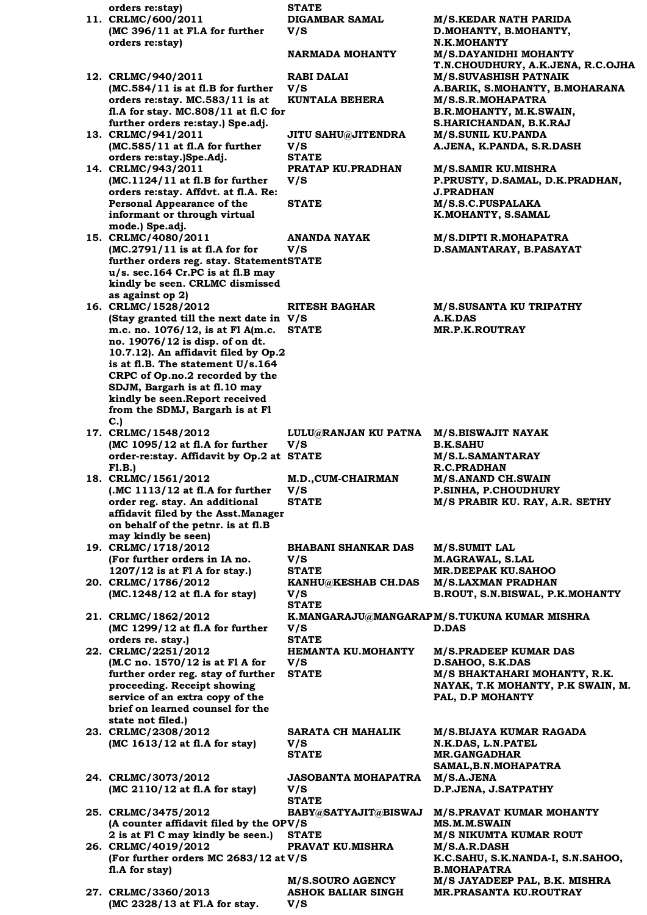| | Case | Parties | Advocates |
|---|---|---|---|
| | orders re:stay) | STATE | |
| 11. | CRLMC/600/2011 (MC 396/11 at Fl.A for further orders re:stay) | DIGAMBAR SAMAL V/S NARMADA MOHANTY | M/S.KEDAR NATH PARIDA D.MOHANTY, B.MOHANTY, N.K.MOHANTY M/S.DAYANIDHI MOHANTY T.N.CHOUDHURY, A.K.JENA, R.C.OJHA |
| 12. | CRLMC/940/2011 (MC.584/11 is at fl.B for further orders re:stay. MC.583/11 is at fl.A for stay. MC.808/11 at fl.C for further orders re:stay.) Spe.adj. | RABI DALAI V/S KUNTALA BEHERA | M/S.SUVASHISH PATNAIK A.BARIK, S.MOHANTY, B.MOHARANA M/S.S.R.MOHAPATRA B.R.MOHANTY, M.K.SWAIN, S.HARICHANDAN, B.K.RAJ |
| 13. | CRLMC/941/2011 (MC.585/11 at fl.A for further orders re:stay.)Spe.Adj. | JITU SAHU@JITENDRA V/S STATE | M/S.SUNIL KU.PANDA A.JENA, K.PANDA, S.R.DASH |
| 14. | CRLMC/943/2011 (MC.1124/11 at fl.B for further orders re:stay. Affdvt. at fl.A. Re: Personal Appearance of the informant or through virtual mode.) Spe.adj. | PRATAP KU.PRADHAN V/S STATE | M/S.SAMIR KU.MISHRA P.PRUSTY, D.SAMAL, D.K.PRADHAN, J.PRADHAN M/S.S.C.PUSPALAKA K.MOHANTY, S.SAMAL |
| 15. | CRLMC/4080/2011 (MC.2791/11 is at fl.A for for further orders reg. stay. Statement u/s. sec.164 Cr.PC is at fl.B may kindly be seen. CRLMC dismissed as against op 2) | ANANDA NAYAK V/S STATE | M/S.DIPTI R.MOHAPATRA D.SAMANTARAY, B.PASAYAT |
| 16. | CRLMC/1528/2012 (Stay granted till the next date in m.c. no. 1076/12, is at Fl A(m.c. no. 19076/12 is disp. of on dt. 10.7.12). An affidavit filed by Op.2 is at fl.B. The statement U/s.164 CRPC of Op.no.2 recorded by the SDJM, Bargarh is at fl.10 may kindly be seen.Report received from the SDMJ, Bargarh is at Fl C.) | RITESH BAGHAR V/S STATE | M/S.SUSANTA KU TRIPATHY A.K.DAS MR.P.K.ROUTRAY |
| 17. | CRLMC/1548/2012 (MC 1095/12 at fl.A for further order-re:stay. Affidavit by Op.2 at Fl.B.) | LULU@RANJAN KU PATNA V/S STATE | M/S.BISWAJIT NAYAK B.K.SAHU M/S.L.SAMANTARAY R.C.PRADHAN |
| 18. | CRLMC/1561/2012 (.MC 1113/12 at fl.A for further order reg. stay. An additional affidavit filed by the Asst.Manager on behalf of the petnr. is at fl.B may kindly be seen) | M.D.,CUM-CHAIRMAN V/S STATE | M/S.ANAND CH.SWAIN P.SINHA, P.CHOUDHURY M/S PRABIR KU. RAY, A.R. SETHY |
| 19. | CRLMC/1718/2012 (For further orders in IA no. 1207/12 is at Fl A for stay.) | BHABANI SHANKAR DAS V/S STATE | M/S.SUMIT LAL M.AGRAWAL, S.LAL MR.DEEPAK KU.SAHOO |
| 20. | CRLMC/1786/2012 (MC.1248/12 at fl.A for stay) | KANHU@KESHAB CH.DAS V/S STATE | M/S.LAXMAN PRADHAN B.ROUT, S.N.BISWAL, P.K.MOHANTY |
| 21. | CRLMC/1862/2012 (MC 1299/12 at fl.A for further orders re. stay.) | K.MANGARAJU@MANGARAP V/S STATE | M/S.TUKUNA KUMAR MISHRA D.DAS |
| 22. | CRLMC/2251/2012 (M.C no. 1570/12 is at Fl A for further order reg. stay of further proceeding. Receipt showing service of an extra copy of the brief on learned counsel for the state not filed.) | HEMANTA KU.MOHANTY V/S STATE | M/S.PRADEEP KUMAR DAS D.SAHOO, S.K.DAS M/S BHAKTAHARI MOHANTY, R.K. NAYAK, T.K MOHANTY, P.K SWAIN, M. PAL, D.P MOHANTY |
| 23. | CRLMC/2308/2012 (MC 1613/12 at fl.A for stay) | SARATA CH MAHALIK V/S STATE | M/S.BIJAYA KUMAR RAGADA N.K.DAS, L.N.PATEL MR.GANGADHAR SAMAL,B.N.MOHAPATRA |
| 24. | CRLMC/3073/2012 (MC 2110/12 at fl.A for stay) | JASOBANTA MOHAPATRA V/S STATE | M/S.A.JENA D.P.JENA, J.SATPATHY |
| 25. | CRLMC/3475/2012 (A counter affidavit filed by the OP 2 is at Fl C may kindly be seen.) | BABY@SATYAJIT@BISWAJ V/S STATE | M/S.PRAVAT KUMAR MOHANTY MS.M.M.SWAIN M/S NIKUMTA KUMAR ROUT |
| 26. | CRLMC/4019/2012 (For further orders MC 2683/12 at fl.A for stay) | PRAVAT KU.MISHRA V/S M/S.SOURO AGENCY | M/S.A.R.DASH K.C.SAHU, S.K.NANDA-I, S.N.SAHOO, B.MOHAPATRA M/S JAYADEEP PAL, B.K. MISHRA |
| 27. | CRLMC/3360/2013 (MC 2328/13 at Fl.A for stay. | ASHOK BALIAR SINGH V/S | MR.PRASANTA KU.ROUTRAY |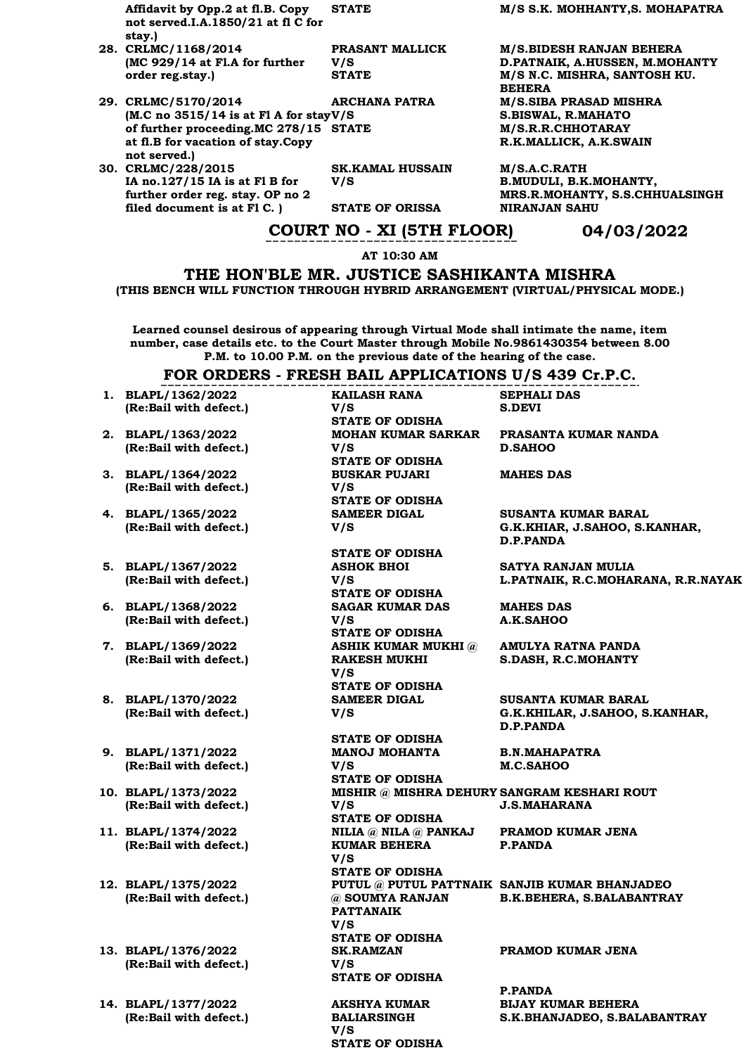| | | | |
|---|---|---|---|
| | Affidavit by Opp.2 at fl.B. Copy not served.I.A.1850/21 at fl C for stay.) | STATE | M/S S.K. MOHHANTY,S. MOHAPATRA |
| 28. | CRLMC/1168/2014 (MC 929/14 at Fl.A for further order reg.stay.) | PRASANT MALLICK V/S STATE | M/S.BIDESH RANJAN BEHERA D.PATNAIK, A.HUSSEN, M.MOHANTY M/S N.C. MISHRA, SANTOSH KU. BEHERA |
| 29. | CRLMC/5170/2014 (M.C no 3515/14 is at Fl A for stay of further proceeding.MC 278/15 at fl.B for vacation of stay.Copy not served.) | ARCHANA PATRA V/S STATE | M/S.SIBA PRASAD MISHRA S.BISWAL, R.MAHATO M/S.R.R.CHHOTARAY R.K.MALLICK, A.K.SWAIN |
| 30. | CRLMC/228/2015 IA no.127/15 IA is at Fl B for further order reg. stay. OP no 2 filed document is at Fl C. ) | SK.KAMAL HUSSAIN V/S STATE OF ORISSA | M/S.A.C.RATH B.MUDULI, B.K.MOHANTY, MRS.R.MOHANTY, S.S.CHHUALSINGH NIRANJAN SAHU |

## COURT NO - XI (5TH FLOOR) 04/03/2022

**AT 10:30 AM**

## THE HON'BLE MR. JUSTICE SASHIKANTA MISHRA

**(THIS BENCH WILL FUNCTION THROUGH HYBRID ARRANGEMENT (VIRTUAL/PHYSICAL MODE.)**

**Learned counsel desirous of appearing through Virtual Mode shall intimate the name, item number, case details etc. to the Court Master through Mobile No.9861430354 between 8.00 P.M. to 10.00 P.M. on the previous date of the hearing of the case.**

### FOR ORDERS - FRESH BAIL APPLICATIONS U/S 439 Cr.P.C.

| | | | |
|---|---|---|---|
| 1. | BLAPL/1362/2022 (Re:Bail with defect.) | KAILASH RANA V/S STATE OF ODISHA | SEPHALI DAS S.DEVI |
| 2. | BLAPL/1363/2022 (Re:Bail with defect.) | MOHAN KUMAR SARKAR V/S STATE OF ODISHA | PRASANTA KUMAR NANDA D.SAHOO |
| 3. | BLAPL/1364/2022 (Re:Bail with defect.) | BUSKAR PUJARI V/S STATE OF ODISHA | MAHES DAS |
| 4. | BLAPL/1365/2022 (Re:Bail with defect.) | SAMEER DIGAL V/S STATE OF ODISHA | SUSANTA KUMAR BARAL G.K.KHIAR, J.SAHOO, S.KANHAR, D.P.PANDA |
| 5. | BLAPL/1367/2022 (Re:Bail with defect.) | ASHOK BHOI V/S STATE OF ODISHA | SATYA RANJAN MULIA L.PATNAIK, R.C.MOHARANA, R.R.NAYAK |
| 6. | BLAPL/1368/2022 (Re:Bail with defect.) | SAGAR KUMAR DAS V/S STATE OF ODISHA | MAHES DAS A.K.SAHOO |
| 7. | BLAPL/1369/2022 (Re:Bail with defect.) | ASHIK KUMAR MUKHI @ RAKESH MUKHI V/S STATE OF ODISHA | AMULYA RATNA PANDA S.DASH, R.C.MOHANTY |
| 8. | BLAPL/1370/2022 (Re:Bail with defect.) | SAMEER DIGAL V/S STATE OF ODISHA | SUSANTA KUMAR BARAL G.K.KHILAR, J.SAHOO, S.KANHAR, D.P.PANDA |
| 9. | BLAPL/1371/2022 (Re:Bail with defect.) | MANOJ MOHANTA V/S STATE OF ODISHA | B.N.MAHAPATRA M.C.SAHOO |
| 10. | BLAPL/1373/2022 (Re:Bail with defect.) | MISHIR @ MISHRA DEHURY V/S STATE OF ODISHA | SANGRAM KESHARI ROUT J.S.MAHARANA |
| 11. | BLAPL/1374/2022 (Re:Bail with defect.) | NILIA @ NILA @ PANKAJ KUMAR BEHERA V/S STATE OF ODISHA | PRAMOD KUMAR JENA P.PANDA |
| 12. | BLAPL/1375/2022 (Re:Bail with defect.) | PUTUL @ PUTUL PATTNAIK @ SOUMYA RANJAN PATTANAIK V/S STATE OF ODISHA | SANJIB KUMAR BHANJADEO B.K.BEHERA, S.BALABANTRAY |
| 13. | BLAPL/1376/2022 (Re:Bail with defect.) | SK.RAMZAN V/S STATE OF ODISHA | PRAMOD KUMAR JENA P.PANDA |
| 14. | BLAPL/1377/2022 (Re:Bail with defect.) | AKSHYA KUMAR BALIARSINGH V/S STATE OF ODISHA | BIJAY KUMAR BEHERA S.K.BHANJADEO, S.BALABANTRAY |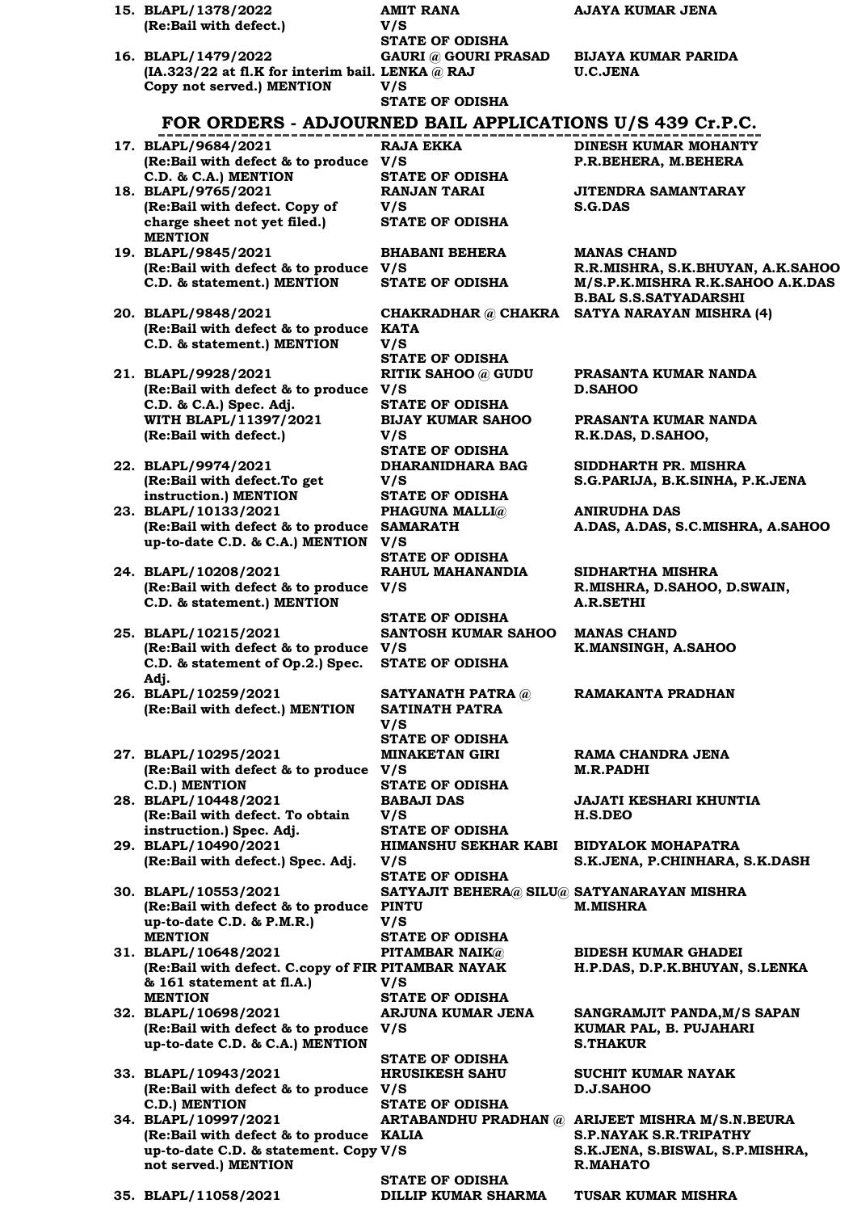15. **BLAPL/1378/2022** (Re:Bail with defect.) — **AMIT RANA V/S STATE OF ODISHA** — **AJAYA KUMAR JENA**

16. **BLAPL/1479/2022** (IA.323/22 at fl.K for interim bail. Copy not served.) MENTION — **GAURI @ GOURI PRASAD LENKA @ RAJ V/S STATE OF ODISHA** — **BIJAYA KUMAR PARIDA U.C.JENA**

## FOR ORDERS - ADJOURNED BAIL APPLICATIONS U/S 439 Cr.P.C.

17. **BLAPL/9684/2021** (Re:Bail with defect & to produce C.D. & C.A.) MENTION — **RAJA EKKA V/S STATE OF ODISHA** — **DINESH KUMAR MOHANTY P.R.BEHERA, M.BEHERA**

18. **BLAPL/9765/2021** (Re:Bail with defect. Copy of charge sheet not yet filed.) MENTION — **RANJAN TARAI V/S STATE OF ODISHA** — **JITENDRA SAMANTARAY S.G.DAS**

19. **BLAPL/9845/2021** (Re:Bail with defect & to produce C.D. & statement.) MENTION — **BHABANI BEHERA V/S STATE OF ODISHA** — **MANAS CHAND R.R.MISHRA, S.K.BHUYAN, A.K.SAHOO M/S.P.K.MISHRA R.K.SAHOO A.K.DAS B.BAL S.S.SATYADARSHI**

20. **BLAPL/9848/2021** (Re:Bail with defect & to produce C.D. & statement.) MENTION — **CHAKRADHAR @ CHAKRA KATA V/S STATE OF ODISHA** — **SATYA NARAYAN MISHRA (4)**

21. **BLAPL/9928/2021** (Re:Bail with defect & to produce C.D. & C.A.) Spec. Adj. — **RITIK SAHOO @ GUDU V/S STATE OF ODISHA** — **PRASANTA KUMAR NANDA D.SAHOO**
    **WITH BLAPL/11397/2021** (Re:Bail with defect.) — **BIJAY KUMAR SAHOO V/S STATE OF ODISHA** — **PRASANTA KUMAR NANDA R.K.DAS, D.SAHOO,**

22. **BLAPL/9974/2021** (Re:Bail with defect.To get instruction.) MENTION — **DHARANIDHARA BAG V/S STATE OF ODISHA** — **SIDDHARTH PR. MISHRA S.G.PARIJA, B.K.SINHA, P.K.JENA**

23. **BLAPL/10133/2021** (Re:Bail with defect & to produce up-to-date C.D. & C.A.) MENTION — **PHAGUNA MALLI@ SAMARATH V/S STATE OF ODISHA** — **ANIRUDHA DAS A.DAS, A.DAS, S.C.MISHRA, A.SAHOO**

24. **BLAPL/10208/2021** (Re:Bail with defect & to produce C.D. & statement.) MENTION — **RAHUL MAHANANDIA V/S STATE OF ODISHA** — **SIDHARTHA MISHRA R.MISHRA, D.SAHOO, D.SWAIN, A.R.SETHI**

25. **BLAPL/10215/2021** (Re:Bail with defect & to produce C.D. & statement of Op.2.) Spec. Adj. — **SANTOSH KUMAR SAHOO V/S STATE OF ODISHA** — **MANAS CHAND K.MANSINGH, A.SAHOO**

26. **BLAPL/10259/2021** (Re:Bail with defect.) MENTION — **SATYANATH PATRA @ SATINATH PATRA V/S STATE OF ODISHA** — **RAMAKANTA PRADHAN**

27. **BLAPL/10295/2021** (Re:Bail with defect & to produce C.D.) MENTION — **MINAKETAN GIRI V/S STATE OF ODISHA** — **RAMA CHANDRA JENA M.R.PADHI**

28. **BLAPL/10448/2021** (Re:Bail with defect. To obtain instruction.) Spec. Adj. — **BABAJI DAS V/S STATE OF ODISHA** — **JAJATI KESHARI KHUNTIA H.S.DEO**

29. **BLAPL/10490/2021** (Re:Bail with defect.) Spec. Adj. — **HIMANSHU SEKHAR KABI V/S STATE OF ODISHA** — **BIDYALOK MOHAPATRA S.K.JENA, P.CHINHARA, S.K.DASH**

30. **BLAPL/10553/2021** (Re:Bail with defect & to produce up-to-date C.D. & P.M.R.) MENTION — **SATYAJIT BEHERA@ SILU@ PINTU V/S STATE OF ODISHA** — **SATYANARAYAN MISHRA M.MISHRA**

31. **BLAPL/10648/2021** (Re:Bail with defect. C.copy of FIR & 161 statement at fl.A.) MENTION — **PITAMBAR NAIK@ PITAMBAR NAYAK V/S STATE OF ODISHA** — **BIDESH KUMAR GHADEI H.P.DAS, D.P.K.BHUYAN, S.LENKA**

32. **BLAPL/10698/2021** (Re:Bail with defect & to produce up-to-date C.D. & C.A.) MENTION — **ARJUNA KUMAR JENA V/S STATE OF ODISHA** — **SANGRAMJIT PANDA,M/S SAPAN KUMAR PAL, B. PUJAHARI S.THAKUR**

33. **BLAPL/10943/2021** (Re:Bail with defect & to produce C.D.) MENTION — **HRUSIKESH SAHU V/S STATE OF ODISHA** — **SUCHIT KUMAR NAYAK D.J.SAHOO**

34. **BLAPL/10997/2021** (Re:Bail with defect & to produce up-to-date C.D. & statement. Copy not served.) MENTION — **ARTABANDHU PRADHAN @ KALIA V/S STATE OF ODISHA** — **ARIJEET MISHRA M/S.N.BEURA S.P.NAYAK S.R.TRIPATHY S.K.JENA, S.BISWAL, S.P.MISHRA, R.MAHATO**

35. **BLAPL/11058/2021** — **DILLIP KUMAR SHARMA** — **TUSAR KUMAR MISHRA**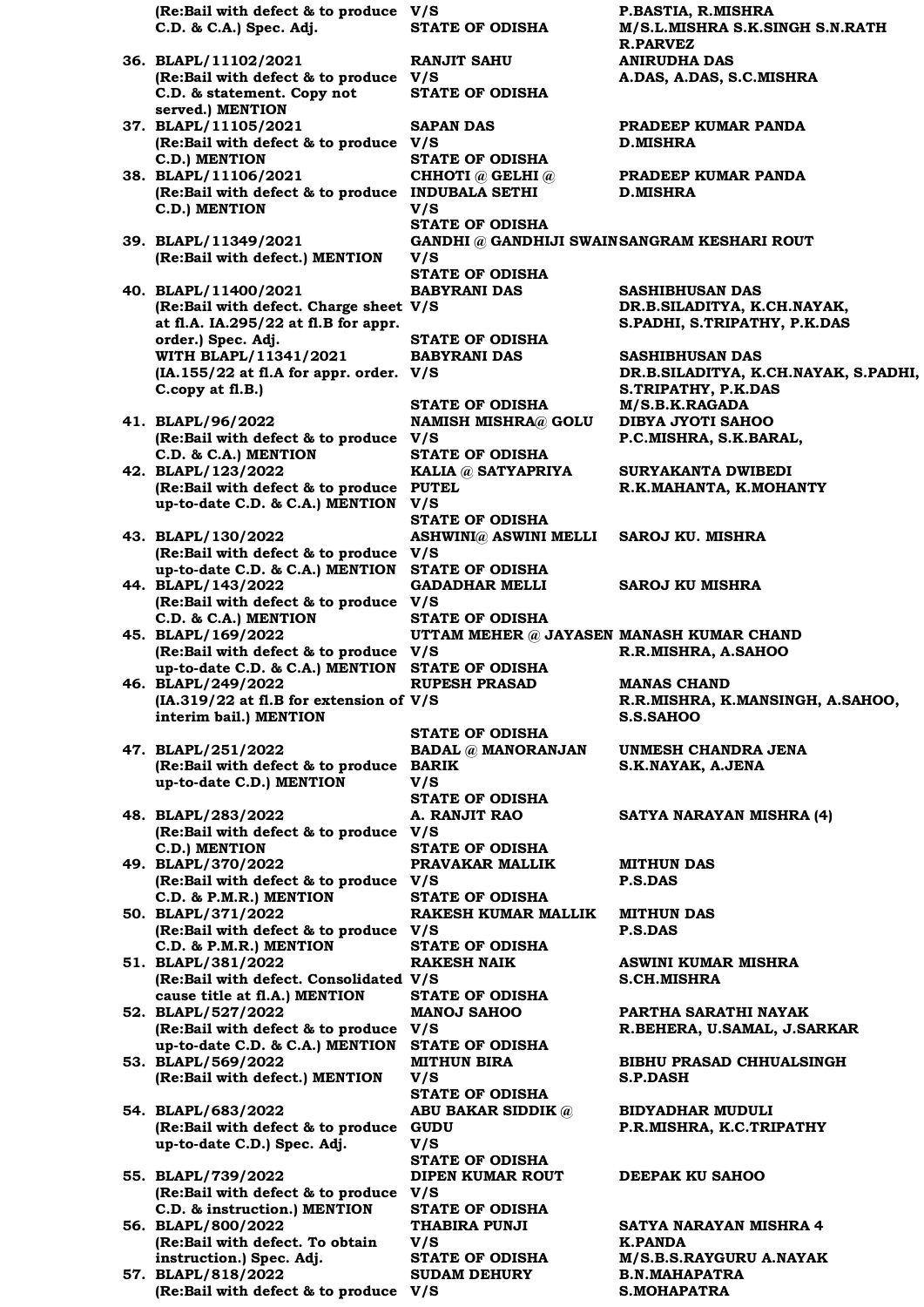| | | | |
|---|---|---|---|
| | (Re:Bail with defect & to produce C.D. & C.A.) Spec. Adj. | V/S STATE OF ODISHA | P.BASTIA, R.MISHRA M/S.L.MISHRA S.K.SINGH S.N.RATH R.PARVEZ |
| 36. | BLAPL/11102/2021 (Re:Bail with defect & to produce C.D. & statement. Copy not served.) MENTION | RANJIT SAHU V/S STATE OF ODISHA | ANIRUDHA DAS A.DAS, A.DAS, S.C.MISHRA |
| 37. | BLAPL/11105/2021 (Re:Bail with defect & to produce C.D.) MENTION | SAPAN DAS V/S STATE OF ODISHA | PRADEEP KUMAR PANDA D.MISHRA |
| 38. | BLAPL/11106/2021 (Re:Bail with defect & to produce C.D.) MENTION | CHHOTI @ GELHI @ INDUBALA SETHI V/S STATE OF ODISHA | PRADEEP KUMAR PANDA D.MISHRA |
| 39. | BLAPL/11349/2021 (Re:Bail with defect.) MENTION | GANDHI @ GANDHIJI SWAIN V/S STATE OF ODISHA | SANGRAM KESHARI ROUT |
| 40. | BLAPL/11400/2021 (Re:Bail with defect. Charge sheet at fl.A. IA.295/22 at fl.B for appr. order.) Spec. Adj. | BABYRANI DAS V/S STATE OF ODISHA | SASHIBHUSAN DAS DR.B.SILADITYA, K.CH.NAYAK, S.PADHI, S.TRIPATHY, P.K.DAS |
| | WITH BLAPL/11341/2021 (IA.155/22 at fl.A for appr. order. C.copy at fl.B.) | BABYRANI DAS V/S STATE OF ODISHA | SASHIBHUSAN DAS DR.B.SILADITYA, K.CH.NAYAK, S.PADHI, S.TRIPATHY, P.K.DAS M/S.B.K.RAGADA |
| 41. | BLAPL/96/2022 (Re:Bail with defect & to produce C.D. & C.A.) MENTION | NAMISH MISHRA@ GOLU V/S STATE OF ODISHA | DIBYA JYOTI SAHOO P.C.MISHRA, S.K.BARAL, |
| 42. | BLAPL/123/2022 (Re:Bail with defect & to produce up-to-date C.D. & C.A.) MENTION | KALIA @ SATYAPRIYA PUTEL V/S STATE OF ODISHA | SURYAKANTA DWIBEDI R.K.MAHANTA, K.MOHANTY |
| 43. | BLAPL/130/2022 (Re:Bail with defect & to produce up-to-date C.D. & C.A.) MENTION | ASHWINI@ ASWINI MELLI V/S STATE OF ODISHA | SAROJ KU. MISHRA |
| 44. | BLAPL/143/2022 (Re:Bail with defect & to produce C.D. & C.A.) MENTION | GADADHAR MELLI V/S STATE OF ODISHA | SAROJ KU MISHRA |
| 45. | BLAPL/169/2022 (Re:Bail with defect & to produce up-to-date C.D. & C.A.) MENTION | UTTAM MEHER @ JAYASEN V/S STATE OF ODISHA | MANASH KUMAR CHAND R.R.MISHRA, A.SAHOO |
| 46. | BLAPL/249/2022 (IA.319/22 at fl.B for extension of interim bail.) MENTION | RUPESH PRASAD V/S STATE OF ODISHA | MANAS CHAND R.R.MISHRA, K.MANSINGH, A.SAHOO, S.S.SAHOO |
| 47. | BLAPL/251/2022 (Re:Bail with defect & to produce up-to-date C.D.) MENTION | BADAL @ MANORANJAN BARIK V/S STATE OF ODISHA | UNMESH CHANDRA JENA S.K.NAYAK, A.JENA |
| 48. | BLAPL/283/2022 (Re:Bail with defect & to produce C.D.) MENTION | A. RANJIT RAO V/S STATE OF ODISHA | SATYA NARAYAN MISHRA (4) |
| 49. | BLAPL/370/2022 (Re:Bail with defect & to produce C.D. & P.M.R.) MENTION | PRAVAKAR MALLIK V/S STATE OF ODISHA | MITHUN DAS P.S.DAS |
| 50. | BLAPL/371/2022 (Re:Bail with defect & to produce C.D. & P.M.R.) MENTION | RAKESH KUMAR MALLIK V/S STATE OF ODISHA | MITHUN DAS P.S.DAS |
| 51. | BLAPL/381/2022 (Re:Bail with defect. Consolidated cause title at fl.A.) MENTION | RAKESH NAIK V/S STATE OF ODISHA | ASWINI KUMAR MISHRA S.CH.MISHRA |
| 52. | BLAPL/527/2022 (Re:Bail with defect & to produce up-to-date C.D. & C.A.) MENTION | MANOJ SAHOO V/S STATE OF ODISHA | PARTHA SARATHI NAYAK R.BEHERA, U.SAMAL, J.SARKAR |
| 53. | BLAPL/569/2022 (Re:Bail with defect.) MENTION | MITHUN BIRA V/S STATE OF ODISHA | BIBHU PRASAD CHHUALSINGH S.P.DASH |
| 54. | BLAPL/683/2022 (Re:Bail with defect & to produce up-to-date C.D.) Spec. Adj. | ABU BAKAR SIDDIK @ GUDU V/S STATE OF ODISHA | BIDYADHAR MUDULI P.R.MISHRA, K.C.TRIPATHY |
| 55. | BLAPL/739/2022 (Re:Bail with defect & to produce C.D. & instruction.) MENTION | DIPEN KUMAR ROUT V/S STATE OF ODISHA | DEEPAK KU SAHOO |
| 56. | BLAPL/800/2022 (Re:Bail with defect. To obtain instruction.) Spec. Adj. | THABIRA PUNJI V/S STATE OF ODISHA | SATYA NARAYAN MISHRA 4 K.PANDA M/S.B.S.RAYGURU A.NAYAK |
| 57. | BLAPL/818/2022 (Re:Bail with defect & to produce | SUDAM DEHURY V/S | B.N.MAHAPATRA S.MOHAPATRA |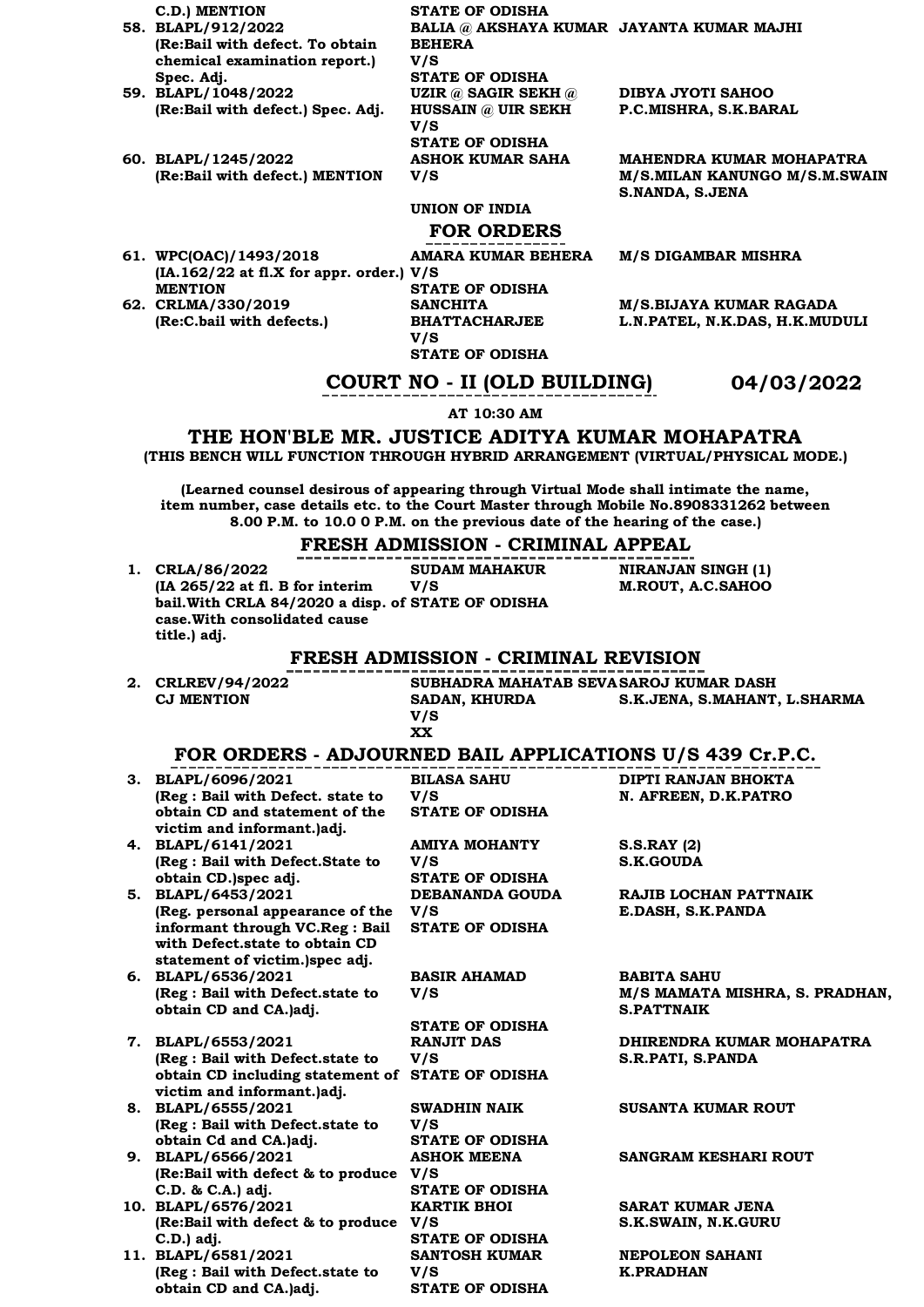| | | | |
|---|---|---|---|
| | C.D.) MENTION | STATE OF ODISHA | |
| 58. | BLAPL/912/2022 (Re:Bail with defect. To obtain chemical examination report.) Spec. Adj. | BALIA @ AKSHAYA KUMAR BEHERA V/S STATE OF ODISHA | JAYANTA KUMAR MAJHI |
| 59. | BLAPL/1048/2022 (Re:Bail with defect.) Spec. Adj. | UZIR @ SAGIR SEKH @ HUSSAIN @ UIR SEKH V/S STATE OF ODISHA | DIBYA JYOTI SAHOO P.C.MISHRA, S.K.BARAL |
| 60. | BLAPL/1245/2022 (Re:Bail with defect.) MENTION | ASHOK KUMAR SAHA V/S UNION OF INDIA | MAHENDRA KUMAR MOHAPATRA M/S.MILAN KANUNGO M/S.M.SWAIN S.NANDA, S.JENA |

## FOR ORDERS

| | | | |
|---|---|---|---|
| 61. | WPC(OAC)/1493/2018 (IA.162/22 at fl.X for appr. order.) MENTION | AMARA KUMAR BEHERA V/S STATE OF ODISHA | M/S DIGAMBAR MISHRA |
| 62. | CRLMA/330/2019 (Re:C.bail with defects.) | SANCHITA BHATTACHARJEE V/S STATE OF ODISHA | M/S.BIJAYA KUMAR RAGADA L.N.PATEL, N.K.DAS, H.K.MUDULI |

## COURT NO - II (OLD BUILDING) 04/03/2022

**AT 10:30 AM**

## THE HON'BLE MR. JUSTICE ADITYA KUMAR MOHAPATRA

**(THIS BENCH WILL FUNCTION THROUGH HYBRID ARRANGEMENT (VIRTUAL/PHYSICAL MODE.)**

**(Learned counsel desirous of appearing through Virtual Mode shall intimate the name, item number, case details etc. to the Court Master through Mobile No.8908331262 between 8.00 P.M. to 10.0 0 P.M. on the previous date of the hearing of the case.)**

## FRESH ADMISSION - CRIMINAL APPEAL

| | | | |
|---|---|---|---|
| 1. | CRLA/86/2022 (IA 265/22 at fl. B for interim bail.With CRLA 84/2020 a disp. of case.With consolidated cause title.) adj. | SUDAM MAHAKUR V/S STATE OF ODISHA | NIRANJAN SINGH (1) M.ROUT, A.C.SAHOO |

## FRESH ADMISSION - CRIMINAL REVISION

| | | | |
|---|---|---|---|
| 2. | CRLREV/94/2022 CJ MENTION | SUBHADRA MAHATAB SEVA SADAN, KHURDA V/S XX | SAROJ KUMAR DASH S.K.JENA, S.MAHANT, L.SHARMA |

## FOR ORDERS - ADJOURNED BAIL APPLICATIONS U/S 439 Cr.P.C.

| | | | |
|---|---|---|---|
| 3. | BLAPL/6096/2021 (Reg : Bail with Defect. state to obtain CD and statement of the victim and informant.)adj. | BILASA SAHU V/S STATE OF ODISHA | DIPTI RANJAN BHOKTA N. AFREEN, D.K.PATRO |
| 4. | BLAPL/6141/2021 (Reg : Bail with Defect.State to obtain CD.)spec adj. | AMIYA MOHANTY V/S STATE OF ODISHA | S.S.RAY (2) S.K.GOUDA |
| 5. | BLAPL/6453/2021 (Reg. personal appearance of the informant through VC.Reg : Bail with Defect.state to obtain CD statement of victim.)spec adj. | DEBANANDA GOUDA V/S STATE OF ODISHA | RAJIB LOCHAN PATTNAIK E.DASH, S.K.PANDA |
| 6. | BLAPL/6536/2021 (Reg : Bail with Defect.state to obtain CD and CA.)adj. | BASIR AHAMAD V/S STATE OF ODISHA | BABITA SAHU M/S MAMATA MISHRA, S. PRADHAN, S.PATTNAIK |
| 7. | BLAPL/6553/2021 (Reg : Bail with Defect.state to obtain CD including statement of victim and informant.)adj. | RANJIT DAS V/S STATE OF ODISHA | DHIRENDRA KUMAR MOHAPATRA S.R.PATI, S.PANDA |
| 8. | BLAPL/6555/2021 (Reg : Bail with Defect.state to obtain Cd and CA.)adj. | SWADHIN NAIK V/S STATE OF ODISHA | SUSANTA KUMAR ROUT |
| 9. | BLAPL/6566/2021 (Re:Bail with defect & to produce C.D. & C.A.) adj. | ASHOK MEENA V/S STATE OF ODISHA | SANGRAM KESHARI ROUT |
| 10. | BLAPL/6576/2021 (Re:Bail with defect & to produce C.D.) adj. | KARTIK BHOI V/S STATE OF ODISHA | SARAT KUMAR JENA S.K.SWAIN, N.K.GURU |
| 11. | BLAPL/6581/2021 (Reg : Bail with Defect.state to obtain CD and CA.)adj. | SANTOSH KUMAR V/S STATE OF ODISHA | NEPOLEON SAHANI K.PRADHAN |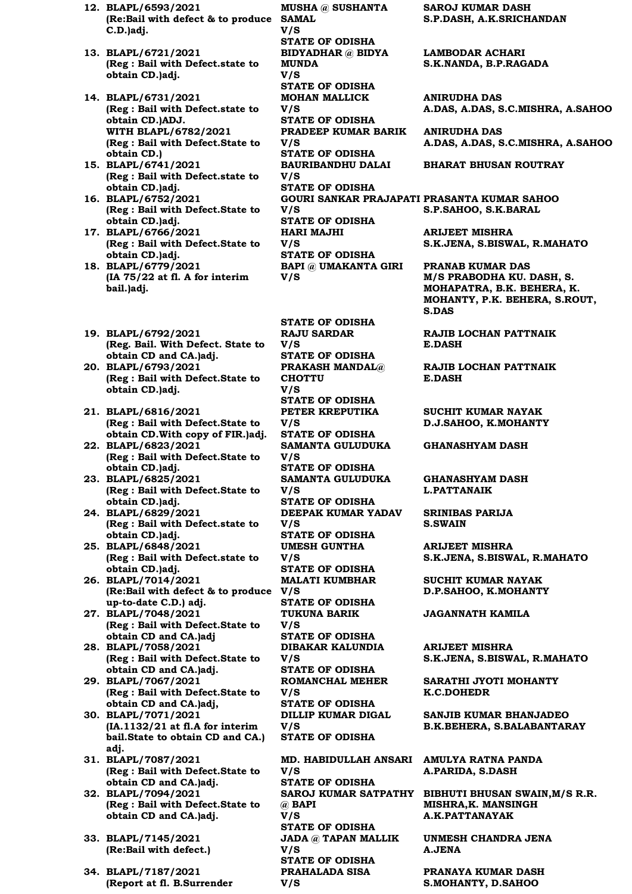| No. | Case | Parties | Advocates |
|---|---|---|---|
| 12. | BLAPL/6593/2021 (Re:Bail with defect & to produce C.D.)adj. | MUSHA @ SUSHANTA SAMAL V/S STATE OF ODISHA | SAROJ KUMAR DASH S.P.DASH, A.K.SRICHANDAN |
| 13. | BLAPL/6721/2021 (Reg : Bail with Defect.state to obtain CD.)adj. | BIDYADHAR @ BIDYA MUNDA V/S STATE OF ODISHA | LAMBODAR ACHARI S.K.NANDA, B.P.RAGADA |
| 14. | BLAPL/6731/2021 (Reg : Bail with Defect.state to obtain CD.)ADJ. | MOHAN MALLICK V/S STATE OF ODISHA | ANIRUDHA DAS A.DAS, A.DAS, S.C.MISHRA, A.SAHOO |
| | WITH BLAPL/6782/2021 (Reg : Bail with Defect.State to obtain CD.) | PRADEEP KUMAR BARIK V/S STATE OF ODISHA | ANIRUDHA DAS A.DAS, A.DAS, S.C.MISHRA, A.SAHOO |
| 15. | BLAPL/6741/2021 (Reg : Bail with Defect.state to obtain CD.)adj. | BAURIBANDHU DALAI V/S STATE OF ODISHA | BHARAT BHUSAN ROUTRAY |
| 16. | BLAPL/6752/2021 (Reg : Bail with Defect.State to obtain CD.)adj. | GOURI SANKAR PRAJAPATI V/S STATE OF ODISHA | PRASANTA KUMAR SAHOO S.P.SAHOO, S.K.BARAL |
| 17. | BLAPL/6766/2021 (Reg : Bail with Defect.State to obtain CD.)adj. | HARI MAJHI V/S STATE OF ODISHA | ARIJEET MISHRA S.K.JENA, S.BISWAL, R.MAHATO |
| 18. | BLAPL/6779/2021 (IA 75/22 at fl. A for interim bail.)adj. | BAPI @ UMAKANTA GIRI V/S STATE OF ODISHA | PRANAB KUMAR DAS M/S PRABODHA KU. DASH, S. MOHAPATRA, B.K. BEHERA, K. MOHANTY, P.K. BEHERA, S.ROUT, S.DAS |
| 19. | BLAPL/6792/2021 (Reg. Bail. With Defect. State to obtain CD and CA.)adj. | RAJU SARDAR V/S STATE OF ODISHA | RAJIB LOCHAN PATTNAIK E.DASH |
| 20. | BLAPL/6793/2021 (Reg : Bail with Defect.State to obtain CD.)adj. | PRAKASH MANDAL@ CHOTTU V/S STATE OF ODISHA | RAJIB LOCHAN PATTNAIK E.DASH |
| 21. | BLAPL/6816/2021 (Reg : Bail with Defect.State to obtain CD.With copy of FIR.)adj. | PETER KREPUTIKA V/S STATE OF ODISHA | SUCHIT KUMAR NAYAK D.J.SAHOO, K.MOHANTY |
| 22. | BLAPL/6823/2021 (Reg : Bail with Defect.State to obtain CD.)adj. | SAMANTA GULUDUKA V/S STATE OF ODISHA | GHANASHYAM DASH |
| 23. | BLAPL/6825/2021 (Reg : Bail with Defect.State to obtain CD.)adj. | SAMANTA GULUDUKA V/S STATE OF ODISHA | GHANASHYAM DASH L.PATTANAIK |
| 24. | BLAPL/6829/2021 (Reg : Bail with Defect.state to obtain CD.)adj. | DEEPAK KUMAR YADAV V/S STATE OF ODISHA | SRINIBAS PARIJA S.SWAIN |
| 25. | BLAPL/6848/2021 (Reg : Bail with Defect.state to obtain CD.)adj. | UMESH GUNTHA V/S STATE OF ODISHA | ARIJEET MISHRA S.K.JENA, S.BISWAL, R.MAHATO |
| 26. | BLAPL/7014/2021 (Re:Bail with defect & to produce up-to-date C.D.) adj. | MALATI KUMBHAR V/S STATE OF ODISHA | SUCHIT KUMAR NAYAK D.P.SAHOO, K.MOHANTY |
| 27. | BLAPL/7048/2021 (Reg : Bail with Defect.State to obtain CD and CA.)adj | TUKUNA BARIK V/S STATE OF ODISHA | JAGANNATH KAMILA |
| 28. | BLAPL/7058/2021 (Reg : Bail with Defect.State to obtain CD and CA.)adj. | DIBAKAR KALUNDIA V/S STATE OF ODISHA | ARIJEET MISHRA S.K.JENA, S.BISWAL, R.MAHATO |
| 29. | BLAPL/7067/2021 (Reg : Bail with Defect.State to obtain CD and CA.)adj, | ROMANCHAL MEHER V/S STATE OF ODISHA | SARATHI JYOTI MOHANTY K.C.DOHEDR |
| 30. | BLAPL/7071/2021 (IA.1132/21 at fl.A for interim bail.State to obtain CD and CA.) adj. | DILLIP KUMAR DIGAL V/S STATE OF ODISHA | SANJIB KUMAR BHANJADEO B.K.BEHERA, S.BALABANTARAY |
| 31. | BLAPL/7087/2021 (Reg : Bail with Defect.State to obtain CD and CA.)adj. | MD. HABIDULLAH ANSARI V/S STATE OF ODISHA | AMULYA RATNA PANDA A.PARIDA, S.DASH |
| 32. | BLAPL/7094/2021 (Reg : Bail with Defect.State to obtain CD and CA.)adj. | SAROJ KUMAR SATPATHY @ BAPI V/S STATE OF ODISHA | BIBHUTI BHUSAN SWAIN,M/S R.R. MISHRA,K. MANSINGH A.K.PATTANAYAK |
| 33. | BLAPL/7145/2021 (Re:Bail with defect.) | JADA @ TAPAN MALLIK V/S STATE OF ODISHA | UNMESH CHANDRA JENA A.JENA |
| 34. | BLAPL/7187/2021 (Report at fl. B.Surrender | PRAHALADA SISA V/S | PRANAYA KUMAR DASH S.MOHANTY, D.SAHOO |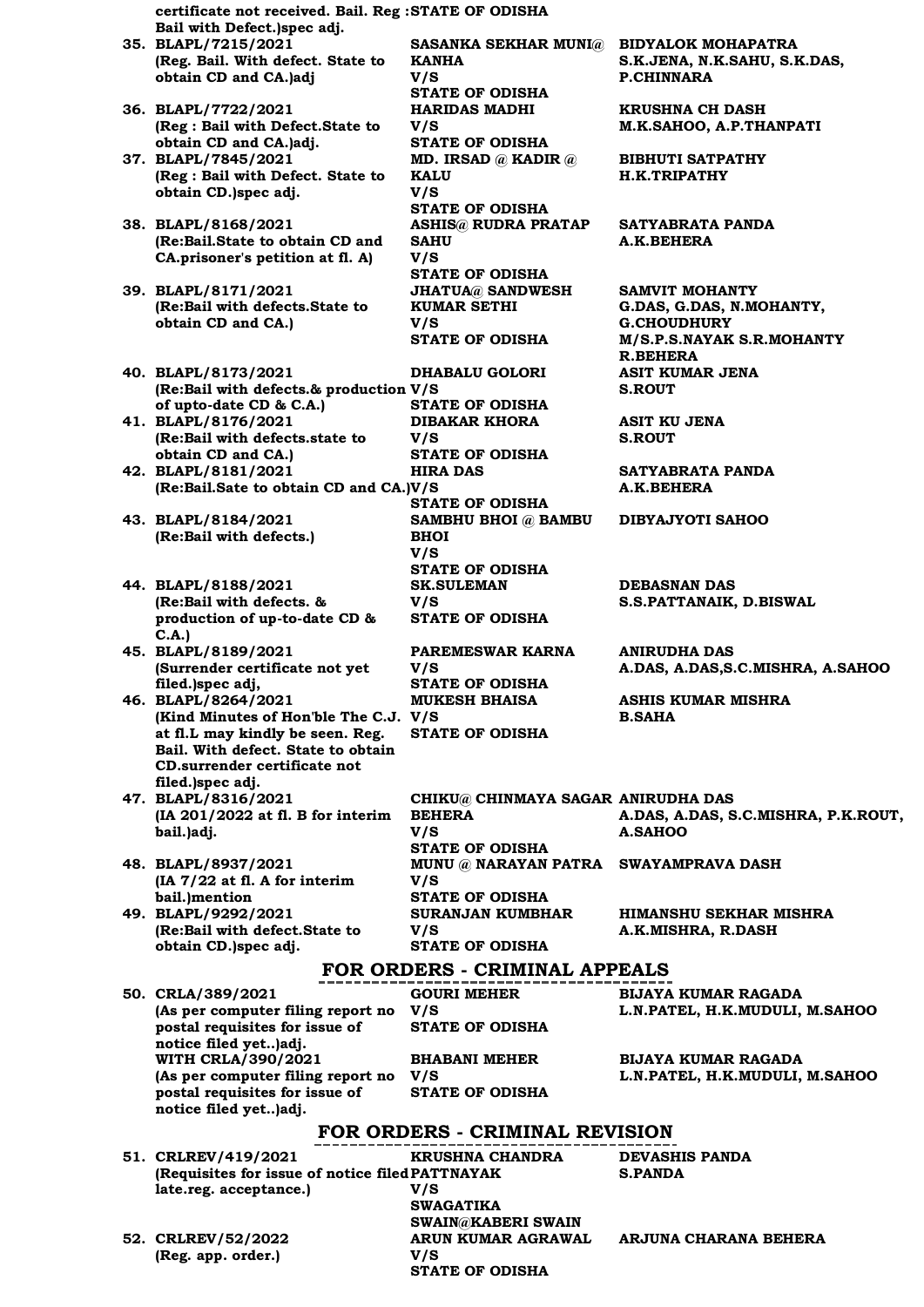| | | |
|---|---|---|
| **certificate not received. Bail. Reg : Bail with Defect.)spec adj.** | **STATE OF ODISHA** | |
| **35. BLAPL/7215/2021 (Reg. Bail. With defect. State to obtain CD and CA.)adj** | **SASANKA SEKHAR MUNI@ KANHA V/S STATE OF ODISHA** | **BIDYALOK MOHAPATRA S.K.JENA, N.K.SAHU, S.K.DAS, P.CHINNARA** |
| **36. BLAPL/7722/2021 (Reg : Bail with Defect.State to obtain CD and CA.)adj.** | **HARIDAS MADHI V/S STATE OF ODISHA** | **KRUSHNA CH DASH M.K.SAHOO, A.P.THANPATI** |
| **37. BLAPL/7845/2021 (Reg : Bail with Defect. State to obtain CD.)spec adj.** | **MD. IRSAD @ KADIR @ KALU V/S STATE OF ODISHA** | **BIBHUTI SATPATHY H.K.TRIPATHY** |
| **38. BLAPL/8168/2021 (Re:Bail.State to obtain CD and CA.prisoner's petition at fl. A)** | **ASHIS@ RUDRA PRATAP SAHU V/S STATE OF ODISHA** | **SATYABRATA PANDA A.K.BEHERA** |
| **39. BLAPL/8171/2021 (Re:Bail with defects.State to obtain CD and CA.)** | **JHATUA@ SANDWESH KUMAR SETHI V/S STATE OF ODISHA** | **SAMVIT MOHANTY G.DAS, G.DAS, N.MOHANTY, G.CHOUDHURY M/S.P.S.NAYAK S.R.MOHANTY R.BEHERA** |
| **40. BLAPL/8173/2021 (Re:Bail with defects.& production of upto-date CD & C.A.)** | **DHABALU GOLORI V/S STATE OF ODISHA** | **ASIT KUMAR JENA S.ROUT** |
| **41. BLAPL/8176/2021 (Re:Bail with defects.state to obtain CD and CA.)** | **DIBAKAR KHORA V/S STATE OF ODISHA** | **ASIT KU JENA S.ROUT** |
| **42. BLAPL/8181/2021 (Re:Bail.Sate to obtain CD and CA.)** | **HIRA DAS V/S STATE OF ODISHA** | **SATYABRATA PANDA A.K.BEHERA** |
| **43. BLAPL/8184/2021 (Re:Bail with defects.)** | **SAMBHU BHOI @ BAMBU BHOI V/S STATE OF ODISHA** | **DIBYAJYOTI SAHOO** |
| **44. BLAPL/8188/2021 (Re:Bail with defects. & production of up-to-date CD & C.A.)** | **SK.SULEMAN V/S STATE OF ODISHA** | **DEBASNAN DAS S.S.PATTANAIK, D.BISWAL** |
| **45. BLAPL/8189/2021 (Surrender certificate not yet filed.)spec adj,** | **PAREMESWAR KARNA V/S STATE OF ODISHA** | **ANIRUDHA DAS A.DAS, A.DAS,S.C.MISHRA, A.SAHOO** |
| **46. BLAPL/8264/2021 (Kind Minutes of Hon'ble The C.J. at fl.L may kindly be seen. Reg. Bail. With defect. State to obtain CD.surrender certificate not filed.)spec adj.** | **MUKESH BHAISA V/S STATE OF ODISHA** | **ASHIS KUMAR MISHRA B.SAHA** |
| **47. BLAPL/8316/2021 (IA 201/2022 at fl. B for interim bail.)adj.** | **CHIKU@ CHINMAYA SAGAR BEHERA V/S STATE OF ODISHA** | **ANIRUDHA DAS A.DAS, A.DAS, S.C.MISHRA, P.K.ROUT, A.SAHOO** |
| **48. BLAPL/8937/2021 (IA 7/22 at fl. A for interim bail.)mention** | **MUNU @ NARAYAN PATRA V/S STATE OF ODISHA** | **SWAYAMPRAVA DASH** |
| **49. BLAPL/9292/2021 (Re:Bail with defect.State to obtain CD.)spec adj.** | **SURANJAN KUMBHAR V/S STATE OF ODISHA** | **HIMANSHU SEKHAR MISHRA A.K.MISHRA, R.DASH** |

## FOR ORDERS - CRIMINAL APPEALS

| | | |
|---|---|---|
| **50. CRLA/389/2021 (As per computer filing report no postal requisites for issue of notice filed yet..)adj.** | **GOURI MEHER V/S STATE OF ODISHA** | **BIJAYA KUMAR RAGADA L.N.PATEL, H.K.MUDULI, M.SAHOO** |
| **WITH CRLA/390/2021 (As per computer filing report no postal requisites for issue of notice filed yet..)adj.** | **BHABANI MEHER V/S STATE OF ODISHA** | **BIJAYA KUMAR RAGADA L.N.PATEL, H.K.MUDULI, M.SAHOO** |

## FOR ORDERS - CRIMINAL REVISION

| | | |
|---|---|---|
| **51. CRLREV/419/2021 (Requisites for issue of notice filed late.reg. acceptance.)** | **KRUSHNA CHANDRA PATTNAYAK V/S SWAGATIKA SWAIN@KABERI SWAIN** | **DEVASHIS PANDA S.PANDA** |
| **52. CRLREV/52/2022 (Reg. app. order.)** | **ARUN KUMAR AGRAWAL V/S STATE OF ODISHA** | **ARJUNA CHARANA BEHERA** |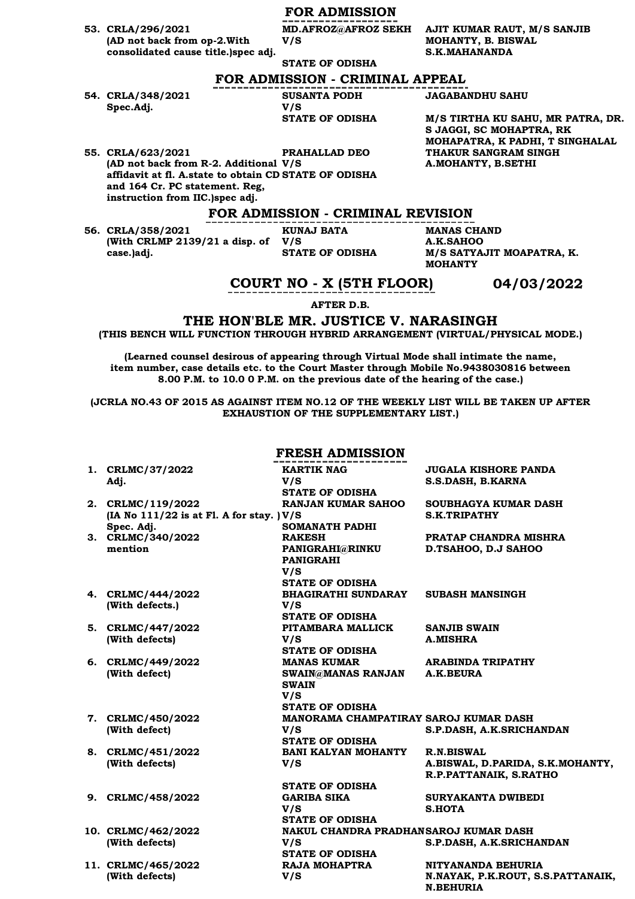## FOR ADMISSION

| | | |
|---|---|---|
| 53. CRLA/296/2021 (AD not back from op-2.With consolidated cause title.)spec adj. | MD.AFROZ@AFROZ SEKH V/S STATE OF ODISHA | AJIT KUMAR RAUT, M/S SANJIB MOHANTY, B. BISWAL S.K.MAHANANDA |

## FOR ADMISSION - CRIMINAL APPEAL

| | | |
|---|---|---|
| 54. CRLA/348/2021 Spec.Adj. | SUSANTA PODH V/S STATE OF ODISHA | JAGABANDHU SAHU M/S TIRTHA KU SAHU, MR PATRA, DR. S JAGGI, SC MOHAPTRA, RK MOHAPATRA, K PADHI, T SINGHALAL |
| 55. CRLA/623/2021 (AD not back from R-2. Additional affidavit at fl. A.state to obtain CD and 164 Cr. PC statement. Reg, instruction from IIC.)spec adj. | PRAHALLAD DEO V/S STATE OF ODISHA | THAKUR SANGRAM SINGH A.MOHANTY, B.SETHI |

## FOR ADMISSION - CRIMINAL REVISION

| | | |
|---|---|---|
| 56. CRLA/358/2021 (With CRLMP 2139/21 a disp. of case.)adj. | KUNAJ BATA V/S STATE OF ODISHA | MANAS CHAND A.K.SAHOO M/S SATYAJIT MOAPATRA, K. MOHANTY |

## COURT NO - X (5TH FLOOR) 04/03/2022

**AFTER D.B.**

## THE HON'BLE MR. JUSTICE V. NARASINGH

**(THIS BENCH WILL FUNCTION THROUGH HYBRID ARRANGEMENT (VIRTUAL/PHYSICAL MODE.)**

**(Learned counsel desirous of appearing through Virtual Mode shall intimate the name, item number, case details etc. to the Court Master through Mobile No.9438030816 between 8.00 P.M. to 10.0 0 P.M. on the previous date of the hearing of the case.)**

**(JCRLA NO.43 OF 2015 AS AGAINST ITEM NO.12 OF THE WEEKLY LIST WILL BE TAKEN UP AFTER EXHAUSTION OF THE SUPPLEMENTARY LIST.)**

## FRESH ADMISSION

| | | |
|---|---|---|
| 1. CRLMC/37/2022 Adj. | KARTIK NAG V/S STATE OF ODISHA | JUGALA KISHORE PANDA S.S.DASH, B.KARNA |
| 2. CRLMC/119/2022 (IA No 111/22 is at Fl. A for stay. ) Spec. Adj. | RANJAN KUMAR SAHOO V/S SOMANATH PADHI | SOUBHAGYA KUMAR DASH S.K.TRIPATHY |
| 3. CRLMC/340/2022 mention | RAKESH PANIGRAHI@RINKU PANIGRAHI V/S STATE OF ODISHA | PRATAP CHANDRA MISHRA D.TSAHOO, D.J SAHOO |
| 4. CRLMC/444/2022 (With defects.) | BHAGIRATHI SUNDARAY V/S STATE OF ODISHA | SUBASH MANSINGH |
| 5. CRLMC/447/2022 (With defects) | PITAMBARA MALLICK V/S STATE OF ODISHA | SANJIB SWAIN A.MISHRA |
| 6. CRLMC/449/2022 (With defect) | MANAS KUMAR SWAIN@MANAS RANJAN SWAIN V/S STATE OF ODISHA | ARABINDA TRIPATHY A.K.BEURA |
| 7. CRLMC/450/2022 (With defect) | MANORAMA CHAMPATIRAY V/S STATE OF ODISHA | SAROJ KUMAR DASH S.P.DASH, A.K.SRICHANDAN |
| 8. CRLMC/451/2022 (With defects) | BANI KALYAN MOHANTY V/S STATE OF ODISHA | R.N.BISWAL A.BISWAL, D.PARIDA, S.K.MOHANTY, R.P.PATTANAIK, S.RATHO |
| 9. CRLMC/458/2022 | GARIBA SIKA V/S STATE OF ODISHA | SURYAKANTA DWIBEDI S.HOTA |
| 10. CRLMC/462/2022 (With defects) | NAKUL CHANDRA PRADHAN V/S STATE OF ODISHA | SAROJ KUMAR DASH S.P.DASH, A.K.SRICHANDAN |
| 11. CRLMC/465/2022 (With defects) | RAJA MOHAPTRA V/S | NITYANANDA BEHURIA N.NAYAK, P.K.ROUT, S.S.PATTANAIK, N.BEHURIA |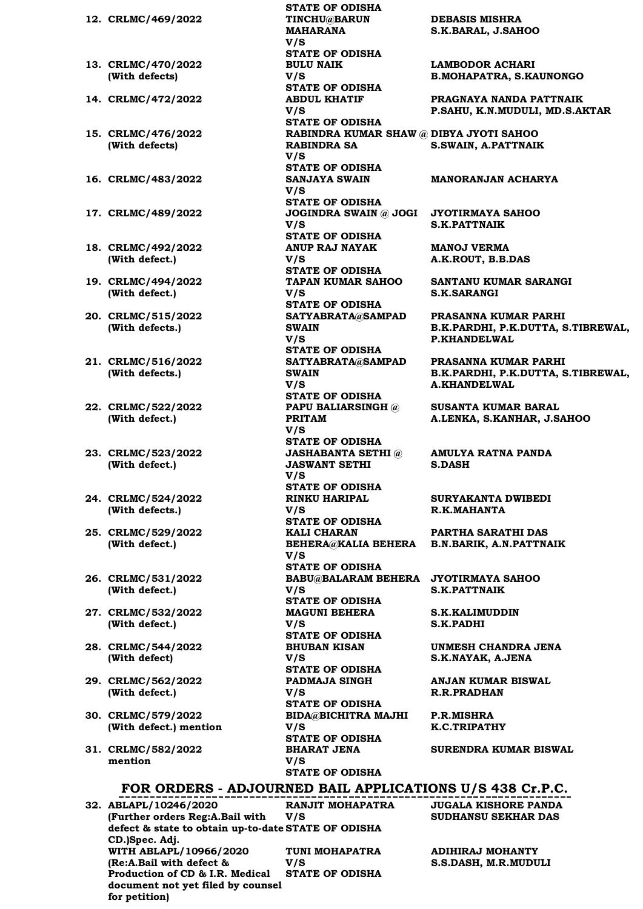STATE OF ODISHA

| No. | Case No. | Parties | Advocates |
|---|---|---|---|
| 12. | CRLMC/469/2022 | TINCHU@BARUN MAHARANA V/S STATE OF ODISHA | DEBASIS MISHRA S.K.BARAL, J.SAHOO |
| 13. | CRLMC/470/2022 (With defects) | BULU NAIK V/S STATE OF ODISHA | LAMBODOR ACHARI B.MOHAPATRA, S.KAUNONGO |
| 14. | CRLMC/472/2022 | ABDUL KHATIF V/S STATE OF ODISHA | PRAGNAYA NANDA PATTNAIK P.SAHU, K.N.MUDULI, MD.S.AKTAR |
| 15. | CRLMC/476/2022 (With defects) | RABINDRA KUMAR SHAW @ RABINDRA SA V/S STATE OF ODISHA | DIBYA JYOTI SAHOO S.SWAIN, A.PATTNAIK |
| 16. | CRLMC/483/2022 | SANJAYA SWAIN V/S STATE OF ODISHA | MANORANJAN ACHARYA |
| 17. | CRLMC/489/2022 | JOGINDRA SWAIN @ JOGI V/S STATE OF ODISHA | JYOTIRMAYA SAHOO S.K.PATTNAIK |
| 18. | CRLMC/492/2022 (With defect.) | ANUP RAJ NAYAK V/S STATE OF ODISHA | MANOJ VERMA A.K.ROUT, B.B.DAS |
| 19. | CRLMC/494/2022 (With defect.) | TAPAN KUMAR SAHOO V/S STATE OF ODISHA | SANTANU KUMAR SARANGI S.K.SARANGI |
| 20. | CRLMC/515/2022 (With defects.) | SATYABRATA@SAMPAD SWAIN V/S STATE OF ODISHA | PRASANNA KUMAR PARHI B.K.PARDHI, P.K.DUTTA, S.TIBREWAL, P.KHANDELWAL |
| 21. | CRLMC/516/2022 (With defects.) | SATYABRATA@SAMPAD SWAIN V/S STATE OF ODISHA | PRASANNA KUMAR PARHI B.K.PARDHI, P.K.DUTTA, S.TIBREWAL, A.KHANDELWAL |
| 22. | CRLMC/522/2022 (With defect.) | PAPU BALIARSINGH @ PRITAM V/S STATE OF ODISHA | SUSANTA KUMAR BARAL A.LENKA, S.KANHAR, J.SAHOO |
| 23. | CRLMC/523/2022 (With defect.) | JASHABANTA SETHI @ JASWANT SETHI V/S STATE OF ODISHA | AMULYA RATNA PANDA S.DASH |
| 24. | CRLMC/524/2022 (With defects.) | RINKU HARIPAL V/S STATE OF ODISHA | SURYAKANTA DWIBEDI R.K.MAHANTA |
| 25. | CRLMC/529/2022 (With defect.) | KALI CHARAN BEHERA@KALIA BEHERA V/S STATE OF ODISHA | PARTHA SARATHI DAS B.N.BARIK, A.N.PATTNAIK |
| 26. | CRLMC/531/2022 (With defect.) | BABU@BALARAM BEHERA V/S STATE OF ODISHA | JYOTIRMAYA SAHOO S.K.PATTNAIK |
| 27. | CRLMC/532/2022 (With defect.) | MAGUNI BEHERA V/S STATE OF ODISHA | S.K.KALIMUDDIN S.K.PADHI |
| 28. | CRLMC/544/2022 (With defect) | BHUBAN KISAN V/S STATE OF ODISHA | UNMESH CHANDRA JENA S.K.NAYAK, A.JENA |
| 29. | CRLMC/562/2022 (With defect.) | PADMAJA SINGH V/S STATE OF ODISHA | ANJAN KUMAR BISWAL R.R.PRADHAN |
| 30. | CRLMC/579/2022 (With defect.) mention | BIDA@BICHITRA MAJHI V/S STATE OF ODISHA | P.R.MISHRA K.C.TRIPATHY |
| 31. | CRLMC/582/2022 mention | BHARAT JENA V/S STATE OF ODISHA | SURENDRA KUMAR BISWAL |

## FOR ORDERS - ADJOURNED BAIL APPLICATIONS U/S 438 Cr.P.C.

| No. | Case No. | Parties | Advocates |
|---|---|---|---|
| 32. | ABLAPL/10246/2020 (Further orders Reg:A.Bail with defect & state to obtain up-to-date CD.)Spec. Adj. | RANJIT MOHAPATRA V/S STATE OF ODISHA | JUGALA KISHORE PANDA SUDHANSU SEKHAR DAS |
| | WITH ABLAPL/10966/2020 (Re:A.Bail with defect & Production of CD & I.R. Medical document not yet filed by counsel for petition) | TUNI MOHAPATRA V/S STATE OF ODISHA | ADIHIRAJ MOHANTY S.S.DASH, M.R.MUDULI |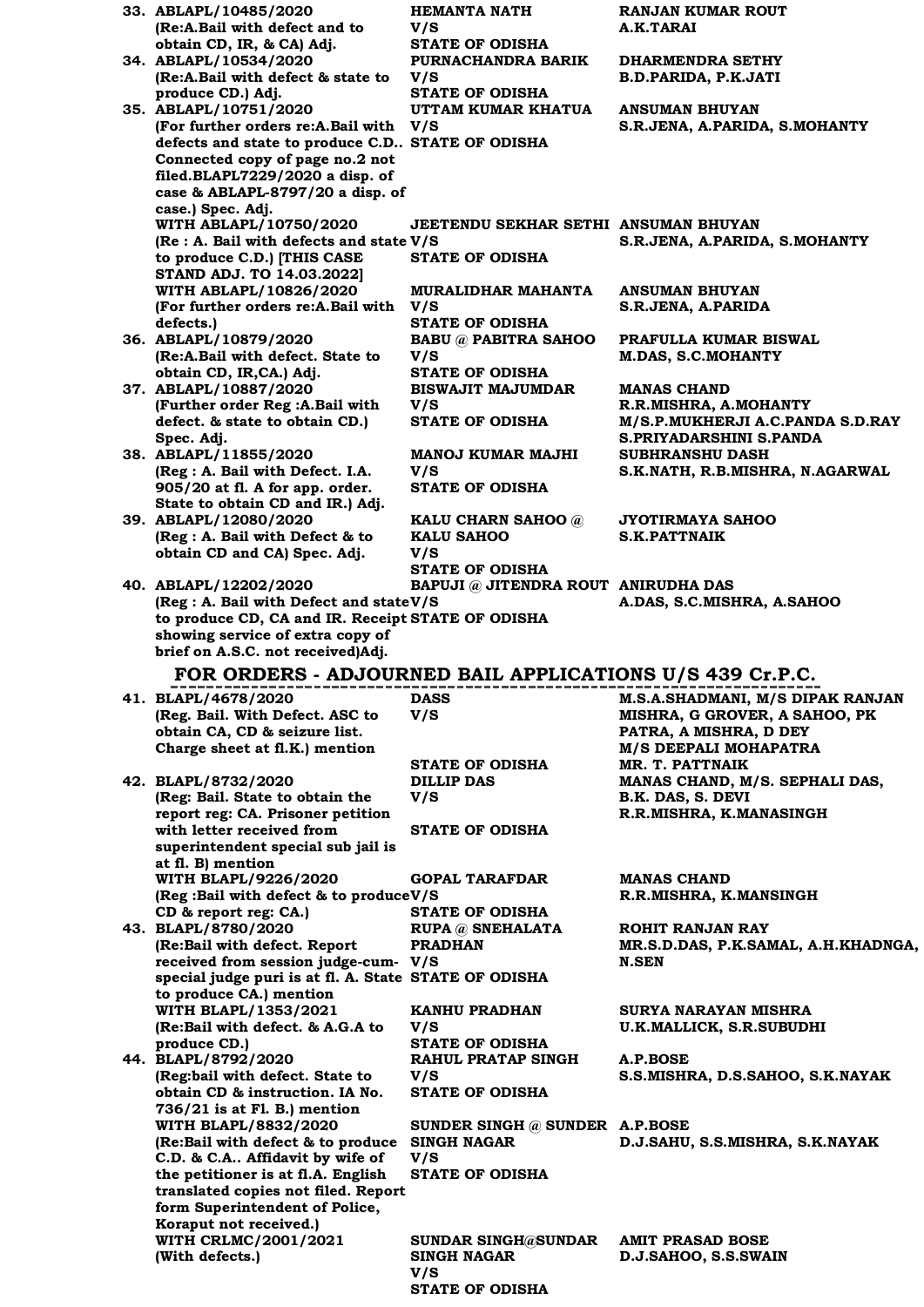**33. ABLAPL/10485/2020** | **HEMANTA NATH V/S STATE OF ODISHA** | **RANJAN KUMAR ROUT, A.K.TARAI**
**(Re:A.Bail with defect and to obtain CD, IR, & CA) Adj.**

**34. ABLAPL/10534/2020** | **PURNACHANDRA BARIK V/S STATE OF ODISHA** | **DHARMENDRA SETHY, B.D.PARIDA, P.K.JATI**
**(Re:A.Bail with defect & state to produce CD.) Adj.**

**35. ABLAPL/10751/2020** | **UTTAM KUMAR KHATUA V/S STATE OF ODISHA** | **ANSUMAN BHUYAN, S.R.JENA, A.PARIDA, S.MOHANTY**
**(For further orders re:A.Bail with defects and state to produce C.D.. Connected copy of page no.2 not filed.BLAPL7229/2020 a disp. of case & ABLAPL-8797/20 a disp. of case.) Spec. Adj.**

**WITH ABLAPL/10750/2020** | **JEETENDU SEKHAR SETHI V/S STATE OF ODISHA** | **ANSUMAN BHUYAN, S.R.JENA, A.PARIDA, S.MOHANTY**
**(Re : A. Bail with defects and state to produce C.D.) [THIS CASE STAND ADJ. TO 14.03.2022]**

**WITH ABLAPL/10826/2020** | **MURALIDHAR MAHANTA V/S STATE OF ODISHA** | **ANSUMAN BHUYAN, S.R.JENA, A.PARIDA**
**(For further orders re:A.Bail with defects.)**

**36. ABLAPL/10879/2020** | **BABU @ PABITRA SAHOO V/S STATE OF ODISHA** | **PRAFULLA KUMAR BISWAL, M.DAS, S.C.MOHANTY**
**(Re:A.Bail with defect. State to obtain CD, IR,CA.) Adj.**

**37. ABLAPL/10887/2020** | **BISWAJIT MAJUMDAR V/S STATE OF ODISHA** | **MANAS CHAND, R.R.MISHRA, A.MOHANTY, M/S.P.MUKHERJI A.C.PANDA S.D.RAY S.PRIYADARSHINI S.PANDA**
**(Further order Reg :A.Bail with defect. & state to obtain CD.) Spec. Adj.**

**38. ABLAPL/11855/2020** | **MANOJ KUMAR MAJHI V/S STATE OF ODISHA** | **SUBHRANSHU DASH, S.K.NATH, R.B.MISHRA, N.AGARWAL**
**(Reg : A. Bail with Defect. I.A. 905/20 at fl. A for app. order. State to obtain CD and IR.) Adj.**

**39. ABLAPL/12080/2020** | **KALU CHARN SAHOO @ KALU SAHOO V/S STATE OF ODISHA** | **JYOTIRMAYA SAHOO, S.K.PATTNAIK**
**(Reg : A. Bail with Defect & to obtain CD and CA) Spec. Adj.**

**40. ABLAPL/12202/2020** | **BAPUJI @ JITENDRA ROUT V/S STATE OF ODISHA** | **ANIRUDHA DAS, A.DAS, S.C.MISHRA, A.SAHOO**
**(Reg : A. Bail with Defect and state to produce CD, CA and IR. Receipt showing service of extra copy of brief on A.S.C. not received)Adj.**

## FOR ORDERS - ADJOURNED BAIL APPLICATIONS U/S 439 Cr.P.C.

**41. BLAPL/4678/2020** | **DASS V/S STATE OF ODISHA** | **M.S.A.SHADMANI, M/S DIPAK RANJAN MISHRA, G GROVER, A SAHOO, PK PATRA, A MISHRA, D DEY, M/S DEEPALI MOHAPATRA, MR. T. PATTNAIK**
**(Reg. Bail. With Defect. ASC to obtain CA, CD & seizure list. Charge sheet at fl.K.) mention**

**42. BLAPL/8732/2020** | **DILLIP DAS V/S STATE OF ODISHA** | **MANAS CHAND, M/S. SEPHALI DAS, B.K. DAS, S. DEVI, R.R.MISHRA, K.MANASINGH**
**(Reg: Bail. State to obtain the report reg: CA. Prisoner petition with letter received from superintendent special sub jail is at fl. B) mention**

**WITH BLAPL/9226/2020** | **GOPAL TARAFDAR V/S STATE OF ODISHA** | **MANAS CHAND, R.R.MISHRA, K.MANSINGH**
**(Reg :Bail with defect & to produce CD & report reg: CA.)**

**43. BLAPL/8780/2020** | **RUPA @ SNEHALATA PRADHAN V/S STATE OF ODISHA** | **ROHIT RANJAN RAY, MR.S.D.DAS, P.K.SAMAL, A.H.KHADNGA, N.SEN**
**(Re:Bail with defect. Report received from session judge-cum-special judge puri is at fl. A. State to produce CA.) mention**

**WITH BLAPL/1353/2021** | **KANHU PRADHAN V/S STATE OF ODISHA** | **SURYA NARAYAN MISHRA, U.K.MALLICK, S.R.SUBUDHI**
**(Re:Bail with defect. & A.G.A to produce CD.)**

**44. BLAPL/8792/2020** | **RAHUL PRATAP SINGH V/S STATE OF ODISHA** | **A.P.BOSE, S.S.MISHRA, D.S.SAHOO, S.K.NAYAK**
**(Reg:bail with defect. State to obtain CD & instruction. IA No. 736/21 is at Fl. B.) mention**

**WITH BLAPL/8832/2020** | **SUNDER SINGH @ SUNDER SINGH NAGAR V/S STATE OF ODISHA** | **A.P.BOSE, D.J.SAHU, S.S.MISHRA, S.K.NAYAK**
**(Re:Bail with defect & to produce C.D. & C.A.. Affidavit by wife of the petitioner is at fl.A. English translated copies not filed. Report form Superintendent of Police, Koraput not received.)**

**WITH CRLMC/2001/2021** | **SUNDAR SINGH@SUNDAR SINGH NAGAR V/S STATE OF ODISHA** | **AMIT PRASAD BOSE, D.J.SAHOO, S.S.SWAIN**
**(With defects.)**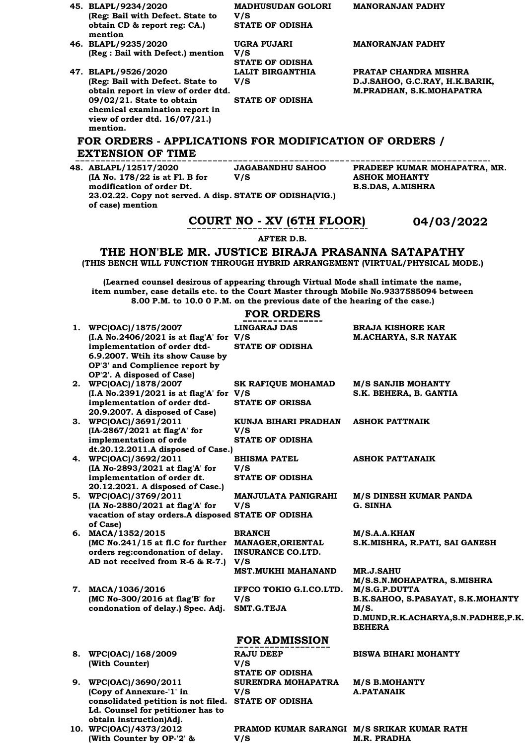| | | | |
|---|---|---|---|
| 45. | BLAPL/9234/2020 (Reg: Bail with Defect. State to obtain CD & report reg: CA.) mention | MADHUSUDAN GOLORI V/S STATE OF ODISHA | MANORANJAN PADHY |
| 46. | BLAPL/9235/2020 (Reg : Bail with Defect.) mention | UGRA PUJARI V/S STATE OF ODISHA | MANORANJAN PADHY |
| 47. | BLAPL/9526/2020 (Reg: Bail with Defect. State to obtain report in view of order dtd. 09/02/21. State to obtain chemical examination report in view of order dtd. 16/07/21.) mention. | LALIT BIRGANTHIA V/S STATE OF ODISHA | PRATAP CHANDRA MISHRA D.J.SAHOO, G.C.RAY, H.K.BARIK, M.PRADHAN, S.K.MOHAPATRA |

## FOR ORDERS - APPLICATIONS FOR MODIFICATION OF ORDERS / EXTENSION OF TIME

| | | | |
|---|---|---|---|
| 48. | ABLAPL/12517/2020 (IA No. 178/22 is at Fl. B for modification of order Dt. 23.02.22. Copy not served. A disp. of case) mention | JAGABANDHU SAHOO V/S STATE OF ODISHA(VIG.) | PRADEEP KUMAR MOHAPATRA, MR. ASHOK MOHANTY B.S.DAS, A.MISHRA |

## COURT NO - XV (6TH FLOOR) 04/03/2022

**AFTER D.B.**

## THE HON'BLE MR. JUSTICE BIRAJA PRASANNA SATAPATHY

**(THIS BENCH WILL FUNCTION THROUGH HYBRID ARRANGEMENT (VIRTUAL/PHYSICAL MODE.)**

**(Learned counsel desirous of appearing through Virtual Mode shall intimate the name, item number, case details etc. to the Court Master through Mobile No.9337585094 between 8.00 P.M. to 10.0 0 P.M. on the previous date of the hearing of the case.)**

### FOR ORDERS

| | | | |
|---|---|---|---|
| 1. | WPC(OAC)/1875/2007 (I.A No.2406/2021 is at flag'A' for implementation of order dtd- 6.9.2007. Wtih its show Cause by OP'3' and Complience report by OP'2'. A disposed of Case) | LINGARAJ DAS V/S STATE OF ODISHA | BRAJA KISHORE KAR M.ACHARYA, S.R NAYAK |
| 2. | WPC(OAC)/1878/2007 (I.A No.2391/2021 is at flag'A' for implementation of order dtd- 20.9.2007. A disposed of Case) | SK RAFIQUE MOHAMAD V/S STATE OF ORISSA | M/S SANJIB MOHANTY S.K. BEHERA, B. GANTIA |
| 3. | WPC(OAC)/3691/2011 (IA-2867/2021 at flag'A' for implementation of orde dt.20.12.2011.A disposed of Case.) | KUNJA BIHARI PRADHAN V/S STATE OF ODISHA | ASHOK PATTNAIK |
| 4. | WPC(OAC)/3692/2011 (IA No-2893/2021 at flag'A' for implementation of order dt. 20.12.2021. A disposed of Case.) | BHISMA PATEL V/S STATE OF ODISHA | ASHOK PATTANAIK |
| 5. | WPC(OAC)/3769/2011 (IA No-2880/2021 at flag'A' for vacation of stay orders.A disposed of Case) | MANJULATA PANIGRAHI V/S STATE OF ODISHA | M/S DINESH KUMAR PANDA G. SINHA |
| 6. | MACA/1352/2015 (MC No.241/15 at fl.C for further orders reg:condonation of delay. AD not received from R-6 & R-7.) | BRANCH MANAGER,ORIENTAL INSURANCE CO.LTD. V/S MST.MUKHI MAHANAND | M/S.A.A.KHAN S.K.MISHRA, R.PATI, SAI GANESH MR.J.SAHU M/S.S.N.MOHAPATRA, S.MISHRA |
| 7. | MACA/1036/2016 (MC No-300/2016 at flag'B' for condonation of delay.) Spec. Adj. | IFFCO TOKIO G.I.CO.LTD. V/S SMT.G.TEJA | M/S.G.P.DUTTA B.K.SAHOO, S.PASAYAT, S.K.MOHANTY M/S. D.MUND,R.K.ACHARYA,S.N.PADHEE,P.K. BEHERA |

### FOR ADMISSION

| | | | |
|---|---|---|---|
| 8. | WPC(OAC)/168/2009 (With Counter) | RAJU DEEP V/S STATE OF ODISHA | BISWA BIHARI MOHANTY |
| 9. | WPC(OAC)/3690/2011 (Copy of Annexure-'1' in consolidated petition is not filed. Ld. Counsel for petitioner has to obtain instruction)Adj. | SURENDRA MOHAPATRA V/S STATE OF ODISHA | M/S B.MOHANTY A.PATANAIK |
| 10. | WPC(OAC)/4373/2012 (With Counter by OP-'2' & | PRAMOD KUMAR SARANGI V/S | M/S SRIKAR KUMAR RATH M.R. PRADHA |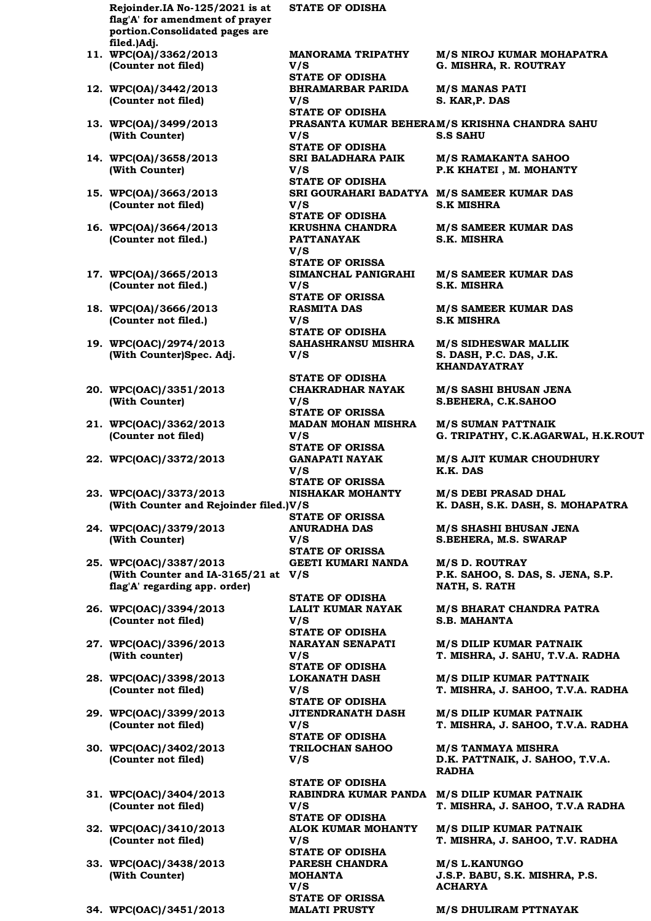| | Case | Parties | Advocates |
|---|---|---|---|
| | Rejoinder.IA No-125/2021 is at flag'A' for amendment of prayer portion.Consolidated pages are filed.)Adj. | STATE OF ODISHA | |
| 11. | WPC(OA)/3362/2013 (Counter not filed) | MANORAMA TRIPATHY V/S STATE OF ODISHA | M/S NIROJ KUMAR MOHAPATRA G. MISHRA, R. ROUTRAY |
| 12. | WPC(OA)/3442/2013 (Counter not filed) | BHRAMARBAR PARIDA V/S STATE OF ODISHA | M/S MANAS PATI S. KAR,P. DAS |
| 13. | WPC(OA)/3499/2013 (With Counter) | PRASANTA KUMAR BEHERA V/S STATE OF ODISHA | M/S KRISHNA CHANDRA SAHU S.S SAHU |
| 14. | WPC(OA)/3658/2013 (With Counter) | SRI BALADHARA PAIK V/S STATE OF ODISHA | M/S RAMAKANTA SAHOO P.K KHATEI , M. MOHANTY |
| 15. | WPC(OA)/3663/2013 (Counter not filed) | SRI GOURAHARI BADATYA V/S STATE OF ODISHA | M/S SAMEER KUMAR DAS S.K MISHRA |
| 16. | WPC(OA)/3664/2013 (Counter not filed.) | KRUSHNA CHANDRA PATTANAYAK V/S STATE OF ORISSA | M/S SAMEER KUMAR DAS S.K. MISHRA |
| 17. | WPC(OA)/3665/2013 (Counter not filed.) | SIMANCHAL PANIGRAHI V/S STATE OF ORISSA | M/S SAMEER KUMAR DAS S.K. MISHRA |
| 18. | WPC(OA)/3666/2013 (Counter not filed.) | RASMITA DAS V/S STATE OF ODISHA | M/S SAMEER KUMAR DAS S.K MISHRA |
| 19. | WPC(OAC)/2974/2013 (With Counter)Spec. Adj. | SAHASHRANSU MISHRA V/S STATE OF ODISHA | M/S SIDHESWAR MALLIK S. DASH, P.C. DAS, J.K. KHANDAYATRAY |
| 20. | WPC(OAC)/3351/2013 (With Counter) | CHAKRADHAR NAYAK V/S STATE OF ORISSA | M/S SASHI BHUSAN JENA S.BEHERA, C.K.SAHOO |
| 21. | WPC(OAC)/3362/2013 (Counter not filed) | MADAN MOHAN MISHRA V/S STATE OF ORISSA | M/S SUMAN PATTNAIK G. TRIPATHY, C.K.AGARWAL, H.K.ROUT |
| 22. | WPC(OAC)/3372/2013 | GANAPATI NAYAK V/S STATE OF ORISSA | M/S AJIT KUMAR CHOUDHURY K.K. DAS |
| 23. | WPC(OAC)/3373/2013 (With Counter and Rejoinder filed.) | NISHAKAR MOHANTY V/S STATE OF ORISSA | M/S DEBI PRASAD DHAL K. DASH, S.K. DASH, S. MOHAPATRA |
| 24. | WPC(OAC)/3379/2013 (With Counter) | ANURADHA DAS V/S STATE OF ORISSA | M/S SHASHI BHUSAN JENA S.BEHERA, M.S. SWARAP |
| 25. | WPC(OAC)/3387/2013 (With Counter and IA-3165/21 at flag'A' regarding app. order) | GEETI KUMARI NANDA V/S STATE OF ODISHA | M/S D. ROUTRAY P.K. SAHOO, S. DAS, S. JENA, S.P. NATH, S. RATH |
| 26. | WPC(OAC)/3394/2013 (Counter not filed) | LALIT KUMAR NAYAK V/S STATE OF ODISHA | M/S BHARAT CHANDRA PATRA S.B. MAHANTA |
| 27. | WPC(OAC)/3396/2013 (With counter) | NARAYAN SENAPATI V/S STATE OF ODISHA | M/S DILIP KUMAR PATNAIK T. MISHRA, J. SAHU, T.V.A. RADHA |
| 28. | WPC(OAC)/3398/2013 (Counter not filed) | LOKANATH DASH V/S STATE OF ODISHA | M/S DILIP KUMAR PATTNAIK T. MISHRA, J. SAHOO, T.V.A. RADHA |
| 29. | WPC(OAC)/3399/2013 (Counter not filed) | JITENDRANATH DASH V/S STATE OF ODISHA | M/S DILIP KUMAR PATNAIK T. MISHRA, J. SAHOO, T.V.A. RADHA |
| 30. | WPC(OAC)/3402/2013 (Counter not filed) | TRILOCHAN SAHOO V/S STATE OF ODISHA | M/S TANMAYA MISHRA D.K. PATTNAIK, J. SAHOO, T.V.A. RADHA |
| 31. | WPC(OAC)/3404/2013 (Counter not filed) | RABINDRA KUMAR PANDA V/S STATE OF ODISHA | M/S DILIP KUMAR PATNAIK T. MISHRA, J. SAHOO, T.V.A RADHA |
| 32. | WPC(OAC)/3410/2013 (Counter not filed) | ALOK KUMAR MOHANTY V/S STATE OF ODISHA | M/S DILIP KUMAR PATNAIK T. MISHRA, J. SAHOO, T.V. RADHA |
| 33. | WPC(OAC)/3438/2013 (With Counter) | PARESH CHANDRA MOHANTA V/S STATE OF ORISSA | M/S L.KANUNGO J.S.P. BABU, S.K. MISHRA, P.S. ACHARYA |
| 34. | WPC(OAC)/3451/2013 | MALATI PRUSTY | M/S DHULIRAM PTTNAYAK |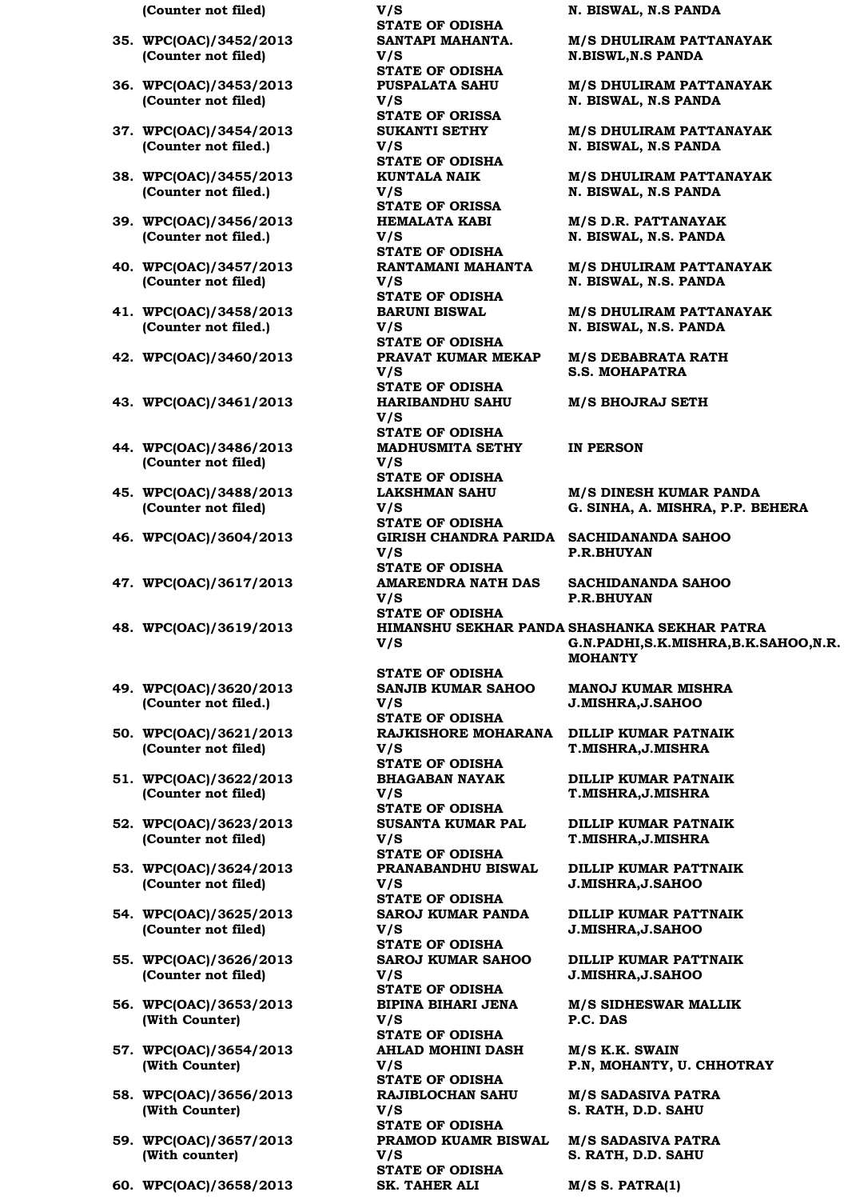| | | |
|---|---|---|
| **(Counter not filed)** | **V/S**<br>**STATE OF ODISHA** | **N. BISWAL, N.S PANDA** |
| **35. WPC(OAC)/3452/2013**<br>**(Counter not filed)** | **SANTAPI MAHANTA.**<br>**V/S**<br>**STATE OF ODISHA** | **M/S DHULIRAM PATTANAYAK**<br>**N.BISWL,N.S PANDA** |
| **36. WPC(OAC)/3453/2013**<br>**(Counter not filed)** | **PUSPALATA SAHU**<br>**V/S**<br>**STATE OF ORISSA** | **M/S DHULIRAM PATTANAYAK**<br>**N. BISWAL, N.S PANDA** |
| **37. WPC(OAC)/3454/2013**<br>**(Counter not filed.)** | **SUKANTI SETHY**<br>**V/S**<br>**STATE OF ODISHA** | **M/S DHULIRAM PATTANAYAK**<br>**N. BISWAL, N.S PANDA** |
| **38. WPC(OAC)/3455/2013**<br>**(Counter not filed.)** | **KUNTALA NAIK**<br>**V/S**<br>**STATE OF ORISSA** | **M/S DHULIRAM PATTANAYAK**<br>**N. BISWAL, N.S PANDA** |
| **39. WPC(OAC)/3456/2013**<br>**(Counter not filed.)** | **HEMALATA KABI**<br>**V/S**<br>**STATE OF ODISHA** | **M/S D.R. PATTANAYAK**<br>**N. BISWAL, N.S. PANDA** |
| **40. WPC(OAC)/3457/2013**<br>**(Counter not filed)** | **RANTAMANI MAHANTA**<br>**V/S**<br>**STATE OF ODISHA** | **M/S DHULIRAM PATTANAYAK**<br>**N. BISWAL, N.S. PANDA** |
| **41. WPC(OAC)/3458/2013**<br>**(Counter not filed.)** | **BARUNI BISWAL**<br>**V/S**<br>**STATE OF ODISHA** | **M/S DHULIRAM PATTANAYAK**<br>**N. BISWAL, N.S. PANDA** |
| **42. WPC(OAC)/3460/2013** | **PRAVAT KUMAR MEKAP**<br>**V/S**<br>**STATE OF ODISHA** | **M/S DEBABRATA RATH**<br>**S.S. MOHAPATRA** |
| **43. WPC(OAC)/3461/2013** | **HARIBANDHU SAHU**<br>**V/S**<br>**STATE OF ODISHA** | **M/S BHOJRAJ SETH** |
| **44. WPC(OAC)/3486/2013**<br>**(Counter not filed)** | **MADHUSMITA SETHY**<br>**V/S**<br>**STATE OF ODISHA** | **IN PERSON** |
| **45. WPC(OAC)/3488/2013**<br>**(Counter not filed)** | **LAKSHMAN SAHU**<br>**V/S**<br>**STATE OF ODISHA** | **M/S DINESH KUMAR PANDA**<br>**G. SINHA, A. MISHRA, P.P. BEHERA** |
| **46. WPC(OAC)/3604/2013** | **GIRISH CHANDRA PARIDA**<br>**V/S**<br>**STATE OF ODISHA** | **SACHIDANANDA SAHOO**<br>**P.R.BHUYAN** |
| **47. WPC(OAC)/3617/2013** | **AMARENDRA NATH DAS**<br>**V/S**<br>**STATE OF ODISHA** | **SACHIDANANDA SAHOO**<br>**P.R.BHUYAN** |
| **48. WPC(OAC)/3619/2013** | **HIMANSHU SEKHAR PANDA**<br>**V/S**<br>**STATE OF ODISHA** | **SHASHANKA SEKHAR PATRA**<br>**G.N.PADHI,S.K.MISHRA,B.K.SAHOO,N.R. MOHANTY** |
| **49. WPC(OAC)/3620/2013**<br>**(Counter not filed.)** | **SANJIB KUMAR SAHOO**<br>**V/S**<br>**STATE OF ODISHA** | **MANOJ KUMAR MISHRA**<br>**J.MISHRA,J.SAHOO** |
| **50. WPC(OAC)/3621/2013**<br>**(Counter not filed)** | **RAJKISHORE MOHARANA**<br>**V/S**<br>**STATE OF ODISHA** | **DILLIP KUMAR PATNAIK**<br>**T.MISHRA,J.MISHRA** |
| **51. WPC(OAC)/3622/2013**<br>**(Counter not filed)** | **BHAGABAN NAYAK**<br>**V/S**<br>**STATE OF ODISHA** | **DILLIP KUMAR PATNAIK**<br>**T.MISHRA,J.MISHRA** |
| **52. WPC(OAC)/3623/2013**<br>**(Counter not filed)** | **SUSANTA KUMAR PAL**<br>**V/S**<br>**STATE OF ODISHA** | **DILLIP KUMAR PATNAIK**<br>**T.MISHRA,J.MISHRA** |
| **53. WPC(OAC)/3624/2013**<br>**(Counter not filed)** | **PRANABANDHU BISWAL**<br>**V/S**<br>**STATE OF ODISHA** | **DILLIP KUMAR PATTNAIK**<br>**J.MISHRA,J.SAHOO** |
| **54. WPC(OAC)/3625/2013**<br>**(Counter not filed)** | **SAROJ KUMAR PANDA**<br>**V/S**<br>**STATE OF ODISHA** | **DILLIP KUMAR PATTNAIK**<br>**J.MISHRA,J.SAHOO** |
| **55. WPC(OAC)/3626/2013**<br>**(Counter not filed)** | **SAROJ KUMAR SAHOO**<br>**V/S**<br>**STATE OF ODISHA** | **DILLIP KUMAR PATTNAIK**<br>**J.MISHRA,J.SAHOO** |
| **56. WPC(OAC)/3653/2013**<br>**(With Counter)** | **BIPINA BIHARI JENA**<br>**V/S**<br>**STATE OF ODISHA** | **M/S SIDHESWAR MALLIK**<br>**P.C. DAS** |
| **57. WPC(OAC)/3654/2013**<br>**(With Counter)** | **AHLAD MOHINI DASH**<br>**V/S**<br>**STATE OF ODISHA** | **M/S K.K. SWAIN**<br>**P.N, MOHANTY, U. CHHOTRAY** |
| **58. WPC(OAC)/3656/2013**<br>**(With Counter)** | **RAJIBLOCHAN SAHU**<br>**V/S**<br>**STATE OF ODISHA** | **M/S SADASIVA PATRA**<br>**S. RATH, D.D. SAHU** |
| **59. WPC(OAC)/3657/2013**<br>**(With counter)** | **PRAMOD KUAMR BISWAL**<br>**V/S**<br>**STATE OF ODISHA** | **M/S SADASIVA PATRA**<br>**S. RATH, D.D. SAHU** |
| **60. WPC(OAC)/3658/2013** | **SK. TAHER ALI** | **M/S S. PATRA(1)** |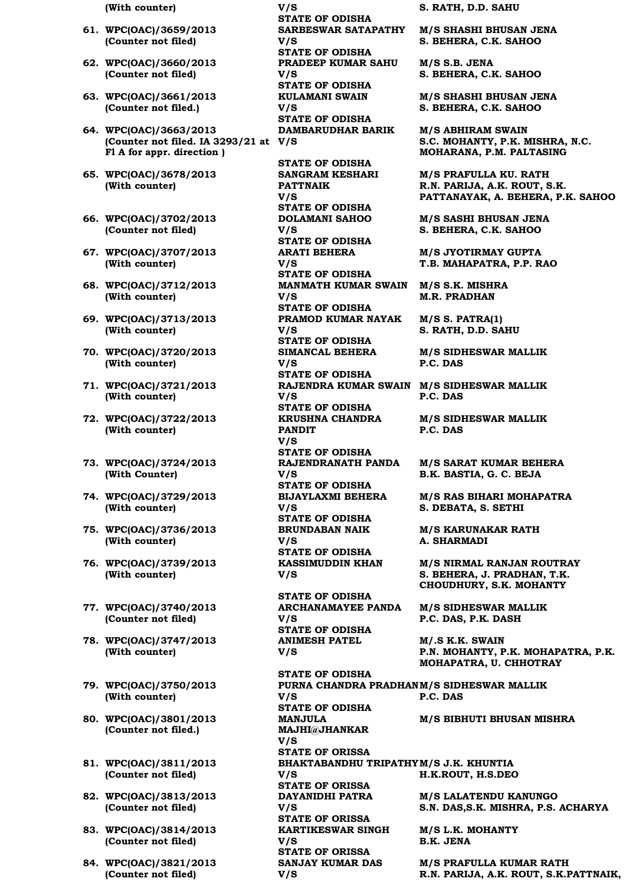| | Case | Parties | Advocates |
|---|---|---|---|
| | (With counter) | V/S<br>STATE OF ODISHA | S. RATH, D.D. SAHU |
| 61. | WPC(OAC)/3659/2013<br>(Counter not filed) | SARBESWAR SATAPATHY<br>V/S<br>STATE OF ODISHA | M/S SHASHI BHUSAN JENA<br>S. BEHERA, C.K. SAHOO |
| 62. | WPC(OAC)/3660/2013<br>(Counter not filed) | PRADEEP KUMAR SAHU<br>V/S<br>STATE OF ODISHA | M/S S.B. JENA<br>S. BEHERA, C.K. SAHOO |
| 63. | WPC(OAC)/3661/2013<br>(Counter not filed.) | KULAMANI SWAIN<br>V/S<br>STATE OF ODISHA | M/S SHASHI BHUSAN JENA<br>S. BEHERA, C.K. SAHOO |
| 64. | WPC(OAC)/3663/2013<br>(Counter not filed. IA 3293/21 at Fl A for appr. direction ) | DAMBARUDHAR BARIK<br>V/S<br>STATE OF ODISHA | M/S ABHIRAM SWAIN<br>S.C. MOHANTY, P.K. MISHRA, N.C. MOHARANA, P.M. PALTASING |
| 65. | WPC(OAC)/3678/2013<br>(With counter) | SANGRAM KESHARI PATTNAIK<br>V/S<br>STATE OF ODISHA | M/S PRAFULLA KU. RATH<br>R.N. PARIJA, A.K. ROUT, S.K. PATTANAYAK, A. BEHERA, P.K. SAHOO |
| 66. | WPC(OAC)/3702/2013<br>(Counter not filed) | DOLAMANI SAHOO<br>STATE OF ODISHA | M/S SASHI BHUSAN JENA<br>S. BEHERA, C.K. SAHOO |
| 67. | WPC(OAC)/3707/2013<br>(With counter) | ARATI BEHERA<br>V/S<br>STATE OF ODISHA | M/S JYOTIRMAY GUPTA<br>T.B. MAHAPATRA, P.P. RAO |
| 68. | WPC(OAC)/3712/2013<br>(With counter) | MANMATH KUMAR SWAIN<br>V/S<br>STATE OF ODISHA | M/S S.K. MISHRA<br>M.R. PRADHAN |
| 69. | WPC(OAC)/3713/2013<br>(With counter) | PRAMOD KUMAR NAYAK<br>V/S<br>STATE OF ODISHA | M/S S. PATRA(1)<br>S. RATH, D.D. SAHU |
| 70. | WPC(OAC)/3720/2013<br>(With counter) | SIMANCAL BEHERA<br>V/S<br>STATE OF ODISHA | M/S SIDHESWAR MALLIK<br>P.C. DAS |
| 71. | WPC(OAC)/3721/2013<br>(With counter) | RAJENDRA KUMAR SWAIN<br>V/S<br>STATE OF ODISHA | M/S SIDHESWAR MALLIK<br>P.C. DAS |
| 72. | WPC(OAC)/3722/2013<br>(With counter) | KRUSHNA CHANDRA PANDIT<br>V/S<br>STATE OF ODISHA | M/S SIDHESWAR MALLIK<br>P.C. DAS |
| 73. | WPC(OAC)/3724/2013<br>(With Counter) | RAJENDRANATH PANDA<br>V/S<br>STATE OF ODISHA | M/S SARAT KUMAR BEHERA<br>B.K. BASTIA, G. C. BEJA |
| 74. | WPC(OAC)/3729/2013<br>(With counter) | BIJAYLAXMI BEHERA<br>V/S<br>STATE OF ODISHA | M/S RAS BIHARI MOHAPATRA<br>S. DEBATA, S. SETHI |
| 75. | WPC(OAC)/3736/2013<br>(With counter) | BRUNDABAN NAIK<br>V/S<br>STATE OF ODISHA | M/S KARUNAKAR RATH<br>A. SHARMADI |
| 76. | WPC(OAC)/3739/2013<br>(With counter) | KASSIMUDDIN KHAN<br>V/S<br>STATE OF ODISHA | M/S NIRMAL RANJAN ROUTRAY<br>S. BEHERA, J. PRADHAN, T.K. CHOUDHURY, S.K. MOHANTY |
| 77. | WPC(OAC)/3740/2013<br>(Counter not filed) | ARCHANAMAYEE PANDA<br>V/S<br>STATE OF ODISHA | M/S SIDHESWAR MALLIK<br>P.C. DAS, P.K. DASH |
| 78. | WPC(OAC)/3747/2013<br>(With counter) | ANIMESH PATEL<br>V/S<br>STATE OF ODISHA | M/.S K.K. SWAIN<br>P.N. MOHANTY, P.K. MOHAPATRA, P.K. MOHAPATRA, U. CHHOTRAY |
| 79. | WPC(OAC)/3750/2013<br>(With counter) | PURNA CHANDRA PRADHAN<br>V/S<br>STATE OF ODISHA | M/S SIDHESWAR MALLIK<br>P.C. DAS |
| 80. | WPC(OAC)/3801/2013<br>(Counter not filed.) | MANJULA MAJHI@JHANKAR<br>V/S<br>STATE OF ORISSA | M/S BIBHUTI BHUSAN MISHRA |
| 81. | WPC(OAC)/3811/2013<br>(Counter not filed) | BHAKTABANDHU TRIPATHY<br>V/S<br>STATE OF ORISSA | M/S J.K. KHUNTIA<br>H.K.ROUT, H.S.DEO |
| 82. | WPC(OAC)/3813/2013<br>(Counter not filed) | DAYANIDHI PATRA<br>V/S<br>STATE OF ORISSA | M/S LALATENDU KANUNGO<br>S.N. DAS,S.K. MISHRA, P.S. ACHARYA |
| 83. | WPC(OAC)/3814/2013<br>(Counter not filed) | KARTIKESWAR SINGH<br>V/S<br>STATE OF ORISSA | M/S L.K. MOHANTY<br>B.K. JENA |
| 84. | WPC(OAC)/3821/2013<br>(Counter not filed) | SANJAY KUMAR DAS<br>V/S | M/S PRAFULLA KUMAR RATH<br>R.N. PARIJA, A.K. ROUT, S.K.PATTNAIK, |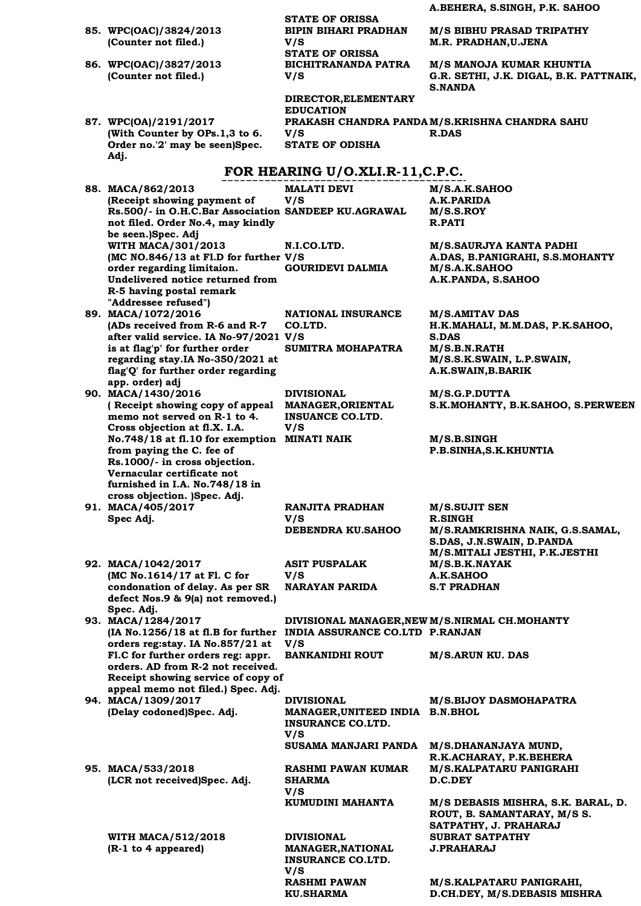| | | |
|---|---|---|
| | STATE OF ORISSA | A.BEHERA, S.SINGH, P.K. SAHOO |
| 85. WPC(OAC)/3824/2013 (Counter not filed.) | BIPIN BIHARI PRADHAN V/S STATE OF ORISSA | M/S BIBHU PRASAD TRIPATHY M.R. PRADHAN,U.JENA |
| 86. WPC(OAC)/3827/2013 (Counter not filed.) | BICHITRANANDA PATRA V/S DIRECTOR,ELEMENTARY EDUCATION | M/S MANOJA KUMAR KHUNTIA G.R. SETHI, J.K. DIGAL, B.K. PATTNAIK, S.NANDA |
| 87. WPC(OA)/2191/2017 (With Counter by OPs.1,3 to 6. Order no.'2' may be seen)Spec. Adj. | PRAKASH CHANDRA PANDA V/S STATE OF ODISHA | M/S.KRISHNA CHANDRA SAHU R.DAS |

## FOR HEARING U/O.XLI.R-11,C.P.C.

| | | |
|---|---|---|
| 88. MACA/862/2013 (Receipt showing payment of Rs.500/- in O.H.C.Bar Association not filed. Order No.4, may kindly be seen.)Spec. Adj | MALATI DEVI V/S SANDEEP KU.AGRAWAL | M/S.A.K.SAHOO A.K.PARIDA M/S.S.ROY R.PATI |
| WITH MACA/301/2013 (MC NO.846/13 at Fl.D for further order regarding limitaion. Undelivered notice returned from R-5 having postal remark "Addressee refused") | N.I.CO.LTD. V/S GOURIDEVI DALMIA | M/S.SAURJYA KANTA PADHI A.DAS, B.PANIGRAHI, S.S.MOHANTY M/S.A.K.SAHOO A.K.PANDA, S.SAHOO |
| 89. MACA/1072/2016 (ADs received from R-6 and R-7 after valid service. IA No-97/2021 is at flag'p' for further order regarding stay.IA No-350/2021 at flag'Q' for further order regarding app. order) adj | NATIONAL INSURANCE CO.LTD. V/S SUMITRA MOHAPATRA | M/S.AMITAV DAS H.K.MAHALI, M.M.DAS, P.K.SAHOO, S.DAS M/S.B.N.RATH M/S.S.K.SWAIN, L.P.SWAIN, A.K.SWAIN,B.BARIK |
| 90. MACA/1430/2016 ( Receipt showing copy of appeal memo not served on R-1 to 4. Cross objection at fl.X. I.A. No.748/18 at fl.10 for exemption from paying the C. fee of Rs.1000/- in cross objection. Vernacular certificate not furnished in I.A. No.748/18 in cross objection. )Spec. Adj. | DIVISIONAL MANAGER,ORIENTAL INSUANCE CO.LTD. V/S MINATI NAIK | M/S.G.P.DUTTA S.K.MOHANTY, B.K.SAHOO, S.PERWEEN M/S.B.SINGH P.B.SINHA,S.K.KHUNTIA |
| 91. MACA/405/2017 Spec Adj. | RANJITA PRADHAN V/S DEBENDRA KU.SAHOO | M/S.SUJIT SEN R.SINGH M/S.RAMKRISHNA NAIK, G.S.SAMAL, S.DAS, J.N.SWAIN, D.PANDA M/S.MITALI JESTHI, P.K.JESTHI |
| 92. MACA/1042/2017 (MC No.1614/17 at Fl. C for condonation of delay. As per SR defect Nos.9 & 9(a) not removed.) Spec. Adj. | ASIT PUSPALAK V/S NARAYAN PARIDA | M/S.B.K.NAYAK A.K.SAHOO S.T PRADHAN |
| 93. MACA/1284/2017 (IA No.1256/18 at fl.B for further orders reg:stay. IA No.857/21 at Fl.C for further orders reg: appr. orders. AD from R-2 not received. Receipt showing service of copy of appeal memo not filed.) Spec. Adj. | DIVISIONAL MANAGER,NEW INDIA ASSURANCE CO.LTD V/S BANKANIDHI ROUT | M/S.NIRMAL CH.MOHANTY P.RANJAN M/S.ARUN KU. DAS |
| 94. MACA/1309/2017 (Delay codoned)Spec. Adj. | DIVISIONAL MANAGER,UNITEED INDIA INSURANCE CO.LTD. V/S SUSAMA MANJARI PANDA | M/S.BIJOY DASMOHAPATRA B.N.BHOL M/S.DHANANJAYA MUND, R.K.ACHARAY, P.K.BEHERA |
| 95. MACA/533/2018 (LCR not received)Spec. Adj. | RASHMI PAWAN KUMAR SHARMA V/S KUMUDINI MAHANTA | M/S.KALPATARU PANIGRAHI D.C.DEY M/S DEBASIS MISHRA, S.K. BARAL, D. ROUT, B. SAMANTARAY, M/S S. SATPATHY, J. PRAHARAJ |
| WITH MACA/512/2018 (R-1 to 4 appeared) | DIVISIONAL MANAGER,NATIONAL INSURANCE CO.LTD. V/S RASHMI PAWAN KU.SHARMA | SUBRAT SATPATHY J.PRAHARAJ M/S.KALPATARU PANIGRAHI, D.CH.DEY, M/S.DEBASIS MISHRA |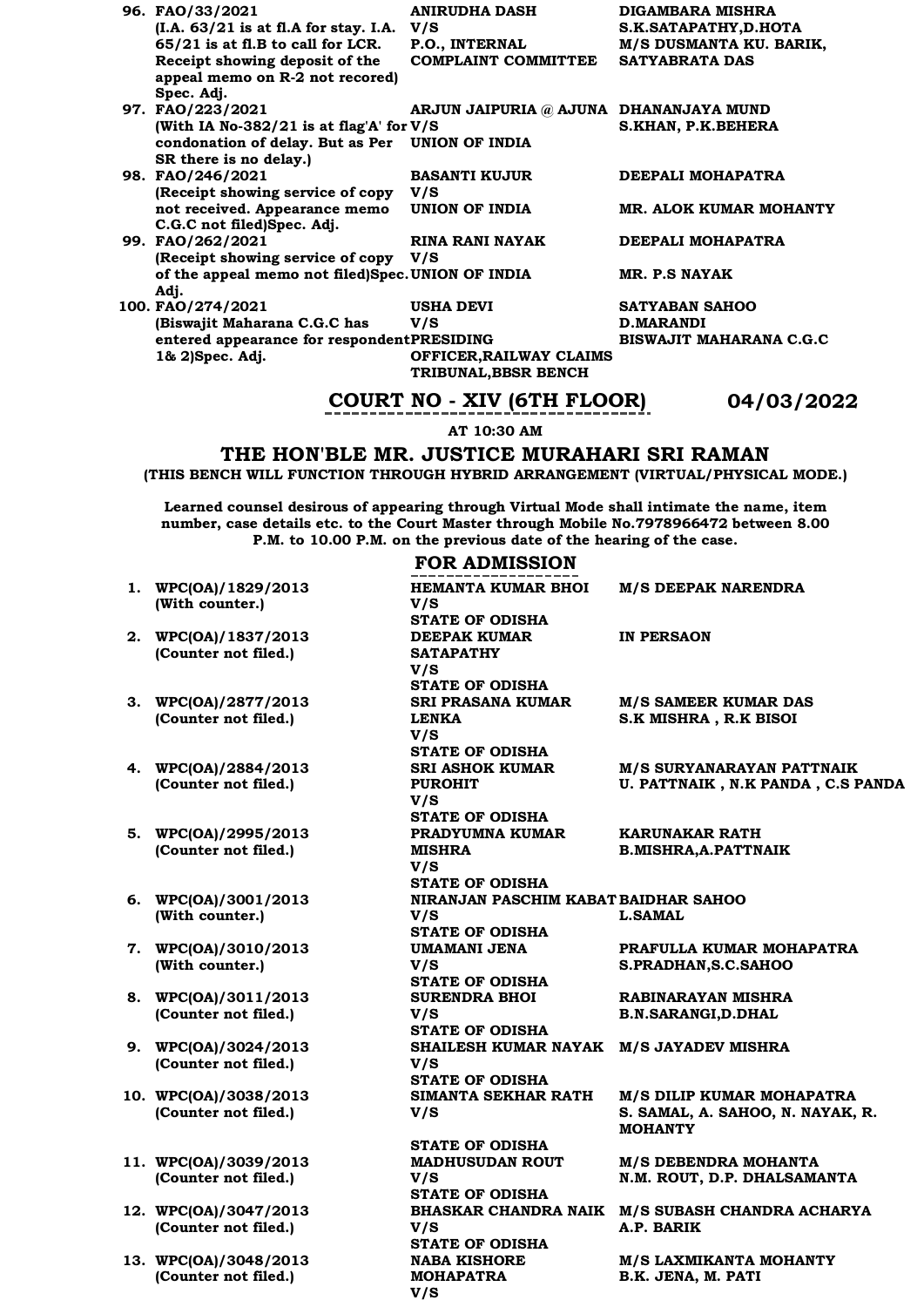| | Case | Parties | Advocates |
|---|---|---|---|
| 96. | FAO/33/2021 (I.A. 63/21 is at fl.A for stay. I.A. 65/21 is at fl.B to call for LCR. Receipt showing deposit of the appeal memo on R-2 not recored) Spec. Adj. | ANIRUDHA DASH V/S P.O., INTERNAL COMPLAINT COMMITTEE | DIGAMBARA MISHRA S.K.SATAPATHY,D.HOTA M/S DUSMANTA KU. BARIK, SATYABRATA DAS |
| 97. | FAO/223/2021 (With IA No-382/21 is at flag'A' for condonation of delay. But as Per SR there is no delay.) | ARJUN JAIPURIA @ AJUNA V/S UNION OF INDIA | DHANANJAYA MUND S.KHAN, P.K.BEHERA |
| 98. | FAO/246/2021 (Receipt showing service of copy not received. Appearance memo C.G.C not filed)Spec. Adj. | BASANTI KUJUR V/S UNION OF INDIA | DEEPALI MOHAPATRA MR. ALOK KUMAR MOHANTY |
| 99. | FAO/262/2021 (Receipt showing service of copy of the appeal memo not filed)Spec. Adj. | RINA RANI NAYAK V/S UNION OF INDIA | DEEPALI MOHAPATRA MR. P.S NAYAK |
| 100. | FAO/274/2021 (Biswajit Maharana C.G.C has entered appearance for respondent 1& 2)Spec. Adj. | USHA DEVI V/S PRESIDING OFFICER,RAILWAY CLAIMS TRIBUNAL,BBSR BENCH | SATYABAN SAHOO D.MARANDI BISWAJIT MAHARANA C.G.C |

## COURT NO - XIV (6TH FLOOR) 04/03/2022

**AT 10:30 AM**

### THE HON'BLE MR. JUSTICE MURAHARI SRI RAMAN

**(THIS BENCH WILL FUNCTION THROUGH HYBRID ARRANGEMENT (VIRTUAL/PHYSICAL MODE.)**

**Learned counsel desirous of appearing through Virtual Mode shall intimate the name, item number, case details etc. to the Court Master through Mobile No.7978966472 between 8.00 P.M. to 10.00 P.M. on the previous date of the hearing of the case.**

### FOR ADMISSION

| | Case | Parties | Advocates |
|---|---|---|---|
| 1. | WPC(OA)/1829/2013 (With counter.) | HEMANTA KUMAR BHOI V/S STATE OF ODISHA | M/S DEEPAK NARENDRA |
| 2. | WPC(OA)/1837/2013 (Counter not filed.) | DEEPAK KUMAR SATAPATHY V/S STATE OF ODISHA | IN PERSAON |
| 3. | WPC(OA)/2877/2013 (Counter not filed.) | SRI PRASANA KUMAR LENKA V/S STATE OF ODISHA | M/S SAMEER KUMAR DAS S.K MISHRA , R.K BISOI |
| 4. | WPC(OA)/2884/2013 (Counter not filed.) | SRI ASHOK KUMAR PUROHIT V/S STATE OF ODISHA | M/S SURYANARAYAN PATTNAIK U. PATTNAIK , N.K PANDA , C.S PANDA |
| 5. | WPC(OA)/2995/2013 (Counter not filed.) | PRADYUMNA KUMAR MISHRA V/S STATE OF ODISHA | KARUNAKAR RATH B.MISHRA,A.PATTNAIK |
| 6. | WPC(OA)/3001/2013 (With counter.) | NIRANJAN PASCHIM KABAT V/S STATE OF ODISHA | BAIDHAR SAHOO L.SAMAL |
| 7. | WPC(OA)/3010/2013 (With counter.) | UMAMANI JENA V/S STATE OF ODISHA | PRAFULLA KUMAR MOHAPATRA S.PRADHAN,S.C.SAHOO |
| 8. | WPC(OA)/3011/2013 (Counter not filed.) | SURENDRA BHOI V/S STATE OF ODISHA | RABINARAYAN MISHRA B.N.SARANGI,D.DHAL |
| 9. | WPC(OA)/3024/2013 (Counter not filed.) | SHAILESH KUMAR NAYAK V/S STATE OF ODISHA | M/S JAYADEV MISHRA |
| 10. | WPC(OA)/3038/2013 (Counter not filed.) | SIMANTA SEKHAR RATH V/S STATE OF ODISHA | M/S DILIP KUMAR MOHAPATRA S. SAMAL, A. SAHOO, N. NAYAK, R. MOHANTY |
| 11. | WPC(OA)/3039/2013 (Counter not filed.) | MADHUSUDAN ROUT V/S STATE OF ODISHA | M/S DEBENDRA MOHANTA N.M. ROUT, D.P. DHALSAMANTA |
| 12. | WPC(OA)/3047/2013 (Counter not filed.) | BHASKAR CHANDRA NAIK V/S STATE OF ODISHA | M/S SUBASH CHANDRA ACHARYA A.P. BARIK |
| 13. | WPC(OA)/3048/2013 (Counter not filed.) | NABA KISHORE MOHAPATRA V/S | M/S LAXMIKANTA MOHANTY B.K. JENA, M. PATI |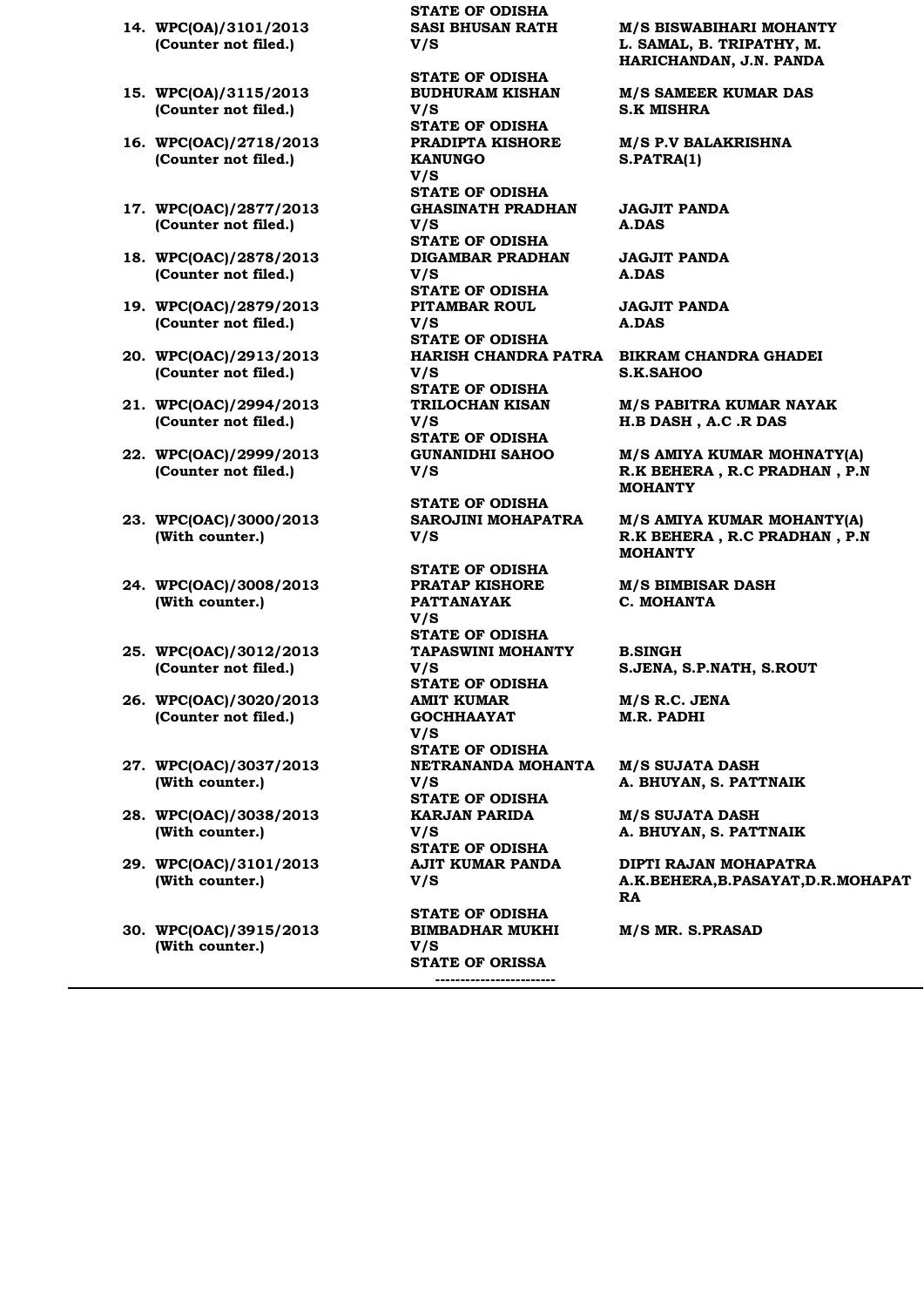STATE OF ODISHA

| | | | |
|---|---|---|---|
| 14. | WPC(OA)/3101/2013 (Counter not filed.) | SASI BHUSAN RATH V/S STATE OF ODISHA | M/S BISWABIHARI MOHANTY L. SAMAL, B. TRIPATHY, M. HARICHANDAN, J.N. PANDA |
| 15. | WPC(OA)/3115/2013 (Counter not filed.) | BUDHURAM KISHAN V/S STATE OF ODISHA | M/S SAMEER KUMAR DAS S.K MISHRA |
| 16. | WPC(OAC)/2718/2013 (Counter not filed.) | PRADIPTA KISHORE KANUNGO V/S STATE OF ODISHA | M/S P.V BALAKRISHNA S.PATRA(1) |
| 17. | WPC(OAC)/2877/2013 (Counter not filed.) | GHASINATH PRADHAN V/S STATE OF ODISHA | JAGJIT PANDA A.DAS |
| 18. | WPC(OAC)/2878/2013 (Counter not filed.) | DIGAMBAR PRADHAN V/S STATE OF ODISHA | JAGJIT PANDA A.DAS |
| 19. | WPC(OAC)/2879/2013 (Counter not filed.) | PITAMBAR ROUL V/S STATE OF ODISHA | JAGJIT PANDA A.DAS |
| 20. | WPC(OAC)/2913/2013 (Counter not filed.) | HARISH CHANDRA PATRA V/S STATE OF ODISHA | BIKRAM CHANDRA GHADEI S.K.SAHOO |
| 21. | WPC(OAC)/2994/2013 (Counter not filed.) | TRILOCHAN KISAN V/S STATE OF ODISHA | M/S PABITRA KUMAR NAYAK H.B DASH , A.C .R DAS |
| 22. | WPC(OAC)/2999/2013 (Counter not filed.) | GUNANIDHI SAHOO V/S STATE OF ODISHA | M/S AMIYA KUMAR MOHNATY(A) R.K BEHERA , R.C PRADHAN , P.N MOHANTY |
| 23. | WPC(OAC)/3000/2013 (With counter.) | SAROJINI MOHAPATRA V/S STATE OF ODISHA | M/S AMIYA KUMAR MOHANTY(A) R.K BEHERA , R.C PRADHAN , P.N MOHANTY |
| 24. | WPC(OAC)/3008/2013 (With counter.) | PRATAP KISHORE PATTANAYAK V/S STATE OF ODISHA | M/S BIMBISAR DASH C. MOHANTA |
| 25. | WPC(OAC)/3012/2013 (Counter not filed.) | TAPASWINI MOHANTY V/S STATE OF ODISHA | B.SINGH S.JENA, S.P.NATH, S.ROUT |
| 26. | WPC(OAC)/3020/2013 (Counter not filed.) | AMIT KUMAR GOCHHAAYAT V/S STATE OF ODISHA | M/S R.C. JENA M.R. PADHI |
| 27. | WPC(OAC)/3037/2013 (With counter.) | NETRANANDA MOHANTA V/S STATE OF ODISHA | M/S SUJATA DASH A. BHUYAN, S. PATTNAIK |
| 28. | WPC(OAC)/3038/2013 (With counter.) | KARJAN PARIDA V/S STATE OF ODISHA | M/S SUJATA DASH A. BHUYAN, S. PATTNAIK |
| 29. | WPC(OAC)/3101/2013 (With counter.) | AJIT KUMAR PANDA V/S STATE OF ODISHA | DIPTI RAJAN MOHAPATRA A.K.BEHERA,B.PASAYAT,D.R.MOHAPATRA |
| 30. | WPC(OAC)/3915/2013 (With counter.) | BIMBADHAR MUKHI V/S STATE OF ORISSA | M/S MR. S.PRASAD |

------------------------